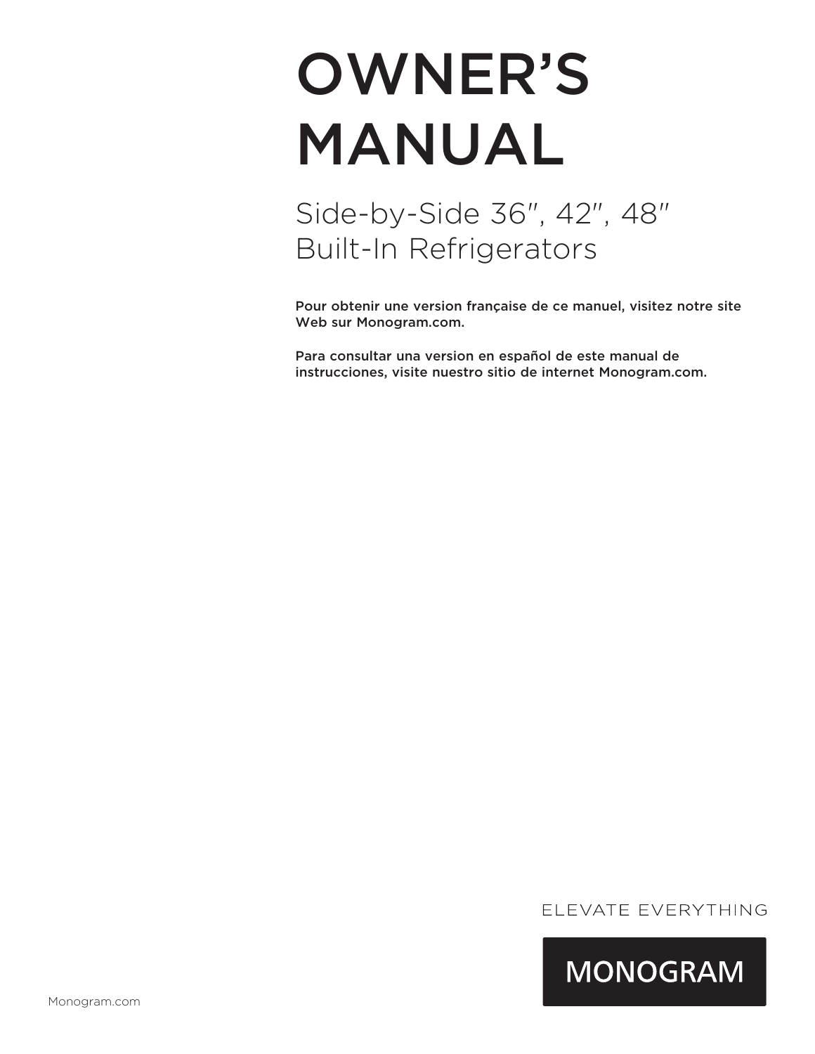# OWNER'S MANUAL

## Side-by-Side 36″, 42″, 48″ Built-In Refrigerators

**Pour obtenir une version française de ce manuel, visitez notre site Web sur Monogram.com.**

**Para consultar una version en español de este manual de instrucciones, visite nuestro sitio de internet Monogram.com.**

ELEVATE EVERYTHING

MONOGRAM

Monogram.com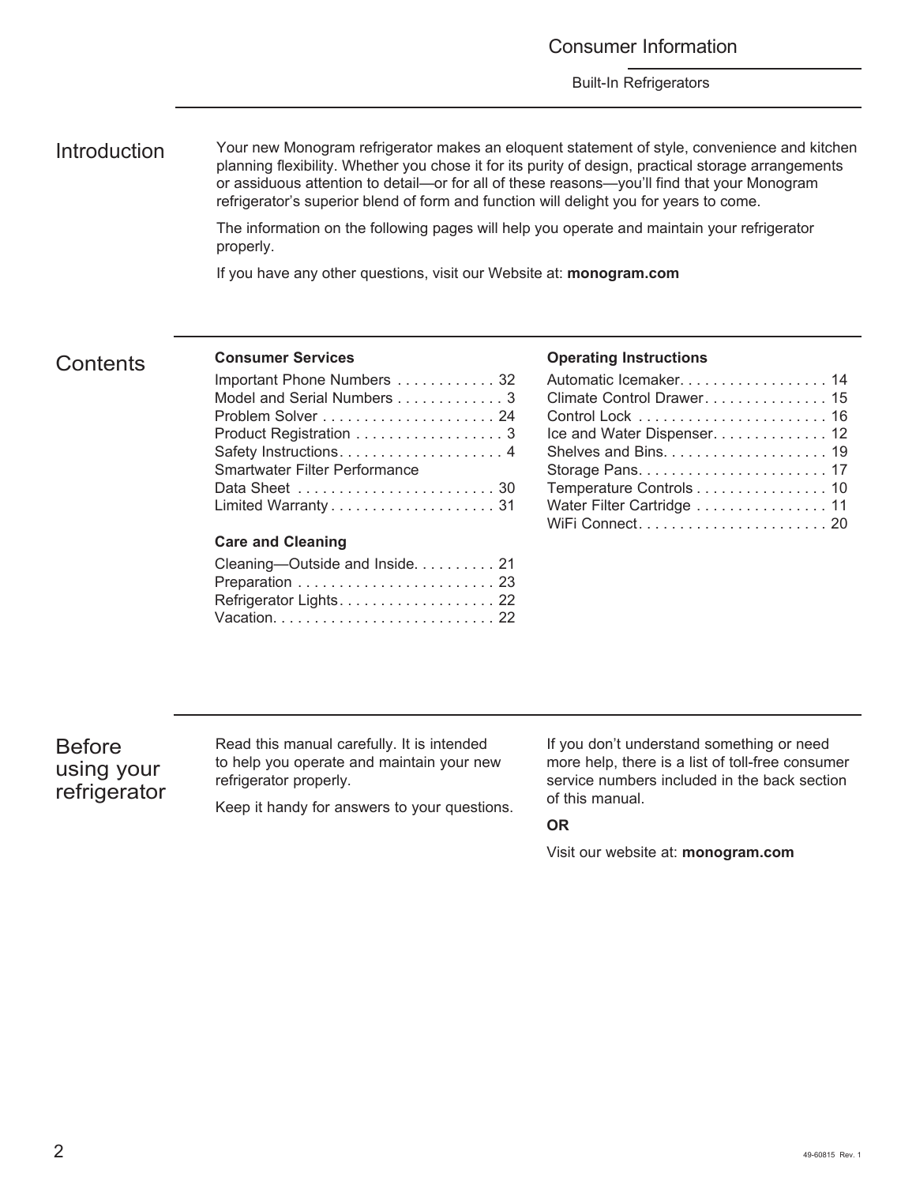## Introduction

Your new Monogram refrigerator makes an eloquent statement of style, convenience and kitchen planning flexibility. Whether you chose it for its purity of design, practical storage arrangements or assiduous attention to detail—or for all of these reasons—you'll find that your Monogram refrigerator's superior blend of form and function will delight you for years to come.

The information on the following pages will help you operate and maintain your refrigerator properly.

If you have any other questions, visit our Website at: **monogram.com**

## Contents

**Consumer Services**

- Important Phone Numbers . . . . . . . . . . . . 32
- Model and Serial Numbers . . . . . . . . . . . . . 3
- Problem Solver . . . . . . . . . . . . . . . . . . . . . 24
- Product Registration . . . . . . . . . . . . . . . . . . 3
- Safety Instructions. . . . . . . . . . . . . . . . . . . . 4
- Smartwater Filter Performance Data Sheet . . . . . . . . . . . . . . . . . . . . . . . . 30
- Limited Warranty . . . . . . . . . . . . . . . . . . . . 31

**Care and Cleaning**

- Cleaning—Outside and Inside. . . . . . . . . . 21
- Preparation . . . . . . . . . . . . . . . . . . . . . . . . 23
- Refrigerator Lights. . . . . . . . . . . . . . . . . . . 22
- Vacation. . . . . . . . . . . . . . . . . . . . . . . . . . . 22

**Operating Instructions**

- Automatic Icemaker. . . . . . . . . . . . . . . . . . 14
- Climate Control Drawer. . . . . . . . . . . . . . . 15
- Control Lock . . . . . . . . . . . . . . . . . . . . . . . 16
- Ice and Water Dispenser. . . . . . . . . . . . . . 12
- Shelves and Bins. . . . . . . . . . . . . . . . . . . . 19
- Storage Pans. . . . . . . . . . . . . . . . . . . . . . . 17
- Temperature Controls . . . . . . . . . . . . . . . . 10
- Water Filter Cartridge . . . . . . . . . . . . . . . . 11
- WiFi Connect. . . . . . . . . . . . . . . . . . . . . . . 20

## Before using your refrigerator

Read this manual carefully. It is intended to help you operate and maintain your new refrigerator properly.

Keep it handy for answers to your questions.

If you don't understand something or need more help, there is a list of toll-free consumer service numbers included in the back section of this manual.

**OR**

Visit our website at: **monogram.com**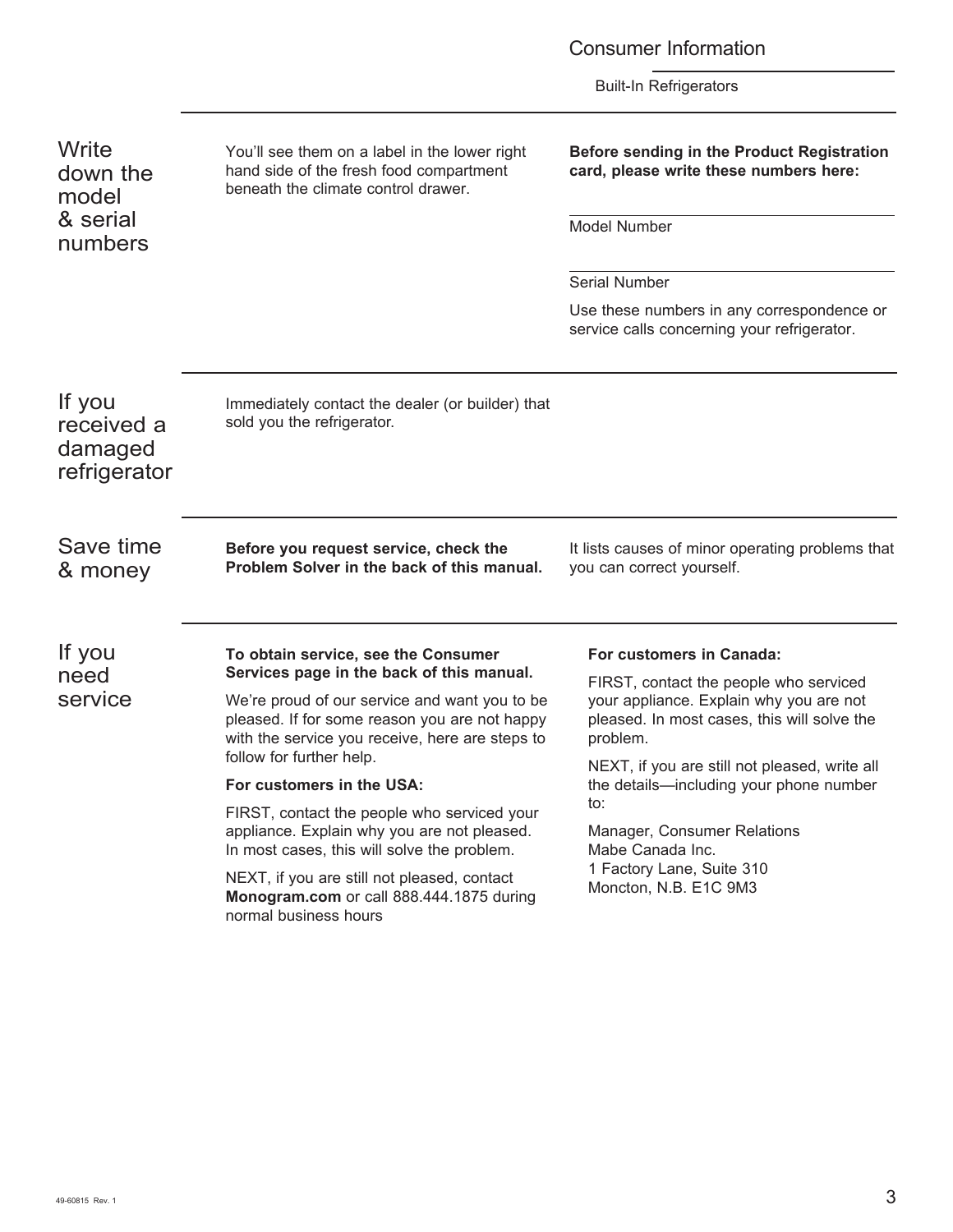## Write down the model & serial numbers

You'll see them on a label in the lower right hand side of the fresh food compartment beneath the climate control drawer.

**Before sending in the Product Registration card, please write these numbers here:**

Model Number

Serial Number

Use these numbers in any correspondence or service calls concerning your refrigerator.

## If you received a damaged refrigerator

Immediately contact the dealer (or builder) that sold you the refrigerator.

## Save time & money

**Before you request service, check the Problem Solver in the back of this manual.**

It lists causes of minor operating problems that you can correct yourself.

## If you need service

**To obtain service, see the Consumer Services page in the back of this manual.**

We're proud of our service and want you to be pleased. If for some reason you are not happy with the service you receive, here are steps to follow for further help.

**For customers in the USA:**

FIRST, contact the people who serviced your appliance. Explain why you are not pleased. In most cases, this will solve the problem.

NEXT, if you are still not pleased, contact **Monogram.com** or call 888.444.1875 during normal business hours

**For customers in Canada:**

FIRST, contact the people who serviced your appliance. Explain why you are not pleased. In most cases, this will solve the problem.

NEXT, if you are still not pleased, write all the details—including your phone number to:

Manager, Consumer Relations
Mabe Canada Inc.
1 Factory Lane, Suite 310
Moncton, N.B. E1C 9M3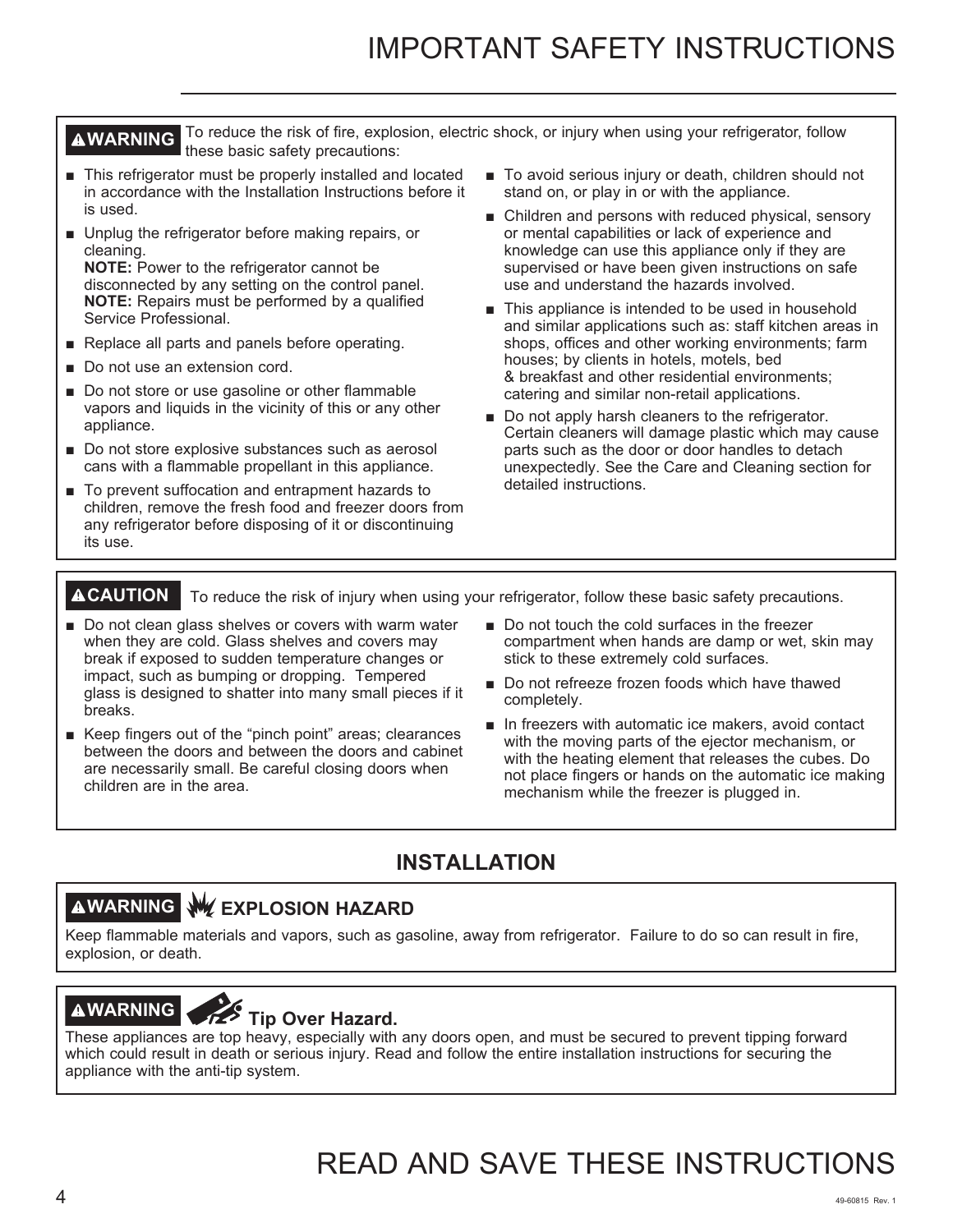# IMPORTANT SAFETY INSTRUCTIONS

**⚠WARNING** To reduce the risk of fire, explosion, electric shock, or injury when using your refrigerator, follow these basic safety precautions:

- This refrigerator must be properly installed and located in accordance with the Installation Instructions before it is used.
- Unplug the refrigerator before making repairs, or cleaning.
  **NOTE:** Power to the refrigerator cannot be disconnected by any setting on the control panel.
  **NOTE:** Repairs must be performed by a qualified Service Professional.
- Replace all parts and panels before operating.
- Do not use an extension cord.
- Do not store or use gasoline or other flammable vapors and liquids in the vicinity of this or any other appliance.
- Do not store explosive substances such as aerosol cans with a flammable propellant in this appliance.
- To prevent suffocation and entrapment hazards to children, remove the fresh food and freezer doors from any refrigerator before disposing of it or discontinuing its use.
- To avoid serious injury or death, children should not stand on, or play in or with the appliance.
- Children and persons with reduced physical, sensory or mental capabilities or lack of experience and knowledge can use this appliance only if they are supervised or have been given instructions on safe use and understand the hazards involved.
- This appliance is intended to be used in household and similar applications such as: staff kitchen areas in shops, offices and other working environments; farm houses; by clients in hotels, motels, bed & breakfast and other residential environments; catering and similar non-retail applications.
- Do not apply harsh cleaners to the refrigerator. Certain cleaners will damage plastic which may cause parts such as the door or door handles to detach unexpectedly. See the Care and Cleaning section for detailed instructions.

**⚠CAUTION** To reduce the risk of injury when using your refrigerator, follow these basic safety precautions.

- Do not clean glass shelves or covers with warm water when they are cold. Glass shelves and covers may break if exposed to sudden temperature changes or impact, such as bumping or dropping. Tempered glass is designed to shatter into many small pieces if it breaks.
- Keep fingers out of the "pinch point" areas; clearances between the doors and between the doors and cabinet are necessarily small. Be careful closing doors when children are in the area.
- Do not touch the cold surfaces in the freezer compartment when hands are damp or wet, skin may stick to these extremely cold surfaces.
- Do not refreeze frozen foods which have thawed completely.
- In freezers with automatic ice makers, avoid contact with the moving parts of the ejector mechanism, or with the heating element that releases the cubes. Do not place fingers or hands on the automatic ice making mechanism while the freezer is plugged in.

## INSTALLATION

**⚠WARNING** **EXPLOSION HAZARD**

Keep flammable materials and vapors, such as gasoline, away from refrigerator. Failure to do so can result in fire, explosion, or death.

**⚠WARNING** **Tip Over Hazard.**

These appliances are top heavy, especially with any doors open, and must be secured to prevent tipping forward which could result in death or serious injury. Read and follow the entire installation instructions for securing the appliance with the anti-tip system.

# READ AND SAVE THESE INSTRUCTIONS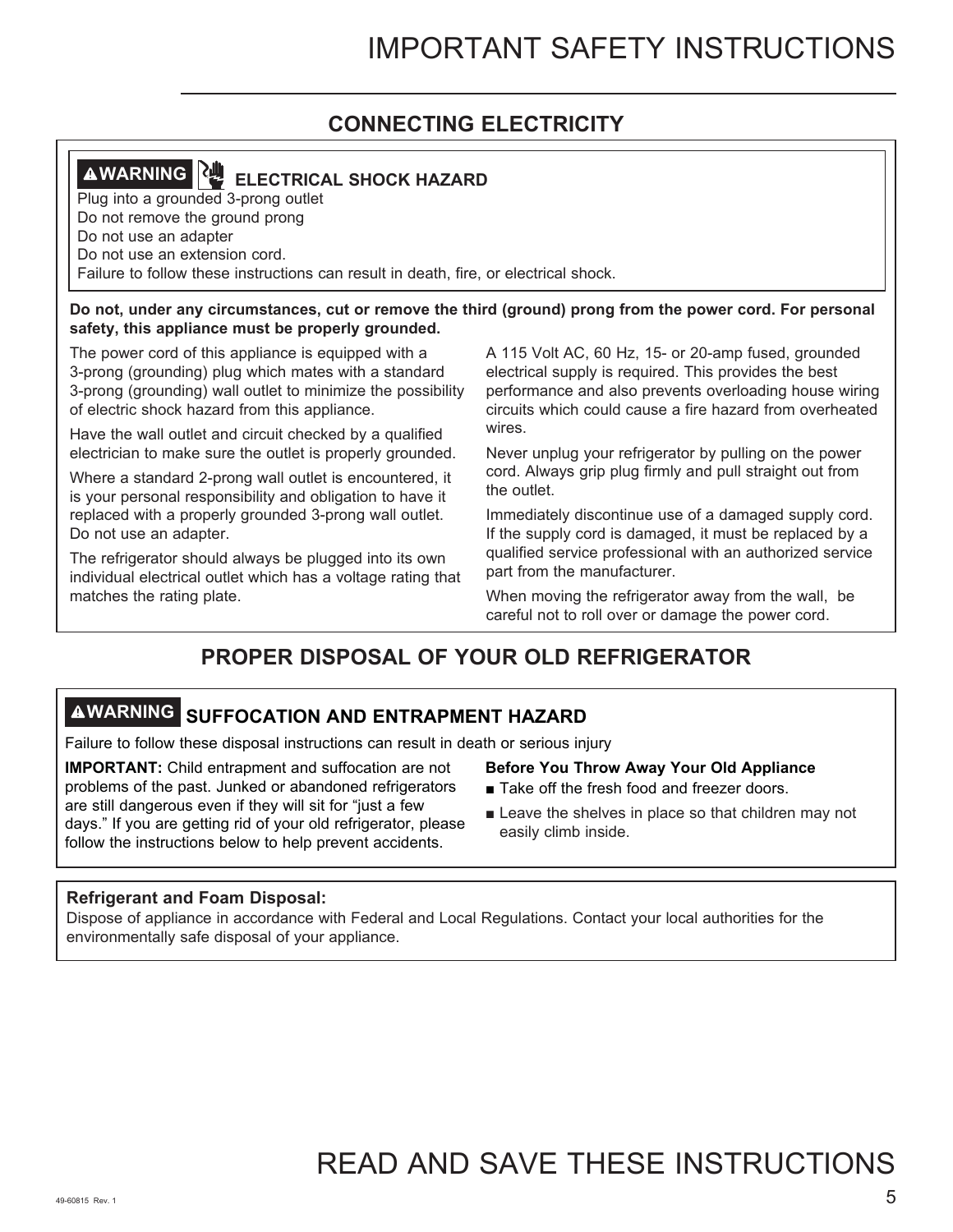# IMPORTANT SAFETY INSTRUCTIONS

## CONNECTING ELECTRICITY

**⚠WARNING** **ELECTRICAL SHOCK HAZARD**

Plug into a grounded 3-prong outlet
Do not remove the ground prong
Do not use an adapter
Do not use an extension cord.
Failure to follow these instructions can result in death, fire, or electrical shock.

**Do not, under any circumstances, cut or remove the third (ground) prong from the power cord. For personal safety, this appliance must be properly grounded.**

The power cord of this appliance is equipped with a 3-prong (grounding) plug which mates with a standard 3-prong (grounding) wall outlet to minimize the possibility of electric shock hazard from this appliance.

Have the wall outlet and circuit checked by a qualified electrician to make sure the outlet is properly grounded.

Where a standard 2-prong wall outlet is encountered, it is your personal responsibility and obligation to have it replaced with a properly grounded 3-prong wall outlet. Do not use an adapter.

The refrigerator should always be plugged into its own individual electrical outlet which has a voltage rating that matches the rating plate.

A 115 Volt AC, 60 Hz, 15- or 20-amp fused, grounded electrical supply is required. This provides the best performance and also prevents overloading house wiring circuits which could cause a fire hazard from overheated wires.

Never unplug your refrigerator by pulling on the power cord. Always grip plug firmly and pull straight out from the outlet.

Immediately discontinue use of a damaged supply cord. If the supply cord is damaged, it must be replaced by a qualified service professional with an authorized service part from the manufacturer.

When moving the refrigerator away from the wall, be careful not to roll over or damage the power cord.

## PROPER DISPOSAL OF YOUR OLD REFRIGERATOR

**⚠WARNING** **SUFFOCATION AND ENTRAPMENT HAZARD**

Failure to follow these disposal instructions can result in death or serious injury

**IMPORTANT:** Child entrapment and suffocation are not problems of the past. Junked or abandoned refrigerators are still dangerous even if they will sit for "just a few days." If you are getting rid of your old refrigerator, please follow the instructions below to help prevent accidents.

**Before You Throw Away Your Old Appliance**

- Take off the fresh food and freezer doors.
- Leave the shelves in place so that children may not easily climb inside.

**Refrigerant and Foam Disposal:**
Dispose of appliance in accordance with Federal and Local Regulations. Contact your local authorities for the environmentally safe disposal of your appliance.

# READ AND SAVE THESE INSTRUCTIONS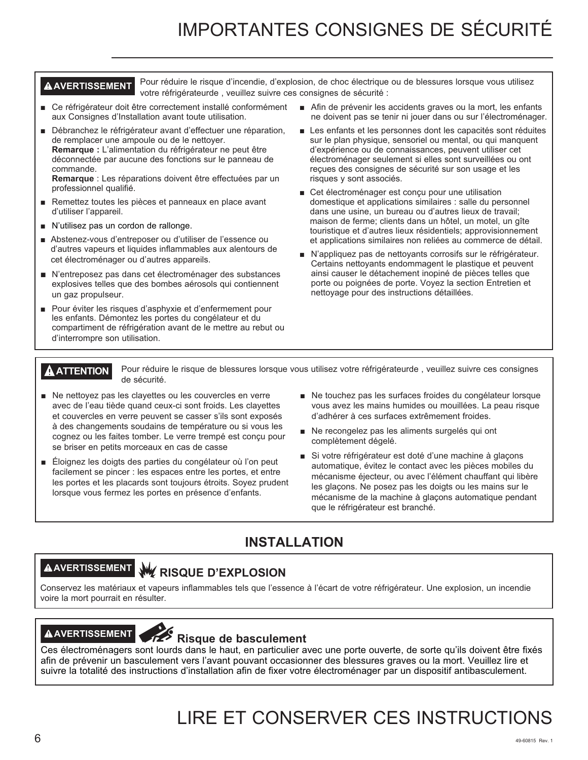# IMPORTANTES CONSIGNES DE SÉCURITÉ

**⚠ AVERTISSEMENT** Pour réduire le risque d'incendie, d'explosion, de choc électrique ou de blessures lorsque vous utilisez votre réfrigérateurde , veuillez suivre ces consignes de sécurité :

- Ce réfrigérateur doit être correctement installé conformément aux Consignes d'Installation avant toute utilisation.
- Débranchez le réfrigérateur avant d'effectuer une réparation, de remplacer une ampoule ou de le nettoyer.
  **Remarque :** L'alimentation du réfrigérateur ne peut être déconnectée par aucune des fonctions sur le panneau de commande.
  **Remarque** : Les réparations doivent être effectuées par un professionnel qualifié.
- Remettez toutes les pièces et panneaux en place avant d'utiliser l'appareil.
- N'utilisez pas un cordon de rallonge.
- Abstenez-vous d'entreposer ou d'utiliser de l'essence ou d'autres vapeurs et liquides inflammables aux alentours de cet électroménager ou d'autres appareils.
- N'entreposez pas dans cet électroménager des substances explosives telles que des bombes aérosols qui contiennent un gaz propulseur.
- Pour éviter les risques d'asphyxie et d'enfermement pour les enfants. Démontez les portes du congélateur et du compartiment de réfrigération avant de le mettre au rebut ou d'interrompre son utilisation.
- Afin de prévenir les accidents graves ou la mort, les enfants ne doivent pas se tenir ni jouer dans ou sur l'électroménager.
- Les enfants et les personnes dont les capacités sont réduites sur le plan physique, sensoriel ou mental, ou qui manquent d'expérience ou de connaissances, peuvent utiliser cet électroménager seulement si elles sont surveillées ou ont reçues des consignes de sécurité sur son usage et les risques y sont associés.
- Cet électroménager est conçu pour une utilisation domestique et applications similaires : salle du personnel dans une usine, un bureau ou d'autres lieux de travail; maison de ferme; clients dans un hôtel, un motel, un gîte touristique et d'autres lieux résidentiels; approvisionnement et applications similaires non reliées au commerce de détail.
- N'appliquez pas de nettoyants corrosifs sur le réfrigérateur. Certains nettoyants endommagent le plastique et peuvent ainsi causer le détachement inopiné de pièces telles que porte ou poignées de porte. Voyez la section Entretien et nettoyage pour des instructions détaillées.

**⚠ ATTENTION** Pour réduire le risque de blessures lorsque vous utilisez votre réfrigérateurde , veuillez suivre ces consignes de sécurité.

- Ne nettoyez pas les clayettes ou les couvercles en verre avec de l'eau tiède quand ceux-ci sont froids. Les clayettes et couvercles en verre peuvent se casser s'ils sont exposés à des changements soudains de température ou si vous les cognez ou les faites tomber. Le verre trempé est conçu pour se briser en petits morceaux en cas de casse
- Éloignez les doigts des parties du congélateur où l'on peut facilement se pincer : les espaces entre les portes, et entre les portes et les placards sont toujours étroits. Soyez prudent lorsque vous fermez les portes en présence d'enfants.
- Ne touchez pas les surfaces froides du congélateur lorsque vous avez les mains humides ou mouillées. La peau risque d'adhérer à ces surfaces extrêmement froides.
- Ne recongelez pas les aliments surgelés qui ont complètement dégelé.
- Si votre réfrigérateur est doté d'une machine à glaçons automatique, évitez le contact avec les pièces mobiles du mécanisme éjecteur, ou avec l'élément chauffant qui libère les glaçons. Ne posez pas les doigts ou les mains sur le mécanisme de la machine à glaçons automatique pendant que le réfrigérateur est branché.

## INSTALLATION

**⚠ AVERTISSEMENT** **RISQUE D'EXPLOSION**

Conservez les matériaux et vapeurs inflammables tels que l'essence à l'écart de votre réfrigérateur. Une explosion, un incendie voire la mort pourrait en résulter.

**⚠ AVERTISSEMENT** **Risque de basculement**

Ces électroménagers sont lourds dans le haut, en particulier avec une porte ouverte, de sorte qu'ils doivent être fixés afin de prévenir un basculement vers l'avant pouvant occasionner des blessures graves ou la mort. Veuillez lire et suivre la totalité des instructions d'installation afin de fixer votre électroménager par un dispositif antibasculement.

# LIRE ET CONSERVER CES INSTRUCTIONS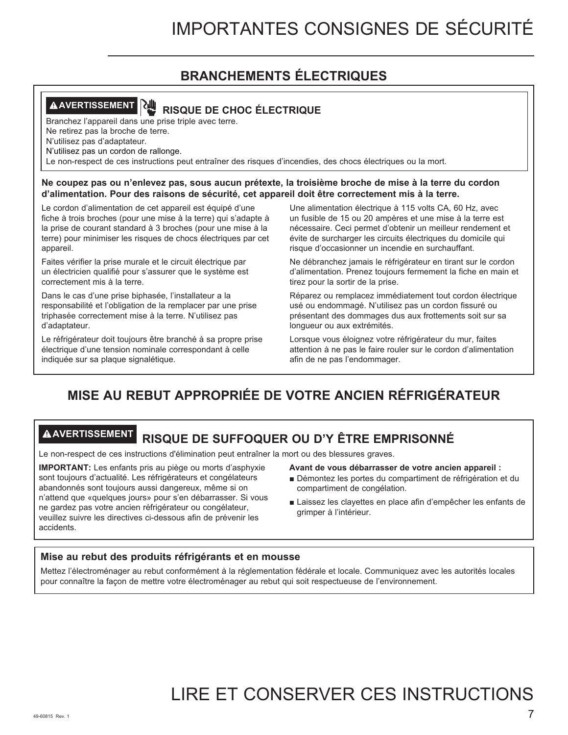# IMPORTANTES CONSIGNES DE SÉCURITÉ

## BRANCHEMENTS ÉLECTRIQUES

**⚠AVERTISSEMENT** **RISQUE DE CHOC ÉLECTRIQUE**

Branchez l'appareil dans une prise triple avec terre.
Ne retirez pas la broche de terre.
N'utilisez pas d'adaptateur.
N'utilisez pas un cordon de rallonge.
Le non-respect de ces instructions peut entraîner des risques d'incendies, des chocs électriques ou la mort.

**Ne coupez pas ou n'enlevez pas, sous aucun prétexte, la troisième broche de mise à la terre du cordon d'alimentation. Pour des raisons de sécurité, cet appareil doit être correctement mis à la terre.**

Le cordon d'alimentation de cet appareil est équipé d'une fiche à trois broches (pour une mise à la terre) qui s'adapte à la prise de courant standard à 3 broches (pour une mise à la terre) pour minimiser les risques de chocs électriques par cet appareil.

Faites vérifier la prise murale et le circuit électrique par un électricien qualifié pour s'assurer que le système est correctement mis à la terre.

Dans le cas d'une prise biphasée, l'installateur a la responsabilité et l'obligation de la remplacer par une prise triphasée correctement mise à la terre. N'utilisez pas d'adaptateur.

Le réfrigérateur doit toujours être branché à sa propre prise électrique d'une tension nominale correspondant à celle indiquée sur sa plaque signalétique.

Une alimentation électrique à 115 volts CA, 60 Hz, avec un fusible de 15 ou 20 ampères et une mise à la terre est nécessaire. Ceci permet d'obtenir un meilleur rendement et évite de surcharger les circuits électriques du domicile qui risque d'occasionner un incendie en surchauffant.

Ne débranchez jamais le réfrigérateur en tirant sur le cordon d'alimentation. Prenez toujours fermement la fiche en main et tirez pour la sortir de la prise.

Réparez ou remplacez immédiatement tout cordon électrique usé ou endommagé. N'utilisez pas un cordon fissuré ou présentant des dommages dus aux frottements soit sur sa longueur ou aux extrémités.

Lorsque vous éloignez votre réfrigérateur du mur, faites attention à ne pas le faire rouler sur le cordon d'alimentation afin de ne pas l'endommager.

## MISE AU REBUT APPROPRIÉE DE VOTRE ANCIEN RÉFRIGÉRATEUR

**⚠AVERTISSEMENT** **RISQUE DE SUFFOQUER OU D'Y ÊTRE EMPRISONNÉ**

Le non-respect de ces instructions d'élimination peut entraîner la mort ou des blessures graves.

**IMPORTANT:** Les enfants pris au piège ou morts d'asphyxie sont toujours d'actualité. Les réfrigérateurs et congélateurs abandonnés sont toujours aussi dangereux, même si on n'attend que «quelques jours» pour s'en débarrasser. Si vous ne gardez pas votre ancien réfrigérateur ou congélateur, veuillez suivre les directives ci-dessous afin de prévenir les accidents.

**Avant de vous débarrasser de votre ancien appareil :**

- Démontez les portes du compartiment de réfrigération et du compartiment de congélation.
- Laissez les clayettes en place afin d'empêcher les enfants de grimper à l'intérieur.

### Mise au rebut des produits réfrigérants et en mousse

Mettez l'électroménager au rebut conformément à la réglementation fédérale et locale. Communiquez avec les autorités locales pour connaître la façon de mettre votre électroménager au rebut qui soit respectueuse de l'environnement.

# LIRE ET CONSERVER CES INSTRUCTIONS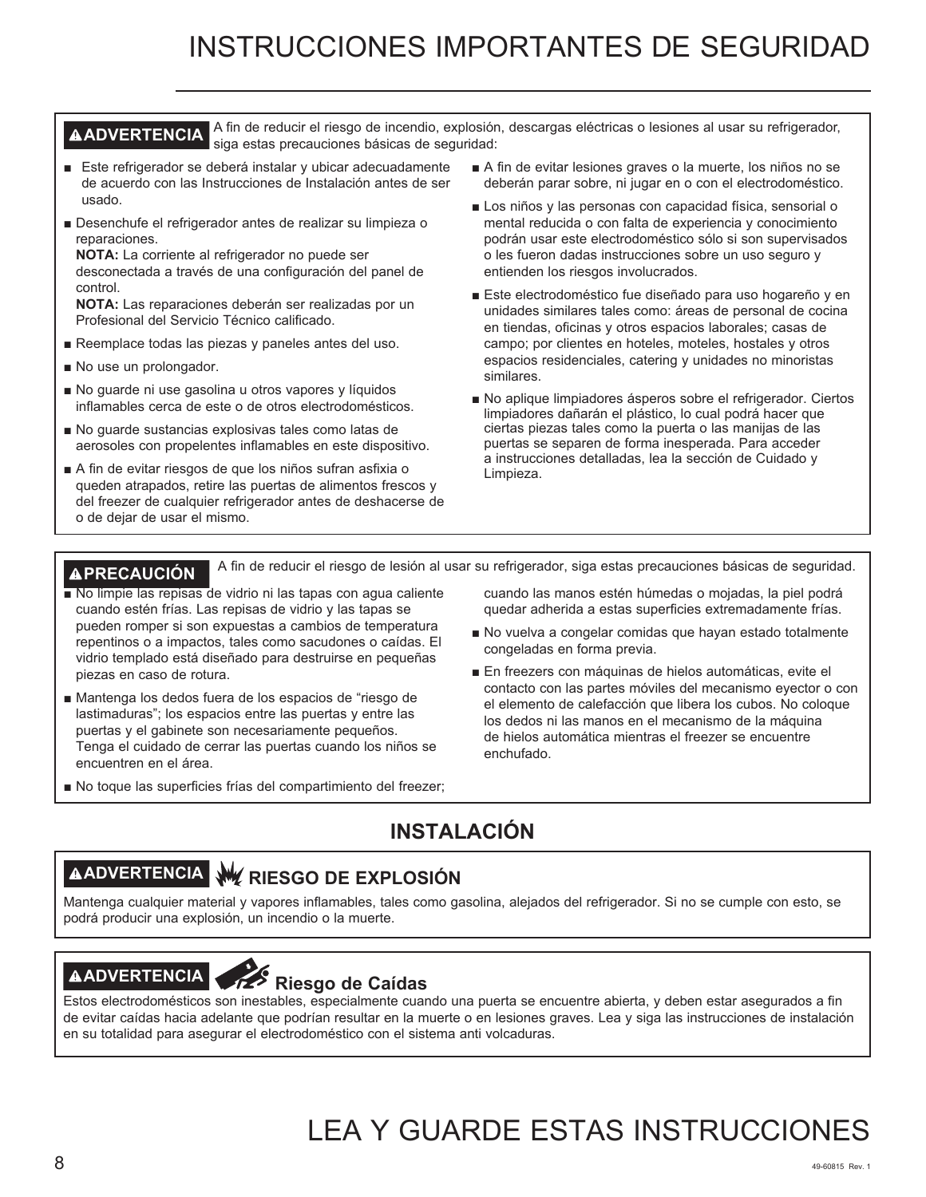# INSTRUCCIONES IMPORTANTES DE SEGURIDAD

**⚠ADVERTENCIA** A fin de reducir el riesgo de incendio, explosión, descargas eléctricas o lesiones al usar su refrigerador, siga estas precauciones básicas de seguridad:

- Este refrigerador se deberá instalar y ubicar adecuadamente de acuerdo con las Instrucciones de Instalación antes de ser usado.
- Desenchufe el refrigerador antes de realizar su limpieza o reparaciones.
  **NOTA:** La corriente al refrigerador no puede ser desconectada a través de una configuración del panel de control.
  **NOTA:** Las reparaciones deberán ser realizadas por un Profesional del Servicio Técnico calificado.
- Reemplace todas las piezas y paneles antes del uso.
- No use un prolongador.
- No guarde ni use gasolina u otros vapores y líquidos inflamables cerca de este o de otros electrodomésticos.
- No guarde sustancias explosivas tales como latas de aerosoles con propelentes inflamables en este dispositivo.
- A fin de evitar riesgos de que los niños sufran asfixia o queden atrapados, retire las puertas de alimentos frescos y del freezer de cualquier refrigerador antes de deshacerse de o de dejar de usar el mismo.
- A fin de evitar lesiones graves o la muerte, los niños no se deberán parar sobre, ni jugar en o con el electrodoméstico.
- Los niños y las personas con capacidad física, sensorial o mental reducida o con falta de experiencia y conocimiento podrán usar este electrodoméstico sólo si son supervisados o les fueron dadas instrucciones sobre un uso seguro y entienden los riesgos involucrados.
- Este electrodoméstico fue diseñado para uso hogareño y en unidades similares tales como: áreas de personal de cocina en tiendas, oficinas y otros espacios laborales; casas de campo; por clientes en hoteles, moteles, hostales y otros espacios residenciales, catering y unidades no minoristas similares.
- No aplique limpiadores ásperos sobre el refrigerador. Ciertos limpiadores dañarán el plástico, lo cual podrá hacer que ciertas piezas tales como la puerta o las manijas de las puertas se separen de forma inesperada. Para acceder a instrucciones detalladas, lea la sección de Cuidado y Limpieza.

**⚠PRECAUCIÓN** A fin de reducir el riesgo de lesión al usar su refrigerador, siga estas precauciones básicas de seguridad.

- No limpie las repisas de vidrio ni las tapas con agua caliente cuando estén frías. Las repisas de vidrio y las tapas se pueden romper si son expuestas a cambios de temperatura repentinos o a impactos, tales como sacudones o caídas. El vidrio templado está diseñado para destruirse en pequeñas piezas en caso de rotura.
- Mantenga los dedos fuera de los espacios de "riesgo de lastimaduras"; los espacios entre las puertas y entre las puertas y el gabinete son necesariamente pequeños. Tenga el cuidado de cerrar las puertas cuando los niños se encuentren en el área.
- No toque las superficies frías del compartimiento del freezer; cuando las manos estén húmedas o mojadas, la piel podrá quedar adherida a estas superficies extremadamente frías.
- No vuelva a congelar comidas que hayan estado totalmente congeladas en forma previa.
- En freezers con máquinas de hielos automáticas, evite el contacto con las partes móviles del mecanismo eyector o con el elemento de calefacción que libera los cubos. No coloque los dedos ni las manos en el mecanismo de la máquina de hielos automática mientras el freezer se encuentre enchufado.

## INSTALACIÓN

**⚠ADVERTENCIA** **RIESGO DE EXPLOSIÓN**

Mantenga cualquier material y vapores inflamables, tales como gasolina, alejados del refrigerador. Si no se cumple con esto, se podrá producir una explosión, un incendio o la muerte.

**⚠ADVERTENCIA** **Riesgo de Caídas**

Estos electrodomésticos son inestables, especialmente cuando una puerta se encuentre abierta, y deben estar asegurados a fin de evitar caídas hacia adelante que podrían resultar en la muerte o en lesiones graves. Lea y siga las instrucciones de instalación en su totalidad para asegurar el electrodoméstico con el sistema anti volcaduras.

# LEA Y GUARDE ESTAS INSTRUCCIONES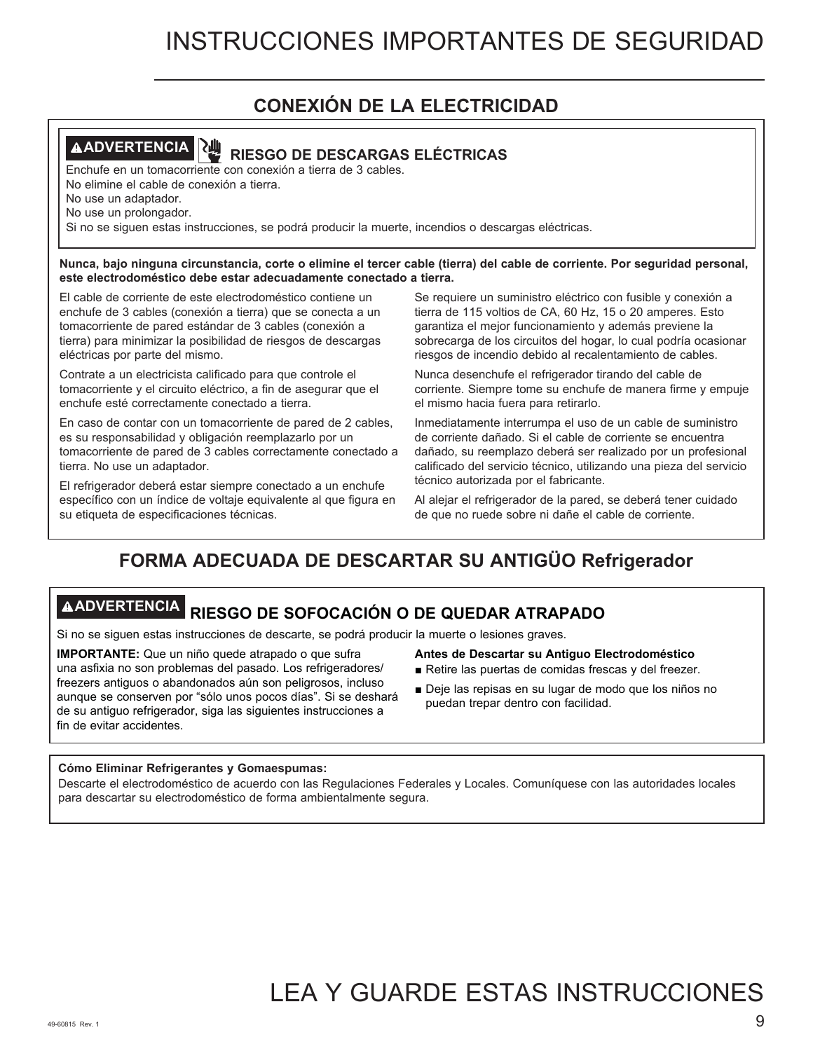# INSTRUCCIONES IMPORTANTES DE SEGURIDAD

## CONEXIÓN DE LA ELECTRICIDAD

**⚠ADVERTENCIA** **RIESGO DE DESCARGAS ELÉCTRICAS**

Enchufe en un tomacorriente con conexión a tierra de 3 cables.
No elimine el cable de conexión a tierra.
No use un adaptador.
No use un prolongador.
Si no se siguen estas instrucciones, se podrá producir la muerte, incendios o descargas eléctricas.

**Nunca, bajo ninguna circunstancia, corte o elimine el tercer cable (tierra) del cable de corriente. Por seguridad personal, este electrodoméstico debe estar adecuadamente conectado a tierra.**

El cable de corriente de este electrodoméstico contiene un enchufe de 3 cables (conexión a tierra) que se conecta a un tomacorriente de pared estándar de 3 cables (conexión a tierra) para minimizar la posibilidad de riesgos de descargas eléctricas por parte del mismo.

Contrate a un electricista calificado para que controle el tomacorriente y el circuito eléctrico, a fin de asegurar que el enchufe esté correctamente conectado a tierra.

En caso de contar con un tomacorriente de pared de 2 cables, es su responsabilidad y obligación reemplazarlo por un tomacorriente de pared de 3 cables correctamente conectado a tierra. No use un adaptador.

El refrigerador deberá estar siempre conectado a un enchufe específico con un índice de voltaje equivalente al que figura en su etiqueta de especificaciones técnicas.

Se requiere un suministro eléctrico con fusible y conexión a tierra de 115 voltios de CA, 60 Hz, 15 o 20 amperes. Esto garantiza el mejor funcionamiento y además previene la sobrecarga de los circuitos del hogar, lo cual podría ocasionar riesgos de incendio debido al recalentamiento de cables.

Nunca desenchufe el refrigerador tirando del cable de corriente. Siempre tome su enchufe de manera firme y empuje el mismo hacia fuera para retirarlo.

Inmediatamente interrumpa el uso de un cable de suministro de corriente dañado. Si el cable de corriente se encuentra dañado, su reemplazo deberá ser realizado por un profesional calificado del servicio técnico, utilizando una pieza del servicio técnico autorizada por el fabricante.

Al alejar el refrigerador de la pared, se deberá tener cuidado de que no ruede sobre ni dañe el cable de corriente.

## FORMA ADECUADA DE DESCARTAR SU ANTIGÜO Refrigerador

**⚠ADVERTENCIA** **RIESGO DE SOFOCACIÓN O DE QUEDAR ATRAPADO**

Si no se siguen estas instrucciones de descarte, se podrá producir la muerte o lesiones graves.

**IMPORTANTE:** Que un niño quede atrapado o que sufra una asfixia no son problemas del pasado. Los refrigeradores/ freezers antiguos o abandonados aún son peligrosos, incluso aunque se conserven por "sólo unos pocos días". Si se deshará de su antiguo refrigerador, siga las siguientes instrucciones a fin de evitar accidentes.

**Antes de Descartar su Antiguo Electrodoméstico**

- Retire las puertas de comidas frescas y del freezer.
- Deje las repisas en su lugar de modo que los niños no puedan trepar dentro con facilidad.

**Cómo Eliminar Refrigerantes y Gomaespumas:**
Descarte el electrodoméstico de acuerdo con las Regulaciones Federales y Locales. Comuníquese con las autoridades locales para descartar su electrodoméstico de forma ambientalmente segura.

# LEA Y GUARDE ESTAS INSTRUCCIONES

49-60815 Rev. 1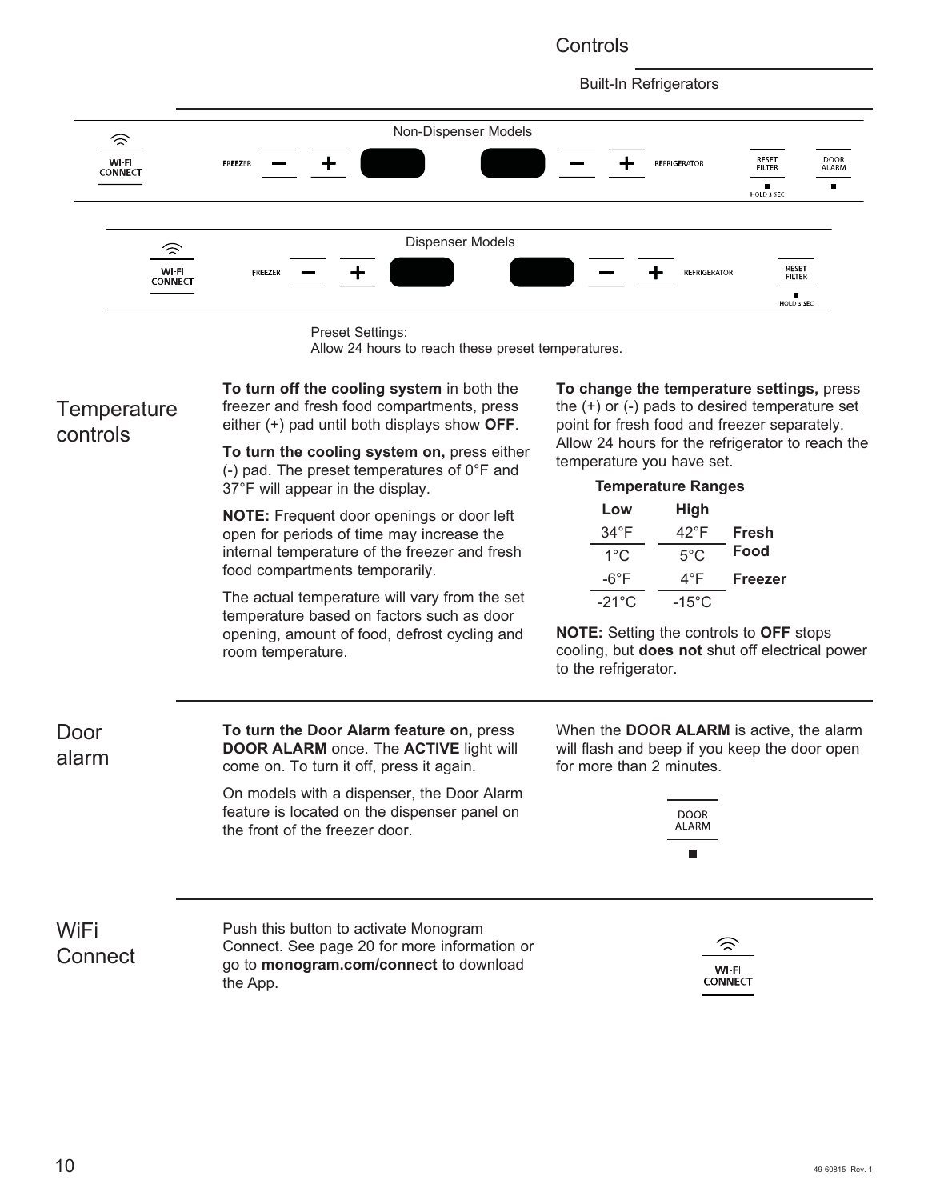# Controls

Built-In Refrigerators

Non-Dispenser Models

WI-FI CONNECT — FREEZER — + — REFRIGERATOR — RESET FILTER (HOLD 3 SEC) — DOOR ALARM

Dispenser Models

WI-FI CONNECT — FREEZER — + — REFRIGERATOR — RESET FILTER (HOLD 3 SEC)

Preset Settings:
Allow 24 hours to reach these preset temperatures.

## Temperature controls

**To turn off the cooling system** in both the freezer and fresh food compartments, press either (+) pad until both displays show **OFF**.

**To turn the cooling system on,** press either (-) pad. The preset temperatures of 0°F and 37°F will appear in the display.

**NOTE:** Frequent door openings or door left open for periods of time may increase the internal temperature of the freezer and fresh food compartments temporarily.

The actual temperature will vary from the set temperature based on factors such as door opening, amount of food, defrost cycling and room temperature.

**To change the temperature settings,** press the (+) or (-) pads to desired temperature set point for fresh food and freezer separately. Allow 24 hours for the refrigerator to reach the temperature you have set.

**Temperature Ranges**

| Low | High | |
|---|---|---|
| 34°F | 42°F | **Fresh Food** |
| 1°C | 5°C | |
| -6°F | 4°F | **Freezer** |
| -21°C | -15°C | |

**NOTE:** Setting the controls to **OFF** stops cooling, but **does not** shut off electrical power to the refrigerator.

## Door alarm

**To turn the Door Alarm feature on,** press **DOOR ALARM** once. The **ACTIVE** light will come on. To turn it off, press it again.

On models with a dispenser, the Door Alarm feature is located on the dispenser panel on the front of the freezer door.

When the **DOOR ALARM** is active, the alarm will flash and beep if you keep the door open for more than 2 minutes.

DOOR ALARM

## WiFi Connect

Push this button to activate Monogram Connect. See page 20 for more information or go to **monogram.com/connect** to download the App.

WI-FI CONNECT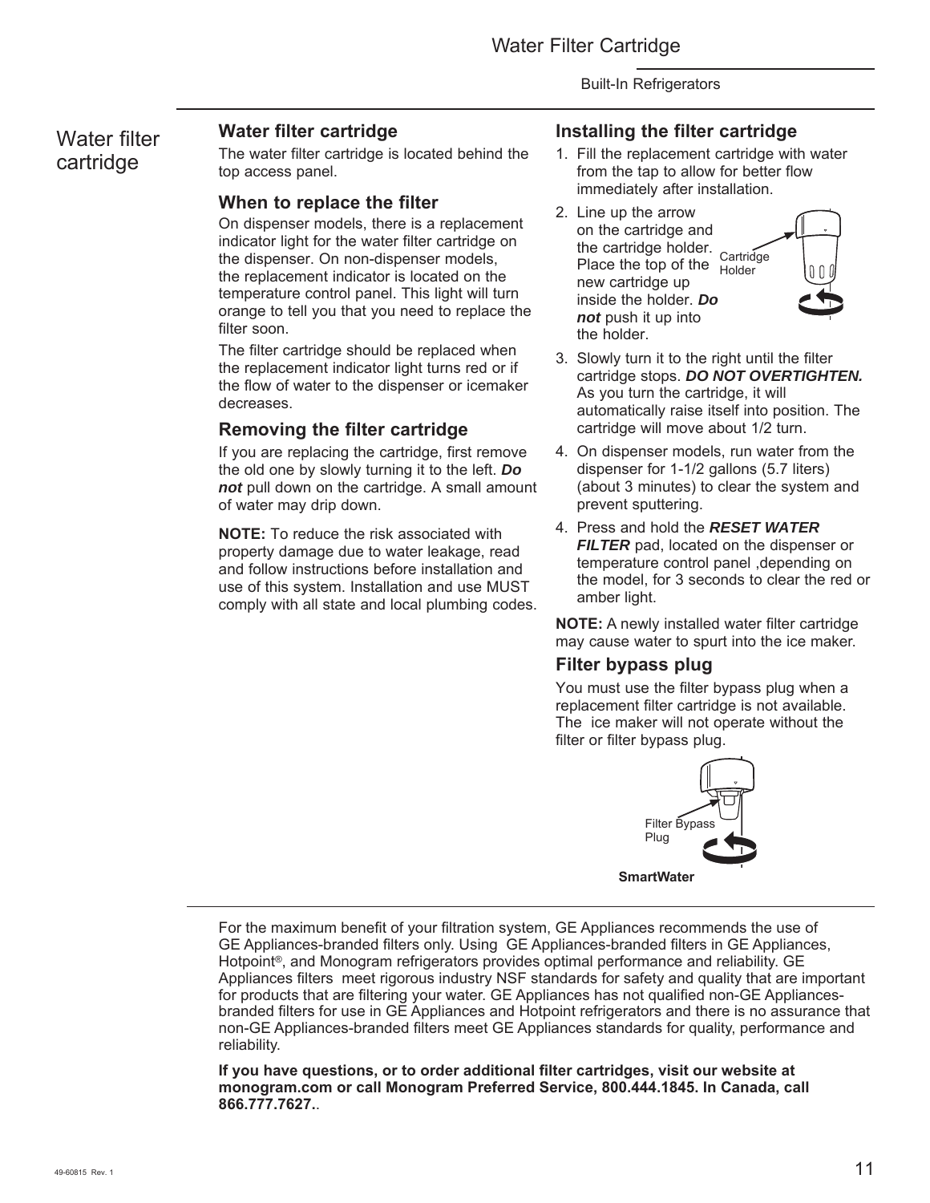# Water filter cartridge

## Water filter cartridge

The water filter cartridge is located behind the top access panel.

## When to replace the filter

On dispenser models, there is a replacement indicator light for the water filter cartridge on the dispenser. On non-dispenser models, the replacement indicator is located on the temperature control panel. This light will turn orange to tell you that you need to replace the filter soon.

The filter cartridge should be replaced when the replacement indicator light turns red or if the flow of water to the dispenser or icemaker decreases.

## Removing the filter cartridge

If you are replacing the cartridge, first remove the old one by slowly turning it to the left. ***Do not*** pull down on the cartridge. A small amount of water may drip down.

**NOTE:** To reduce the risk associated with property damage due to water leakage, read and follow instructions before installation and use of this system. Installation and use MUST comply with all state and local plumbing codes.

## Installing the filter cartridge

1. Fill the replacement cartridge with water from the tap to allow for better flow immediately after installation.
2. Line up the arrow on the cartridge and the cartridge holder. Place the top of the new cartridge up inside the holder. ***Do not*** push it up into the holder.

   Cartridge Holder

3. Slowly turn it to the right until the filter cartridge stops. ***DO NOT OVERTIGHTEN.*** As you turn the cartridge, it will automatically raise itself into position. The cartridge will move about 1/2 turn.
4. On dispenser models, run water from the dispenser for 1-1/2 gallons (5.7 liters) (about 3 minutes) to clear the system and prevent sputtering.
5. Press and hold the ***RESET WATER FILTER*** pad, located on the dispenser or temperature control panel ,depending on the model, for 3 seconds to clear the red or amber light.

**NOTE:** A newly installed water filter cartridge may cause water to spurt into the ice maker.

## Filter bypass plug

You must use the filter bypass plug when a replacement filter cartridge is not available. The ice maker will not operate without the filter or filter bypass plug.

Filter Bypass Plug

**SmartWater**

For the maximum benefit of your filtration system, GE Appliances recommends the use of GE Appliances-branded filters only. Using GE Appliances-branded filters in GE Appliances, Hotpoint®, and Monogram refrigerators provides optimal performance and reliability. GE Appliances filters meet rigorous industry NSF standards for safety and quality that are important for products that are filtering your water. GE Appliances has not qualified non-GE Appliances-branded filters for use in GE Appliances and Hotpoint refrigerators and there is no assurance that non-GE Appliances-branded filters meet GE Appliances standards for quality, performance and reliability.

**If you have questions, or to order additional filter cartridges, visit our website at monogram.com or call Monogram Preferred Service, 800.444.1845. In Canada, call 866.777.7627.**.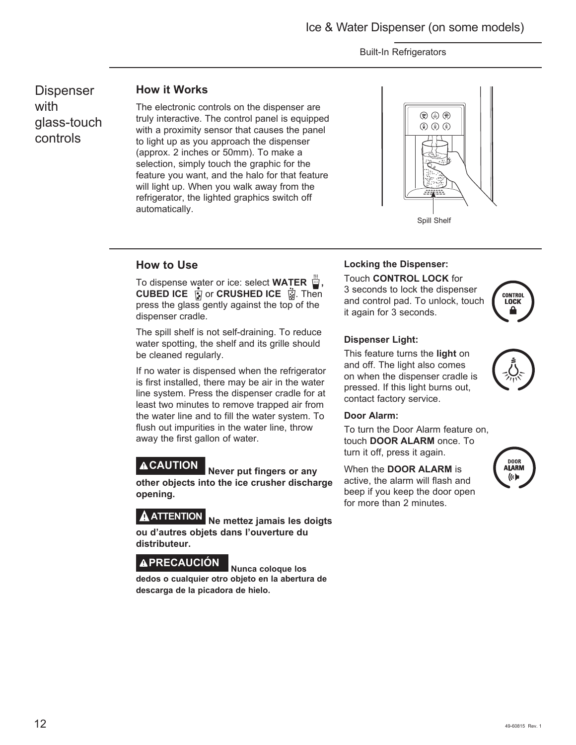# Dispenser with glass-touch controls

## How it Works

The electronic controls on the dispenser are truly interactive. The control panel is equipped with a proximity sensor that causes the panel to light up as you approach the dispenser (approx. 2 inches or 50mm). To make a selection, simply touch the graphic for the feature you want, and the halo for that feature will light up. When you walk away from the refrigerator, the lighted graphics switch off automatically.

Spill Shelf

## How to Use

To dispense water or ice: select **WATER**, **CUBED ICE** or **CRUSHED ICE**. Then press the glass gently against the top of the dispenser cradle.

The spill shelf is not self-draining. To reduce water spotting, the shelf and its grille should be cleaned regularly.

If no water is dispensed when the refrigerator is first installed, there may be air in the water line system. Press the dispenser cradle for at least two minutes to remove trapped air from the water line and to fill the water system. To flush out impurities in the water line, throw away the first gallon of water.

**⚠CAUTION Never put fingers or any other objects into the ice crusher discharge opening.**

**⚠ATTENTION Ne mettez jamais les doigts ou d'autres objets dans l'ouverture du distributeur.**

**⚠PRECAUCIÓN Nunca coloque los dedos o cualquier otro objeto en la abertura de descarga de la picadora de hielo.**

### Locking the Dispenser:

Touch **CONTROL LOCK** for 3 seconds to lock the dispenser and control pad. To unlock, touch it again for 3 seconds.

### Dispenser Light:

This feature turns the **light** on and off. The light also comes on when the dispenser cradle is pressed. If this light burns out, contact factory service.

### Door Alarm:

To turn the Door Alarm feature on, touch **DOOR ALARM** once. To turn it off, press it again.

When the **DOOR ALARM** is active, the alarm will flash and beep if you keep the door open for more than 2 minutes.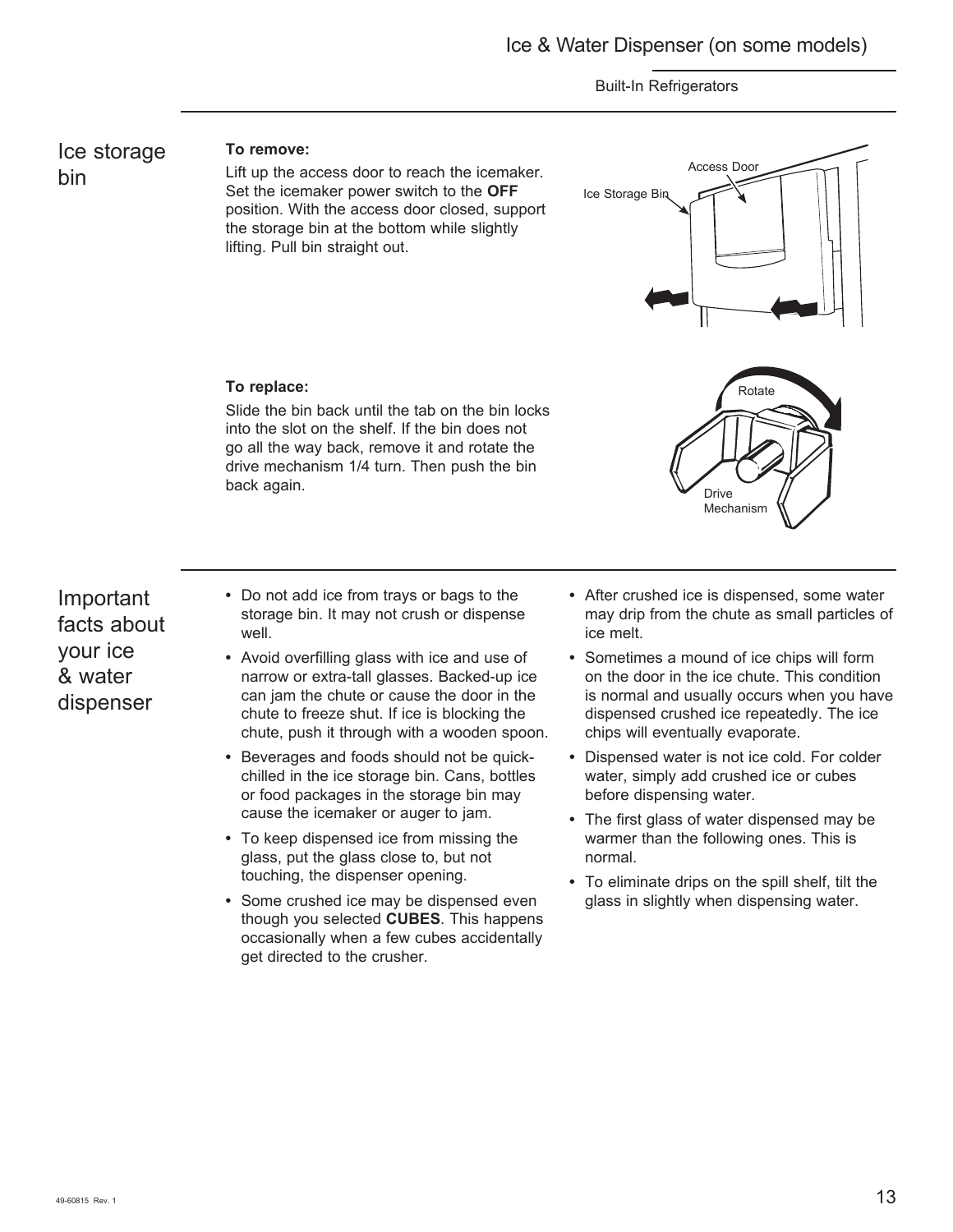## Ice storage bin

**To remove:**

Lift up the access door to reach the icemaker. Set the icemaker power switch to the **OFF** position. With the access door closed, support the storage bin at the bottom while slightly lifting. Pull bin straight out.

Access Door

Ice Storage Bin

**To replace:**

Slide the bin back until the tab on the bin locks into the slot on the shelf. If the bin does not go all the way back, remove it and rotate the drive mechanism 1/4 turn. Then push the bin back again.

Rotate

Drive Mechanism

## Important facts about your ice & water dispenser

- Do not add ice from trays or bags to the storage bin. It may not crush or dispense well.
- Avoid overfilling glass with ice and use of narrow or extra-tall glasses. Backed-up ice can jam the chute or cause the door in the chute to freeze shut. If ice is blocking the chute, push it through with a wooden spoon.
- Beverages and foods should not be quick-chilled in the ice storage bin. Cans, bottles or food packages in the storage bin may cause the icemaker or auger to jam.
- To keep dispensed ice from missing the glass, put the glass close to, but not touching, the dispenser opening.
- Some crushed ice may be dispensed even though you selected **CUBES**. This happens occasionally when a few cubes accidentally get directed to the crusher.
- After crushed ice is dispensed, some water may drip from the chute as small particles of ice melt.
- Sometimes a mound of ice chips will form on the door in the ice chute. This condition is normal and usually occurs when you have dispensed crushed ice repeatedly. The ice chips will eventually evaporate.
- Dispensed water is not ice cold. For colder water, simply add crushed ice or cubes before dispensing water.
- The first glass of water dispensed may be warmer than the following ones. This is normal.
- To eliminate drips on the spill shelf, tilt the glass in slightly when dispensing water.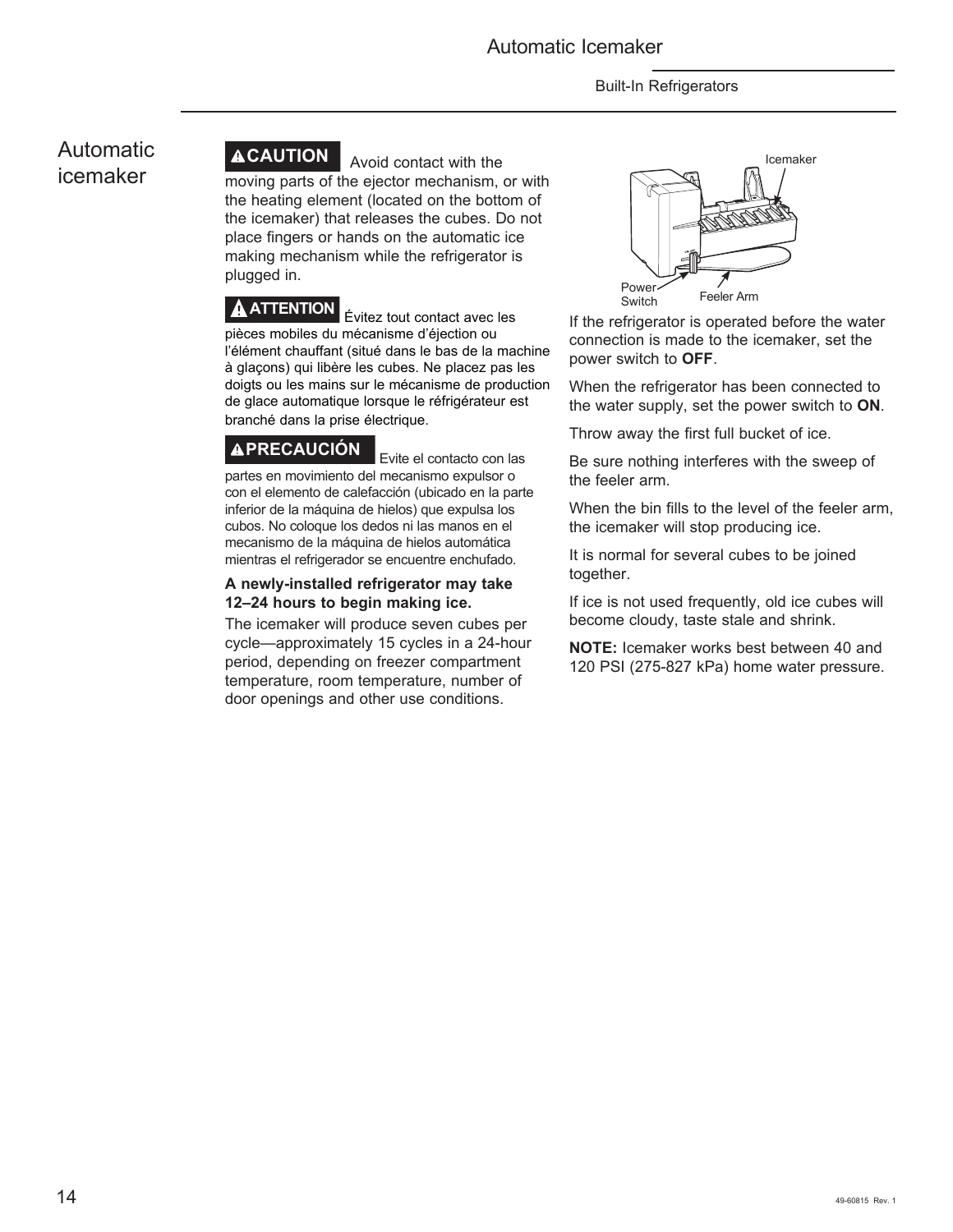# Automatic icemaker

**⚠CAUTION** Avoid contact with the moving parts of the ejector mechanism, or with the heating element (located on the bottom of the icemaker) that releases the cubes. Do not place fingers or hands on the automatic ice making mechanism while the refrigerator is plugged in.

**⚠ATTENTION** Évitez tout contact avec les pièces mobiles du mécanisme d'éjection ou l'élément chauffant (situé dans le bas de la machine à glaçons) qui libère les cubes. Ne placez pas les doigts ou les mains sur le mécanisme de production de glace automatique lorsque le réfrigérateur est branché dans la prise électrique.

**⚠PRECAUCIÓN** Evite el contacto con las partes en movimiento del mecanismo expulsor o con el elemento de calefacción (ubicado en la parte inferior de la máquina de hielos) que expulsa los cubos. No coloque los dedos ni las manos en el mecanismo de la máquina de hielos automática mientras el refrigerador se encuentre enchufado.

**A newly-installed refrigerator may take 12–24 hours to begin making ice.**

The icemaker will produce seven cubes per cycle—approximately 15 cycles in a 24-hour period, depending on freezer compartment temperature, room temperature, number of door openings and other use conditions.

Icemaker

Power Switch

Feeler Arm

If the refrigerator is operated before the water connection is made to the icemaker, set the power switch to **OFF**.

When the refrigerator has been connected to the water supply, set the power switch to **ON**.

Throw away the first full bucket of ice.

Be sure nothing interferes with the sweep of the feeler arm.

When the bin fills to the level of the feeler arm, the icemaker will stop producing ice.

It is normal for several cubes to be joined together.

If ice is not used frequently, old ice cubes will become cloudy, taste stale and shrink.

**NOTE:** Icemaker works best between 40 and 120 PSI (275-827 kPa) home water pressure.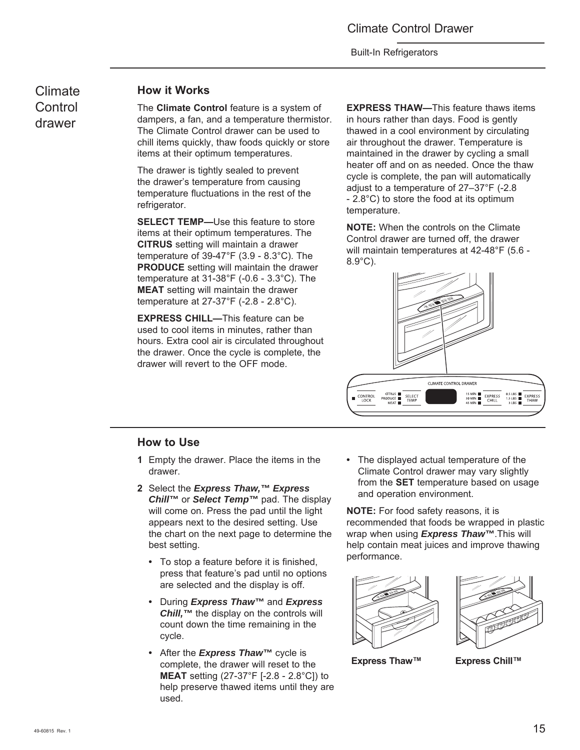# Climate Control drawer

## How it Works

The **Climate Control** feature is a system of dampers, a fan, and a temperature thermistor. The Climate Control drawer can be used to chill items quickly, thaw foods quickly or store items at their optimum temperatures.

The drawer is tightly sealed to prevent the drawer's temperature from causing temperature fluctuations in the rest of the refrigerator.

**SELECT TEMP—**Use this feature to store items at their optimum temperatures. The **CITRUS** setting will maintain a drawer temperature of 39-47°F (3.9 - 8.3°C). The **PRODUCE** setting will maintain the drawer temperature at 31-38°F (-0.6 - 3.3°C). The **MEAT** setting will maintain the drawer temperature at 27-37°F (-2.8 - 2.8°C).

**EXPRESS CHILL—**This feature can be used to cool items in minutes, rather than hours. Extra cool air is circulated throughout the drawer. Once the cycle is complete, the drawer will revert to the OFF mode.

**EXPRESS THAW—**This feature thaws items in hours rather than days. Food is gently thawed in a cool environment by circulating air throughout the drawer. Temperature is maintained in the drawer by cycling a small heater off and on as needed. Once the thaw cycle is complete, the pan will automatically adjust to a temperature of 27–37°F (-2.8 - 2.8°C) to store the food at its optimum temperature.

**NOTE:** When the controls on the Climate Control drawer are turned off, the drawer will maintain temperatures at 42-48°F (5.6 - 8.9°C).

CLIMATE CONTROL DRAWER

CONTROL LOCK | CITRUS / PRODUCE / MEAT | SELECT TEMP | 15 MIN / 30 MIN / 45 MIN | EXPRESS CHILL | 0.5 LBS / 1.5 LBS / 3 LBS | EXPRESS THAW

## How to Use

1. Empty the drawer. Place the items in the drawer.
2. Select the ***Express Thaw,™ Express Chill™*** or ***Select Temp™*** pad. The display will come on. Press the pad until the light appears next to the desired setting. Use the chart on the next page to determine the best setting.
   - To stop a feature before it is finished, press that feature's pad until no options are selected and the display is off.
   - During ***Express Thaw™*** and ***Express Chill,™*** the display on the controls will count down the time remaining in the cycle.
   - After the ***Express Thaw™*** cycle is complete, the drawer will reset to the **MEAT** setting (27-37°F [-2.8 - 2.8°C]) to help preserve thawed items until they are used.
   - The displayed actual temperature of the Climate Control drawer may vary slightly from the **SET** temperature based on usage and operation environment.

**NOTE:** For food safety reasons, it is recommended that foods be wrapped in plastic wrap when using ***Express Thaw™***.This will help contain meat juices and improve thawing performance.

**Express Thaw™**

**Express Chill™**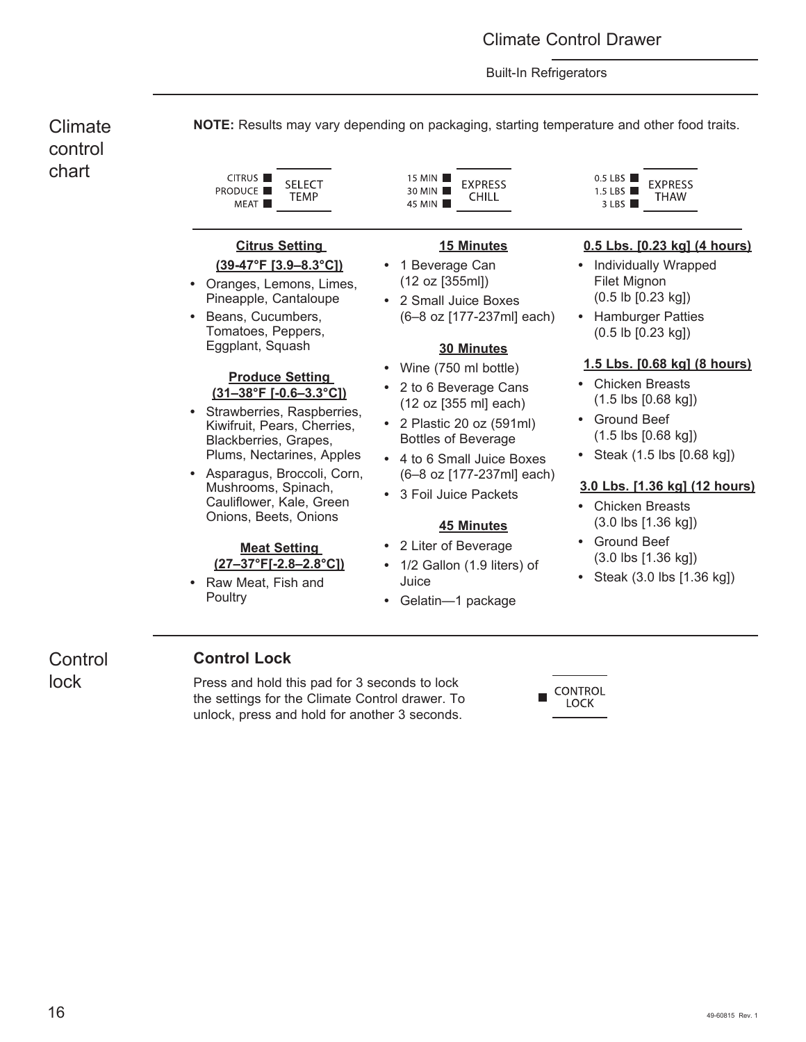## Climate control chart

**NOTE:** Results may vary depending on packaging, starting temperature and other food traits.

| CITRUS / PRODUCE / MEAT — SELECT TEMP | 15 MIN / 30 MIN / 45 MIN — EXPRESS CHILL | 0.5 LBS / 1.5 LBS / 3 LBS — EXPRESS THAW |
|---|---|---|

### SELECT TEMP

**Citrus Setting (39-47°F [3.9–8.3°C])**

- Oranges, Lemons, Limes, Pineapple, Cantaloupe
- Beans, Cucumbers, Tomatoes, Peppers, Eggplant, Squash

**Produce Setting (31–38°F [-0.6–3.3°C])**

- Strawberries, Raspberries, Kiwifruit, Pears, Cherries, Blackberries, Grapes, Plums, Nectarines, Apples
- Asparagus, Broccoli, Corn, Mushrooms, Spinach, Cauliflower, Kale, Green Onions, Beets, Onions

**Meat Setting (27–37°F[-2.8–2.8°C])**

- Raw Meat, Fish and Poultry

### EXPRESS CHILL

**15 Minutes**

- 1 Beverage Can (12 oz [355ml])
- 2 Small Juice Boxes (6–8 oz [177-237ml] each)

**30 Minutes**

- Wine (750 ml bottle)
- 2 to 6 Beverage Cans (12 oz [355 ml] each)
- 2 Plastic 20 oz (591ml) Bottles of Beverage
- 4 to 6 Small Juice Boxes (6–8 oz [177-237ml] each)
- 3 Foil Juice Packets

**45 Minutes**

- 2 Liter of Beverage
- 1/2 Gallon (1.9 liters) of Juice
- Gelatin—1 package

### EXPRESS THAW

**0.5 Lbs. [0.23 kg] (4 hours)**

- Individually Wrapped Filet Mignon (0.5 lb [0.23 kg])
- Hamburger Patties (0.5 lb [0.23 kg])

**1.5 Lbs. [0.68 kg] (8 hours)**

- Chicken Breasts (1.5 lbs [0.68 kg])
- Ground Beef (1.5 lbs [0.68 kg])
- Steak (1.5 lbs [0.68 kg])

**3.0 Lbs. [1.36 kg] (12 hours)**

- Chicken Breasts (3.0 lbs [1.36 kg])
- Ground Beef (3.0 lbs [1.36 kg])
- Steak (3.0 lbs [1.36 kg])

## Control lock

### Control Lock

Press and hold this pad for 3 seconds to lock the settings for the Climate Control drawer. To unlock, press and hold for another 3 seconds.

CONTROL LOCK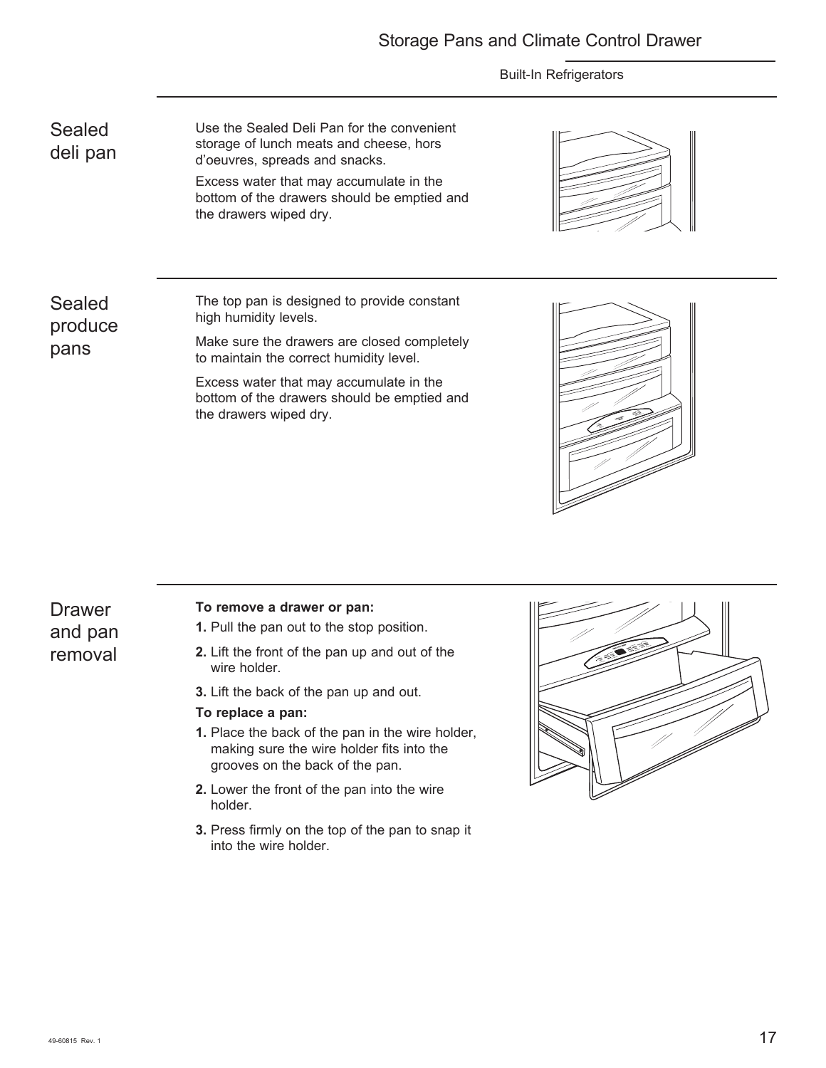# Storage Pans and Climate Control Drawer

## Sealed deli pan

Use the Sealed Deli Pan for the convenient storage of lunch meats and cheese, hors d'oeuvres, spreads and snacks.

Excess water that may accumulate in the bottom of the drawers should be emptied and the drawers wiped dry.

## Sealed produce pans

The top pan is designed to provide constant high humidity levels.

Make sure the drawers are closed completely to maintain the correct humidity level.

Excess water that may accumulate in the bottom of the drawers should be emptied and the drawers wiped dry.

## Drawer and pan removal

**To remove a drawer or pan:**

1. Pull the pan out to the stop position.
2. Lift the front of the pan up and out of the wire holder.
3. Lift the back of the pan up and out.

**To replace a pan:**

1. Place the back of the pan in the wire holder, making sure the wire holder fits into the grooves on the back of the pan.
2. Lower the front of the pan into the wire holder.
3. Press firmly on the top of the pan to snap it into the wire holder.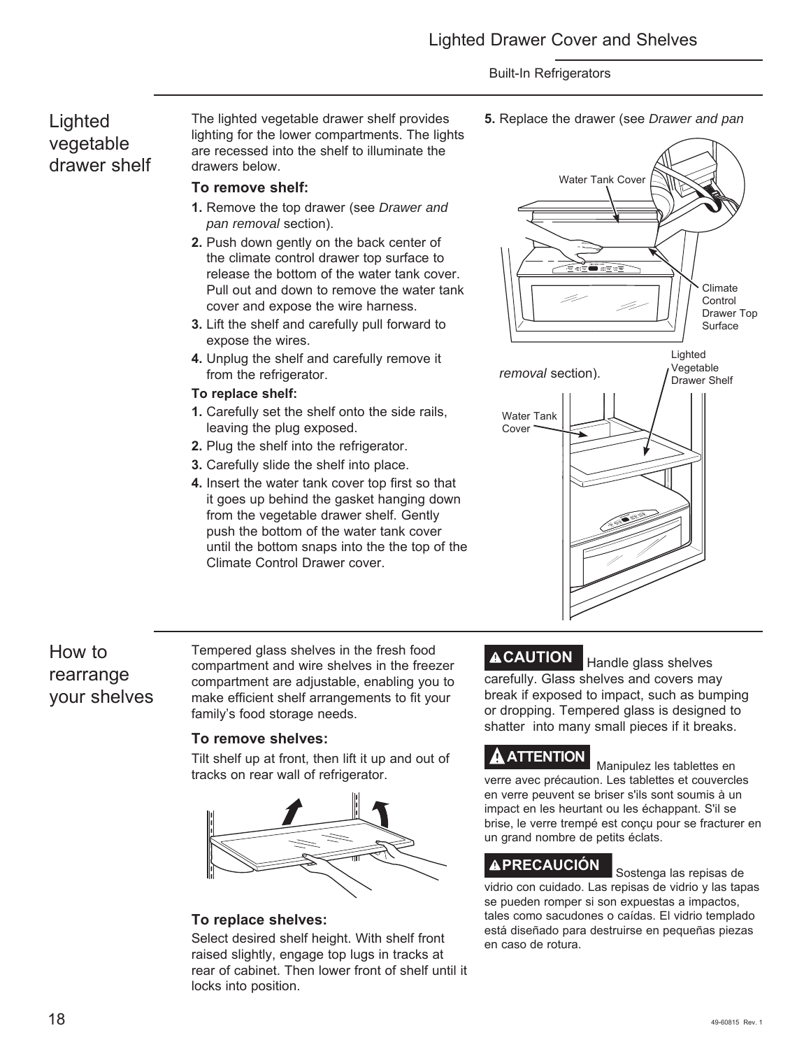## Lighted vegetable drawer shelf

The lighted vegetable drawer shelf provides lighting for the lower compartments. The lights are recessed into the shelf to illuminate the drawers below.

**To remove shelf:**

1. Remove the top drawer (see *Drawer and pan removal* section).
2. Push down gently on the back center of the climate control drawer top surface to release the bottom of the water tank cover. Pull out and down to remove the water tank cover and expose the wire harness.
3. Lift the shelf and carefully pull forward to expose the wires.
4. Unplug the shelf and carefully remove it from the refrigerator.

**To replace shelf:**

1. Carefully set the shelf onto the side rails, leaving the plug exposed.
2. Plug the shelf into the refrigerator.
3. Carefully slide the shelf into place.
4. Insert the water tank cover top first so that it goes up behind the gasket hanging down from the vegetable drawer shelf. Gently push the bottom of the water tank cover until the bottom snaps into the the top of the Climate Control Drawer cover.
5. Replace the drawer (see *Drawer and pan removal* section).

Water Tank Cover

Climate Control Drawer Top Surface

Lighted Vegetable Drawer Shelf

Water Tank Cover

## How to rearrange your shelves

Tempered glass shelves in the fresh food compartment and wire shelves in the freezer compartment are adjustable, enabling you to make efficient shelf arrangements to fit your family's food storage needs.

**To remove shelves:**

Tilt shelf up at front, then lift it up and out of tracks on rear wall of refrigerator.

**To replace shelves:**

Select desired shelf height. With shelf front raised slightly, engage top lugs in tracks at rear of cabinet. Then lower front of shelf until it locks into position.

**⚠CAUTION** Handle glass shelves carefully. Glass shelves and covers may break if exposed to impact, such as bumping or dropping. Tempered glass is designed to shatter into many small pieces if it breaks.

**⚠ATTENTION** Manipulez les tablettes en verre avec précaution. Les tablettes et couvercles en verre peuvent se briser s'ils sont soumis à un impact en les heurtant ou les échappant. S'il se brise, le verre trempé est conçu pour se fracturer en un grand nombre de petits éclats.

**⚠PRECAUCIÓN** Sostenga las repisas de vidrio con cuidado. Las repisas de vidrio y las tapas se pueden romper si son expuestas a impactos, tales como sacudones o caídas. El vidrio templado está diseñado para destruirse en pequeñas piezas en caso de rotura.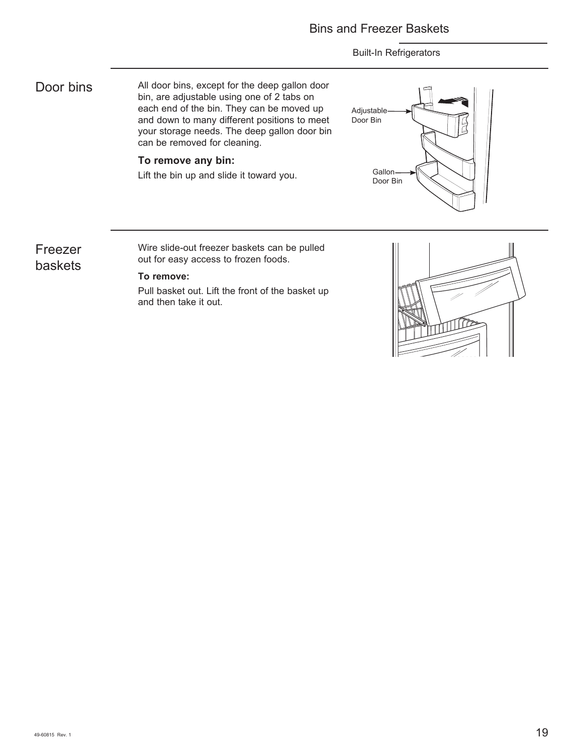## Door bins

All door bins, except for the deep gallon door bin, are adjustable using one of 2 tabs on each end of the bin. They can be moved up and down to many different positions to meet your storage needs. The deep gallon door bin can be removed for cleaning.

**To remove any bin:**

Lift the bin up and slide it toward you.

Adjustable Door Bin

Gallon Door Bin

## Freezer baskets

Wire slide-out freezer baskets can be pulled out for easy access to frozen foods.

**To remove:**

Pull basket out. Lift the front of the basket up and then take it out.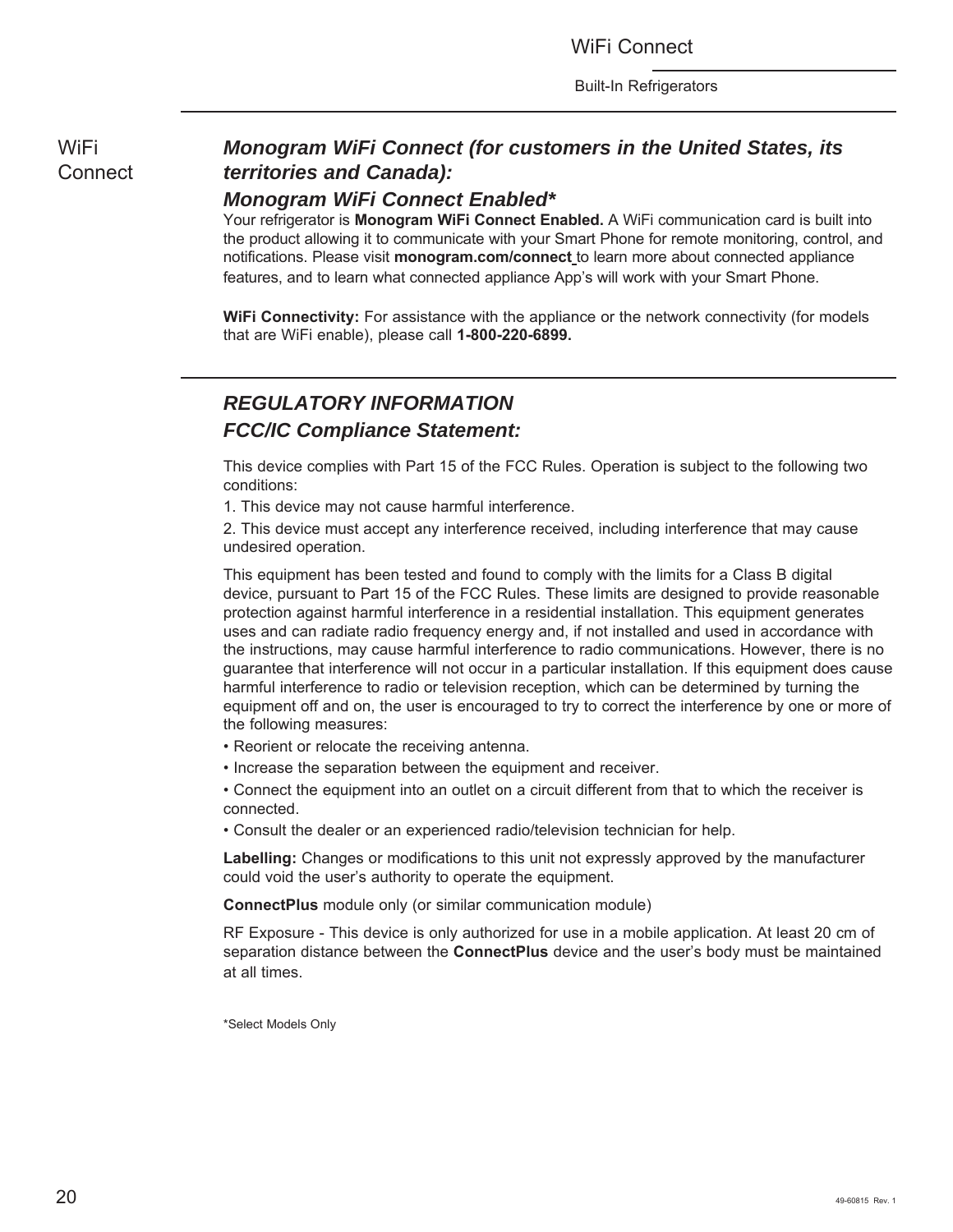WiFi Connect

## *Monogram WiFi Connect (for customers in the United States, its territories and Canada):*

### *Monogram WiFi Connect Enabled**

Your refrigerator is **Monogram WiFi Connect Enabled.** A WiFi communication card is built into the product allowing it to communicate with your Smart Phone for remote monitoring, control, and notifications. Please visit **monogram.com/connect** to learn more about connected appliance features, and to learn what connected appliance App's will work with your Smart Phone.

**WiFi Connectivity:** For assistance with the appliance or the network connectivity (for models that are WiFi enable), please call **1-800-220-6899.**

## *REGULATORY INFORMATION*

### *FCC/IC Compliance Statement:*

This device complies with Part 15 of the FCC Rules. Operation is subject to the following two conditions:

1. This device may not cause harmful interference.

2. This device must accept any interference received, including interference that may cause undesired operation.

This equipment has been tested and found to comply with the limits for a Class B digital device, pursuant to Part 15 of the FCC Rules. These limits are designed to provide reasonable protection against harmful interference in a residential installation. This equipment generates uses and can radiate radio frequency energy and, if not installed and used in accordance with the instructions, may cause harmful interference to radio communications. However, there is no guarantee that interference will not occur in a particular installation. If this equipment does cause harmful interference to radio or television reception, which can be determined by turning the equipment off and on, the user is encouraged to try to correct the interference by one or more of the following measures:

- Reorient or relocate the receiving antenna.
- Increase the separation between the equipment and receiver.
- Connect the equipment into an outlet on a circuit different from that to which the receiver is connected.
- Consult the dealer or an experienced radio/television technician for help.

**Labelling:** Changes or modifications to this unit not expressly approved by the manufacturer could void the user's authority to operate the equipment.

**ConnectPlus** module only (or similar communication module)

RF Exposure - This device is only authorized for use in a mobile application. At least 20 cm of separation distance between the **ConnectPlus** device and the user's body must be maintained at all times.

*Select Models Only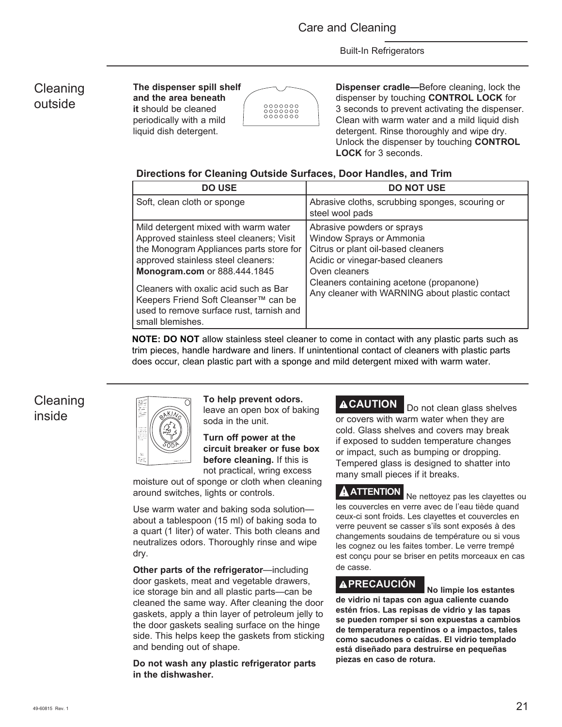## Cleaning outside

**The dispenser spill shelf and the area beneath it** should be cleaned periodically with a mild liquid dish detergent.

**Dispenser cradle—**Before cleaning, lock the dispenser by touching **CONTROL LOCK** for 3 seconds to prevent activating the dispenser. Clean with warm water and a mild liquid dish detergent. Rinse thoroughly and wipe dry. Unlock the dispenser by touching **CONTROL LOCK** for 3 seconds.

**Directions for Cleaning Outside Surfaces, Door Handles, and Trim**

| DO USE | DO NOT USE |
|---|---|
| Soft, clean cloth or sponge | Abrasive cloths, scrubbing sponges, scouring or steel wool pads |
| Mild detergent mixed with warm water<br>Approved stainless steel cleaners; Visit the Monogram Appliances parts store for approved stainless steel cleaners: **Monogram.com** or 888.444.1845<br>Cleaners with oxalic acid such as Bar Keepers Friend Soft Cleanser™ can be used to remove surface rust, tarnish and small blemishes. | Abrasive powders or sprays<br>Window Sprays or Ammonia<br>Citrus or plant oil-based cleaners<br>Acidic or vinegar-based cleaners<br>Oven cleaners<br>Cleaners containing acetone (propanone)<br>Any cleaner with WARNING about plastic contact |

**NOTE: DO NOT** allow stainless steel cleaner to come in contact with any plastic parts such as trim pieces, handle hardware and liners. If unintentional contact of cleaners with plastic parts does occur, clean plastic part with a sponge and mild detergent mixed with warm water.

## Cleaning inside

**To help prevent odors.** leave an open box of baking soda in the unit.

**Turn off power at the circuit breaker or fuse box before cleaning.** If this is not practical, wring excess moisture out of sponge or cloth when cleaning around switches, lights or controls.

Use warm water and baking soda solution—about a tablespoon (15 ml) of baking soda to a quart (1 liter) of water. This both cleans and neutralizes odors. Thoroughly rinse and wipe dry.

**Other parts of the refrigerator**—including door gaskets, meat and vegetable drawers, ice storage bin and all plastic parts—can be cleaned the same way. After cleaning the door gaskets, apply a thin layer of petroleum jelly to the door gaskets sealing surface on the hinge side. This helps keep the gaskets from sticking and bending out of shape.

**Do not wash any plastic refrigerator parts in the dishwasher.**

**⚠CAUTION** Do not clean glass shelves or covers with warm water when they are cold. Glass shelves and covers may break if exposed to sudden temperature changes or impact, such as bumping or dropping. Tempered glass is designed to shatter into many small pieces if it breaks.

**⚠ATTENTION** Ne nettoyez pas les clayettes ou les couvercles en verre avec de l'eau tiède quand ceux-ci sont froids. Les clayettes et couvercles en verre peuvent se casser s'ils sont exposés à des changements soudains de température ou si vous les cognez ou les faites tomber. Le verre trempé est conçu pour se briser en petits morceaux en cas de casse.

**⚠PRECAUCIÓN** **No limpie los estantes de vidrio ni tapas con agua caliente cuando estén fríos. Las repisas de vidrio y las tapas se pueden romper si son expuestas a cambios de temperatura repentinos o a impactos, tales como sacudones o caídas. El vidrio templado está diseñado para destruirse en pequeñas piezas en caso de rotura.**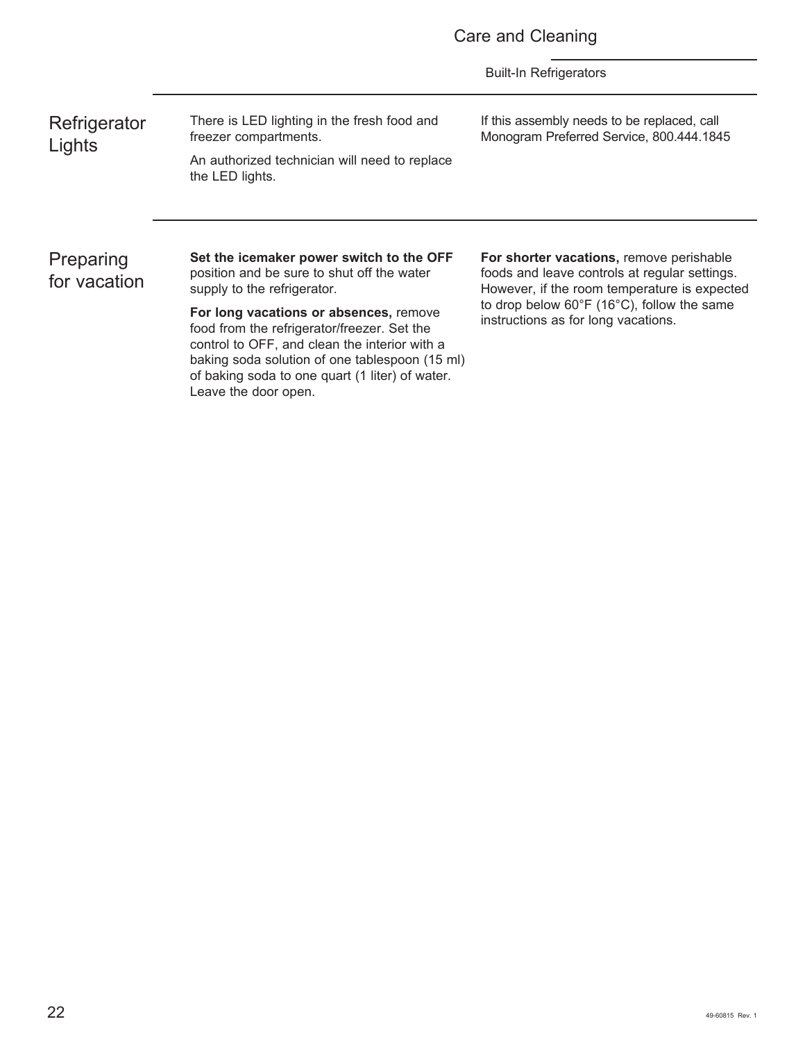## Refrigerator Lights

There is LED lighting in the fresh food and freezer compartments.

An authorized technician will need to replace the LED lights.

If this assembly needs to be replaced, call Monogram Preferred Service, 800.444.1845

## Preparing for vacation

**Set the icemaker power switch to the OFF** position and be sure to shut off the water supply to the refrigerator.

**For long vacations or absences,** remove food from the refrigerator/freezer. Set the control to OFF, and clean the interior with a baking soda solution of one tablespoon (15 ml) of baking soda to one quart (1 liter) of water. Leave the door open.

**For shorter vacations,** remove perishable foods and leave controls at regular settings. However, if the room temperature is expected to drop below 60°F (16°C), follow the same instructions as for long vacations.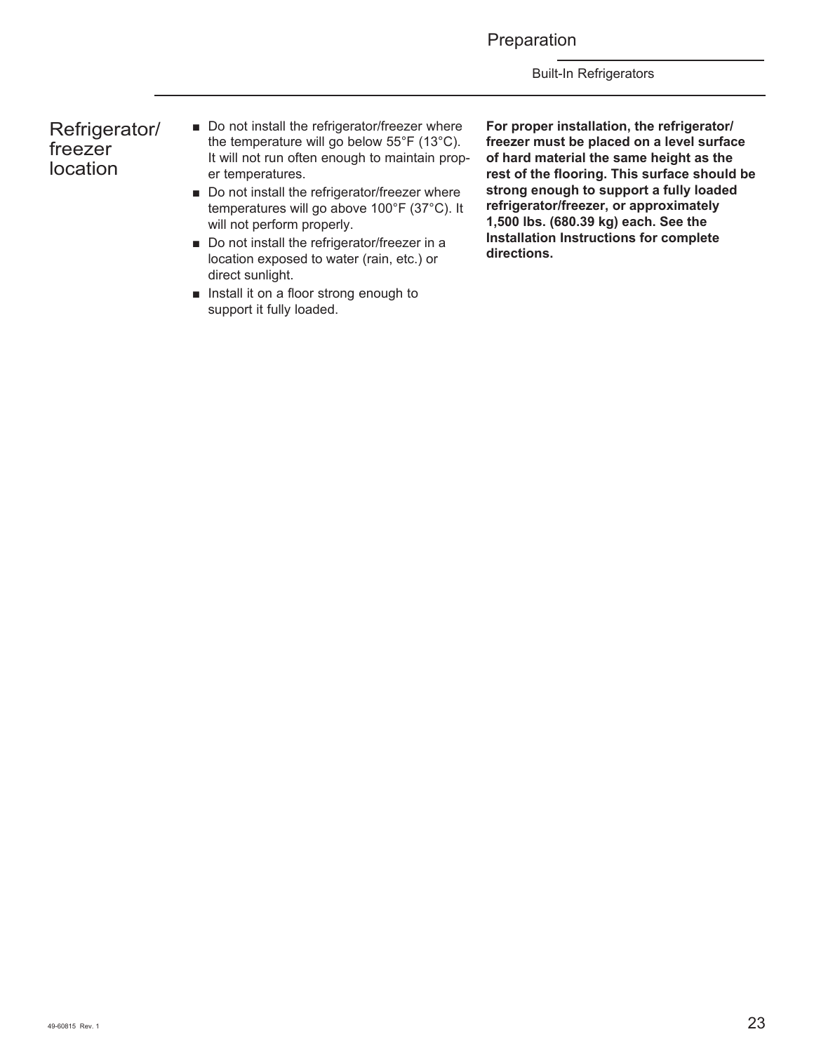## Refrigerator/freezer location

- Do not install the refrigerator/freezer where the temperature will go below 55°F (13°C). It will not run often enough to maintain proper temperatures.
- Do not install the refrigerator/freezer where temperatures will go above 100°F (37°C). It will not perform properly.
- Do not install the refrigerator/freezer in a location exposed to water (rain, etc.) or direct sunlight.
- Install it on a floor strong enough to support it fully loaded.

**For proper installation, the refrigerator/freezer must be placed on a level surface of hard material the same height as the rest of the flooring. This surface should be strong enough to support a fully loaded refrigerator/freezer, or approximately 1,500 lbs. (680.39 kg) each. See the Installation Instructions for complete directions.**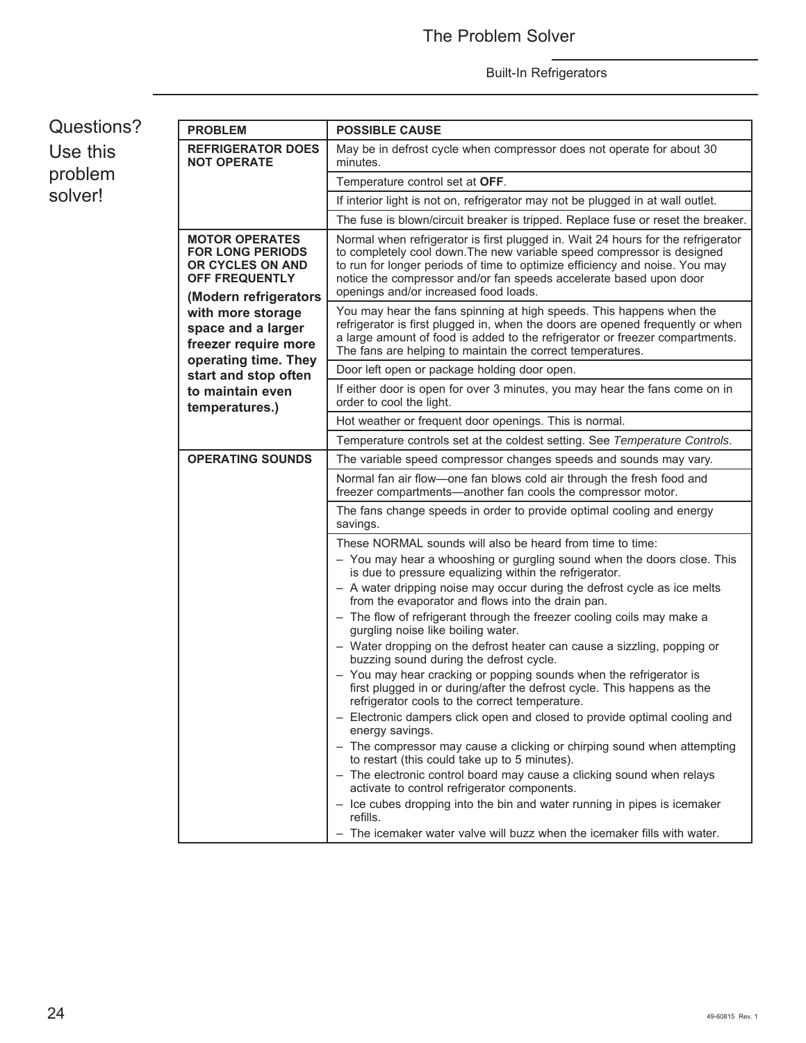# The Problem Solver

Built-In Refrigerators

## Questions? Use this problem solver!

| PROBLEM | POSSIBLE CAUSE |
|---|---|
| **REFRIGERATOR DOES NOT OPERATE** | May be in defrost cycle when compressor does not operate for about 30 minutes. |
| | Temperature control set at **OFF**. |
| | If interior light is not on, refrigerator may not be plugged in at wall outlet. |
| | The fuse is blown/circuit breaker is tripped. Replace fuse or reset the breaker. |
| **MOTOR OPERATES FOR LONG PERIODS OR CYCLES ON AND OFF FREQUENTLY** **(Modern refrigerators with more storage space and a larger freezer require more operating time. They start and stop often to maintain even temperatures.)** | Normal when refrigerator is first plugged in. Wait 24 hours for the refrigerator to completely cool down.The new variable speed compressor is designed to run for longer periods of time to optimize efficiency and noise. You may notice the compressor and/or fan speeds accelerate based upon door openings and/or increased food loads. |
| | You may hear the fans spinning at high speeds. This happens when the refrigerator is first plugged in, when the doors are opened frequently or when a large amount of food is added to the refrigerator or freezer compartments. The fans are helping to maintain the correct temperatures. |
| | Door left open or package holding door open. |
| | If either door is open for over 3 minutes, you may hear the fans come on in order to cool the light. |
| | Hot weather or frequent door openings. This is normal. |
| | Temperature controls set at the coldest setting. See *Temperature Controls*. |
| **OPERATING SOUNDS** | The variable speed compressor changes speeds and sounds may vary. |
| | Normal fan air flow—one fan blows cold air through the fresh food and freezer compartments—another fan cools the compressor motor. |
| | The fans change speeds in order to provide optimal cooling and energy savings. |
| | These NORMAL sounds will also be heard from time to time:<br>– You may hear a whooshing or gurgling sound when the doors close. This is due to pressure equalizing within the refrigerator.<br>– A water dripping noise may occur during the defrost cycle as ice melts from the evaporator and flows into the drain pan.<br>– The flow of refrigerant through the freezer cooling coils may make a gurgling noise like boiling water.<br>– Water dropping on the defrost heater can cause a sizzling, popping or buzzing sound during the defrost cycle.<br>– You may hear cracking or popping sounds when the refrigerator is first plugged in or during/after the defrost cycle. This happens as the refrigerator cools to the correct temperature.<br>– Electronic dampers click open and closed to provide optimal cooling and energy savings.<br>– The compressor may cause a clicking or chirping sound when attempting to restart (this could take up to 5 minutes).<br>– The electronic control board may cause a clicking sound when relays activate to control refrigerator components.<br>– Ice cubes dropping into the bin and water running in pipes is icemaker refills.<br>– The icemaker water valve will buzz when the icemaker fills with water. |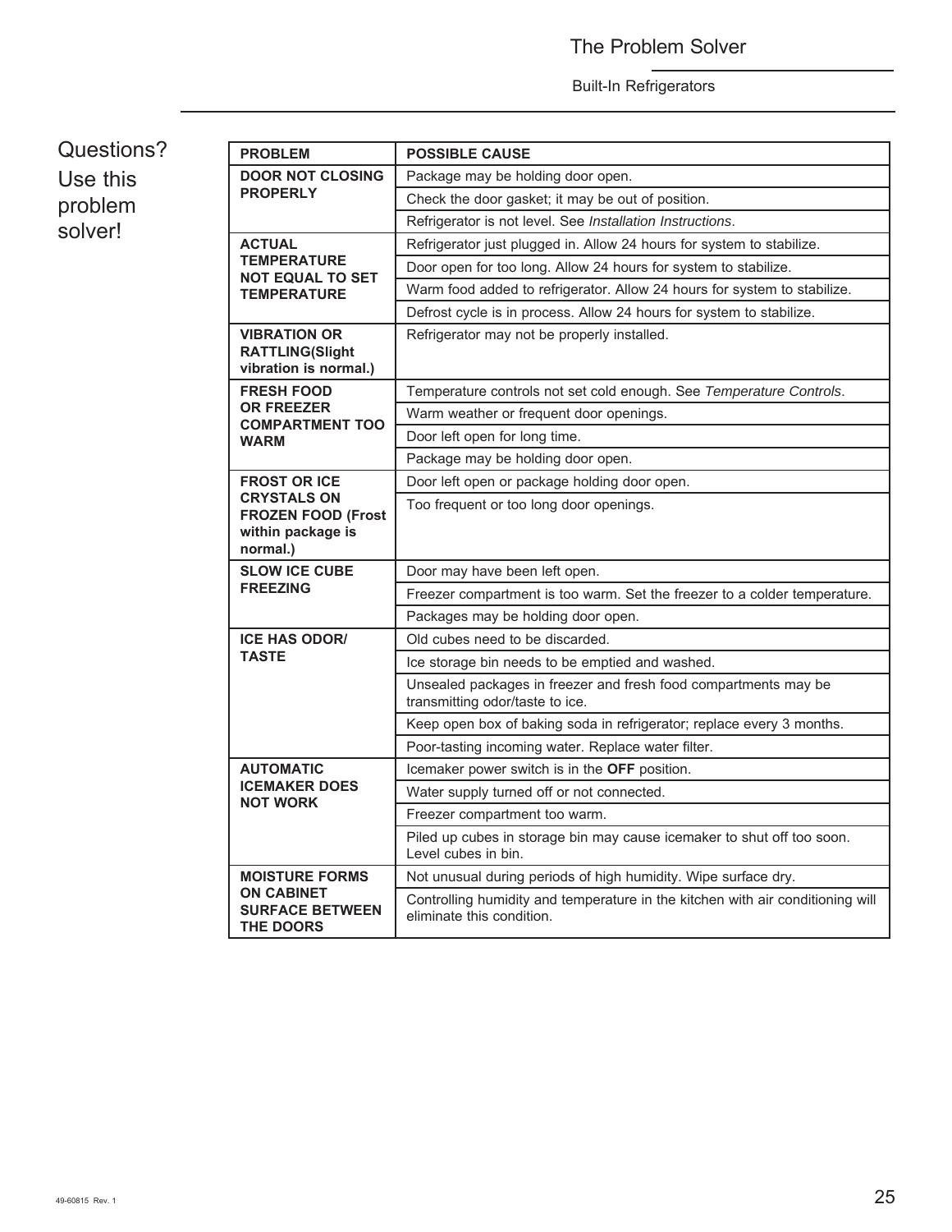# Questions? Use this problem solver!

| PROBLEM | POSSIBLE CAUSE |
|---|---|
| **DOOR NOT CLOSING PROPERLY** | Package may be holding door open. |
| | Check the door gasket; it may be out of position. |
| | Refrigerator is not level. See *Installation Instructions*. |
| **ACTUAL TEMPERATURE NOT EQUAL TO SET TEMPERATURE** | Refrigerator just plugged in. Allow 24 hours for system to stabilize. |
| | Door open for too long. Allow 24 hours for system to stabilize. |
| | Warm food added to refrigerator. Allow 24 hours for system to stabilize. |
| | Defrost cycle is in process. Allow 24 hours for system to stabilize. |
| **VIBRATION OR RATTLING(Slight vibration is normal.)** | Refrigerator may not be properly installed. |
| **FRESH FOOD OR FREEZER COMPARTMENT TOO WARM** | Temperature controls not set cold enough. See *Temperature Controls*. |
| | Warm weather or frequent door openings. |
| | Door left open for long time. |
| | Package may be holding door open. |
| **FROST OR ICE CRYSTALS ON FROZEN FOOD (Frost within package is normal.)** | Door left open or package holding door open. |
| | Too frequent or too long door openings. |
| **SLOW ICE CUBE FREEZING** | Door may have been left open. |
| | Freezer compartment is too warm. Set the freezer to a colder temperature. |
| | Packages may be holding door open. |
| **ICE HAS ODOR/ TASTE** | Old cubes need to be discarded. |
| | Ice storage bin needs to be emptied and washed. |
| | Unsealed packages in freezer and fresh food compartments may be transmitting odor/taste to ice. |
| | Keep open box of baking soda in refrigerator; replace every 3 months. |
| | Poor-tasting incoming water. Replace water filter. |
| **AUTOMATIC ICEMAKER DOES NOT WORK** | Icemaker power switch is in the **OFF** position. |
| | Water supply turned off or not connected. |
| | Freezer compartment too warm. |
| | Piled up cubes in storage bin may cause icemaker to shut off too soon. Level cubes in bin. |
| **MOISTURE FORMS ON CABINET SURFACE BETWEEN THE DOORS** | Not unusual during periods of high humidity. Wipe surface dry. |
| | Controlling humidity and temperature in the kitchen with air conditioning will eliminate this condition. |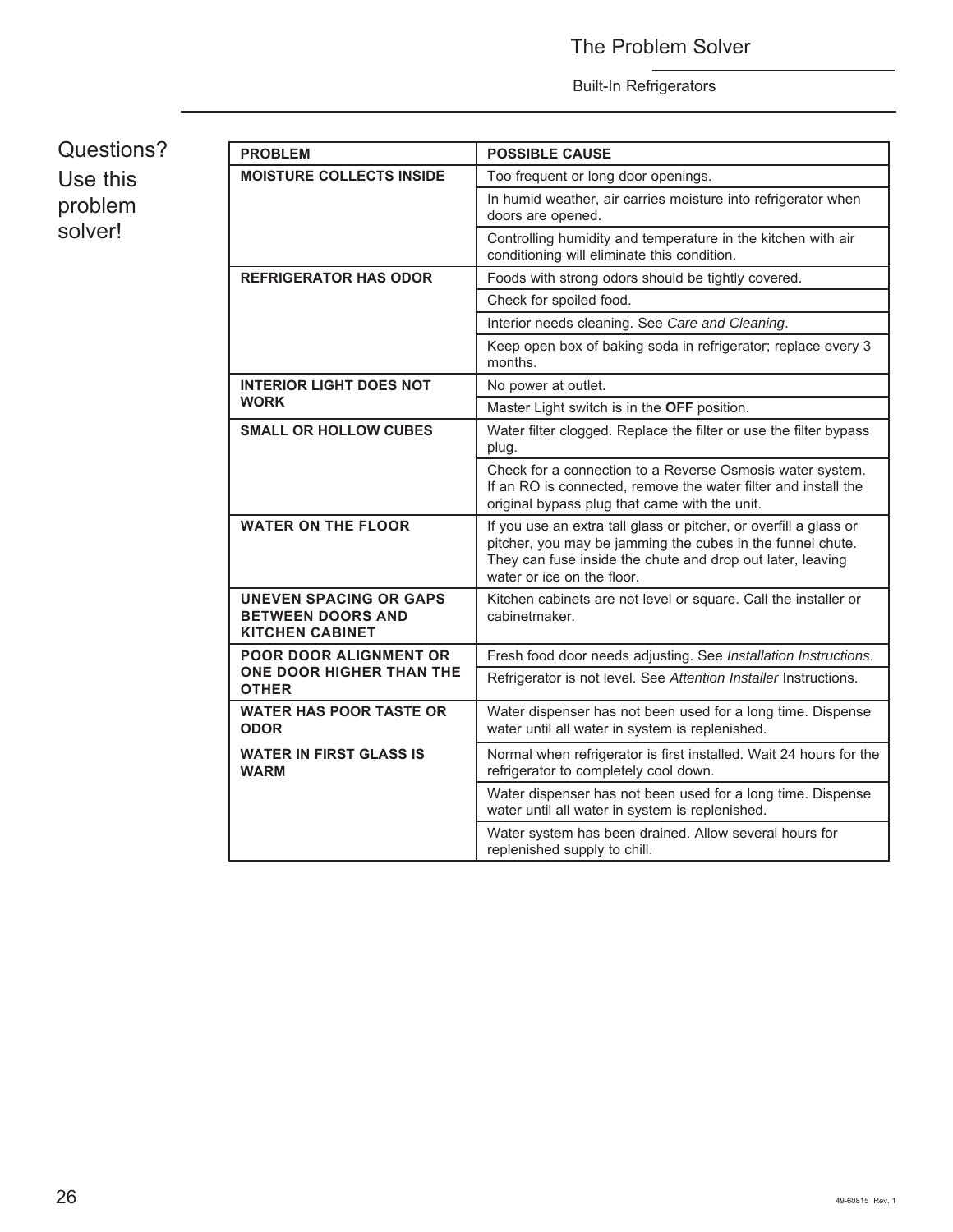# The Problem Solver

Built-In Refrigerators

Questions? Use this problem solver!

| PROBLEM | POSSIBLE CAUSE |
|---|---|
| **MOISTURE COLLECTS INSIDE** | Too frequent or long door openings. |
| | In humid weather, air carries moisture into refrigerator when doors are opened. |
| | Controlling humidity and temperature in the kitchen with air conditioning will eliminate this condition. |
| **REFRIGERATOR HAS ODOR** | Foods with strong odors should be tightly covered. |
| | Check for spoiled food. |
| | Interior needs cleaning. See *Care and Cleaning*. |
| | Keep open box of baking soda in refrigerator; replace every 3 months. |
| **INTERIOR LIGHT DOES NOT WORK** | No power at outlet. |
| | Master Light switch is in the **OFF** position. |
| **SMALL OR HOLLOW CUBES** | Water filter clogged. Replace the filter or use the filter bypass plug. |
| | Check for a connection to a Reverse Osmosis water system. If an RO is connected, remove the water filter and install the original bypass plug that came with the unit. |
| **WATER ON THE FLOOR** | If you use an extra tall glass or pitcher, or overfill a glass or pitcher, you may be jamming the cubes in the funnel chute. They can fuse inside the chute and drop out later, leaving water or ice on the floor. |
| **UNEVEN SPACING OR GAPS BETWEEN DOORS AND KITCHEN CABINET** | Kitchen cabinets are not level or square. Call the installer or cabinetmaker. |
| **POOR DOOR ALIGNMENT OR ONE DOOR HIGHER THAN THE OTHER** | Fresh food door needs adjusting. See *Installation Instructions*. |
| | Refrigerator is not level. See *Attention Installer* Instructions. |
| **WATER HAS POOR TASTE OR ODOR** | Water dispenser has not been used for a long time. Dispense water until all water in system is replenished. |
| **WATER IN FIRST GLASS IS WARM** | Normal when refrigerator is first installed. Wait 24 hours for the refrigerator to completely cool down. |
| | Water dispenser has not been used for a long time. Dispense water until all water in system is replenished. |
| | Water system has been drained. Allow several hours for replenished supply to chill. |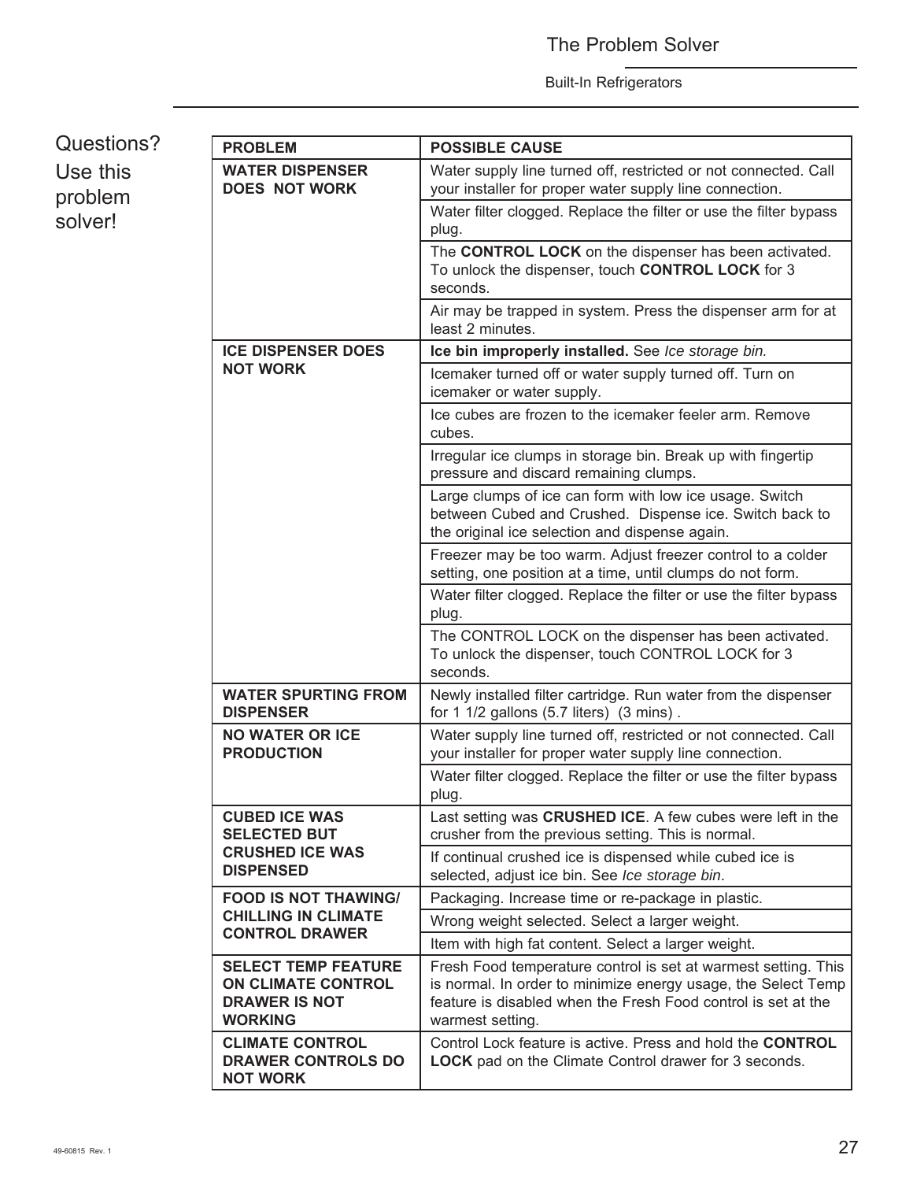Questions? Use this problem solver!

| PROBLEM | POSSIBLE CAUSE |
|---|---|
| **WATER DISPENSER DOES NOT WORK** | Water supply line turned off, restricted or not connected. Call your installer for proper water supply line connection. |
| | Water filter clogged. Replace the filter or use the filter bypass plug. |
| | The **CONTROL LOCK** on the dispenser has been activated. To unlock the dispenser, touch **CONTROL LOCK** for 3 seconds. |
| | Air may be trapped in system. Press the dispenser arm for at least 2 minutes. |
| **ICE DISPENSER DOES NOT WORK** | **Ice bin improperly installed.** See *Ice storage bin.* |
| | Icemaker turned off or water supply turned off. Turn on icemaker or water supply. |
| | Ice cubes are frozen to the icemaker feeler arm. Remove cubes. |
| | Irregular ice clumps in storage bin. Break up with fingertip pressure and discard remaining clumps. |
| | Large clumps of ice can form with low ice usage. Switch between Cubed and Crushed. Dispense ice. Switch back to the original ice selection and dispense again. |
| | Freezer may be too warm. Adjust freezer control to a colder setting, one position at a time, until clumps do not form. |
| | Water filter clogged. Replace the filter or use the filter bypass plug. |
| | The CONTROL LOCK on the dispenser has been activated. To unlock the dispenser, touch CONTROL LOCK for 3 seconds. |
| **WATER SPURTING FROM DISPENSER** | Newly installed filter cartridge. Run water from the dispenser for 1 1/2 gallons (5.7 liters) (3 mins) . |
| **NO WATER OR ICE PRODUCTION** | Water supply line turned off, restricted or not connected. Call your installer for proper water supply line connection. |
| | Water filter clogged. Replace the filter or use the filter bypass plug. |
| **CUBED ICE WAS SELECTED BUT CRUSHED ICE WAS DISPENSED** | Last setting was **CRUSHED ICE**. A few cubes were left in the crusher from the previous setting. This is normal. |
| | If continual crushed ice is dispensed while cubed ice is selected, adjust ice bin. See *Ice storage bin*. |
| **FOOD IS NOT THAWING/ CHILLING IN CLIMATE CONTROL DRAWER** | Packaging. Increase time or re-package in plastic. |
| | Wrong weight selected. Select a larger weight. |
| | Item with high fat content. Select a larger weight. |
| **SELECT TEMP FEATURE ON CLIMATE CONTROL DRAWER IS NOT WORKING** | Fresh Food temperature control is set at warmest setting. This is normal. In order to minimize energy usage, the Select Temp feature is disabled when the Fresh Food control is set at the warmest setting. |
| **CLIMATE CONTROL DRAWER CONTROLS DO NOT WORK** | Control Lock feature is active. Press and hold the **CONTROL LOCK** pad on the Climate Control drawer for 3 seconds. |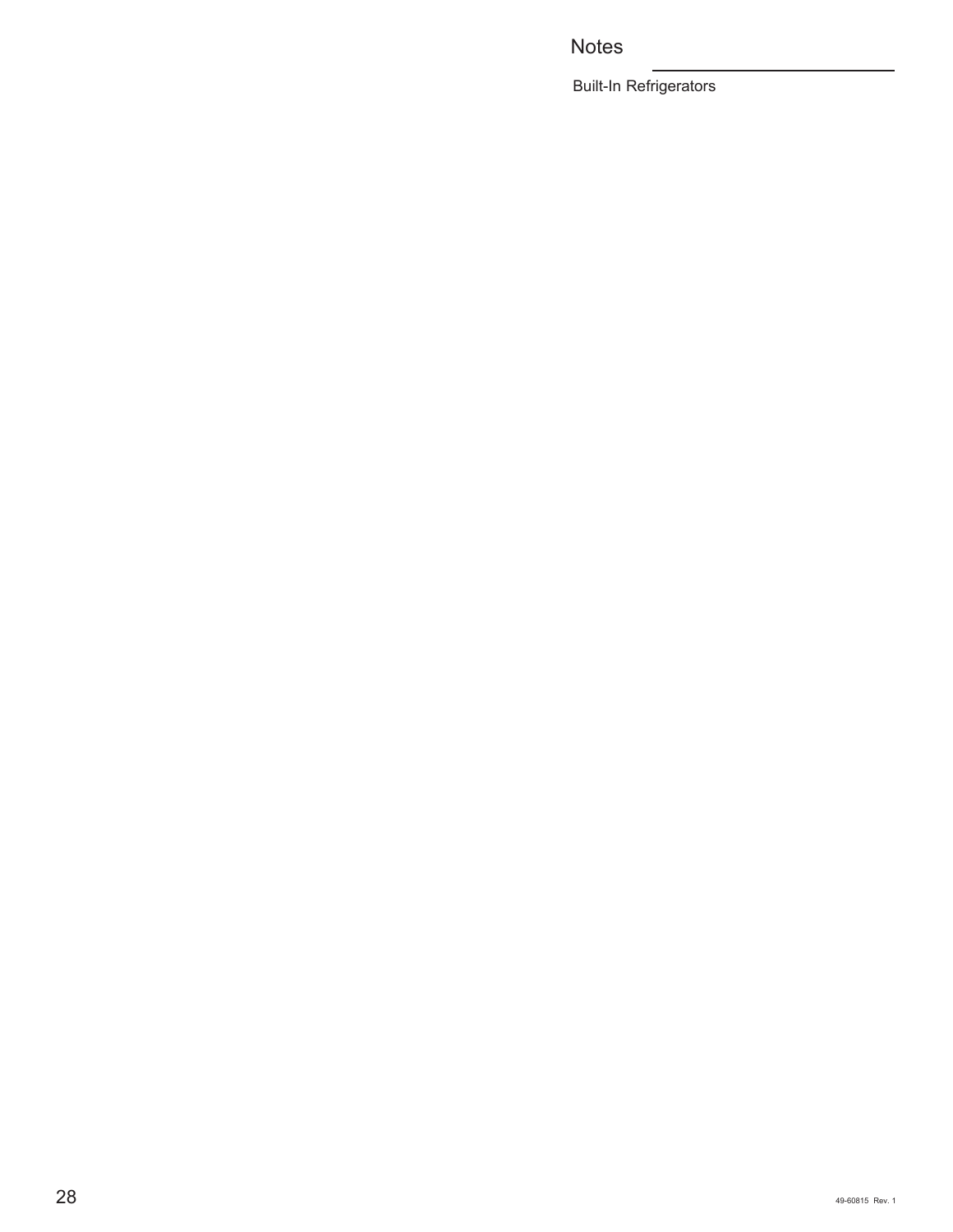## Notes

Built-In Refrigerators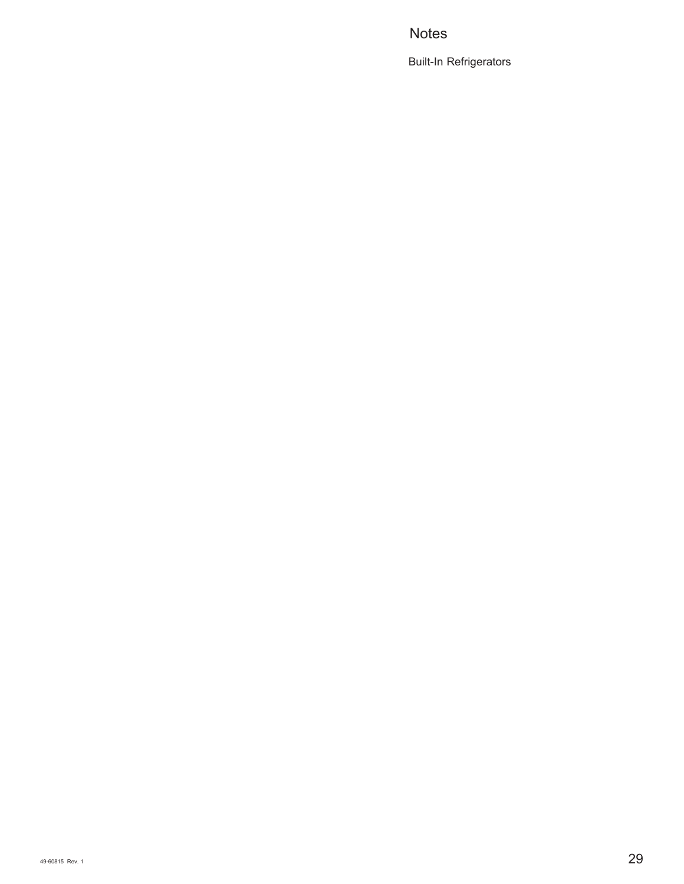## Notes

Built-In Refrigerators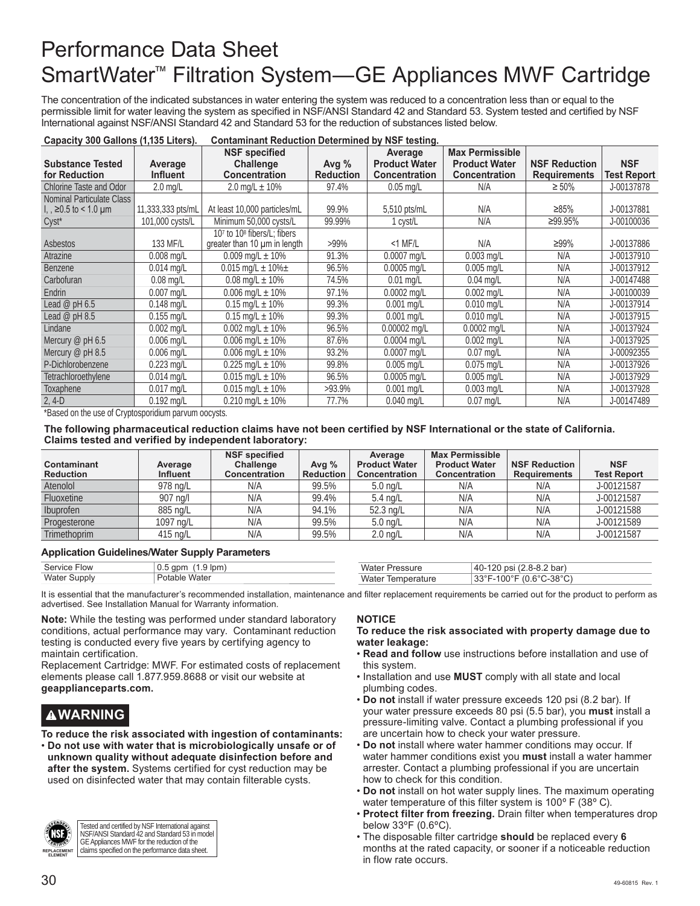# Performance Data Sheet
# SmartWater™ Filtration System—GE Appliances MWF Cartridge

The concentration of the indicated substances in water entering the system was reduced to a concentration less than or equal to the permissible limit for water leaving the system as specified in NSF/ANSI Standard 42 and Standard 53. System tested and certified by NSF International against NSF/ANSI Standard 42 and Standard 53 for the reduction of substances listed below.

**Capacity 300 Gallons (1,135 Liters). Contaminant Reduction Determined by NSF testing.**

| Substance Tested for Reduction | Average Influent | NSF specified Challenge Concentration | Avg % Reduction | Average Product Water Concentration | Max Permissible Product Water Concentration | NSF Reduction Requirements | NSF Test Report |
|---|---|---|---|---|---|---|---|
| Chlorine Taste and Odor | 2.0 mg/L | 2.0 mg/L ± 10% | 97.4% | 0.05 mg/L | N/A | ≥ 50% | J-00137878 |
| Nominal Particulate Class I, , ≥0.5 to < 1.0 µm | 11,333,333 pts/mL | At least 10,000 particles/mL | 99.9% | 5,510 pts/mL | N/A | ≥85% | J-00137881 |
| Cyst* | 101,000 cysts/L | Minimum 50,000 cysts/L | 99.99% | 1 cyst/L | N/A | ≥99.95% | J-00100036 |
| Asbestos | 133 MF/L | $10^7$ to $10^8$ fibers/L; fibers greater than 10 µm in length | >99% | <1 MF/L | N/A | ≥99% | J-00137886 |
| Atrazine | 0.008 mg/L | 0.009 mg/L ± 10% | 91.3% | 0.0007 mg/L | 0.003 mg/L | N/A | J-00137910 |
| Benzene | 0.014 mg/L | 0.015 mg/L ± 10%± | 96.5% | 0.0005 mg/L | 0.005 mg/L | N/A | J-00137912 |
| Carbofuran | 0.08 mg/L | 0.08 mg/L ± 10% | 74.5% | 0.01 mg/L | 0.04 mg/L | N/A | J-00147488 |
| Endrin | 0.007 mg/L | 0.006 mg/L ± 10% | 97.1% | 0.0002 mg/L | 0.002 mg/L | N/A | J-00100039 |
| Lead @ pH 6.5 | 0.148 mg/L | 0.15 mg/L ± 10% | 99.3% | 0.001 mg/L | 0.010 mg/L | N/A | J-00137914 |
| Lead @ pH 8.5 | 0.155 mg/L | 0.15 mg/L ± 10% | 99.3% | 0.001 mg/L | 0.010 mg/L | N/A | J-00137915 |
| Lindane | 0.002 mg/L | 0.002 mg/L ± 10% | 96.5% | 0.00002 mg/L | 0.0002 mg/L | N/A | J-00137924 |
| Mercury @ pH 6.5 | 0.006 mg/L | 0.006 mg/L ± 10% | 87.6% | 0.0004 mg/L | 0.002 mg/L | N/A | J-00137925 |
| Mercury @ pH 8.5 | 0.006 mg/L | 0.006 mg/L ± 10% | 93.2% | 0.0007 mg/L | 0.07 mg/L | N/A | J-00092355 |
| P-Dichlorobenzene | 0.223 mg/L | 0.225 mg/L ± 10% | 99.8% | 0.005 mg/L | 0.075 mg/L | N/A | J-00137926 |
| Tetrachloroethylene | 0.014 mg/L | 0.015 mg/L ± 10% | 96.5% | 0.0005 mg/L | 0.005 mg/L | N/A | J-00137929 |
| Toxaphene | 0.017 mg/L | 0.015 mg/L ± 10% | >93.9% | 0.001 mg/L | 0.003 mg/L | N/A | J-00137928 |
| 2, 4-D | 0.192 mg/L | 0.210 mg/L ± 10% | 77.7% | 0.040 mg/L | 0.07 mg/L | N/A | J-00147489 |

*Based on the use of Cryptosporidium parvum oocysts.

**The following pharmaceutical reduction claims have not been certified by NSF International or the state of California. Claims tested and verified by independent laboratory:**

| Contaminant Reduction | Average Influent | NSF specified Challenge Concentration | Avg % Reduction | Average Product Water Concentration | Max Permissible Product Water Concentration | NSF Reduction Requirements | NSF Test Report |
|---|---|---|---|---|---|---|---|
| Atenolol | 978 ng/L | N/A | 99.5% | 5.0 ng/L | N/A | N/A | J-00121587 |
| Fluoxetine | 907 ng/l | N/A | 99.4% | 5.4 ng/L | N/A | N/A | J-00121587 |
| Ibuprofen | 885 ng/L | N/A | 94.1% | 52.3 ng/L | N/A | N/A | J-00121588 |
| Progesterone | 1097 ng/L | N/A | 99.5% | 5.0 ng/L | N/A | N/A | J-00121589 |
| Trimethoprim | 415 ng/L | N/A | 99.5% | 2.0 ng/L | N/A | N/A | J-00121587 |

**Application Guidelines/Water Supply Parameters**

| | | | |
|---|---|---|---|
| Service Flow | 0.5 gpm (1.9 lpm) | Water Pressure | 40-120 psi (2.8-8.2 bar) |
| Water Supply | Potable Water | Water Temperature | 33°F-100°F (0.6°C-38°C) |

It is essential that the manufacturer's recommended installation, maintenance and filter replacement requirements be carried out for the product to perform as advertised. See Installation Manual for Warranty information.

**Note:** While the testing was performed under standard laboratory conditions, actual performance may vary. Contaminant reduction testing is conducted every five years by certifying agency to maintain certification.

Replacement Cartridge: MWF. For estimated costs of replacement elements please call 1.877.959.8688 or visit our website at **geapplianceparts.com.**

## ⚠WARNING

**To reduce the risk associated with ingestion of contaminants:**

- **Do not use with water that is microbiologically unsafe or of unknown quality without adequate disinfection before and after the system.** Systems certified for cyst reduction may be used on disinfected water that may contain filterable cysts.

Tested and certified by NSF International against NSF/ANSI Standard 42 and Standard 53 in model GE Appliances MWF for the reduction of the claims specified on the performance data sheet.

**NOTICE**

**To reduce the risk associated with property damage due to water leakage:**

- **Read and follow** use instructions before installation and use of this system.
- Installation and use **MUST** comply with all state and local plumbing codes.
- **Do not** install if water pressure exceeds 120 psi (8.2 bar). If your water pressure exceeds 80 psi (5.5 bar), you **must** install a pressure-limiting valve. Contact a plumbing professional if you are uncertain how to check your water pressure.
- **Do not** install where water hammer conditions may occur. If water hammer conditions exist you **must** install a water hammer arrester. Contact a plumbing professional if you are uncertain how to check for this condition.
- **Do not** install on hot water supply lines. The maximum operating water temperature of this filter system is 100º F (38º C).
- **Protect filter from freezing.** Drain filter when temperatures drop below 33ºF (0.6ºC).
- The disposable filter cartridge **should** be replaced every **6** months at the rated capacity, or sooner if a noticeable reduction in flow rate occurs.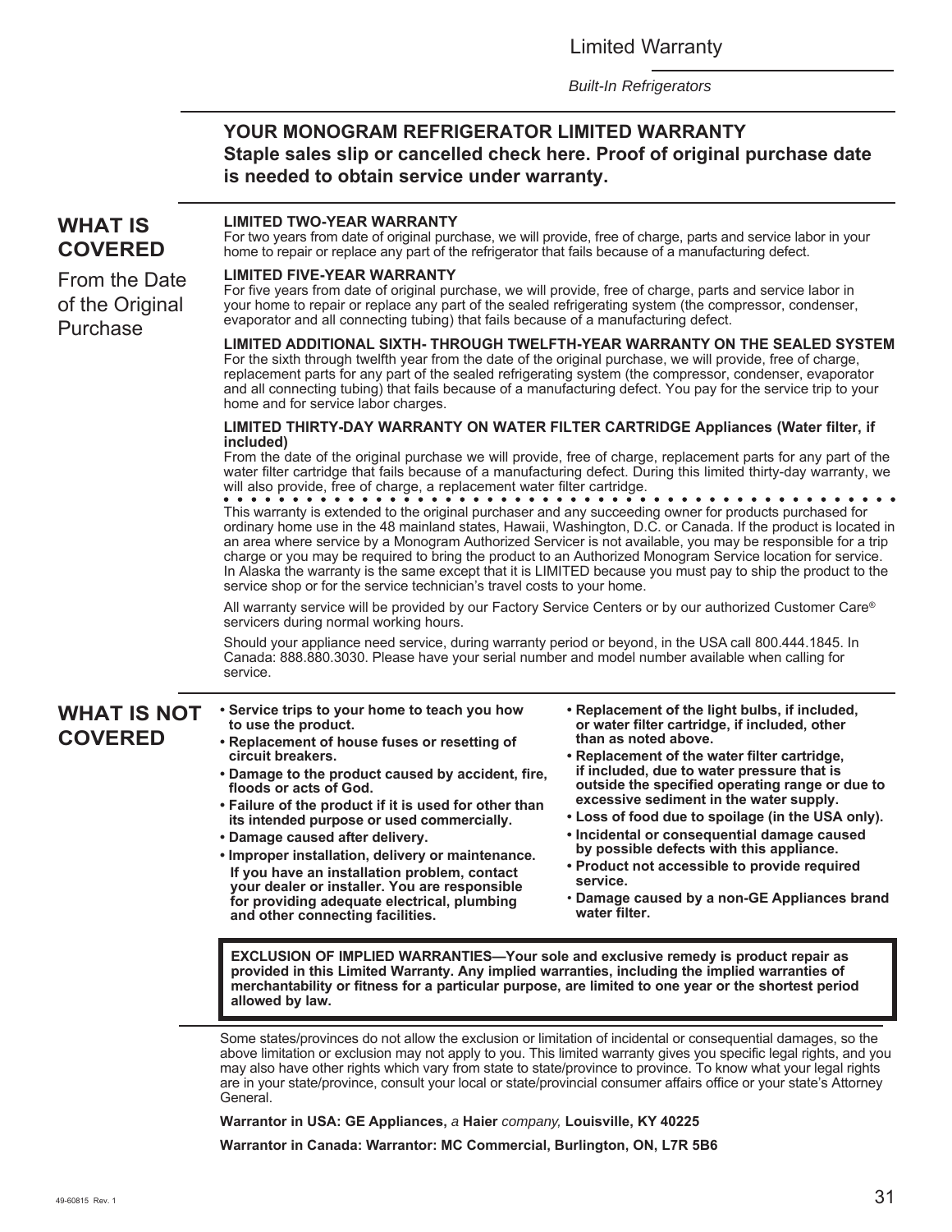# Limited Warranty

*Built-In Refrigerators*

## YOUR MONOGRAM REFRIGERATOR LIMITED WARRANTY

**Staple sales slip or cancelled check here. Proof of original purchase date is needed to obtain service under warranty.**

## WHAT IS COVERED

From the Date of the Original Purchase

**LIMITED TWO-YEAR WARRANTY**
For two years from date of original purchase, we will provide, free of charge, parts and service labor in your home to repair or replace any part of the refrigerator that fails because of a manufacturing defect.

**LIMITED FIVE-YEAR WARRANTY**
For five years from date of original purchase, we will provide, free of charge, parts and service labor in your home to repair or replace any part of the sealed refrigerating system (the compressor, condenser, evaporator and all connecting tubing) that fails because of a manufacturing defect.

**LIMITED ADDITIONAL SIXTH- THROUGH TWELFTH-YEAR WARRANTY ON THE SEALED SYSTEM**
For the sixth through twelfth year from the date of the original purchase, we will provide, free of charge, replacement parts for any part of the sealed refrigerating system (the compressor, condenser, evaporator and all connecting tubing) that fails because of a manufacturing defect. You pay for the service trip to your home and for service labor charges.

**LIMITED THIRTY-DAY WARRANTY ON WATER FILTER CARTRIDGE Appliances (Water filter, if included)**
From the date of the original purchase we will provide, free of charge, replacement parts for any part of the water filter cartridge that fails because of a manufacturing defect. During this limited thirty-day warranty, we will also provide, free of charge, a replacement water filter cartridge.

This warranty is extended to the original purchaser and any succeeding owner for products purchased for ordinary home use in the 48 mainland states, Hawaii, Washington, D.C. or Canada. If the product is located in an area where service by a Monogram Authorized Servicer is not available, you may be responsible for a trip charge or you may be required to bring the product to an Authorized Monogram Service location for service. In Alaska the warranty is the same except that it is LIMITED because you must pay to ship the product to the service shop or for the service technician's travel costs to your home.

All warranty service will be provided by our Factory Service Centers or by our authorized Customer Care® servicers during normal working hours.

Should your appliance need service, during warranty period or beyond, in the USA call 800.444.1845. In Canada: 888.880.3030. Please have your serial number and model number available when calling for service.

## WHAT IS NOT COVERED

- **Service trips to your home to teach you how to use the product.**
- **Replacement of house fuses or resetting of circuit breakers.**
- **Damage to the product caused by accident, fire, floods or acts of God.**
- **Failure of the product if it is used for other than its intended purpose or used commercially.**
- **Damage caused after delivery.**
- **Improper installation, delivery or maintenance. If you have an installation problem, contact your dealer or installer. You are responsible for providing adequate electrical, plumbing and other connecting facilities.**
- **Replacement of the light bulbs, if included, or water filter cartridge, if included, other than as noted above.**
- **Replacement of the water filter cartridge, if included, due to water pressure that is outside the specified operating range or due to excessive sediment in the water supply.**
- **Loss of food due to spoilage (in the USA only).**
- **Incidental or consequential damage caused by possible defects with this appliance.**
- **Product not accessible to provide required service.**
- **Damage caused by a non-GE Appliances brand water filter.**

**EXCLUSION OF IMPLIED WARRANTIES—Your sole and exclusive remedy is product repair as provided in this Limited Warranty. Any implied warranties, including the implied warranties of merchantability or fitness for a particular purpose, are limited to one year or the shortest period allowed by law.**

Some states/provinces do not allow the exclusion or limitation of incidental or consequential damages, so the above limitation or exclusion may not apply to you. This limited warranty gives you specific legal rights, and you may also have other rights which vary from state to state/province to province. To know what your legal rights are in your state/province, consult your local or state/provincial consumer affairs office or your state's Attorney General.

**Warrantor in USA: GE Appliances,** *a* **Haier** *company,* **Louisville, KY 40225**

**Warrantor in Canada: Warrantor: MC Commercial, Burlington, ON, L7R 5B6**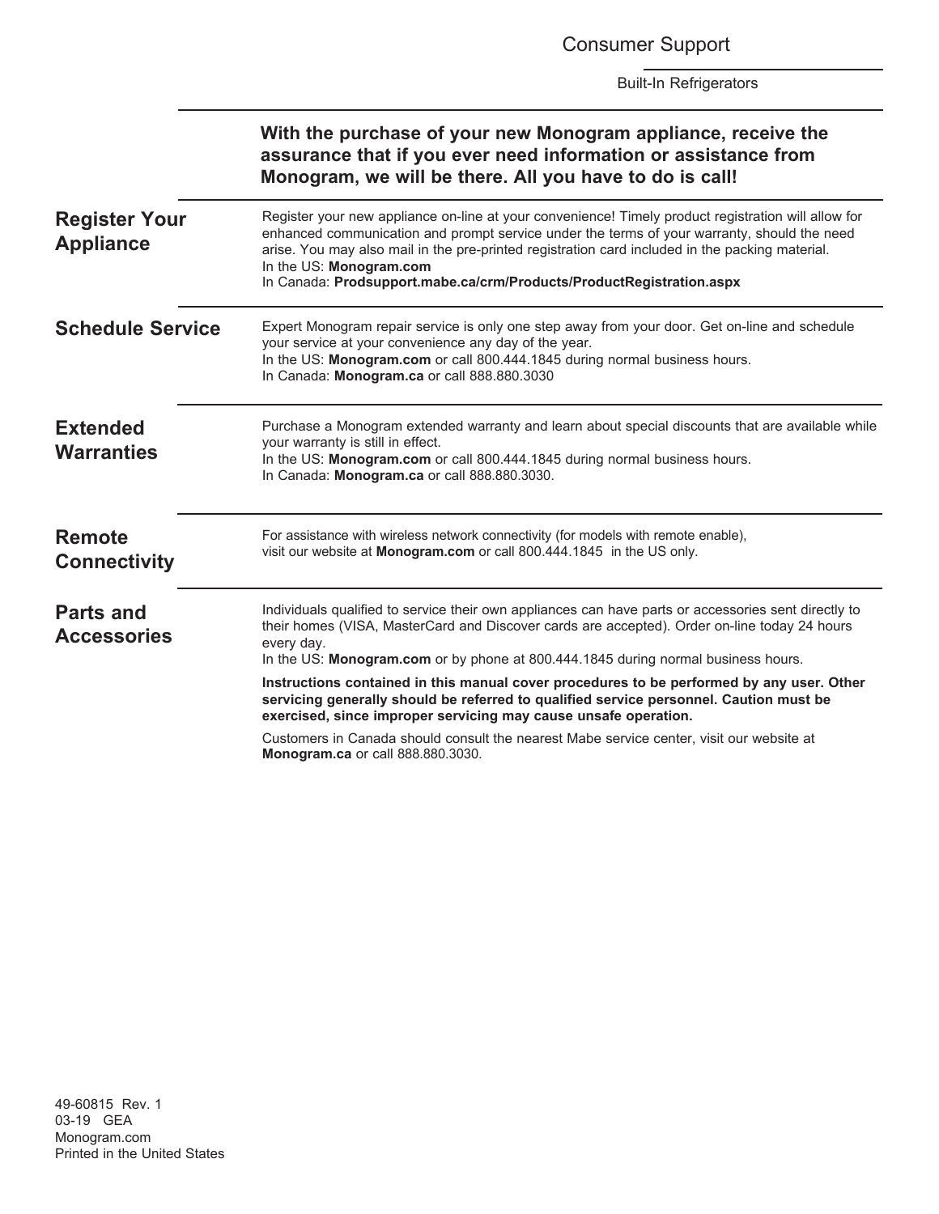# Consumer Support

Built-In Refrigerators

**With the purchase of your new Monogram appliance, receive the assurance that if you ever need information or assistance from Monogram, we will be there. All you have to do is call!**

## Register Your Appliance

Register your new appliance on-line at your convenience! Timely product registration will allow for enhanced communication and prompt service under the terms of your warranty, should the need arise. You may also mail in the pre-printed registration card included in the packing material.
In the US: **Monogram.com**
In Canada: **Prodsupport.mabe.ca/crm/Products/ProductRegistration.aspx**

## Schedule Service

Expert Monogram repair service is only one step away from your door. Get on-line and schedule your service at your convenience any day of the year.
In the US: **Monogram.com** or call 800.444.1845 during normal business hours.
In Canada: **Monogram.ca** or call 888.880.3030

## Extended Warranties

Purchase a Monogram extended warranty and learn about special discounts that are available while your warranty is still in effect.
In the US: **Monogram.com** or call 800.444.1845 during normal business hours.
In Canada: **Monogram.ca** or call 888.880.3030.

## Remote Connectivity

For assistance with wireless network connectivity (for models with remote enable), visit our website at **Monogram.com** or call 800.444.1845 in the US only.

## Parts and Accessories

Individuals qualified to service their own appliances can have parts or accessories sent directly to their homes (VISA, MasterCard and Discover cards are accepted). Order on-line today 24 hours every day.
In the US: **Monogram.com** or by phone at 800.444.1845 during normal business hours.

**Instructions contained in this manual cover procedures to be performed by any user. Other servicing generally should be referred to qualified service personnel. Caution must be exercised, since improper servicing may cause unsafe operation.**

Customers in Canada should consult the nearest Mabe service center, visit our website at **Monogram.ca** or call 888.880.3030.

49-60815 Rev. 1
03-19 GEA
Monogram.com
Printed in the United States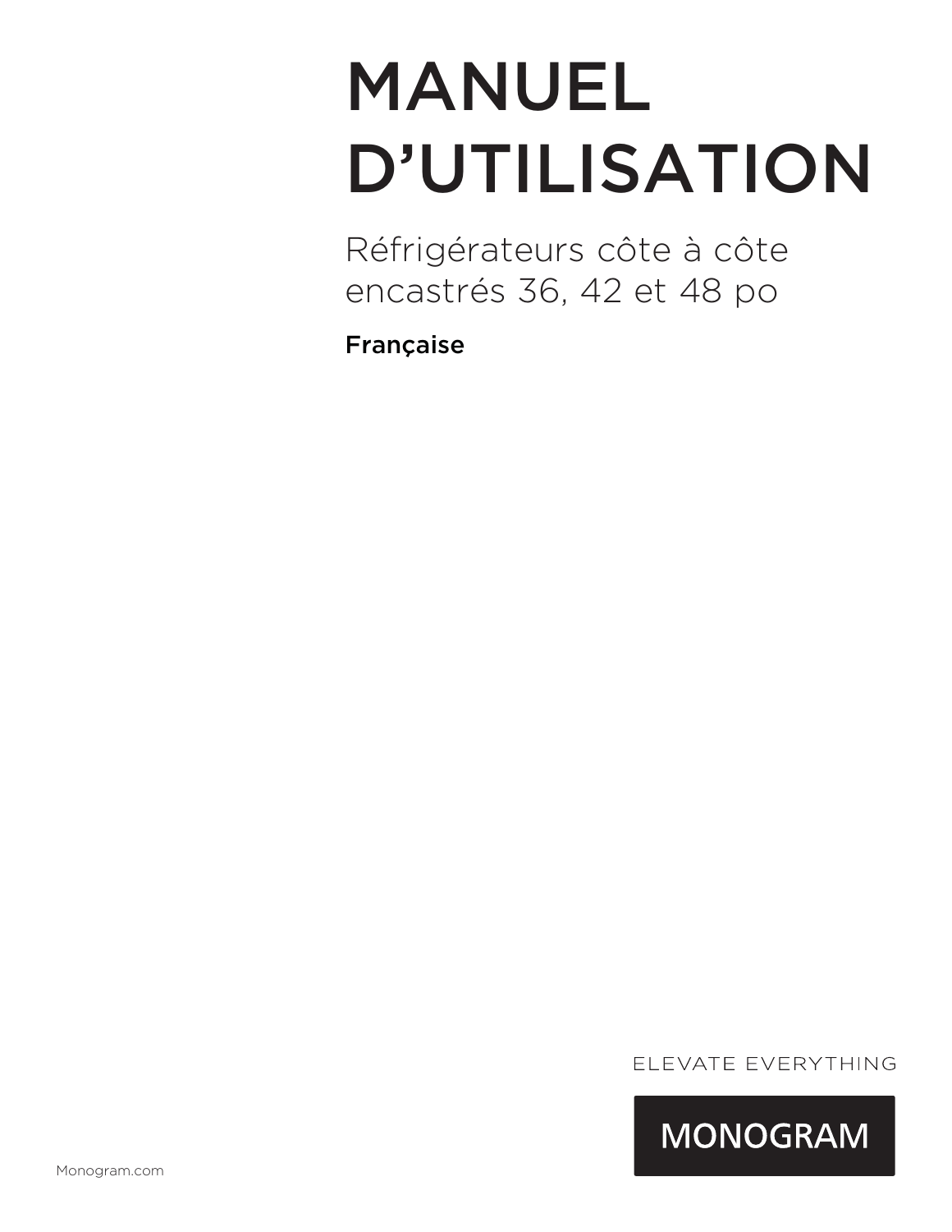# MANUEL D'UTILISATION

## Réfrigérateurs côte à côte encastrés 36, 42 et 48 po

**Française**

ELEVATE EVERYTHING

MONOGRAM

Monogram.com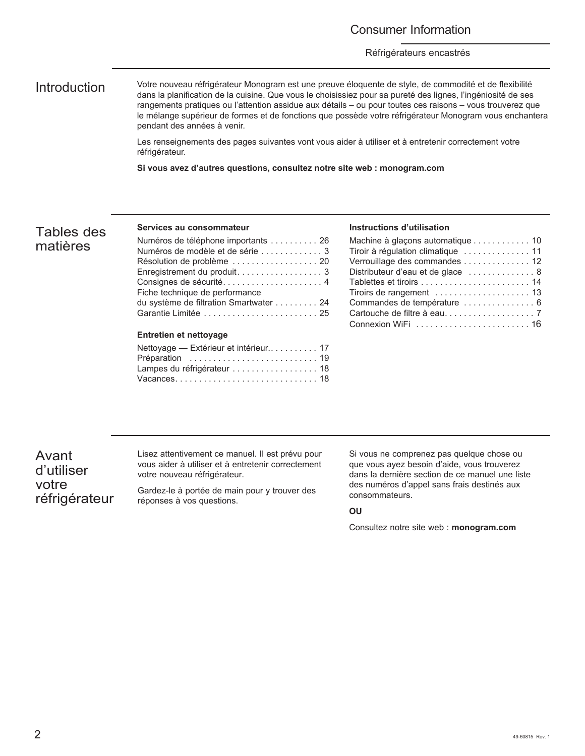## Consumer Information

Réfrigérateurs encastrés

## Introduction

Votre nouveau réfrigérateur Monogram est une preuve éloquente de style, de commodité et de flexibilité dans la planification de la cuisine. Que vous le choisissiez pour sa pureté des lignes, l'ingéniosité de ses rangements pratiques ou l'attention assidue aux détails – ou pour toutes ces raisons – vous trouverez que le mélange supérieur de formes et de fonctions que possède votre réfrigérateur Monogram vous enchantera pendant des années à venir.

Les renseignements des pages suivantes vont vous aider à utiliser et à entretenir correctement votre réfrigérateur.

**Si vous avez d'autres questions, consultez notre site web : monogram.com**

## Tables des matières

**Services au consommateur**

Numéros de téléphone importants . . . . . . . . . . 26
Numéros de modèle et de série . . . . . . . . . . . . . 3
Résolution de problème . . . . . . . . . . . . . . . . . . 20
Enregistrement du produit . . . . . . . . . . . . . . . . . . 3
Consignes de sécurité . . . . . . . . . . . . . . . . . . . . . 4
Fiche technique de performance du système de filtration Smartwater . . . . . . . . . 24
Garantie Limitée . . . . . . . . . . . . . . . . . . . . . . . . 25

**Entretien et nettoyage**

Nettoyage — Extérieur et intérieur. . . . . . . . . . . 17
Préparation . . . . . . . . . . . . . . . . . . . . . . . . . . . 19
Lampes du réfrigérateur . . . . . . . . . . . . . . . . . . 18
Vacances . . . . . . . . . . . . . . . . . . . . . . . . . . . . . . 18

**Instructions d'utilisation**

Machine à glaçons automatique . . . . . . . . . . . . 10
Tiroir à régulation climatique . . . . . . . . . . . . . . 11
Verrouillage des commandes . . . . . . . . . . . . . . 12
Distributeur d'eau et de glace . . . . . . . . . . . . . . 8
Tablettes et tiroirs . . . . . . . . . . . . . . . . . . . . . . . 14
Tiroirs de rangement . . . . . . . . . . . . . . . . . . . . 13
Commandes de température . . . . . . . . . . . . . . . 6
Cartouche de filtre à eau. . . . . . . . . . . . . . . . . . . 7
Connexion WiFi . . . . . . . . . . . . . . . . . . . . . . . . 16

## Avant d'utiliser votre réfrigérateur

Lisez attentivement ce manuel. Il est prévu pour vous aider à utiliser et à entretenir correctement votre nouveau réfrigérateur.

Gardez-le à portée de main pour y trouver des réponses à vos questions.

Si vous ne comprenez pas quelque chose ou que vous ayez besoin d'aide, vous trouverez dans la dernière section de ce manuel une liste des numéros d'appel sans frais destinés aux consommateurs.

**OU**

Consultez notre site web : **monogram.com**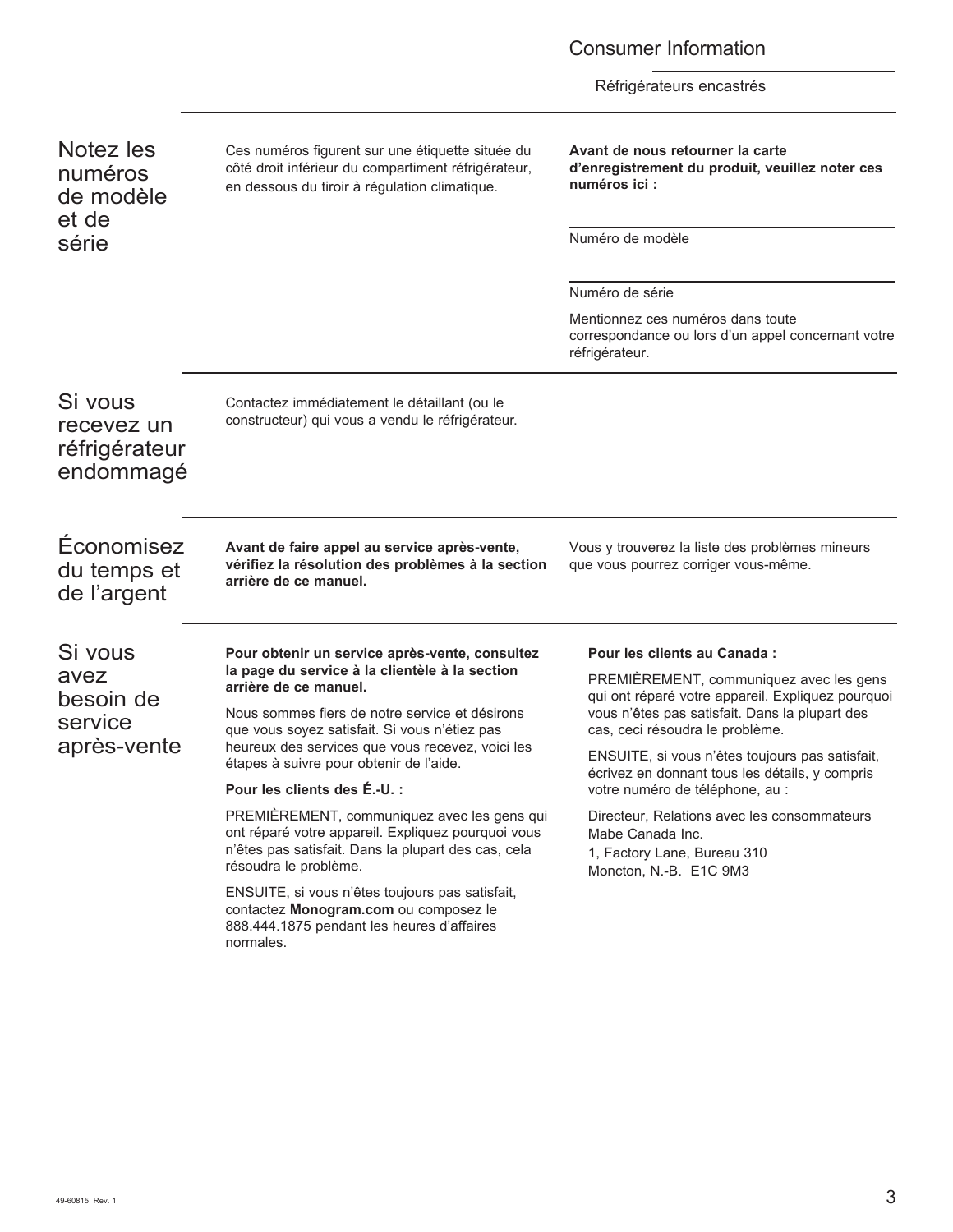## Notez les numéros de modèle et de série

Ces numéros figurent sur une étiquette située du côté droit inférieur du compartiment réfrigérateur, en dessous du tiroir à régulation climatique.

**Avant de nous retourner la carte d'enregistrement du produit, veuillez noter ces numéros ici :**

Numéro de modèle

Numéro de série

Mentionnez ces numéros dans toute correspondance ou lors d'un appel concernant votre réfrigérateur.

## Si vous recevez un réfrigérateur endommagé

Contactez immédiatement le détaillant (ou le constructeur) qui vous a vendu le réfrigérateur.

## Économisez du temps et de l'argent

**Avant de faire appel au service après-vente, vérifiez la résolution des problèmes à la section arrière de ce manuel.**

Vous y trouverez la liste des problèmes mineurs que vous pourrez corriger vous-même.

## Si vous avez besoin de service après-vente

**Pour obtenir un service après-vente, consultez la page du service à la clientèle à la section arrière de ce manuel.**

Nous sommes fiers de notre service et désirons que vous soyez satisfait. Si vous n'étiez pas heureux des services que vous recevez, voici les étapes à suivre pour obtenir de l'aide.

**Pour les clients des É.-U. :**

PREMIÈREMENT, communiquez avec les gens qui ont réparé votre appareil. Expliquez pourquoi vous n'êtes pas satisfait. Dans la plupart des cas, cela résoudra le problème.

ENSUITE, si vous n'êtes toujours pas satisfait, contactez **Monogram.com** ou composez le 888.444.1875 pendant les heures d'affaires normales.

**Pour les clients au Canada :**

PREMIÈREMENT, communiquez avec les gens qui ont réparé votre appareil. Expliquez pourquoi vous n'êtes pas satisfait. Dans la plupart des cas, ceci résoudra le problème.

ENSUITE, si vous n'êtes toujours pas satisfait, écrivez en donnant tous les détails, y compris votre numéro de téléphone, au :

Directeur, Relations avec les consommateurs
Mabe Canada Inc.
1, Factory Lane, Bureau 310
Moncton, N.-B. E1C 9M3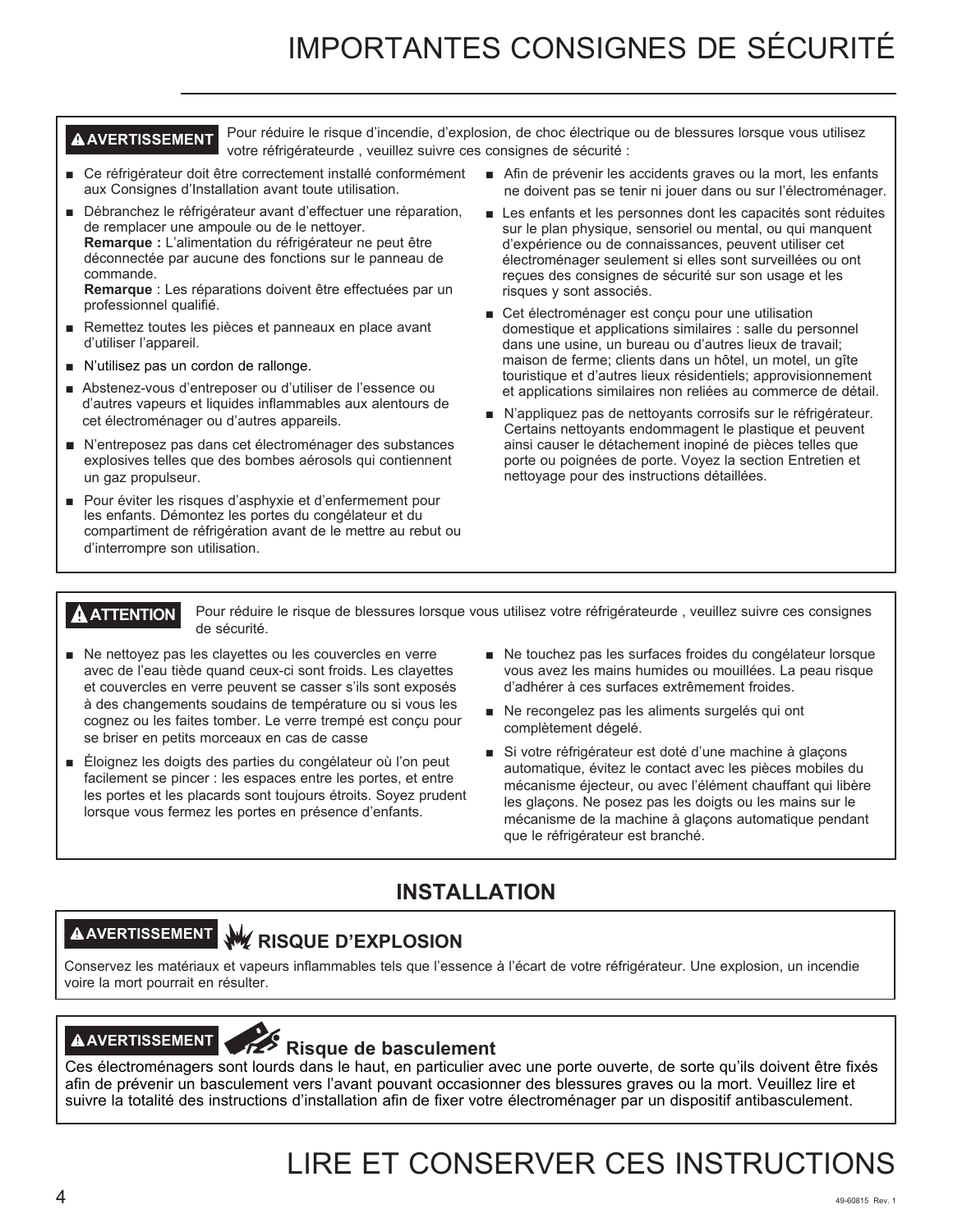# IMPORTANTES CONSIGNES DE SÉCURITÉ

**⚠ AVERTISSEMENT** Pour réduire le risque d'incendie, d'explosion, de choc électrique ou de blessures lorsque vous utilisez votre réfrigérateurde , veuillez suivre ces consignes de sécurité :

- Ce réfrigérateur doit être correctement installé conformément aux Consignes d'Installation avant toute utilisation.
- Débranchez le réfrigérateur avant d'effectuer une réparation, de remplacer une ampoule ou de le nettoyer.
  **Remarque :** L'alimentation du réfrigérateur ne peut être déconnectée par aucune des fonctions sur le panneau de commande.
  **Remarque** : Les réparations doivent être effectuées par un professionnel qualifié.
- Remettez toutes les pièces et panneaux en place avant d'utiliser l'appareil.
- N'utilisez pas un cordon de rallonge.
- Abstenez-vous d'entreposer ou d'utiliser de l'essence ou d'autres vapeurs et liquides inflammables aux alentours de cet électroménager ou d'autres appareils.
- N'entreposez pas dans cet électroménager des substances explosives telles que des bombes aérosols qui contiennent un gaz propulseur.
- Pour éviter les risques d'asphyxie et d'enfermement pour les enfants. Démontez les portes du congélateur et du compartiment de réfrigération avant de le mettre au rebut ou d'interrompre son utilisation.
- Afin de prévenir les accidents graves ou la mort, les enfants ne doivent pas se tenir ni jouer dans ou sur l'électroménager.
- Les enfants et les personnes dont les capacités sont réduites sur le plan physique, sensoriel ou mental, ou qui manquent d'expérience ou de connaissances, peuvent utiliser cet électroménager seulement si elles sont surveillées ou ont reçues des consignes de sécurité sur son usage et les risques y sont associés.
- Cet électroménager est conçu pour une utilisation domestique et applications similaires : salle du personnel dans une usine, un bureau ou d'autres lieux de travail; maison de ferme; clients dans un hôtel, un motel, un gîte touristique et d'autres lieux résidentiels; approvisionnement et applications similaires non reliées au commerce de détail.
- N'appliquez pas de nettoyants corrosifs sur le réfrigérateur. Certains nettoyants endommagent le plastique et peuvent ainsi causer le détachement inopiné de pièces telles que porte ou poignées de porte. Voyez la section Entretien et nettoyage pour des instructions détaillées.

**⚠ ATTENTION** Pour réduire le risque de blessures lorsque vous utilisez votre réfrigérateurde , veuillez suivre ces consignes de sécurité.

- Ne nettoyez pas les clayettes ou les couvercles en verre avec de l'eau tiède quand ceux-ci sont froids. Les clayettes et couvercles en verre peuvent se casser s'ils sont exposés à des changements soudains de température ou si vous les cognez ou les faites tomber. Le verre trempé est conçu pour se briser en petits morceaux en cas de casse
- Éloignez les doigts des parties du congélateur où l'on peut facilement se pincer : les espaces entre les portes, et entre les portes et les placards sont toujours étroits. Soyez prudent lorsque vous fermez les portes en présence d'enfants.
- Ne touchez pas les surfaces froides du congélateur lorsque vous avez les mains humides ou mouillées. La peau risque d'adhérer à ces surfaces extrêmement froides.
- Ne recongelez pas les aliments surgelés qui ont complètement dégelé.
- Si votre réfrigérateur est doté d'une machine à glaçons automatique, évitez le contact avec les pièces mobiles du mécanisme éjecteur, ou avec l'élément chauffant qui libère les glaçons. Ne posez pas les doigts ou les mains sur le mécanisme de la machine à glaçons automatique pendant que le réfrigérateur est branché.

## INSTALLATION

**⚠ AVERTISSEMENT** **RISQUE D'EXPLOSION**

Conservez les matériaux et vapeurs inflammables tels que l'essence à l'écart de votre réfrigérateur. Une explosion, un incendie voire la mort pourrait en résulter.

**⚠ AVERTISSEMENT** **Risque de basculement**

Ces électroménagers sont lourds dans le haut, en particulier avec une porte ouverte, de sorte qu'ils doivent être fixés afin de prévenir un basculement vers l'avant pouvant occasionner des blessures graves ou la mort. Veuillez lire et suivre la totalité des instructions d'installation afin de fixer votre électroménager par un dispositif antibasculement.

# LIRE ET CONSERVER CES INSTRUCTIONS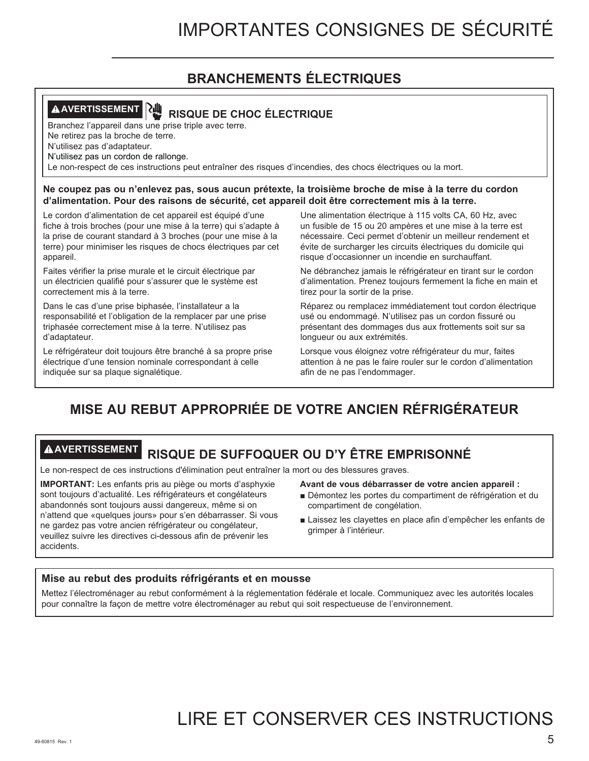# IMPORTANTES CONSIGNES DE SÉCURITÉ

## BRANCHEMENTS ÉLECTRIQUES

**⚠AVERTISSEMENT** **RISQUE DE CHOC ÉLECTRIQUE**

Branchez l'appareil dans une prise triple avec terre.
Ne retirez pas la broche de terre.
N'utilisez pas d'adaptateur.
N'utilisez pas un cordon de rallonge.
Le non-respect de ces instructions peut entraîner des risques d'incendies, des chocs électriques ou la mort.

**Ne coupez pas ou n'enlevez pas, sous aucun prétexte, la troisième broche de mise à la terre du cordon d'alimentation. Pour des raisons de sécurité, cet appareil doit être correctement mis à la terre.**

Le cordon d'alimentation de cet appareil est équipé d'une fiche à trois broches (pour une mise à la terre) qui s'adapte à la prise de courant standard à 3 broches (pour une mise à la terre) pour minimiser les risques de chocs électriques par cet appareil.

Faites vérifier la prise murale et le circuit électrique par un électricien qualifié pour s'assurer que le système est correctement mis à la terre.

Dans le cas d'une prise biphasée, l'installateur a la responsabilité et l'obligation de la remplacer par une prise triphasée correctement mise à la terre. N'utilisez pas d'adaptateur.

Le réfrigérateur doit toujours être branché à sa propre prise électrique d'une tension nominale correspondant à celle indiquée sur sa plaque signalétique.

Une alimentation électrique à 115 volts CA, 60 Hz, avec un fusible de 15 ou 20 ampères et une mise à la terre est nécessaire. Ceci permet d'obtenir un meilleur rendement et évite de surcharger les circuits électriques du domicile qui risque d'occasionner un incendie en surchauffant.

Ne débranchez jamais le réfrigérateur en tirant sur le cordon d'alimentation. Prenez toujours fermement la fiche en main et tirez pour la sortir de la prise.

Réparez ou remplacez immédiatement tout cordon électrique usé ou endommagé. N'utilisez pas un cordon fissuré ou présentant des dommages dus aux frottements soit sur sa longueur ou aux extrémités.

Lorsque vous éloignez votre réfrigérateur du mur, faites attention à ne pas le faire rouler sur le cordon d'alimentation afin de ne pas l'endommager.

## MISE AU REBUT APPROPRIÉE DE VOTRE ANCIEN RÉFRIGÉRATEUR

**⚠AVERTISSEMENT** **RISQUE DE SUFFOQUER OU D'Y ÊTRE EMPRISONNÉ**

Le non-respect de ces instructions d'élimination peut entraîner la mort ou des blessures graves.

**IMPORTANT:** Les enfants pris au piège ou morts d'asphyxie sont toujours d'actualité. Les réfrigérateurs et congélateurs abandonnés sont toujours aussi dangereux, même si on n'attend que «quelques jours» pour s'en débarrasser. Si vous ne gardez pas votre ancien réfrigérateur ou congélateur, veuillez suivre les directives ci-dessous afin de prévenir les accidents.

**Avant de vous débarrasser de votre ancien appareil :**

- Démontez les portes du compartiment de réfrigération et du compartiment de congélation.
- Laissez les clayettes en place afin d'empêcher les enfants de grimper à l'intérieur.

**Mise au rebut des produits réfrigérants et en mousse**

Mettez l'électroménager au rebut conformément à la réglementation fédérale et locale. Communiquez avec les autorités locales pour connaître la façon de mettre votre électroménager au rebut qui soit respectueuse de l'environnement.

# LIRE ET CONSERVER CES INSTRUCTIONS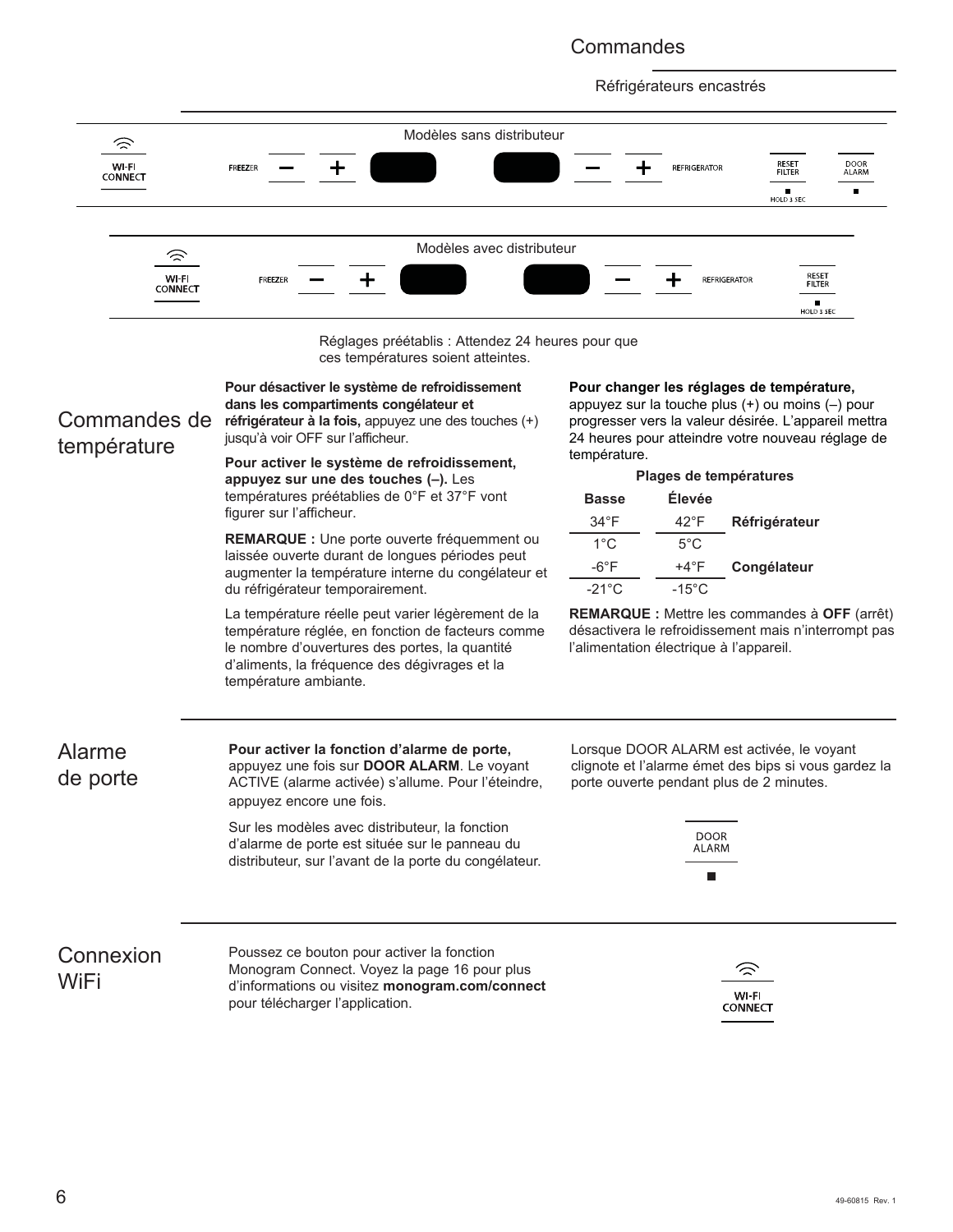# Commandes

## Réfrigérateurs encastrés

Modèles sans distributeur

WI-FI CONNECT — FREEZER – + — – + REFRIGERATOR — RESET FILTER (HOLD 3 SEC) — DOOR ALARM

Modèles avec distributeur

WI-FI CONNECT — FREEZER – + — – + REFRIGERATOR — RESET FILTER (HOLD 3 SEC)

Réglages préétablis : Attendez 24 heures pour que ces températures soient atteintes.

## Commandes de température

**Pour désactiver le système de refroidissement dans les compartiments congélateur et réfrigérateur à la fois,** appuyez une des touches (+) jusqu'à voir OFF sur l'afficheur.

**Pour activer le système de refroidissement, appuyez sur une des touches (–).** Les températures préétablies de 0°F et 37°F vont figurer sur l'afficheur.

**REMARQUE :** Une porte ouverte fréquemment ou laissée ouverte durant de longues périodes peut augmenter la température interne du congélateur et du réfrigérateur temporairement.

La température réelle peut varier légèrement de la température réglée, en fonction de facteurs comme le nombre d'ouvertures des portes, la quantité d'aliments, la fréquence des dégivrages et la température ambiante.

**Pour changer les réglages de température,** appuyez sur la touche plus (+) ou moins (–) pour progresser vers la valeur désirée. L'appareil mettra 24 heures pour atteindre votre nouveau réglage de température.

**Plages de températures**

| Basse | Élevée | |
|---|---|---|
| 34°F | 42°F | **Réfrigérateur** |
| 1°C | 5°C | |
| -6°F | +4°F | **Congélateur** |
| -21°C | -15°C | |

**REMARQUE :** Mettre les commandes à **OFF** (arrêt) désactivera le refroidissement mais n'interrompt pas l'alimentation électrique à l'appareil.

## Alarme de porte

**Pour activer la fonction d'alarme de porte,** appuyez une fois sur **DOOR ALARM**. Le voyant ACTIVE (alarme activée) s'allume. Pour l'éteindre, appuyez encore une fois.

Sur les modèles avec distributeur, la fonction d'alarme de porte est située sur le panneau du distributeur, sur l'avant de la porte du congélateur.

Lorsque DOOR ALARM est activée, le voyant clignote et l'alarme émet des bips si vous gardez la porte ouverte pendant plus de 2 minutes.

DOOR ALARM

## Connexion WiFi

Poussez ce bouton pour activer la fonction Monogram Connect. Voyez la page 16 pour plus d'informations ou visitez **monogram.com/connect** pour télécharger l'application.

WI-FI CONNECT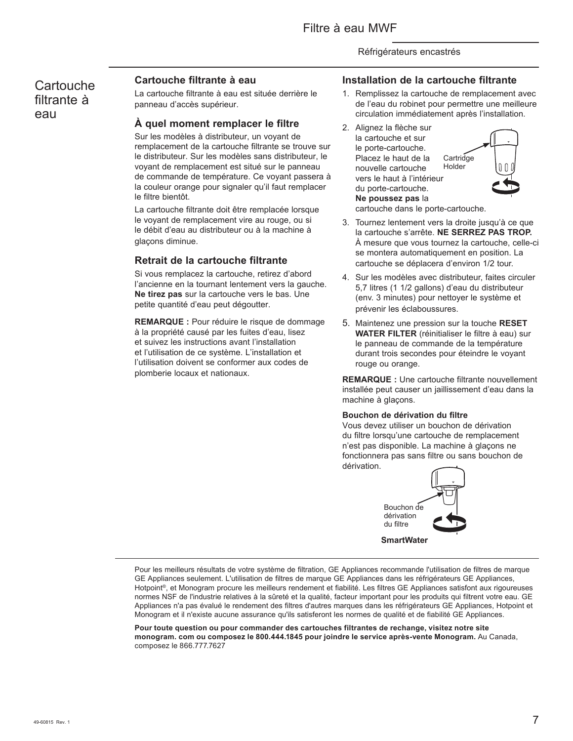# Cartouche filtrante à eau

## Cartouche filtrante à eau

La cartouche filtrante à eau est située derrière le panneau d'accès supérieur.

## À quel moment remplacer le filtre

Sur les modèles à distributeur, un voyant de remplacement de la cartouche filtrante se trouve sur le distributeur. Sur les modèles sans distributeur, le voyant de remplacement est situé sur le panneau de commande de température. Ce voyant passera à la couleur orange pour signaler qu'il faut remplacer le filtre bientôt.

La cartouche filtrante doit être remplacée lorsque le voyant de remplacement vire au rouge, ou si le débit d'eau au distributeur ou à la machine à glaçons diminue.

## Retrait de la cartouche filtrante

Si vous remplacez la cartouche, retirez d'abord l'ancienne en la tournant lentement vers la gauche. **Ne tirez pas** sur la cartouche vers le bas. Une petite quantité d'eau peut dégoutter.

**REMARQUE :** Pour réduire le risque de dommage à la propriété causé par les fuites d'eau, lisez et suivez les instructions avant l'installation et l'utilisation de ce système. L'installation et l'utilisation doivent se conformer aux codes de plomberie locaux et nationaux.

## Installation de la cartouche filtrante

1. Remplissez la cartouche de remplacement avec de l'eau du robinet pour permettre une meilleure circulation immédiatement après l'installation.
2. Alignez la flèche sur la cartouche et sur le porte-cartouche. Placez le haut de la nouvelle cartouche vers le haut à l'intérieur du porte-cartouche. **Ne poussez pas** la cartouche dans le porte-cartouche.

   Cartridge Holder

3. Tournez lentement vers la droite jusqu'à ce que la cartouche s'arrête. **NE SERREZ PAS TROP.** À mesure que vous tournez la cartouche, celle-ci se montera automatiquement en position. La cartouche se déplacera d'environ 1/2 tour.
4. Sur les modèles avec distributeur, faites circuler 5,7 litres (1 1/2 gallons) d'eau du distributeur (env. 3 minutes) pour nettoyer le système et prévenir les éclaboussures.
5. Maintenez une pression sur la touche **RESET WATER FILTER** (réinitialiser le filtre à eau) sur le panneau de commande de la température durant trois secondes pour éteindre le voyant rouge ou orange.

**REMARQUE :** Une cartouche filtrante nouvellement installée peut causer un jaillissement d'eau dans la machine à glaçons.

### Bouchon de dérivation du filtre

Vous devez utiliser un bouchon de dérivation du filtre lorsqu'une cartouche de remplacement n'est pas disponible. La machine à glaçons ne fonctionnera pas sans filtre ou sans bouchon de dérivation.

Bouchon de dérivation du filtre

**SmartWater**

---

Pour les meilleurs résultats de votre système de filtration, GE Appliances recommande l'utilisation de filtres de marque GE Appliances seulement. L'utilisation de filtres de marque GE Appliances dans les réfrigérateurs GE Appliances, Hotpoint®, et Monogram procure les meilleurs rendement et fiabilité. Les filtres GE Appliances satisfont aux rigoureuses normes NSF de l'industrie relatives à la sûreté et la qualité, facteur important pour les produits qui filtrent votre eau. GE Appliances n'a pas évalué le rendement des filtres d'autres marques dans les réfrigérateurs GE Appliances, Hotpoint et Monogram et il n'existe aucune assurance qu'ils satisferont les normes de qualité et de fiabilité GE Appliances.

**Pour toute question ou pour commander des cartouches filtrantes de rechange, visitez notre site monogram. com ou composez le 800.444.1845 pour joindre le service après-vente Monogram.** Au Canada, composez le 866.777.7627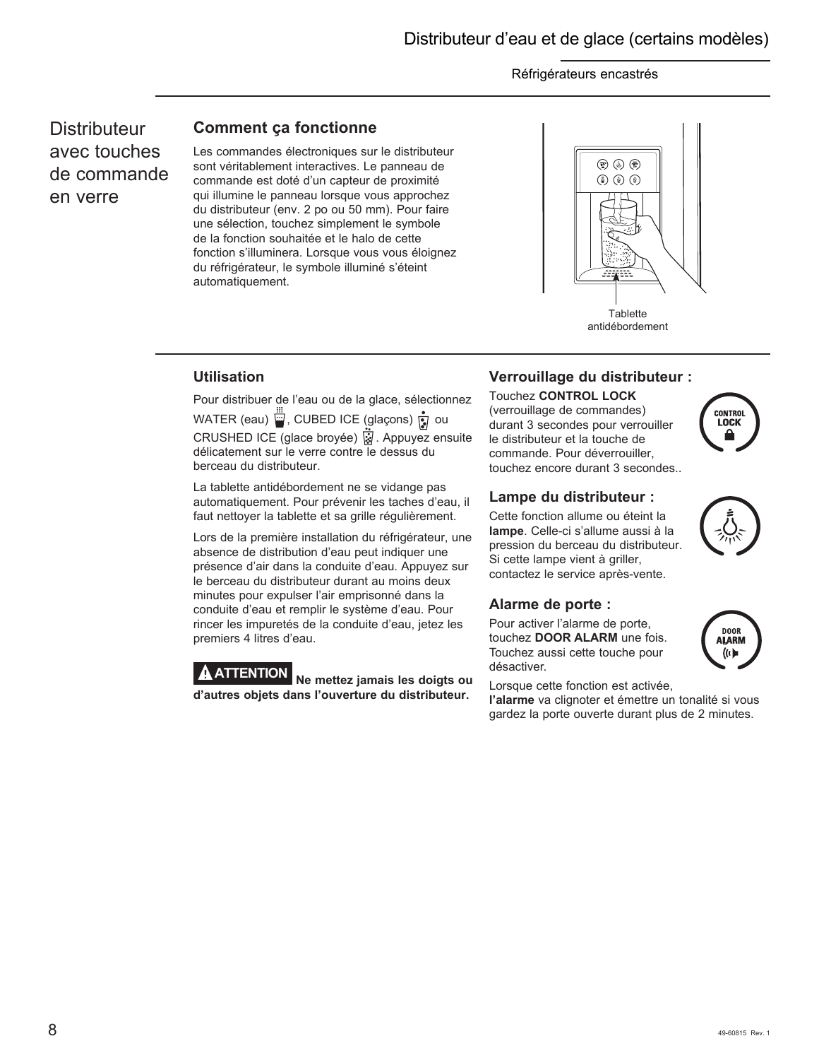# Distributeur d'eau et de glace (certains modèles)

Réfrigérateurs encastrés

## Distributeur avec touches de commande en verre

### Comment ça fonctionne

Les commandes électroniques sur le distributeur sont véritablement interactives. Le panneau de commande est doté d'un capteur de proximité qui illumine le panneau lorsque vous approchez du distributeur (env. 2 po ou 50 mm). Pour faire une sélection, touchez simplement le symbole de la fonction souhaitée et le halo de cette fonction s'illuminera. Lorsque vous vous éloignez du réfrigérateur, le symbole illuminé s'éteint automatiquement.

Tablette antidébordement

### Utilisation

Pour distribuer de l'eau ou de la glace, sélectionnez WATER (eau), CUBED ICE (glaçons) ou CRUSHED ICE (glace broyée). Appuyez ensuite délicatement sur le verre contre le dessus du berceau du distributeur.

La tablette antidébordement ne se vidange pas automatiquement. Pour prévenir les taches d'eau, il faut nettoyer la tablette et sa grille régulièrement.

Lors de la première installation du réfrigérateur, une absence de distribution d'eau peut indiquer une présence d'air dans la conduite d'eau. Appuyez sur le berceau du distributeur durant au moins deux minutes pour expulser l'air emprisonné dans la conduite d'eau et remplir le système d'eau. Pour rincer les impuretés de la conduite d'eau, jetez les premiers 4 litres d'eau.

**ATTENTION** **Ne mettez jamais les doigts ou d'autres objets dans l'ouverture du distributeur.**

### Verrouillage du distributeur :

Touchez **CONTROL LOCK** (verrouillage de commandes) durant 3 secondes pour verrouiller le distributeur et la touche de commande. Pour déverrouiller, touchez encore durant 3 secondes..

### Lampe du distributeur :

Cette fonction allume ou éteint la **lampe**. Celle-ci s'allume aussi à la pression du berceau du distributeur. Si cette lampe vient à griller, contactez le service après-vente.

### Alarme de porte :

Pour activer l'alarme de porte, touchez **DOOR ALARM** une fois. Touchez aussi cette touche pour désactiver.

Lorsque cette fonction est activée, **l'alarme** va clignoter et émettre un tonalité si vous gardez la porte ouverte durant plus de 2 minutes.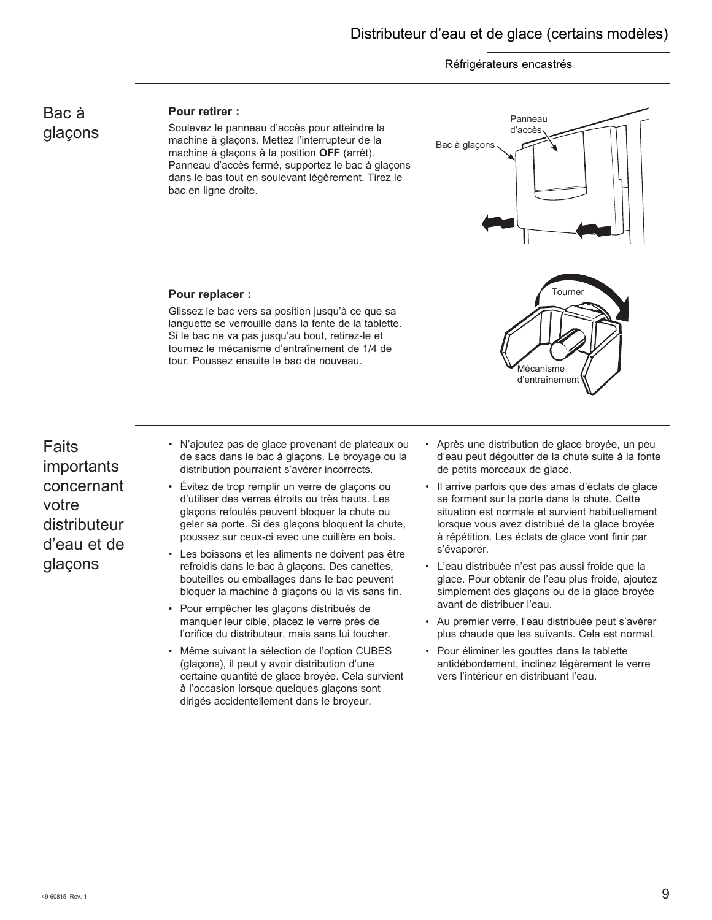# Distributeur d'eau et de glace (certains modèles)

Réfrigérateurs encastrés

## Bac à glaçons

**Pour retirer :**

Soulevez le panneau d'accès pour atteindre la machine à glaçons. Mettez l'interrupteur de la machine à glaçons à la position **OFF** (arrêt). Panneau d'accès fermé, supportez le bac à glaçons dans le bas tout en soulevant légèrement. Tirez le bac en ligne droite.

Panneau d'accès

Bac à glaçons

**Pour replacer :**

Glissez le bac vers sa position jusqu'à ce que sa languette se verrouille dans la fente de la tablette. Si le bac ne va pas jusqu'au bout, retirez-le et tournez le mécanisme d'entraînement de 1/4 de tour. Poussez ensuite le bac de nouveau.

Tourner

Mécanisme d'entraînement

## Faits importants concernant votre distributeur d'eau et de glaçons

- N'ajoutez pas de glace provenant de plateaux ou de sacs dans le bac à glaçons. Le broyage ou la distribution pourraient s'avérer incorrects.
- Évitez de trop remplir un verre de glaçons ou d'utiliser des verres étroits ou très hauts. Les glaçons refoulés peuvent bloquer la chute ou geler sa porte. Si des glaçons bloquent la chute, poussez sur ceux-ci avec une cuillère en bois.
- Les boissons et les aliments ne doivent pas être refroidis dans le bac à glaçons. Des canettes, bouteilles ou emballages dans le bac peuvent bloquer la machine à glaçons ou la vis sans fin.
- Pour empêcher les glaçons distribués de manquer leur cible, placez le verre près de l'orifice du distributeur, mais sans lui toucher.
- Même suivant la sélection de l'option CUBES (glaçons), il peut y avoir distribution d'une certaine quantité de glace broyée. Cela survient à l'occasion lorsque quelques glaçons sont dirigés accidentellement dans le broyeur.
- Après une distribution de glace broyée, un peu d'eau peut dégoutter de la chute suite à la fonte de petits morceaux de glace.
- Il arrive parfois que des amas d'éclats de glace se forment sur la porte dans la chute. Cette situation est normale et survient habituellement lorsque vous avez distribué de la glace broyée à répétition. Les éclats de glace vont finir par s'évaporer.
- L'eau distribuée n'est pas aussi froide que la glace. Pour obtenir de l'eau plus froide, ajoutez simplement des glaçons ou de la glace broyée avant de distribuer l'eau.
- Au premier verre, l'eau distribuée peut s'avérer plus chaude que les suivants. Cela est normal.
- Pour éliminer les gouttes dans la tablette antidébordement, inclinez légèrement le verre vers l'intérieur en distribuant l'eau.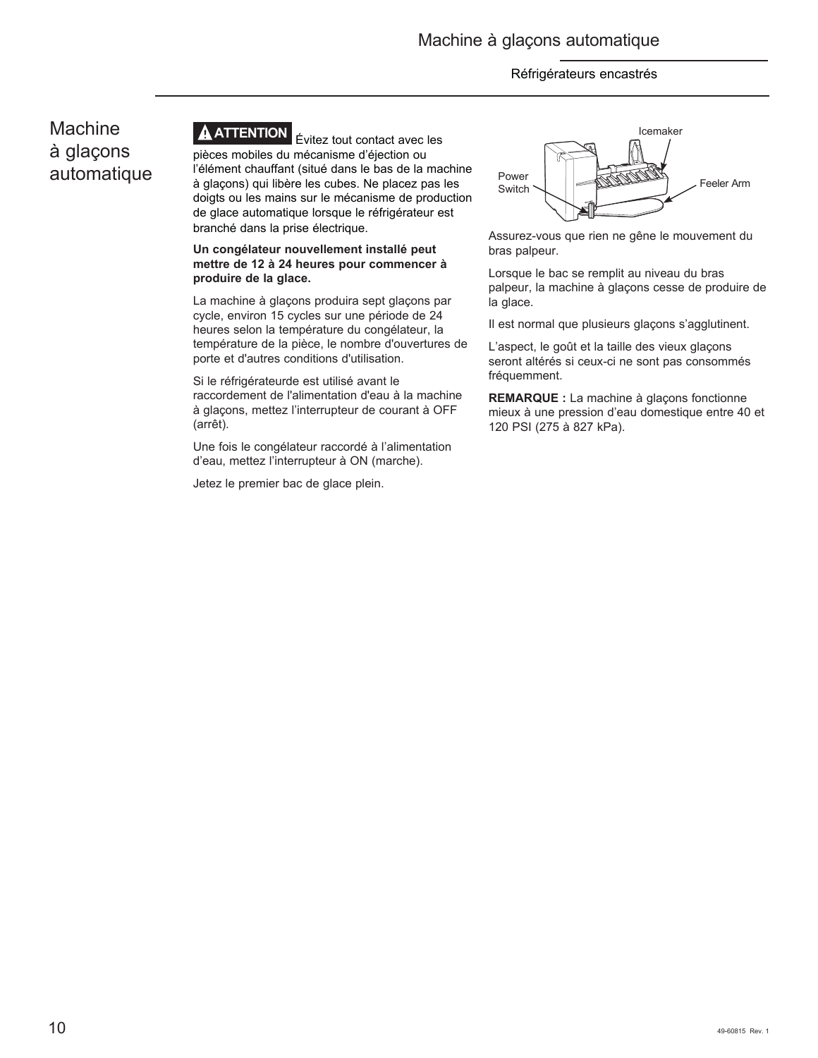# Machine à glaçons automatique

**⚠ ATTENTION** Évitez tout contact avec les pièces mobiles du mécanisme d'éjection ou l'élément chauffant (situé dans le bas de la machine à glaçons) qui libère les cubes. Ne placez pas les doigts ou les mains sur le mécanisme de production de glace automatique lorsque le réfrigérateur est branché dans la prise électrique.

**Un congélateur nouvellement installé peut mettre de 12 à 24 heures pour commencer à produire de la glace.**

La machine à glaçons produira sept glaçons par cycle, environ 15 cycles sur une période de 24 heures selon la température du congélateur, la température de la pièce, le nombre d'ouvertures de porte et d'autres conditions d'utilisation.

Si le réfrigérateurde est utilisé avant le raccordement de l'alimentation d'eau à la machine à glaçons, mettez l'interrupteur de courant à OFF (arrêt).

Une fois le congélateur raccordé à l'alimentation d'eau, mettez l'interrupteur à ON (marche).

Jetez le premier bac de glace plein.

Icemaker

Power Switch

Feeler Arm

Assurez-vous que rien ne gêne le mouvement du bras palpeur.

Lorsque le bac se remplit au niveau du bras palpeur, la machine à glaçons cesse de produire de la glace.

Il est normal que plusieurs glaçons s'agglutinent.

L'aspect, le goût et la taille des vieux glaçons seront altérés si ceux-ci ne sont pas consommés fréquemment.

**REMARQUE :** La machine à glaçons fonctionne mieux à une pression d'eau domestique entre 40 et 120 PSI (275 à 827 kPa).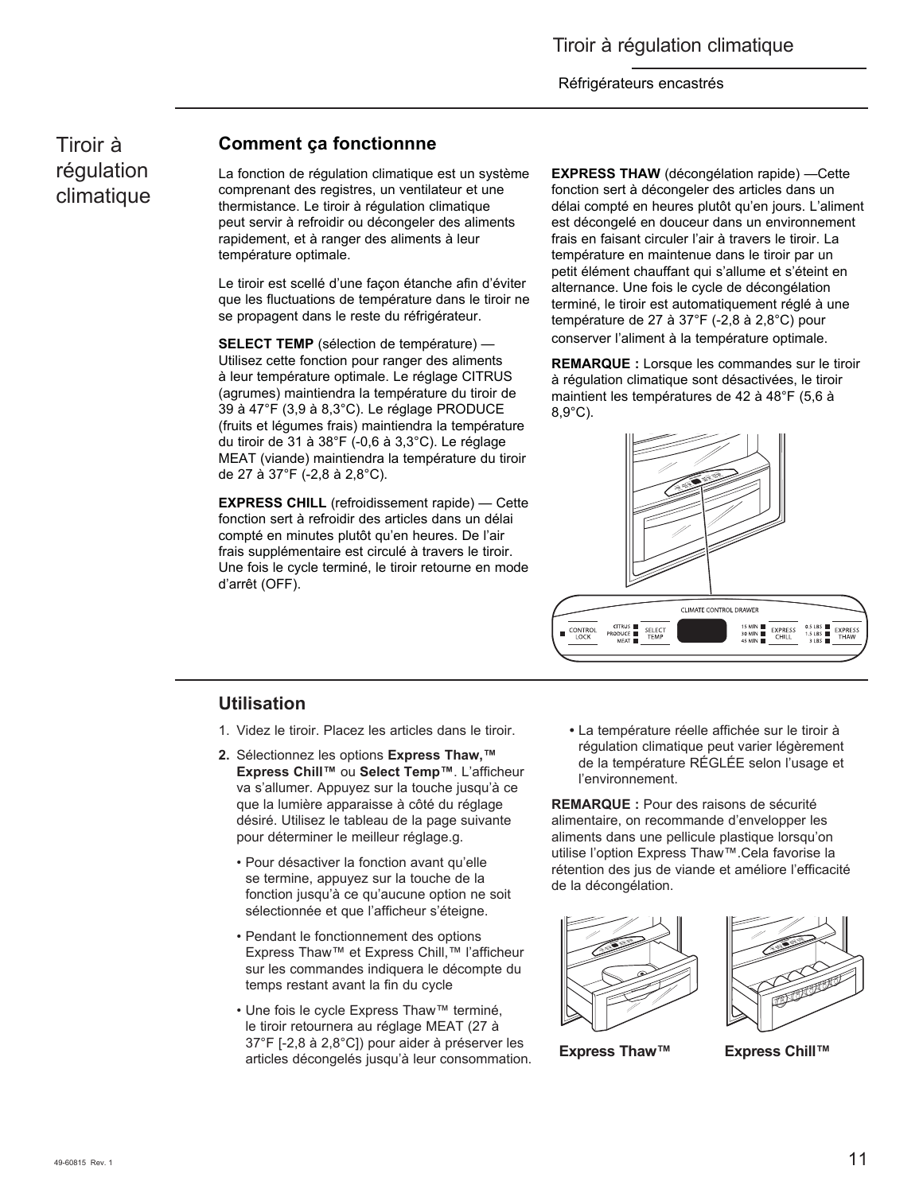# Tiroir à régulation climatique

## Comment ça fonctionnne

La fonction de régulation climatique est un système comprenant des registres, un ventilateur et une thermistance. Le tiroir à régulation climatique peut servir à refroidir ou décongeler des aliments rapidement, et à ranger des aliments à leur température optimale.

Le tiroir est scellé d'une façon étanche afin d'éviter que les fluctuations de température dans le tiroir ne se propagent dans le reste du réfrigérateur.

**SELECT TEMP** (sélection de température) — Utilisez cette fonction pour ranger des aliments à leur température optimale. Le réglage CITRUS (agrumes) maintiendra la température du tiroir de 39 à 47°F (3,9 à 8,3°C). Le réglage PRODUCE (fruits et légumes frais) maintiendra la température du tiroir de 31 à 38°F (-0,6 à 3,3°C). Le réglage MEAT (viande) maintiendra la température du tiroir de 27 à 37°F (-2,8 à 2,8°C).

**EXPRESS CHILL** (refroidissement rapide) — Cette fonction sert à refroidir des articles dans un délai compté en minutes plutôt qu'en heures. De l'air frais supplémentaire est circulé à travers le tiroir. Une fois le cycle terminé, le tiroir retourne en mode d'arrêt (OFF).

**EXPRESS THAW** (décongélation rapide) —Cette fonction sert à décongeler des articles dans un délai compté en heures plutôt qu'en jours. L'aliment est décongelé en douceur dans un environnement frais en faisant circuler l'air à travers le tiroir. La température en maintenue dans le tiroir par un petit élément chauffant qui s'allume et s'éteint en alternance. Une fois le cycle de décongélation terminé, le tiroir est automatiquement réglé à une température de 27 à 37°F (-2,8 à 2,8°C) pour conserver l'aliment à la température optimale.

**REMARQUE :** Lorsque les commandes sur le tiroir à régulation climatique sont désactivées, le tiroir maintient les températures de 42 à 48°F (5,6 à 8,9°C).

CLIMATE CONTROL DRAWER
CONTROL LOCK | CITRUS PRODUCE MEAT | SELECT TEMP | 15 MIN 30 MIN 45 MIN | EXPRESS CHILL | 0.5 LBS 1.5 LBS 3 LBS | EXPRESS THAW

## Utilisation

1. Videz le tiroir. Placez les articles dans le tiroir.
2. Sélectionnez les options **Express Thaw,™ Express Chill™** ou **Select Temp™**. L'afficheur va s'allumer. Appuyez sur la touche jusqu'à ce que la lumière apparaisse à côté du réglage désiré. Utilisez le tableau de la page suivante pour déterminer le meilleur réglage.g.
   - Pour désactiver la fonction avant qu'elle se termine, appuyez sur la touche de la fonction jusqu'à ce qu'aucune option ne soit sélectionnée et que l'afficheur s'éteigne.
   - Pendant le fonctionnement des options Express Thaw™ et Express Chill,™ l'afficheur sur les commandes indiquera le décompte du temps restant avant la fin du cycle
   - Une fois le cycle Express Thaw™ terminé, le tiroir retournera au réglage MEAT (27 à 37°F [-2,8 à 2,8°C]) pour aider à préserver les articles décongelés jusqu'à leur consommation.
   - La température réelle affichée sur le tiroir à régulation climatique peut varier légèrement de la température RÉGLÉE selon l'usage et l'environnement.

**REMARQUE :** Pour des raisons de sécurité alimentaire, on recommande d'envelopper les aliments dans une pellicule plastique lorsqu'on utilise l'option Express Thaw™.Cela favorise la rétention des jus de viande et améliore l'efficacité de la décongélation.

**Express Thaw™**

**Express Chill™**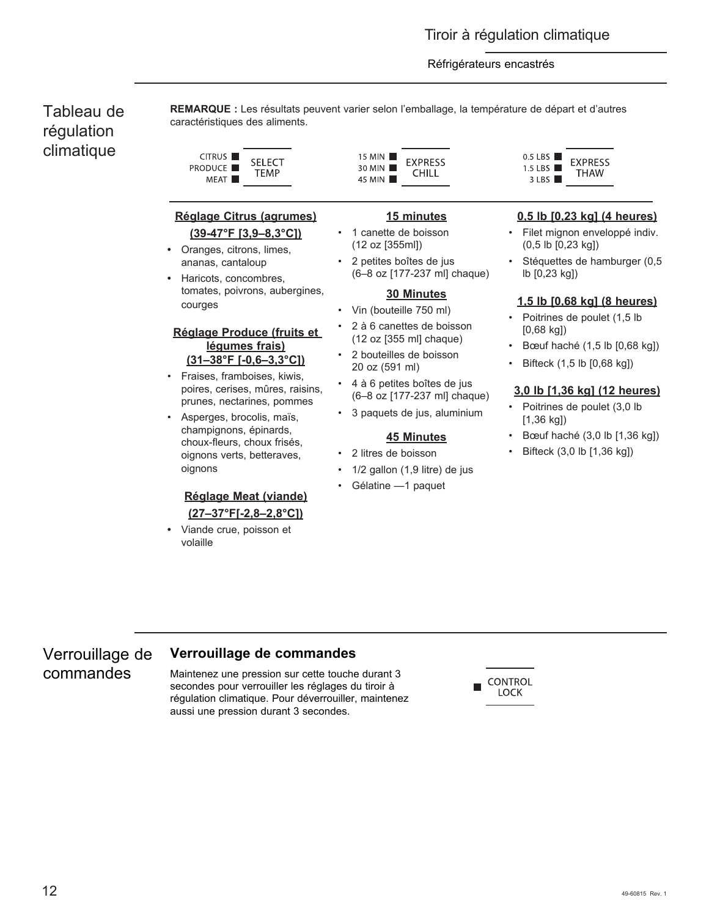## Tableau de régulation climatique

**REMARQUE :** Les résultats peuvent varier selon l'emballage, la température de départ et d'autres caractéristiques des aliments.

CITRUS / PRODUCE / MEAT — SELECT TEMP

15 MIN / 30 MIN / 45 MIN — EXPRESS CHILL

0.5 LBS / 1.5 LBS / 3 LBS — EXPRESS THAW

**Réglage Citrus (agrumes) (39-47°F [3,9–8,3°C])**

- Oranges, citrons, limes, ananas, cantaloup
- Haricots, concombres, tomates, poivrons, aubergines, courges

**Réglage Produce (fruits et légumes frais) (31–38°F [-0,6–3,3°C])**

- Fraises, framboises, kiwis, poires, cerises, mûres, raisins, prunes, nectarines, pommes
- Asperges, brocolis, maïs, champignons, épinards, choux-fleurs, choux frisés, oignons verts, betteraves, oignons

**Réglage Meat (viande) (27–37°F[-2,8–2,8°C])**

- Viande crue, poisson et volaille

**15 minutes**

- 1 canette de boisson (12 oz [355ml])
- 2 petites boîtes de jus (6–8 oz [177-237 ml] chaque)

**30 Minutes**

- Vin (bouteille 750 ml)
- 2 à 6 canettes de boisson (12 oz [355 ml] chaque)
- 2 bouteilles de boisson 20 oz (591 ml)
- 4 à 6 petites boîtes de jus (6–8 oz [177-237 ml] chaque)
- 3 paquets de jus, aluminium

**45 Minutes**

- 2 litres de boisson
- 1/2 gallon (1,9 litre) de jus
- Gélatine —1 paquet

**0,5 lb [0,23 kg] (4 heures)**

- Filet mignon enveloppé indiv. (0,5 lb [0,23 kg])
- Stéquettes de hamburger (0,5 lb [0,23 kg])

**1,5 lb [0,68 kg] (8 heures)**

- Poitrines de poulet (1,5 lb [0,68 kg])
- Bœuf haché (1,5 lb [0,68 kg])
- Bifteck (1,5 lb [0,68 kg])

**3,0 lb [1,36 kg] (12 heures)**

- Poitrines de poulet (3,0 lb [1,36 kg])
- Bœuf haché (3,0 lb [1,36 kg])
- Bifteck (3,0 lb [1,36 kg])

## Verrouillage de commandes

### Verrouillage de commandes

Maintenez une pression sur cette touche durant 3 secondes pour verrouiller les réglages du tiroir à régulation climatique. Pour déverrouiller, maintenez aussi une pression durant 3 secondes.

CONTROL LOCK

49-60815 Rev. 1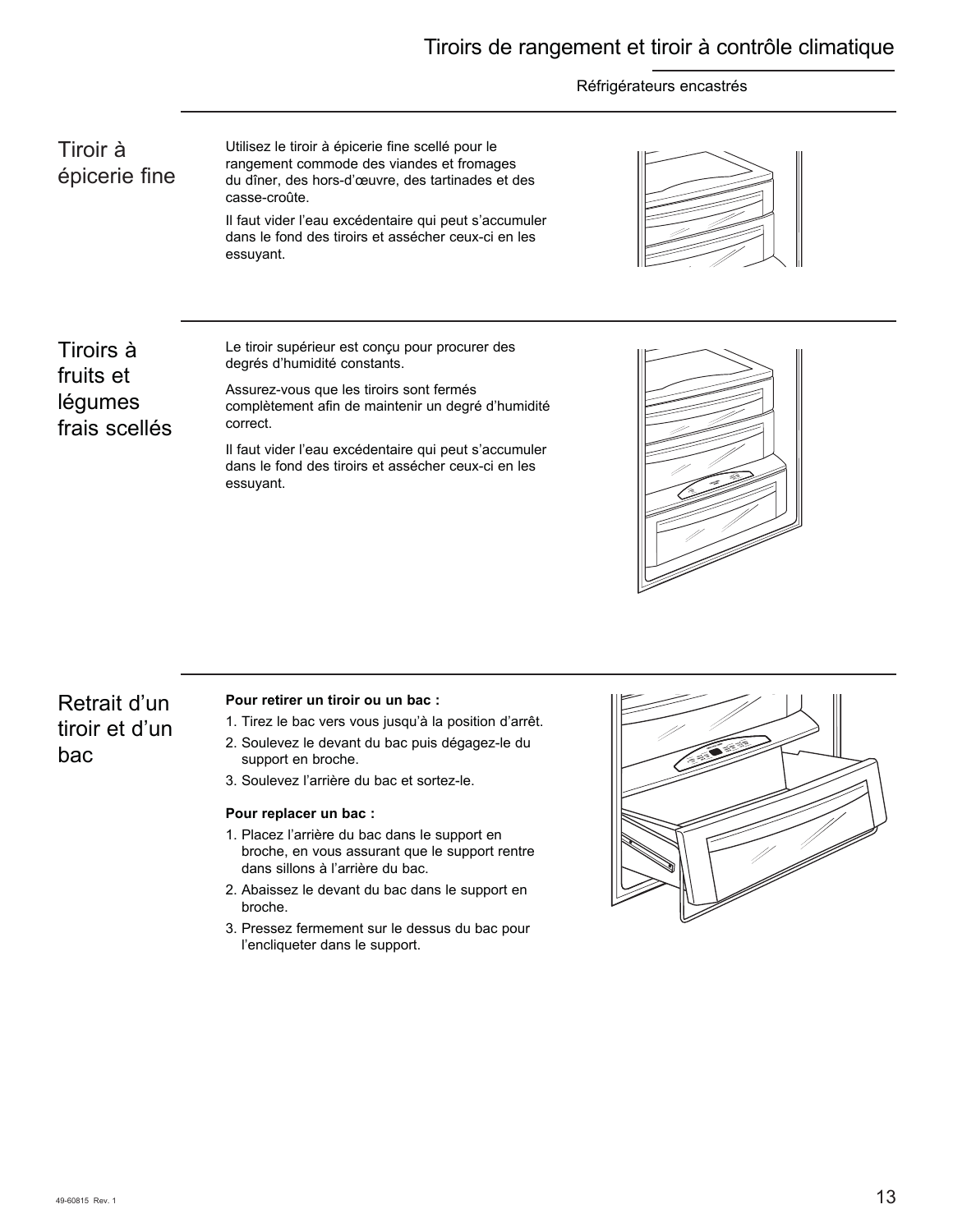# Tiroirs de rangement et tiroir à contrôle climatique

Réfrigérateurs encastrés

## Tiroir à épicerie fine

Utilisez le tiroir à épicerie fine scellé pour le rangement commode des viandes et fromages du dîner, des hors-d'œuvre, des tartinades et des casse-croûte.

Il faut vider l'eau excédentaire qui peut s'accumuler dans le fond des tiroirs et assécher ceux-ci en les essuyant.

## Tiroirs à fruits et légumes frais scellés

Le tiroir supérieur est conçu pour procurer des degrés d'humidité constants.

Assurez-vous que les tiroirs sont fermés complètement afin de maintenir un degré d'humidité correct.

Il faut vider l'eau excédentaire qui peut s'accumuler dans le fond des tiroirs et assécher ceux-ci en les essuyant.

## Retrait d'un tiroir et d'un bac

**Pour retirer un tiroir ou un bac :**

1. Tirez le bac vers vous jusqu'à la position d'arrêt.
2. Soulevez le devant du bac puis dégagez-le du support en broche.
3. Soulevez l'arrière du bac et sortez-le.

**Pour replacer un bac :**

1. Placez l'arrière du bac dans le support en broche, en vous assurant que le support rentre dans sillons à l'arrière du bac.
2. Abaissez le devant du bac dans le support en broche.
3. Pressez fermement sur le dessus du bac pour l'encliqueter dans le support.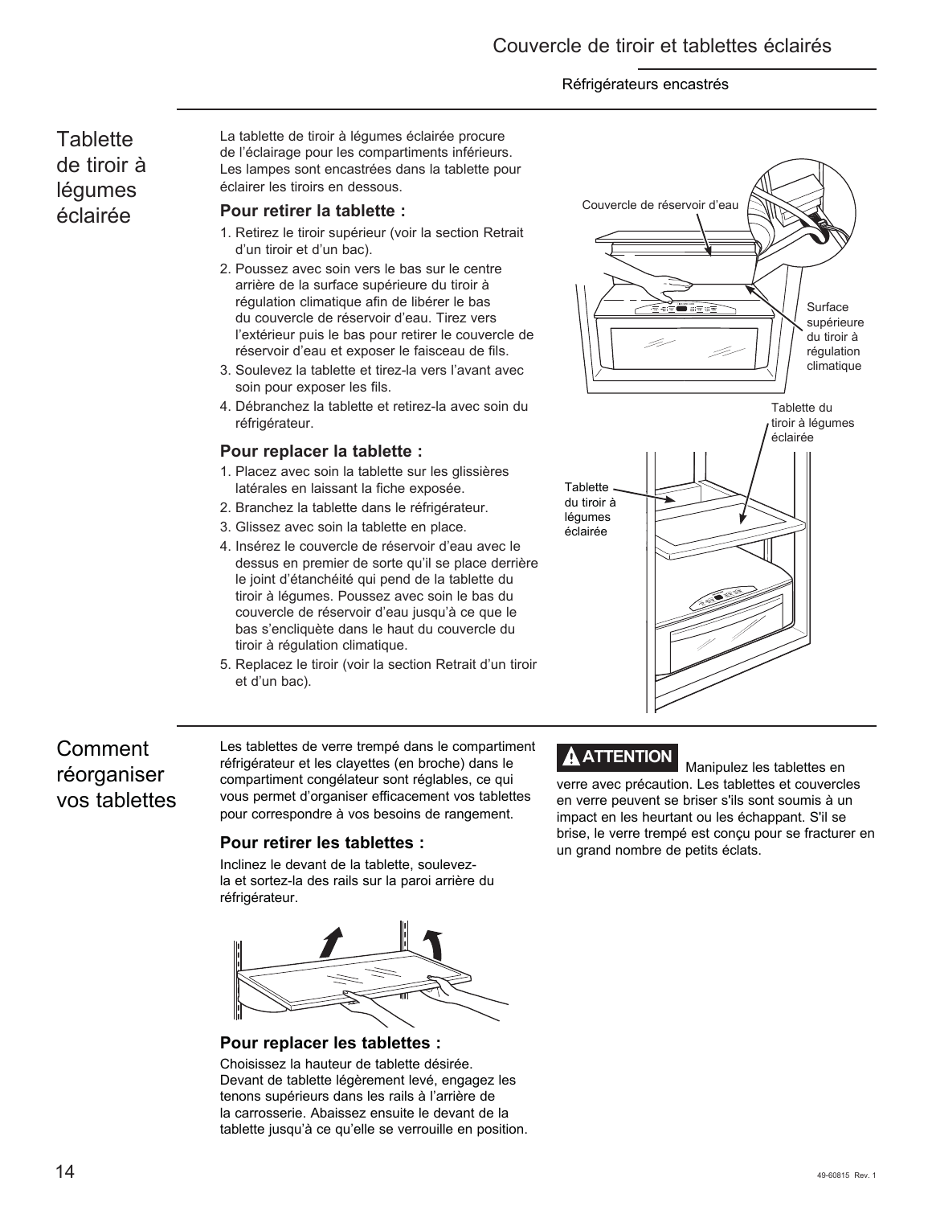## Couvercle de tiroir et tablettes éclairés

Réfrigérateurs encastrés

### Tablette de tiroir à légumes éclairée

La tablette de tiroir à légumes éclairée procure de l'éclairage pour les compartiments inférieurs. Les lampes sont encastrées dans la tablette pour éclairer les tiroirs en dessous.

**Pour retirer la tablette :**

1. Retirez le tiroir supérieur (voir la section Retrait d'un tiroir et d'un bac).
2. Poussez avec soin vers le bas sur le centre arrière de la surface supérieure du tiroir à régulation climatique afin de libérer le bas du couvercle de réservoir d'eau. Tirez vers l'extérieur puis le bas pour retirer le couvercle de réservoir d'eau et exposer le faisceau de fils.
3. Soulevez la tablette et tirez-la vers l'avant avec soin pour exposer les fils.
4. Débranchez la tablette et retirez-la avec soin du réfrigérateur.

**Pour replacer la tablette :**

1. Placez avec soin la tablette sur les glissières latérales en laissant la fiche exposée.
2. Branchez la tablette dans le réfrigérateur.
3. Glissez avec soin la tablette en place.
4. Insérez le couvercle de réservoir d'eau avec le dessus en premier de sorte qu'il se place derrière le joint d'étanchéité qui pend de la tablette du tiroir à légumes. Poussez avec soin le bas du couvercle de réservoir d'eau jusqu'à ce que le bas s'encliquète dans le haut du couvercle du tiroir à régulation climatique.
5. Replacez le tiroir (voir la section Retrait d'un tiroir et d'un bac).

Couvercle de réservoir d'eau

Surface supérieure du tiroir à régulation climatique

Tablette du tiroir à légumes éclairée

Tablette du tiroir à légumes éclairée

### Comment réorganiser vos tablettes

Les tablettes de verre trempé dans le compartiment réfrigérateur et les clayettes (en broche) dans le compartiment congélateur sont réglables, ce qui vous permet d'organiser efficacement vos tablettes pour correspondre à vos besoins de rangement.

**Pour retirer les tablettes :**

Inclinez le devant de la tablette, soulevez-la et sortez-la des rails sur la paroi arrière du réfrigérateur.

**Pour replacer les tablettes :**

Choisissez la hauteur de tablette désirée. Devant de tablette légèrement levé, engagez les tenons supérieurs dans les rails à l'arrière de la carrosserie. Abaissez ensuite le devant de la tablette jusqu'à ce qu'elle se verrouille en position.

**ATTENTION** Manipulez les tablettes en verre avec précaution. Les tablettes et couvercles en verre peuvent se briser s'ils sont soumis à un impact en les heurtant ou les échappant. S'il se brise, le verre trempé est conçu pour se fracturer en un grand nombre de petits éclats.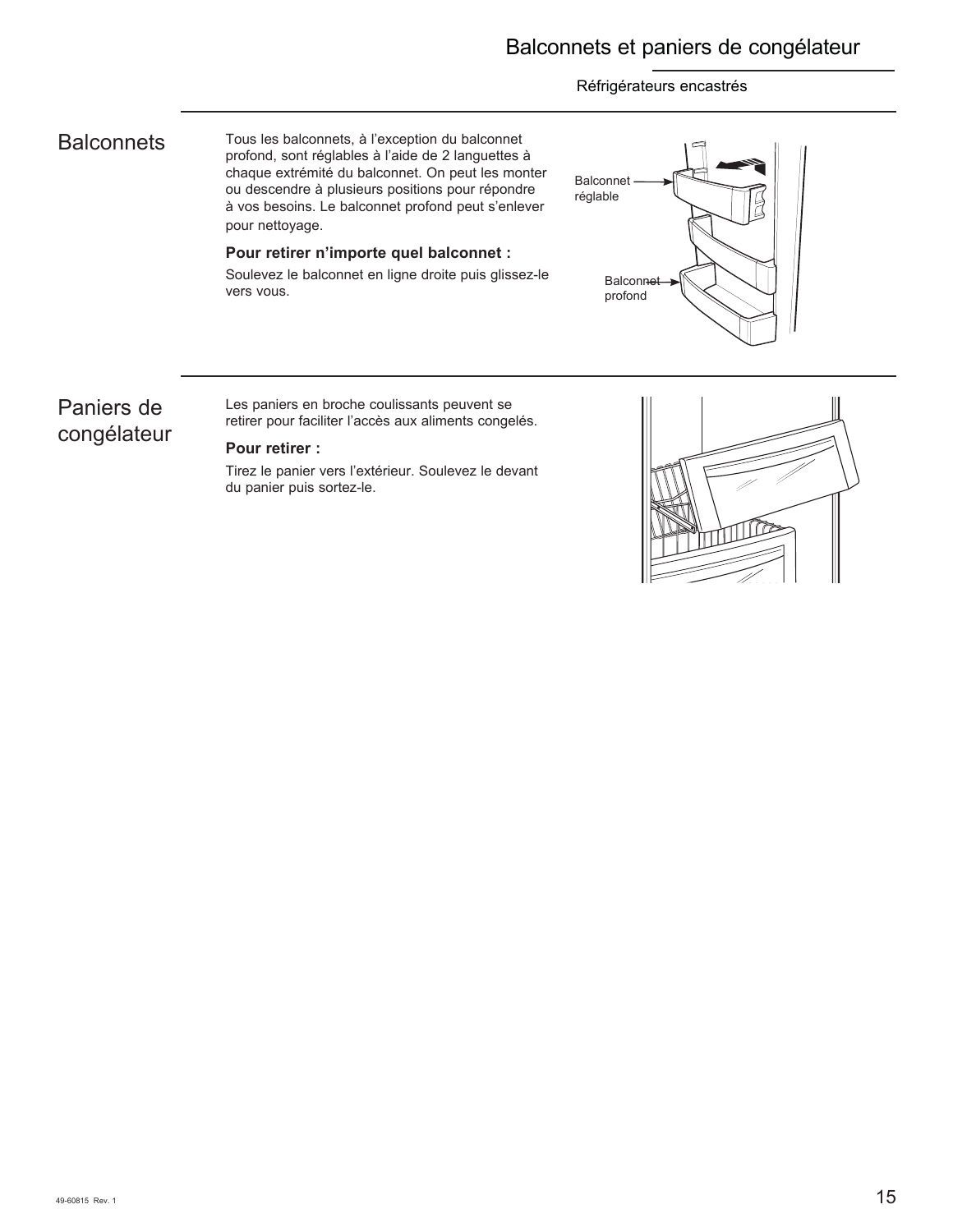# Balconnets et paniers de congélateur

Réfrigérateurs encastrés

## Balconnets

Tous les balconnets, à l'exception du balconnet profond, sont réglables à l'aide de 2 languettes à chaque extrémité du balconnet. On peut les monter ou descendre à plusieurs positions pour répondre à vos besoins. Le balconnet profond peut s'enlever pour nettoyage.

**Pour retirer n'importe quel balconnet :**

Soulevez le balconnet en ligne droite puis glissez-le vers vous.

Balconnet réglable

Balconnet profond

## Paniers de congélateur

Les paniers en broche coulissants peuvent se retirer pour faciliter l'accès aux aliments congelés.

**Pour retirer :**

Tirez le panier vers l'extérieur. Soulevez le devant du panier puis sortez-le.

49-60815 Rev. 1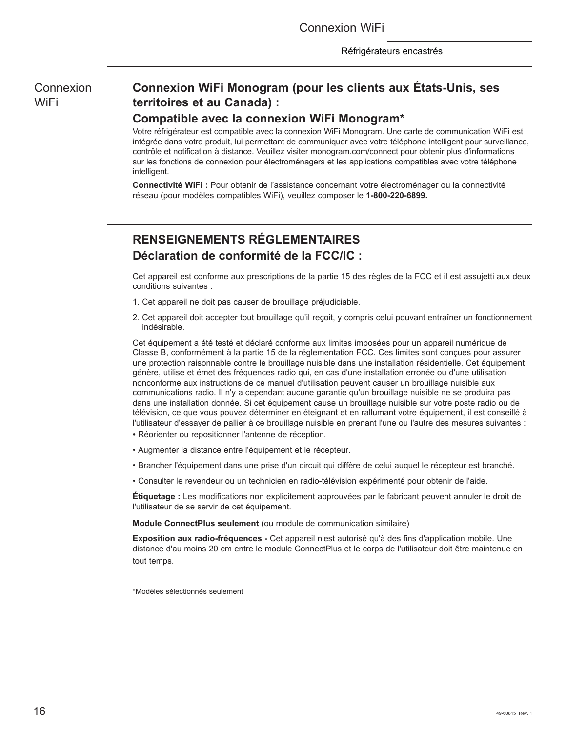Connexion WiFi

## Connexion WiFi Monogram (pour les clients aux États-Unis, ses territoires et au Canada) :

### Compatible avec la connexion WiFi Monogram*

Votre réfrigérateur est compatible avec la connexion WiFi Monogram. Une carte de communication WiFi est intégrée dans votre produit, lui permettant de communiquer avec votre téléphone intelligent pour surveillance, contrôle et notification à distance. Veuillez visiter monogram.com/connect pour obtenir plus d'informations sur les fonctions de connexion pour électroménagers et les applications compatibles avec votre téléphone intelligent.

**Connectivité WiFi :** Pour obtenir de l'assistance concernant votre électroménager ou la connectivité réseau (pour modèles compatibles WiFi), veuillez composer le **1-800-220-6899.**

## RENSEIGNEMENTS RÉGLEMENTAIRES

### Déclaration de conformité de la FCC/IC :

Cet appareil est conforme aux prescriptions de la partie 15 des règles de la FCC et il est assujetti aux deux conditions suivantes :

1. Cet appareil ne doit pas causer de brouillage préjudiciable.
2. Cet appareil doit accepter tout brouillage qu'il reçoit, y compris celui pouvant entraîner un fonctionnement indésirable.

Cet équipement a été testé et déclaré conforme aux limites imposées pour un appareil numérique de Classe B, conformément à la partie 15 de la réglementation FCC. Ces limites sont conçues pour assurer une protection raisonnable contre le brouillage nuisible dans une installation résidentielle. Cet équipement génère, utilise et émet des fréquences radio qui, en cas d'une installation erronée ou d'une utilisation nonconforme aux instructions de ce manuel d'utilisation peuvent causer un brouillage nuisible aux communications radio. Il n'y a cependant aucune garantie qu'un brouillage nuisible ne se produira pas dans une installation donnée. Si cet équipement cause un brouillage nuisible sur votre poste radio ou de télévision, ce que vous pouvez déterminer en éteignant et en rallumant votre équipement, il est conseillé à l'utilisateur d'essayer de pallier à ce brouillage nuisible en prenant l'une ou l'autre des mesures suivantes :

- Réorienter ou repositionner l'antenne de réception.
- Augmenter la distance entre l'équipement et le récepteur.
- Brancher l'équipement dans une prise d'un circuit qui diffère de celui auquel le récepteur est branché.
- Consulter le revendeur ou un technicien en radio-télévision expérimenté pour obtenir de l'aide.

**Étiquetage :** Les modifications non explicitement approuvées par le fabricant peuvent annuler le droit de l'utilisateur de se servir de cet équipement.

**Module ConnectPlus seulement** (ou module de communication similaire)

**Exposition aux radio-fréquences -** Cet appareil n'est autorisé qu'à des fins d'application mobile. Une distance d'au moins 20 cm entre le module ConnectPlus et le corps de l'utilisateur doit être maintenue en tout temps.

*Modèles sélectionnés seulement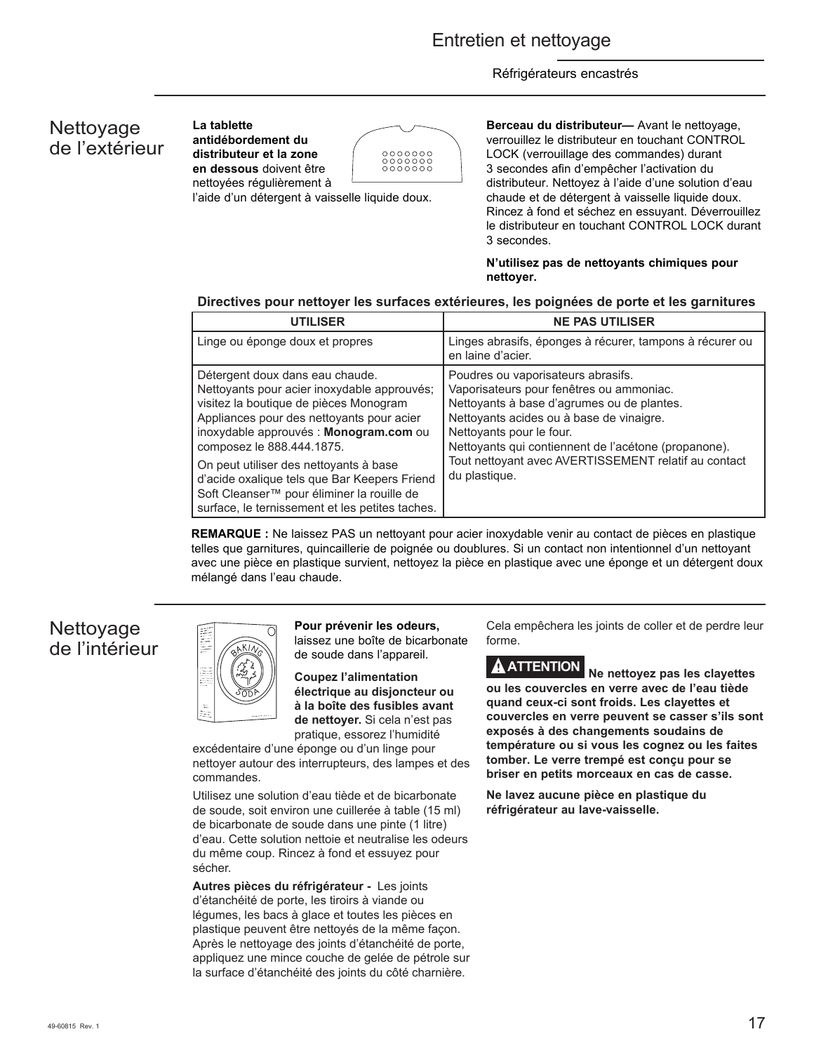# Entretien et nettoyage

Réfrigérateurs encastrés

## Nettoyage de l'extérieur

**La tablette antidébordement du distributeur et la zone en dessous** doivent être nettoyées régulièrement à l'aide d'un détergent à vaisselle liquide doux.

**Berceau du distributeur—** Avant le nettoyage, verrouillez le distributeur en touchant CONTROL LOCK (verrouillage des commandes) durant 3 secondes afin d'empêcher l'activation du distributeur. Nettoyez à l'aide d'une solution d'eau chaude et de détergent à vaisselle liquide doux. Rincez à fond et séchez en essuyant. Déverrouillez le distributeur en touchant CONTROL LOCK durant 3 secondes.

**N'utilisez pas de nettoyants chimiques pour nettoyer.**

**Directives pour nettoyer les surfaces extérieures, les poignées de porte et les garnitures**

| UTILISER | NE PAS UTILISER |
|---|---|
| Linge ou éponge doux et propres | Linges abrasifs, éponges à récurer, tampons à récurer ou en laine d'acier. |
| Détergent doux dans eau chaude.<br>Nettoyants pour acier inoxydable approuvés; visitez la boutique de pièces Monogram Appliances pour des nettoyants pour acier inoxydable approuvés : **Monogram.com** ou composez le 888.444.1875.<br><br>On peut utiliser des nettoyants à base d'acide oxalique tels que Bar Keepers Friend Soft Cleanser™ pour éliminer la rouille de surface, le ternissement et les petites taches. | Poudres ou vaporisateurs abrasifs.<br>Vaporisateurs pour fenêtres ou ammoniac.<br>Nettoyants à base d'agrumes ou de plantes.<br>Nettoyants acides ou à base de vinaigre.<br>Nettoyants pour le four.<br>Nettoyants qui contiennent de l'acétone (propanone).<br>Tout nettoyant avec AVERTISSEMENT relatif au contact du plastique. |

**REMARQUE :** Ne laissez PAS un nettoyant pour acier inoxydable venir au contact de pièces en plastique telles que garnitures, quincaillerie de poignée ou doublures. Si un contact non intentionnel d'un nettoyant avec une pièce en plastique survient, nettoyez la pièce en plastique avec une éponge et un détergent doux mélangé dans l'eau chaude.

## Nettoyage de l'intérieur

**Pour prévenir les odeurs,** laissez une boîte de bicarbonate de soude dans l'appareil.

**Coupez l'alimentation électrique au disjoncteur ou à la boîte des fusibles avant de nettoyer.** Si cela n'est pas pratique, essorez l'humidité excédentaire d'une éponge ou d'un linge pour nettoyer autour des interrupteurs, des lampes et des commandes.

Utilisez une solution d'eau tiède et de bicarbonate de soude, soit environ une cuillerée à table (15 ml) de bicarbonate de soude dans une pinte (1 litre) d'eau. Cette solution nettoie et neutralise les odeurs du même coup. Rincez à fond et essuyez pour sécher.

**Autres pièces du réfrigérateur -** Les joints d'étanchéité de porte, les tiroirs à viande ou légumes, les bacs à glace et toutes les pièces en plastique peuvent être nettoyés de la même façon. Après le nettoyage des joints d'étanchéité de porte, appliquez une mince couche de gelée de pétrole sur la surface d'étanchéité des joints du côté charnière. Cela empêchera les joints de coller et de perdre leur forme.

**ATTENTION Ne nettoyez pas les clayettes ou les couvercles en verre avec de l'eau tiède quand ceux-ci sont froids. Les clayettes et couvercles en verre peuvent se casser s'ils sont exposés à des changements soudains de température ou si vous les cognez ou les faites tomber. Le verre trempé est conçu pour se briser en petits morceaux en cas de casse.**

**Ne lavez aucune pièce en plastique du réfrigérateur au lave-vaisselle.**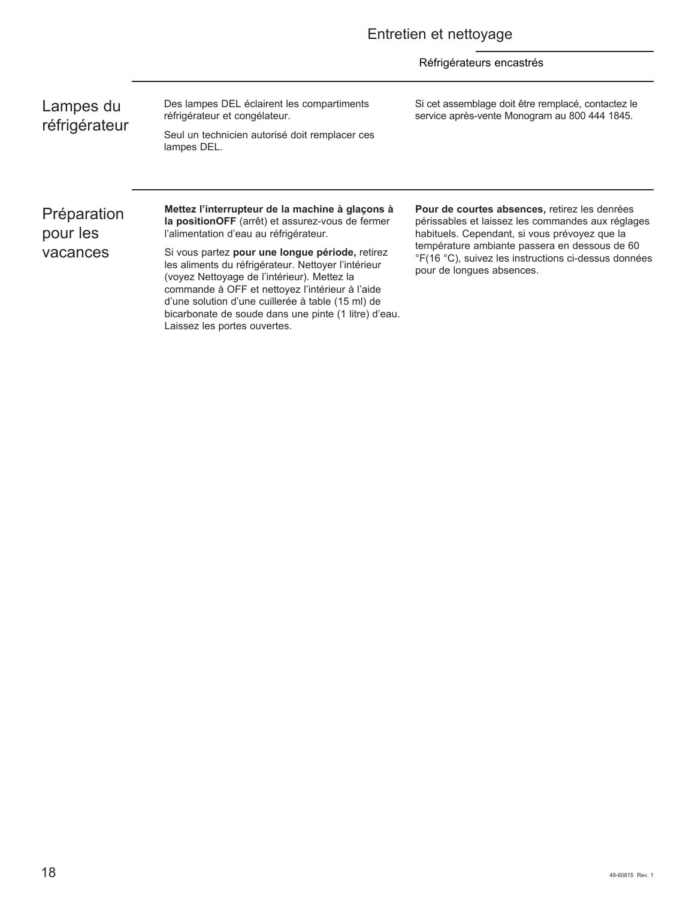## Lampes du réfrigérateur

Des lampes DEL éclairent les compartiments réfrigérateur et congélateur.

Seul un technicien autorisé doit remplacer ces lampes DEL.

Si cet assemblage doit être remplacé, contactez le service après-vente Monogram au 800 444 1845.

## Préparation pour les vacances

**Mettez l'interrupteur de la machine à glaçons à la positionOFF** (arrêt) et assurez-vous de fermer l'alimentation d'eau au réfrigérateur.

Si vous partez **pour une longue période,** retirez les aliments du réfrigérateur. Nettoyer l'intérieur (voyez Nettoyage de l'intérieur). Mettez la commande à OFF et nettoyez l'intérieur à l'aide d'une solution d'une cuillerée à table (15 ml) de bicarbonate de soude dans une pinte (1 litre) d'eau. Laissez les portes ouvertes.

**Pour de courtes absences,** retirez les denrées périssables et laissez les commandes aux réglages habituels. Cependant, si vous prévoyez que la température ambiante passera en dessous de 60 °F(16 °C), suivez les instructions ci-dessus données pour de longues absences.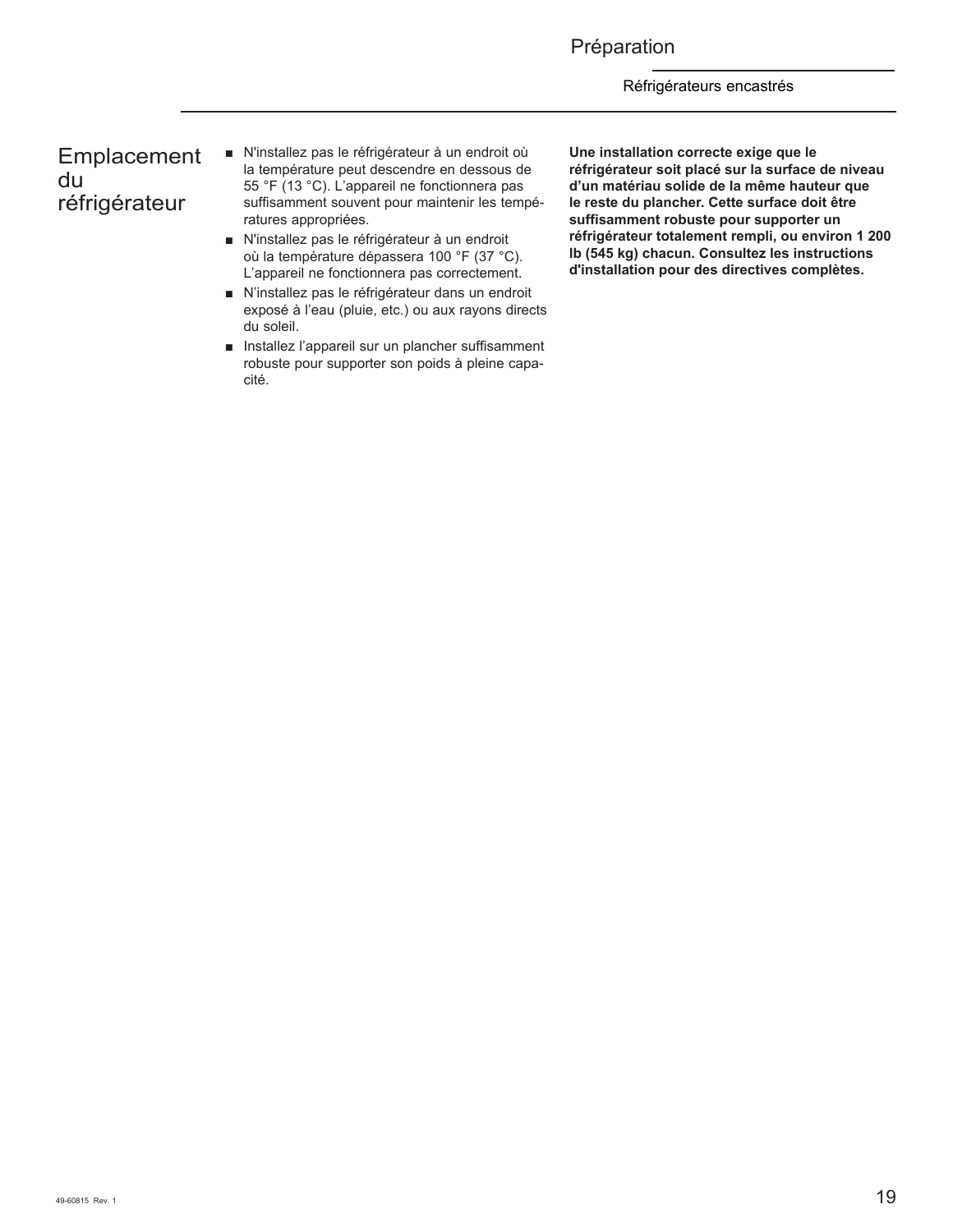# Préparation

## Réfrigérateurs encastrés

### Emplacement du réfrigérateur

- N'installez pas le réfrigérateur à un endroit où la température peut descendre en dessous de 55 °F (13 °C). L'appareil ne fonctionnera pas suffisamment souvent pour maintenir les températures appropriées.
- N'installez pas le réfrigérateur à un endroit où la température dépassera 100 °F (37 °C). L'appareil ne fonctionnera pas correctement.
- N'installez pas le réfrigérateur dans un endroit exposé à l'eau (pluie, etc.) ou aux rayons directs du soleil.
- Installez l'appareil sur un plancher suffisamment robuste pour supporter son poids à pleine capacité.

**Une installation correcte exige que le réfrigérateur soit placé sur la surface de niveau d'un matériau solide de la même hauteur que le reste du plancher. Cette surface doit être suffisamment robuste pour supporter un réfrigérateur totalement rempli, ou environ 1 200 lb (545 kg) chacun. Consultez les instructions d'installation pour des directives complètes.**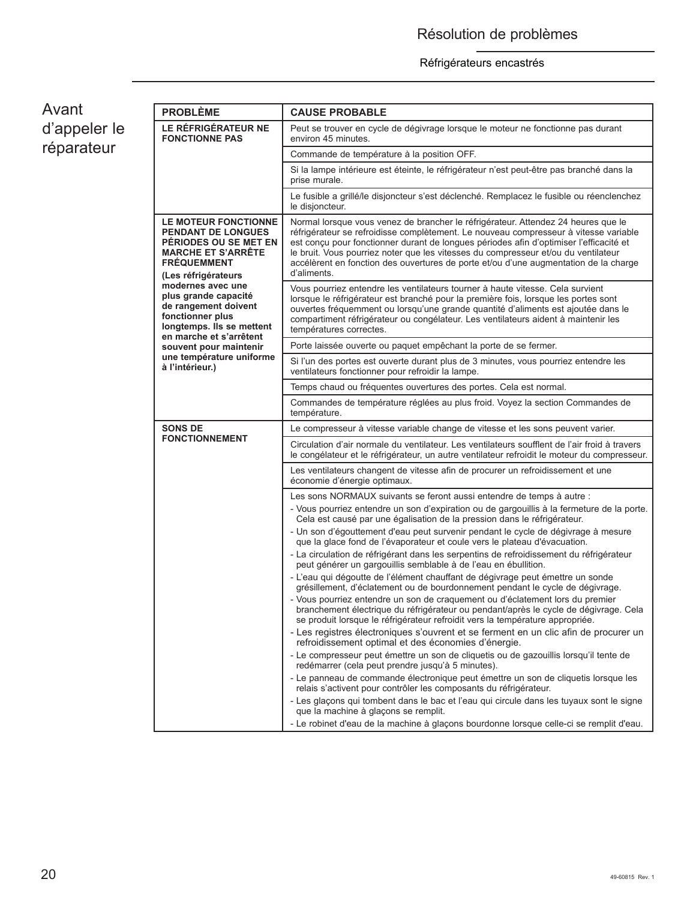## Résolution de problèmes

Réfrigérateurs encastrés

# Avant d'appeler le réparateur

| PROBLÈME | CAUSE PROBABLE |
|---|---|
| **LE RÉFRIGÉRATEUR NE FONCTIONNE PAS** | Peut se trouver en cycle de dégivrage lorsque le moteur ne fonctionne pas durant environ 45 minutes. |
| | Commande de température à la position OFF. |
| | Si la lampe intérieure est éteinte, le réfrigérateur n'est peut-être pas branché dans la prise murale. |
| | Le fusible a grillé/le disjoncteur s'est déclenché. Remplacez le fusible ou réenclenchez le disjoncteur. |
| **LE MOTEUR FONCTIONNE PENDANT DE LONGUES PÉRIODES OU SE MET EN MARCHE ET S'ARRÊTE FRÉQUEMMENT** **(Les réfrigérateurs modernes avec une plus grande capacité de rangement doivent fonctionner plus longtemps. Ils se mettent en marche et s'arrêtent souvent pour maintenir une température uniforme à l'intérieur.)** | Normal lorsque vous venez de brancher le réfrigérateur. Attendez 24 heures que le réfrigérateur se refroidisse complètement. Le nouveau compresseur à vitesse variable est conçu pour fonctionner durant de longues périodes afin d'optimiser l'efficacité et le bruit. Vous pourriez noter que les vitesses du compresseur et/ou du ventilateur accélèrent en fonction des ouvertures de porte et/ou d'une augmentation de la charge d'aliments. |
| | Vous pourriez entendre les ventilateurs tourner à haute vitesse. Cela survient lorsque le réfrigérateur est branché pour la première fois, lorsque les portes sont ouvertes fréquemment ou lorsqu'une grande quantité d'aliments est ajoutée dans le compartiment réfrigérateur ou congélateur. Les ventilateurs aident à maintenir les températures correctes. |
| | Porte laissée ouverte ou paquet empêchant la porte de se fermer. |
| | Si l'un des portes est ouverte durant plus de 3 minutes, vous pourriez entendre les ventilateurs fonctionner pour refroidir la lampe. |
| | Temps chaud ou fréquentes ouvertures des portes. Cela est normal. |
| | Commandes de température réglées au plus froid. Voyez la section Commandes de température. |
| **SONS DE FONCTIONNEMENT** | Le compresseur à vitesse variable change de vitesse et les sons peuvent varier. |
| | Circulation d'air normale du ventilateur. Les ventilateurs soufflent de l'air froid à travers le congélateur et le réfrigérateur, un autre ventilateur refroidit le moteur du compresseur. |
| | Les ventilateurs changent de vitesse afin de procurer un refroidissement et une économie d'énergie optimaux. |
| | Les sons NORMAUX suivants se feront aussi entendre de temps à autre :<br>- Vous pourriez entendre un son d'expiration ou de gargouillis à la fermeture de la porte. Cela est causé par une égalisation de la pression dans le réfrigérateur.<br>- Un son d'égouttement d'eau peut survenir pendant le cycle de dégivrage à mesure que la glace fond de l'évaporateur et coule vers le plateau d'évacuation.<br>- La circulation de réfrigérant dans les serpentins de refroidissement du réfrigérateur peut générer un gargouillis semblable à de l'eau en ébullition.<br>- L'eau qui dégoutte de l'élément chauffant de dégivrage peut émettre un sonde grésillement, d'éclatement ou de bourdonnement pendant le cycle de dégivrage.<br>- Vous pourriez entendre un son de craquement ou d'éclatement lors du premier branchement électrique du réfrigérateur ou pendant/après le cycle de dégivrage. Cela se produit lorsque le réfrigérateur refroidit vers la température appropriée.<br>- Les registres électroniques s'ouvrent et se ferment en un clic afin de procurer un refroidissement optimal et des économies d'énergie.<br>- Le compresseur peut émettre un son de cliquetis ou de gazouillis lorsqu'il tente de redémarrer (cela peut prendre jusqu'à 5 minutes).<br>- Le panneau de commande électronique peut émettre un son de cliquetis lorsque les relais s'activent pour contrôler les composants du réfrigérateur.<br>- Les glaçons qui tombent dans le bac et l'eau qui circule dans les tuyaux sont le signe que la machine à glaçons se remplit.<br>- Le robinet d'eau de la machine à glaçons bourdonne lorsque celle-ci se remplit d'eau. |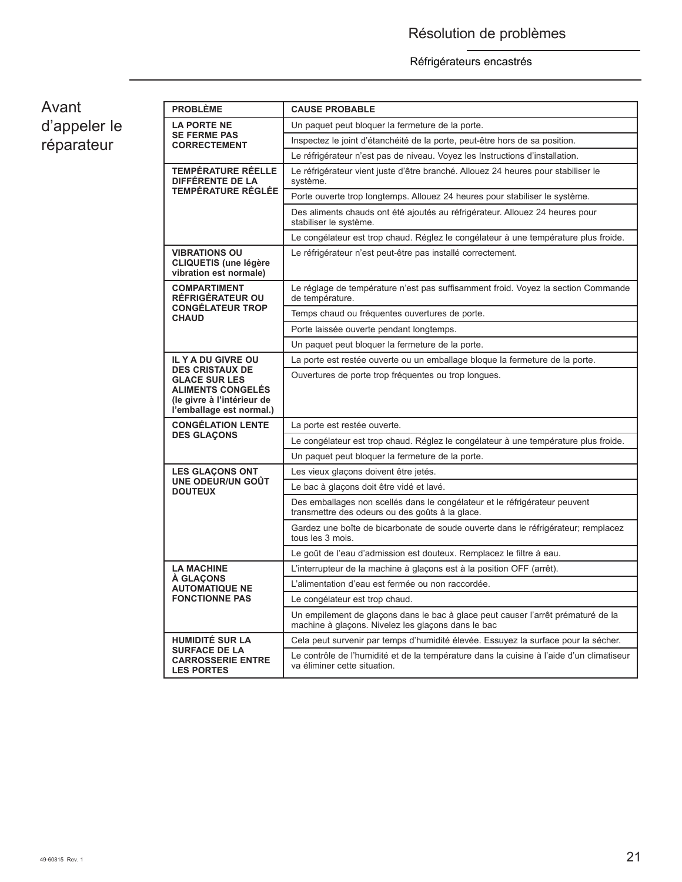# Résolution de problèmes

Réfrigérateurs encastrés

## Avant d'appeler le réparateur

| PROBLÈME | CAUSE PROBABLE |
|---|---|
| **LA PORTE NE SE FERME PAS CORRECTEMENT** | Un paquet peut bloquer la fermeture de la porte. |
| | Inspectez le joint d'étanchéité de la porte, peut-être hors de sa position. |
| | Le réfrigérateur n'est pas de niveau. Voyez les Instructions d'installation. |
| **TEMPÉRATURE RÉELLE DIFFÉRENTE DE LA TEMPÉRATURE RÉGLÉE** | Le réfrigérateur vient juste d'être branché. Allouez 24 heures pour stabiliser le système. |
| | Porte ouverte trop longtemps. Allouez 24 heures pour stabiliser le système. |
| | Des aliments chauds ont été ajoutés au réfrigérateur. Allouez 24 heures pour stabiliser le système. |
| | Le congélateur est trop chaud. Réglez le congélateur à une température plus froide. |
| **VIBRATIONS OU CLIQUETIS (une légère vibration est normale)** | Le réfrigérateur n'est peut-être pas installé correctement. |
| **COMPARTIMENT RÉFRIGÉRATEUR OU CONGÉLATEUR TROP CHAUD** | Le réglage de température n'est pas suffisamment froid. Voyez la section Commande de température. |
| | Temps chaud ou fréquentes ouvertures de porte. |
| | Porte laissée ouverte pendant longtemps. |
| | Un paquet peut bloquer la fermeture de la porte. |
| **IL Y A DU GIVRE OU DES CRISTAUX DE GLACE SUR LES ALIMENTS CONGELÉS (le givre à l'intérieur de l'emballage est normal.)** | La porte est restée ouverte ou un emballage bloque la fermeture de la porte. |
| | Ouvertures de porte trop fréquentes ou trop longues. |
| **CONGÉLATION LENTE DES GLAÇONS** | La porte est restée ouverte. |
| | Le congélateur est trop chaud. Réglez le congélateur à une température plus froide. |
| | Un paquet peut bloquer la fermeture de la porte. |
| **LES GLAÇONS ONT UNE ODEUR/UN GOÛT DOUTEUX** | Les vieux glaçons doivent être jetés. |
| | Le bac à glaçons doit être vidé et lavé. |
| | Des emballages non scellés dans le congélateur et le réfrigérateur peuvent transmettre des odeurs ou des goûts à la glace. |
| | Gardez une boîte de bicarbonate de soude ouverte dans le réfrigérateur; remplacez tous les 3 mois. |
| | Le goût de l'eau d'admission est douteux. Remplacez le filtre à eau. |
| **LA MACHINE À GLAÇONS AUTOMATIQUE NE FONCTIONNE PAS** | L'interrupteur de la machine à glaçons est à la position OFF (arrêt). |
| | L'alimentation d'eau est fermée ou non raccordée. |
| | Le congélateur est trop chaud. |
| | Un empilement de glaçons dans le bac à glace peut causer l'arrêt prématuré de la machine à glaçons. Nivelez les glaçons dans le bac |
| **HUMIDITÉ SUR LA SURFACE DE LA CARROSSERIE ENTRE LES PORTES** | Cela peut survenir par temps d'humidité élevée. Essuyez la surface pour la sécher. |
| | Le contrôle de l'humidité et de la température dans la cuisine à l'aide d'un climatiseur va éliminer cette situation. |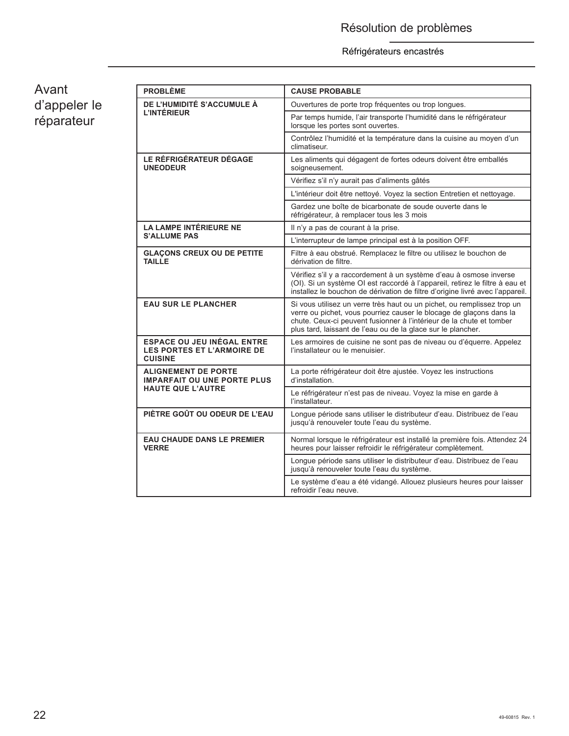# Résolution de problèmes

Réfrigérateurs encastrés

## Avant d'appeler le réparateur

| PROBLÈME | CAUSE PROBABLE |
|---|---|
| **DE L'HUMIDITÉ S'ACCUMULE À L'INTÉRIEUR** | Ouvertures de porte trop fréquentes ou trop longues. |
| | Par temps humide, l'air transporte l'humidité dans le réfrigérateur lorsque les portes sont ouvertes. |
| | Contrôlez l'humidité et la température dans la cuisine au moyen d'un climatiseur. |
| **LE RÉFRIGÉRATEUR DÉGAGE UNEODEUR** | Les aliments qui dégagent de fortes odeurs doivent être emballés soigneusement. |
| | Vérifiez s'il n'y aurait pas d'aliments gâtés |
| | L'intérieur doit être nettoyé. Voyez la section Entretien et nettoyage. |
| | Gardez une boîte de bicarbonate de soude ouverte dans le réfrigérateur, à remplacer tous les 3 mois |
| **LA LAMPE INTÉRIEURE NE S'ALLUME PAS** | Il n'y a pas de courant à la prise. |
| | L'interrupteur de lampe principal est à la position OFF. |
| **GLAÇONS CREUX OU DE PETITE TAILLE** | Filtre à eau obstrué. Remplacez le filtre ou utilisez le bouchon de dérivation de filtre. |
| | Vérifiez s'il y a raccordement à un système d'eau à osmose inverse (OI). Si un système OI est raccordé à l'appareil, retirez le filtre à eau et installez le bouchon de dérivation de filtre d'origine livré avec l'appareil. |
| **EAU SUR LE PLANCHER** | Si vous utilisez un verre très haut ou un pichet, ou remplissez trop un verre ou pichet, vous pourriez causer le blocage de glaçons dans la chute. Ceux-ci peuvent fusionner à l'intérieur de la chute et tomber plus tard, laissant de l'eau ou de la glace sur le plancher. |
| **ESPACE OU JEU INÉGAL ENTRE LES PORTES ET L'ARMOIRE DE CUISINE** | Les armoires de cuisine ne sont pas de niveau ou d'équerre. Appelez l'installateur ou le menuisier. |
| **ALIGNEMENT DE PORTE IMPARFAIT OU UNE PORTE PLUS HAUTE QUE L'AUTRE** | La porte réfrigérateur doit être ajustée. Voyez les instructions d'installation. |
| | Le réfrigérateur n'est pas de niveau. Voyez la mise en garde à l'installateur. |
| **PIÈTRE GOÛT OU ODEUR DE L'EAU** | Longue période sans utiliser le distributeur d'eau. Distribuez de l'eau jusqu'à renouveler toute l'eau du système. |
| **EAU CHAUDE DANS LE PREMIER VERRE** | Normal lorsque le réfrigérateur est installé la première fois. Attendez 24 heures pour laisser refroidir le réfrigérateur complètement. |
| | Longue période sans utiliser le distributeur d'eau. Distribuez de l'eau jusqu'à renouveler toute l'eau du système. |
| | Le système d'eau a été vidangé. Allouez plusieurs heures pour laisser refroidir l'eau neuve. |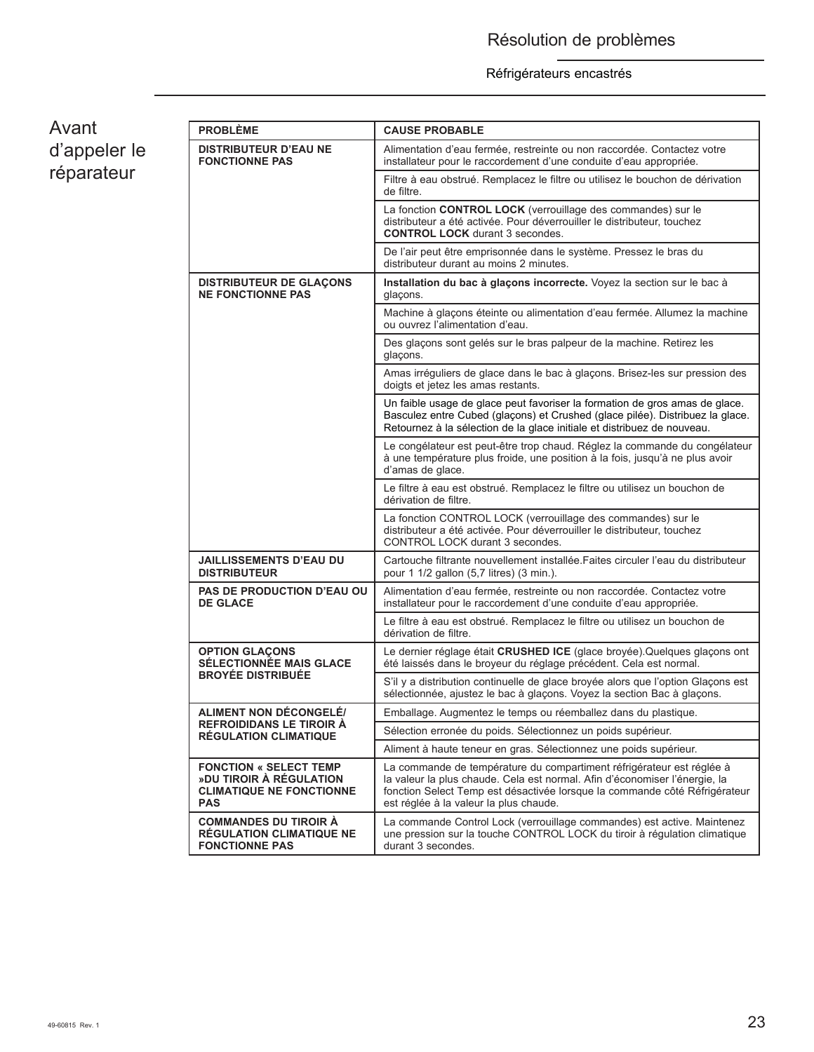## Avant d'appeler le réparateur

| PROBLÈME | CAUSE PROBABLE |
|---|---|
| **DISTRIBUTEUR D'EAU NE FONCTIONNE PAS** | Alimentation d'eau fermée, restreinte ou non raccordée. Contactez votre installateur pour le raccordement d'une conduite d'eau appropriée. |
| | Filtre à eau obstrué. Remplacez le filtre ou utilisez le bouchon de dérivation de filtre. |
| | La fonction **CONTROL LOCK** (verrouillage des commandes) sur le distributeur a été activée. Pour déverrouiller le distributeur, touchez **CONTROL LOCK** durant 3 secondes. |
| | De l'air peut être emprisonnée dans le système. Pressez le bras du distributeur durant au moins 2 minutes. |
| **DISTRIBUTEUR DE GLAÇONS NE FONCTIONNE PAS** | **Installation du bac à glaçons incorrecte.** Voyez la section sur le bac à glaçons. |
| | Machine à glaçons éteinte ou alimentation d'eau fermée. Allumez la machine ou ouvrez l'alimentation d'eau. |
| | Des glaçons sont gelés sur le bras palpeur de la machine. Retirez les glaçons. |
| | Amas irréguliers de glace dans le bac à glaçons. Brisez-les sur pression des doigts et jetez les amas restants. |
| | Un faible usage de glace peut favoriser la formation de gros amas de glace. Basculez entre Cubed (glaçons) et Crushed (glace pilée). Distribuez la glace. Retournez à la sélection de la glace initiale et distribuez de nouveau. |
| | Le congélateur est peut-être trop chaud. Réglez la commande du congélateur à une température plus froide, une position à la fois, jusqu'à ne plus avoir d'amas de glace. |
| | Le filtre à eau est obstrué. Remplacez le filtre ou utilisez un bouchon de dérivation de filtre. |
| | La fonction CONTROL LOCK (verrouillage des commandes) sur le distributeur a été activée. Pour déverrouiller le distributeur, touchez CONTROL LOCK durant 3 secondes. |
| **JAILLISSEMENTS D'EAU DU DISTRIBUTEUR** | Cartouche filtrante nouvellement installée.Faites circuler l'eau du distributeur pour 1 1/2 gallon (5,7 litres) (3 min.). |
| **PAS DE PRODUCTION D'EAU OU DE GLACE** | Alimentation d'eau fermée, restreinte ou non raccordée. Contactez votre installateur pour le raccordement d'une conduite d'eau appropriée. |
| | Le filtre à eau est obstrué. Remplacez le filtre ou utilisez un bouchon de dérivation de filtre. |
| **OPTION GLAÇONS SÉLECTIONNÉE MAIS GLACE BROYÉE DISTRIBUÉE** | Le dernier réglage était **CRUSHED ICE** (glace broyée).Quelques glaçons ont été laissés dans le broyeur du réglage précédent. Cela est normal. |
| | S'il y a distribution continuelle de glace broyée alors que l'option Glaçons est sélectionnée, ajustez le bac à glaçons. Voyez la section Bac à glaçons. |
| **ALIMENT NON DÉCONGELÉ/ REFROIDIDANS LE TIROIR À RÉGULATION CLIMATIQUE** | Emballage. Augmentez le temps ou réemballez dans du plastique. |
| | Sélection erronée du poids. Sélectionnez un poids supérieur. |
| | Aliment à haute teneur en gras. Sélectionnez une poids supérieur. |
| **FONCTION « SELECT TEMP »DU TIROIR À RÉGULATION CLIMATIQUE NE FONCTIONNE PAS** | La commande de température du compartiment réfrigérateur est réglée à la valeur la plus chaude. Cela est normal. Afin d'économiser l'énergie, la fonction Select Temp est désactivée lorsque la commande côté Réfrigérateur est réglée à la valeur la plus chaude. |
| **COMMANDES DU TIROIR À RÉGULATION CLIMATIQUE NE FONCTIONNE PAS** | La commande Control Lock (verrouillage commandes) est active. Maintenez une pression sur la touche CONTROL LOCK du tiroir à régulation climatique durant 3 secondes. |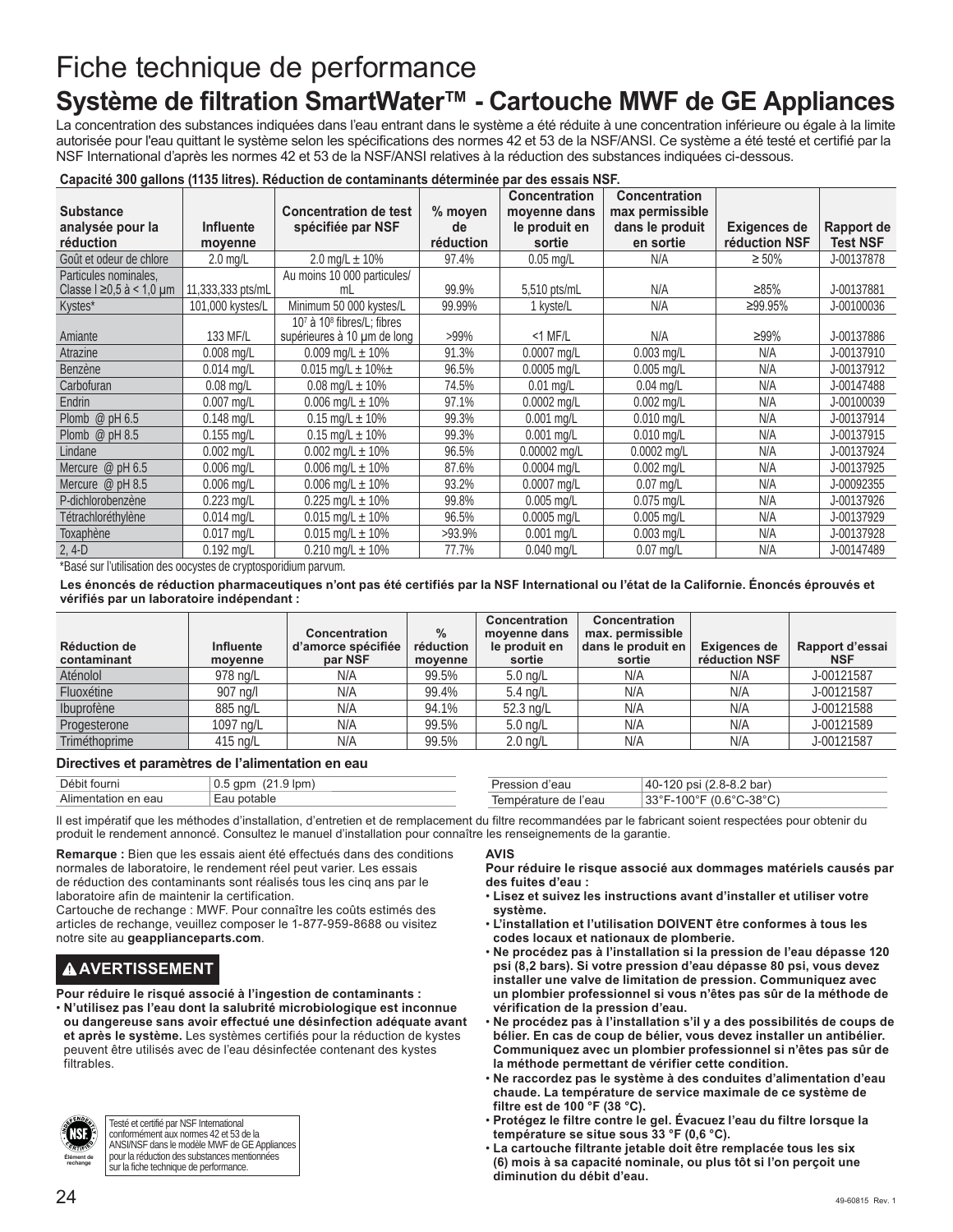# Fiche technique de performance

## Système de filtration SmartWater™ - Cartouche MWF de GE Appliances

La concentration des substances indiquées dans l'eau entrant dans le système a été réduite à une concentration inférieure ou égale à la limite autorisée pour l'eau quittant le système selon les spécifications des normes 42 et 53 de la NSF/ANSI. Ce système a été testé et certifié par la NSF International d'après les normes 42 et 53 de la NSF/ANSI relatives à la réduction des substances indiquées ci-dessous.

**Capacité 300 gallons (1135 litres). Réduction de contaminants déterminée par des essais NSF.**

| Substance analysée pour la réduction | Influente moyenne | Concentration de test spécifiée par NSF | % moyen de réduction | Concentration moyenne dans le produit en sortie | Concentration max permissible dans le produit en sortie | Exigences de réduction NSF | Rapport de Test NSF |
|---|---|---|---|---|---|---|---|
| Goût et odeur de chlore | 2.0 mg/L | 2.0 mg/L ± 10% | 97.4% | 0.05 mg/L | N/A | ≥ 50% | J-00137878 |
| Particules nominales, Classe I ≥0,5 à < 1,0 µm | 11,333,333 pts/mL | Au moins 10 000 particules/mL | 99.9% | 5,510 pts/mL | N/A | ≥85% | J-00137881 |
| Kystes* | 101,000 kystes/L | Minimum 50 000 kystes/L | 99.99% | 1 kyste/L | N/A | ≥99.95% | J-00100036 |
| Amiante | 133 MF/L | $10^7$ à $10^8$ fibres/L; fibres supérieures à 10 µm de long | >99% | <1 MF/L | N/A | ≥99% | J-00137886 |
| Atrazine | 0.008 mg/L | 0.009 mg/L ± 10% | 91.3% | 0.0007 mg/L | 0.003 mg/L | N/A | J-00137910 |
| Benzène | 0.014 mg/L | 0.015 mg/L ± 10%± | 96.5% | 0.0005 mg/L | 0.005 mg/L | N/A | J-00137912 |
| Carbofuran | 0.08 mg/L | 0.08 mg/L ± 10% | 74.5% | 0.01 mg/L | 0.04 mg/L | N/A | J-00147488 |
| Endrin | 0.007 mg/L | 0.006 mg/L ± 10% | 97.1% | 0.0002 mg/L | 0.002 mg/L | N/A | J-00100039 |
| Plomb @ pH 6.5 | 0.148 mg/L | 0.15 mg/L ± 10% | 99.3% | 0.001 mg/L | 0.010 mg/L | N/A | J-00137914 |
| Plomb @ pH 8.5 | 0.155 mg/L | 0.15 mg/L ± 10% | 99.3% | 0.001 mg/L | 0.010 mg/L | N/A | J-00137915 |
| Lindane | 0.002 mg/L | 0.002 mg/L ± 10% | 96.5% | 0.00002 mg/L | 0.0002 mg/L | N/A | J-00137924 |
| Mercure @ pH 6.5 | 0.006 mg/L | 0.006 mg/L ± 10% | 87.6% | 0.0004 mg/L | 0.002 mg/L | N/A | J-00137925 |
| Mercure @ pH 8.5 | 0.006 mg/L | 0.006 mg/L ± 10% | 93.2% | 0.0007 mg/L | 0.07 mg/L | N/A | J-00092355 |
| P-dichlorobenzène | 0.223 mg/L | 0.225 mg/L ± 10% | 99.8% | 0.005 mg/L | 0.075 mg/L | N/A | J-00137926 |
| Tétrachloréthylène | 0.014 mg/L | 0.015 mg/L ± 10% | 96.5% | 0.0005 mg/L | 0.005 mg/L | N/A | J-00137929 |
| Toxaphène | 0.017 mg/L | 0.015 mg/L ± 10% | >93.9% | 0.001 mg/L | 0.003 mg/L | N/A | J-00137928 |
| 2, 4-D | 0.192 mg/L | 0.210 mg/L ± 10% | 77.7% | 0.040 mg/L | 0.07 mg/L | N/A | J-00147489 |

*Basé sur l'utilisation des oocystes de cryptosporidium parvum.

**Les énoncés de réduction pharmaceutiques n'ont pas été certifiés par la NSF International ou l'état de la Californie. Énoncés éprouvés et vérifiés par un laboratoire indépendant :**

| Réduction de contaminant | Influente moyenne | Concentration d'amorce spécifiée par NSF | % réduction moyenne | Concentration moyenne dans le produit en sortie | Concentration max. permissible dans le produit en sortie | Exigences de réduction NSF | Rapport d'essai NSF |
|---|---|---|---|---|---|---|---|
| Aténolol | 978 ng/L | N/A | 99.5% | 5.0 ng/L | N/A | N/A | J-00121587 |
| Fluoxétine | 907 ng/l | N/A | 99.4% | 5.4 ng/L | N/A | N/A | J-00121587 |
| Ibuprofène | 885 ng/L | N/A | 94.1% | 52.3 ng/L | N/A | N/A | J-00121588 |
| Progesterone | 1097 ng/L | N/A | 99.5% | 5.0 ng/L | N/A | N/A | J-00121589 |
| Triméthoprime | 415 ng/L | N/A | 99.5% | 2.0 ng/L | N/A | N/A | J-00121587 |

### Directives et paramètres de l'alimentation en eau

| Paramètre | Valeur |
|---|---|
| Débit fourni | 0.5 gpm (21.9 lpm) |
| Alimentation en eau | Eau potable |
| Pression d'eau | 40-120 psi (2.8-8.2 bar) |
| Température de l'eau | 33°F-100°F (0.6°C-38°C) |

Il est impératif que les méthodes d'installation, d'entretien et de remplacement du filtre recommandées par le fabricant soient respectées pour obtenir du produit le rendement annoncé. Consultez le manuel d'installation pour connaître les renseignements de la garantie.

**Remarque :** Bien que les essais aient été effectués dans des conditions normales de laboratoire, le rendement réel peut varier. Les essais de réduction des contaminants sont réalisés tous les cinq ans par le laboratoire afin de maintenir la certification.

Cartouche de rechange : MWF. Pour connaître les coûts estimés des articles de rechange, veuillez composer le 1-877-959-8688 ou visitez notre site au **geapplianceparts.com**.

### ⚠ AVERTISSEMENT

**Pour réduire le risqué associé à l'ingestion de contaminants :**

- **N'utilisez pas l'eau dont la salubrité microbiologique est inconnue ou dangereuse sans avoir effectué une désinfection adéquate avant et après le système.** Les systèmes certifiés pour la réduction de kystes peuvent être utilisés avec de l'eau désinfectée contenant des kystes filtrables.

Testé et certifié par NSF International conformément aux normes 42 et 53 de la ANSI/NSF dans le modèle MWF de GE Appliances pour la réduction des substances mentionnées sur la fiche technique de performance.

**AVIS**

**Pour réduire le risque associé aux dommages matériels causés par des fuites d'eau :**

- **Lisez et suivez les instructions avant d'installer et utiliser votre système.**
- **L'installation et l'utilisation DOIVENT être conformes à tous les codes locaux et nationaux de plomberie.**
- **Ne procédez pas à l'installation si la pression de l'eau dépasse 120 psi (8,2 bars). Si votre pression d'eau dépasse 80 psi, vous devez installer une valve de limitation de pression. Communiquez avec un plombier professionnel si vous n'êtes pas sûr de la méthode de vérification de la pression d'eau.**
- **Ne procédez pas à l'installation s'il y a des possibilités de coups de bélier. En cas de coup de bélier, vous devez installer un antibélier. Communiquez avec un plombier professionnel si n'êtes pas sûr de la méthode permettant de vérifier cette condition.**
- **Ne raccordez pas le système à des conduites d'alimentation d'eau chaude. La température de service maximale de ce système de filtre est de 100 °F (38 °C).**
- **Protégez le filtre contre le gel. Évacuez l'eau du filtre lorsque la température se situe sous 33 °F (0,6 °C).**
- **La cartouche filtrante jetable doit être remplacée tous les six (6) mois à sa capacité nominale, ou plus tôt si l'on perçoit une diminution du débit d'eau.**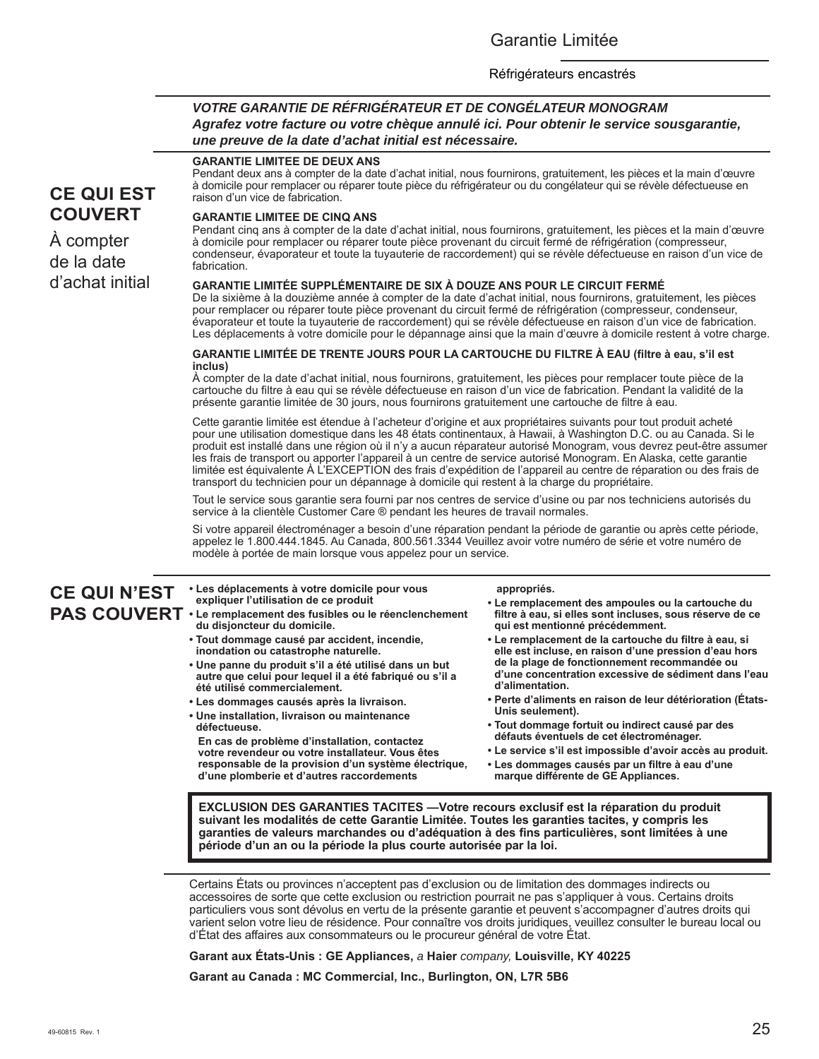# Garantie Limitée

Réfrigérateurs encastrés

***VOTRE GARANTIE DE RÉFRIGÉRATEUR ET DE CONGÉLATEUR MONOGRAM***
***Agrafez votre facture ou votre chèque annulé ici. Pour obtenir le service sousgarantie, une preuve de la date d'achat initial est nécessaire.***

## CE QUI EST COUVERT

À compter de la date d'achat initial

**GARANTIE LIMITEE DE DEUX ANS**
Pendant deux ans à compter de la date d'achat initial, nous fournirons, gratuitement, les pièces et la main d'œuvre à domicile pour remplacer ou réparer toute pièce du réfrigérateur ou du congélateur qui se révèle défectueuse en raison d'un vice de fabrication.

**GARANTIE LIMITEE DE CINQ ANS**
Pendant cinq ans à compter de la date d'achat initial, nous fournirons, gratuitement, les pièces et la main d'œuvre à domicile pour remplacer ou réparer toute pièce provenant du circuit fermé de réfrigération (compresseur, condenseur, évaporateur et toute la tuyauterie de raccordement) qui se révèle défectueuse en raison d'un vice de fabrication.

**GARANTIE LIMITÉE SUPPLÉMENTAIRE DE SIX À DOUZE ANS POUR LE CIRCUIT FERMÉ**
De la sixième à la douzième année à compter de la date d'achat initial, nous fournirons, gratuitement, les pièces pour remplacer ou réparer toute pièce provenant du circuit fermé de réfrigération (compresseur, condenseur, évaporateur et toute la tuyauterie de raccordement) qui se révèle défectueuse en raison d'un vice de fabrication. Les déplacements à votre domicile pour le dépannage ainsi que la main d'œuvre à domicile restent à votre charge.

**GARANTIE LIMITÉE DE TRENTE JOURS POUR LA CARTOUCHE DU FILTRE À EAU (filtre à eau, s'il est inclus)**
À compter de la date d'achat initial, nous fournirons, gratuitement, les pièces pour remplacer toute pièce de la cartouche du filtre à eau qui se révèle défectueuse en raison d'un vice de fabrication. Pendant la validité de la présente garantie limitée de 30 jours, nous fournirons gratuitement une cartouche de filtre à eau.

Cette garantie limitée est étendue à l'acheteur d'origine et aux propriétaires suivants pour tout produit acheté pour une utilisation domestique dans les 48 états continentaux, à Hawaii, à Washington D.C. ou au Canada. Si le produit est installé dans une région où il n'y a aucun réparateur autorisé Monogram, vous devrez peut-être assumer les frais de transport ou apporter l'appareil à un centre de service autorisé Monogram. En Alaska, cette garantie limitée est équivalente À L'EXCEPTION des frais d'expédition de l'appareil au centre de réparation ou des frais de transport du technicien pour un dépannage à domicile qui restent à la charge du propriétaire.

Tout le service sous garantie sera fourni par nos centres de service d'usine ou par nos techniciens autorisés du service à la clientèle Customer Care ® pendant les heures de travail normales.

Si votre appareil électroménager a besoin d'une réparation pendant la période de garantie ou après cette période, appelez le 1.800.444.1845. Au Canada, 800.561.3344 Veuillez avoir votre numéro de série et votre numéro de modèle à portée de main lorsque vous appelez pour un service.

## CE QUI N'EST PAS COUVERT

- **Les déplacements à votre domicile pour vous expliquer l'utilisation de ce produit**
- **Le remplacement des fusibles ou le réenclenchement du disjoncteur du domicile.**
- **Tout dommage causé par accident, incendie, inondation ou catastrophe naturelle.**
- **Une panne du produit s'il a été utilisé dans un but autre que celui pour lequel il a été fabriqué ou s'il a été utilisé commercialement.**
- **Les dommages causés après la livraison.**
- **Une installation, livraison ou maintenance défectueuse.**
  **En cas de problème d'installation, contactez votre revendeur ou votre installateur. Vous êtes responsable de la provision d'un système électrique, d'une plomberie et d'autres raccordements appropriés.**
- **Le remplacement des ampoules ou la cartouche du filtre à eau, si elles sont incluses, sous réserve de ce qui est mentionné précédemment.**
- **Le remplacement de la cartouche du filtre à eau, si elle est incluse, en raison d'une pression d'eau hors de la plage de fonctionnement recommandée ou d'une concentration excessive de sédiment dans l'eau d'alimentation.**
- **Perte d'aliments en raison de leur détérioration (États-Unis seulement).**
- **Tout dommage fortuit ou indirect causé par des défauts éventuels de cet électroménager.**
- **Le service s'il est impossible d'avoir accès au produit.**
- **Les dommages causés par un filtre à eau d'une marque différente de GE Appliances.**

**EXCLUSION DES GARANTIES TACITES —Votre recours exclusif est la réparation du produit suivant les modalités de cette Garantie Limitée. Toutes les garanties tacites, y compris les garanties de valeurs marchandes ou d'adéquation à des fins particulières, sont limitées à une période d'un an ou la période la plus courte autorisée par la loi.**

Certains États ou provinces n'acceptent pas d'exclusion ou de limitation des dommages indirects ou accessoires de sorte que cette exclusion ou restriction pourrait ne pas s'appliquer à vous. Certains droits particuliers vous sont dévolus en vertu de la présente garantie et peuvent s'accompagner d'autres droits qui varient selon votre lieu de résidence. Pour connaître vos droits juridiques, veuillez consulter le bureau local ou d'État des affaires aux consommateurs ou le procureur général de votre État.

**Garant aux États-Unis : GE Appliances,** *a* **Haier** *company,* **Louisville, KY 40225**

**Garant au Canada : MC Commercial, Inc., Burlington, ON, L7R 5B6**

49-60815 Rev. 1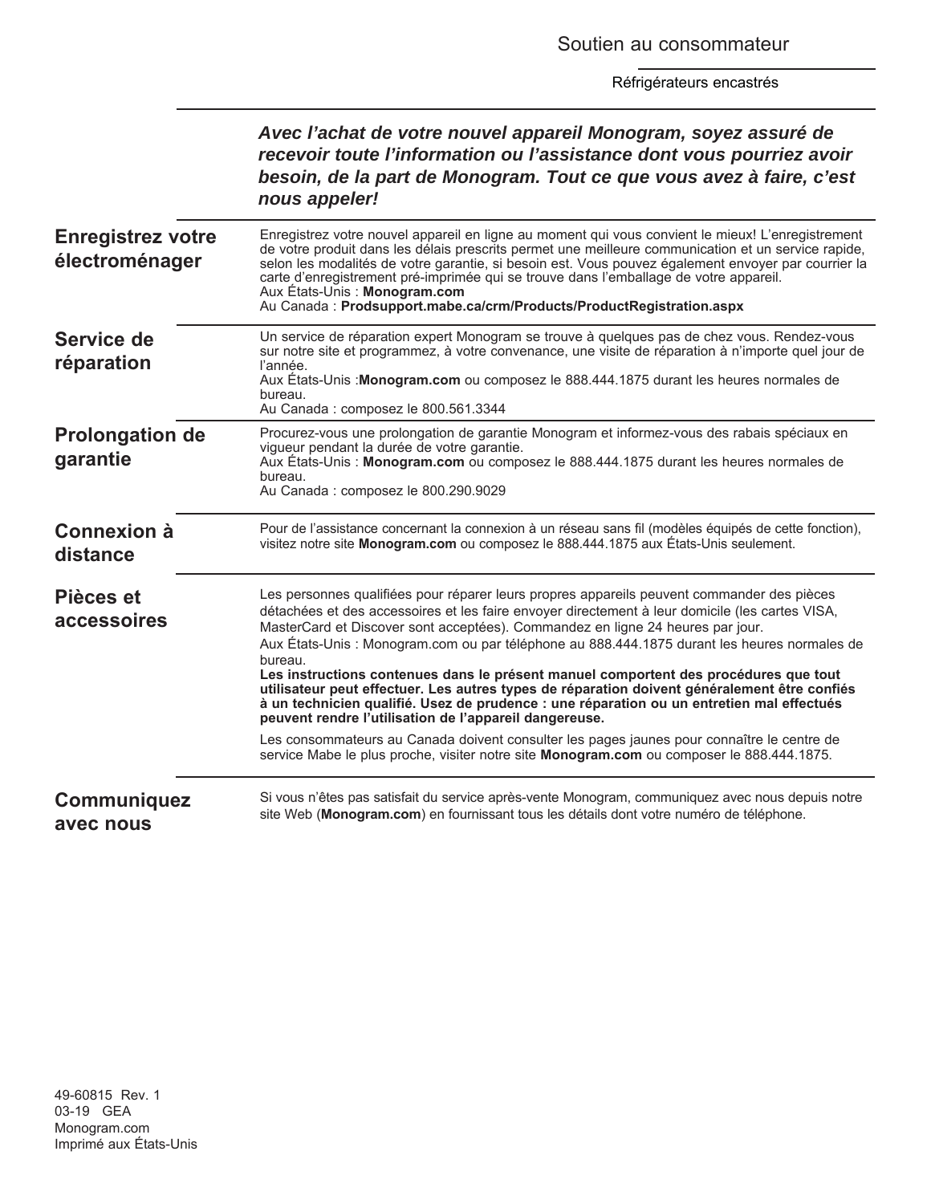# Soutien au consommateur

Réfrigérateurs encastrés

***Avec l'achat de votre nouvel appareil Monogram, soyez assuré de recevoir toute l'information ou l'assistance dont vous pourriez avoir besoin, de la part de Monogram. Tout ce que vous avez à faire, c'est nous appeler!***

## Enregistrez votre électroménager

Enregistrez votre nouvel appareil en ligne au moment qui vous convient le mieux! L'enregistrement de votre produit dans les délais prescrits permet une meilleure communication et un service rapide, selon les modalités de votre garantie, si besoin est. Vous pouvez également envoyer par courrier la carte d'enregistrement pré-imprimée qui se trouve dans l'emballage de votre appareil.
Aux États-Unis : **Monogram.com**
Au Canada : **Prodsupport.mabe.ca/crm/Products/ProductRegistration.aspx**

## Service de réparation

Un service de réparation expert Monogram se trouve à quelques pas de chez vous. Rendez-vous sur notre site et programmez, à votre convenance, une visite de réparation à n'importe quel jour de l'année.
Aux États-Unis :**Monogram.com** ou composez le 888.444.1875 durant les heures normales de bureau.
Au Canada : composez le 800.561.3344

## Prolongation de garantie

Procurez-vous une prolongation de garantie Monogram et informez-vous des rabais spéciaux en vigueur pendant la durée de votre garantie.
Aux États-Unis : **Monogram.com** ou composez le 888.444.1875 durant les heures normales de bureau.
Au Canada : composez le 800.290.9029

## Connexion à distance

Pour de l'assistance concernant la connexion à un réseau sans fil (modèles équipés de cette fonction), visitez notre site **Monogram.com** ou composez le 888.444.1875 aux États-Unis seulement.

## Pièces et accessoires

Les personnes qualifiées pour réparer leurs propres appareils peuvent commander des pièces détachées et des accessoires et les faire envoyer directement à leur domicile (les cartes VISA, MasterCard et Discover sont acceptées). Commandez en ligne 24 heures par jour.
Aux États-Unis : Monogram.com ou par téléphone au 888.444.1875 durant les heures normales de bureau.
**Les instructions contenues dans le présent manuel comportent des procédures que tout utilisateur peut effectuer. Les autres types de réparation doivent généralement être confiés à un technicien qualifié. Usez de prudence : une réparation ou un entretien mal effectués peuvent rendre l'utilisation de l'appareil dangereuse.**

Les consommateurs au Canada doivent consulter les pages jaunes pour connaître le centre de service Mabe le plus proche, visiter notre site **Monogram.com** ou composer le 888.444.1875.

## Communiquez avec nous

Si vous n'êtes pas satisfait du service après-vente Monogram, communiquez avec nous depuis notre site Web (**Monogram.com**) en fournissant tous les détails dont votre numéro de téléphone.

49-60815 Rev. 1
03-19 GEA
Monogram.com
Imprimé aux États-Unis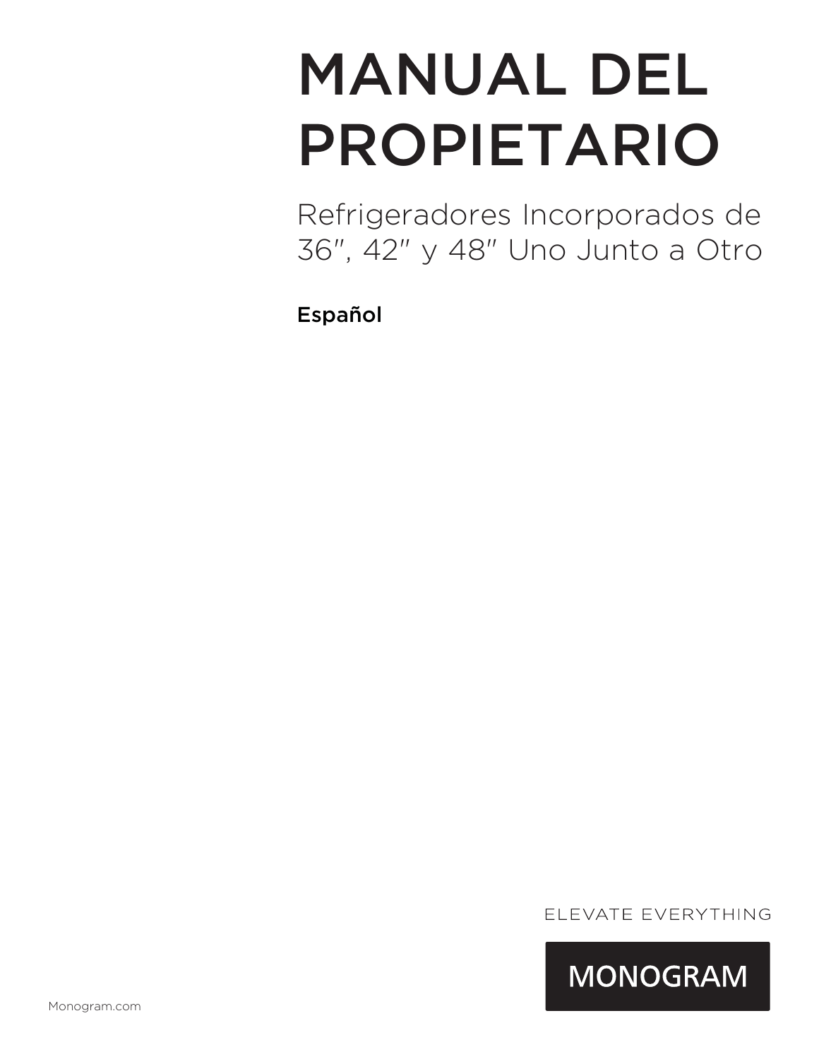# MANUAL DEL PROPIETARIO

Refrigeradores Incorporados de 36″, 42″ y 48″ Uno Junto a Otro

**Español**

ELEVATE EVERYTHING

MONOGRAM

Monogram.com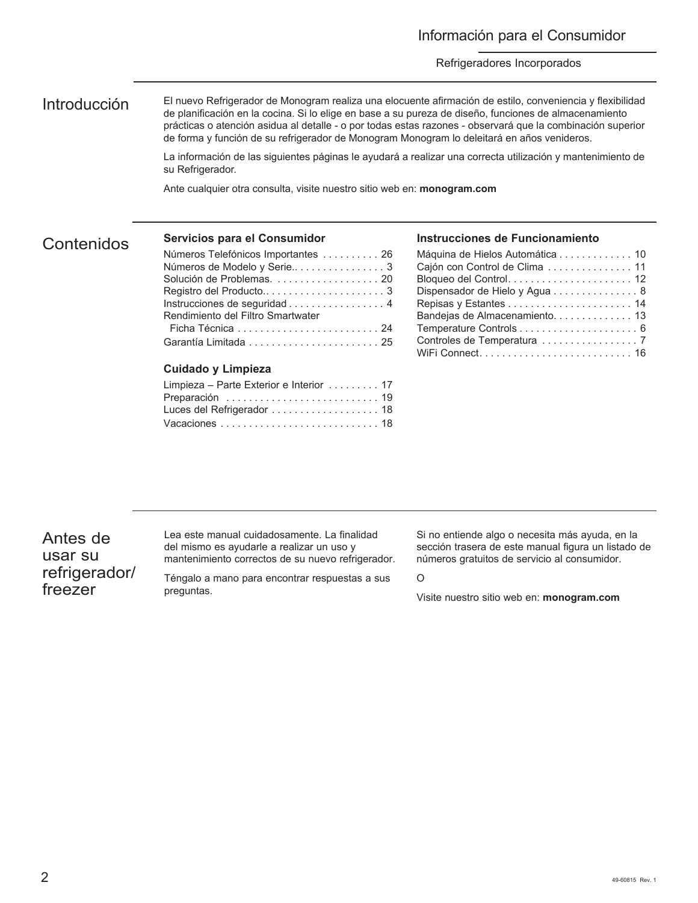# Información para el Consumidor

Refrigeradores Incorporados

## Introducción

El nuevo Refrigerador de Monogram realiza una elocuente afirmación de estilo, conveniencia y flexibilidad de planificación en la cocina. Si lo elige en base a su pureza de diseño, funciones de almacenamiento prácticas o atención asidua al detalle - o por todas estas razones - observará que la combinación superior de forma y función de su refrigerador de Monogram Monogram lo deleitará en años venideros.

La información de las siguientes páginas le ayudará a realizar una correcta utilización y mantenimiento de su Refrigerador.

Ante cualquier otra consulta, visite nuestro sitio web en: **monogram.com**

## Contenidos

### Servicios para el Consumidor

Números Telefónicos Importantes . . . . . . . . . . 26
Números de Modelo y Serie.. . . . . . . . . . . . . . . . 3
Solución de Problemas. . . . . . . . . . . . . . . . . . . 20
Registro del Producto.. . . . . . . . . . . . . . . . . . . . . 3
Instrucciones de seguridad . . . . . . . . . . . . . . . . . 4
Rendimiento del Filtro Smartwater
Ficha Técnica . . . . . . . . . . . . . . . . . . . . . . . . . 24
Garantía Limitada . . . . . . . . . . . . . . . . . . . . . . . 25

### Cuidado y Limpieza

Limpieza – Parte Exterior e Interior . . . . . . . . . 17
Preparación . . . . . . . . . . . . . . . . . . . . . . . . . . . 19
Luces del Refrigerador . . . . . . . . . . . . . . . . . . . 18
Vacaciones . . . . . . . . . . . . . . . . . . . . . . . . . . . . 18

### Instrucciones de Funcionamiento

Máquina de Hielos Automática . . . . . . . . . . . . . 10
Cajón con Control de Clima . . . . . . . . . . . . . . . 11
Bloqueo del Control. . . . . . . . . . . . . . . . . . . . . . 12
Dispensador de Hielo y Agua . . . . . . . . . . . . . . . 8
Repisas y Estantes . . . . . . . . . . . . . . . . . . . . . . 14
Bandejas de Almacenamiento. . . . . . . . . . . . . . 13
Temperature Controls . . . . . . . . . . . . . . . . . . . . . 6
Controles de Temperatura . . . . . . . . . . . . . . . . . 7
WiFi Connect. . . . . . . . . . . . . . . . . . . . . . . . . . . 16

## Antes de usar su refrigerador/freezer

Lea este manual cuidadosamente. La finalidad del mismo es ayudarle a realizar un uso y mantenimiento correctos de su nuevo refrigerador.

Téngalo a mano para encontrar respuestas a sus preguntas.

Si no entiende algo o necesita más ayuda, en la sección trasera de este manual figura un listado de números gratuitos de servicio al consumidor.

O

Visite nuestro sitio web en: **monogram.com**

49-60815 Rev. 1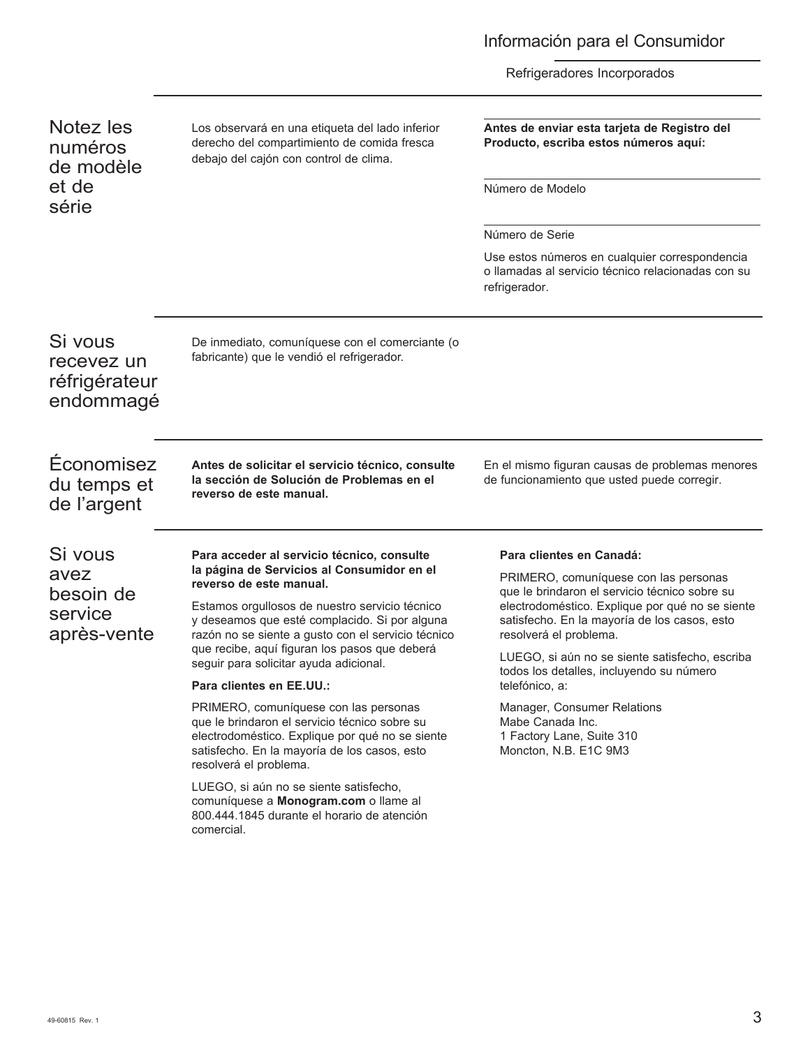## Notez les numéros de modèle et de série

Los observará en una etiqueta del lado inferior derecho del compartimiento de comida fresca debajo del cajón con control de clima.

**Antes de enviar esta tarjeta de Registro del Producto, escriba estos números aquí:**

Número de Modelo

Número de Serie

Use estos números en cualquier correspondencia o llamadas al servicio técnico relacionadas con su refrigerador.

## Si vous recevez un réfrigérateur endommagé

De inmediato, comuníquese con el comerciante (o fabricante) que le vendió el refrigerador.

## Économisez du temps et de l'argent

**Antes de solicitar el servicio técnico, consulte la sección de Solución de Problemas en el reverso de este manual.**

En el mismo figuran causas de problemas menores de funcionamiento que usted puede corregir.

## Si vous avez besoin de service après-vente

**Para acceder al servicio técnico, consulte la página de Servicios al Consumidor en el reverso de este manual.**

Estamos orgullosos de nuestro servicio técnico y deseamos que esté complacido. Si por alguna razón no se siente a gusto con el servicio técnico que recibe, aquí figuran los pasos que deberá seguir para solicitar ayuda adicional.

**Para clientes en EE.UU.:**

PRIMERO, comuníquese con las personas que le brindaron el servicio técnico sobre su electrodoméstico. Explique por qué no se siente satisfecho. En la mayoría de los casos, esto resolverá el problema.

LUEGO, si aún no se siente satisfecho, comuníquese a **Monogram.com** o llame al 800.444.1845 durante el horario de atención comercial.

**Para clientes en Canadá:**

PRIMERO, comuníquese con las personas que le brindaron el servicio técnico sobre su electrodoméstico. Explique por qué no se siente satisfecho. En la mayoría de los casos, esto resolverá el problema.

LUEGO, si aún no se siente satisfecho, escriba todos los detalles, incluyendo su número telefónico, a:

Manager, Consumer Relations
Mabe Canada Inc.
1 Factory Lane, Suite 310
Moncton, N.B. E1C 9M3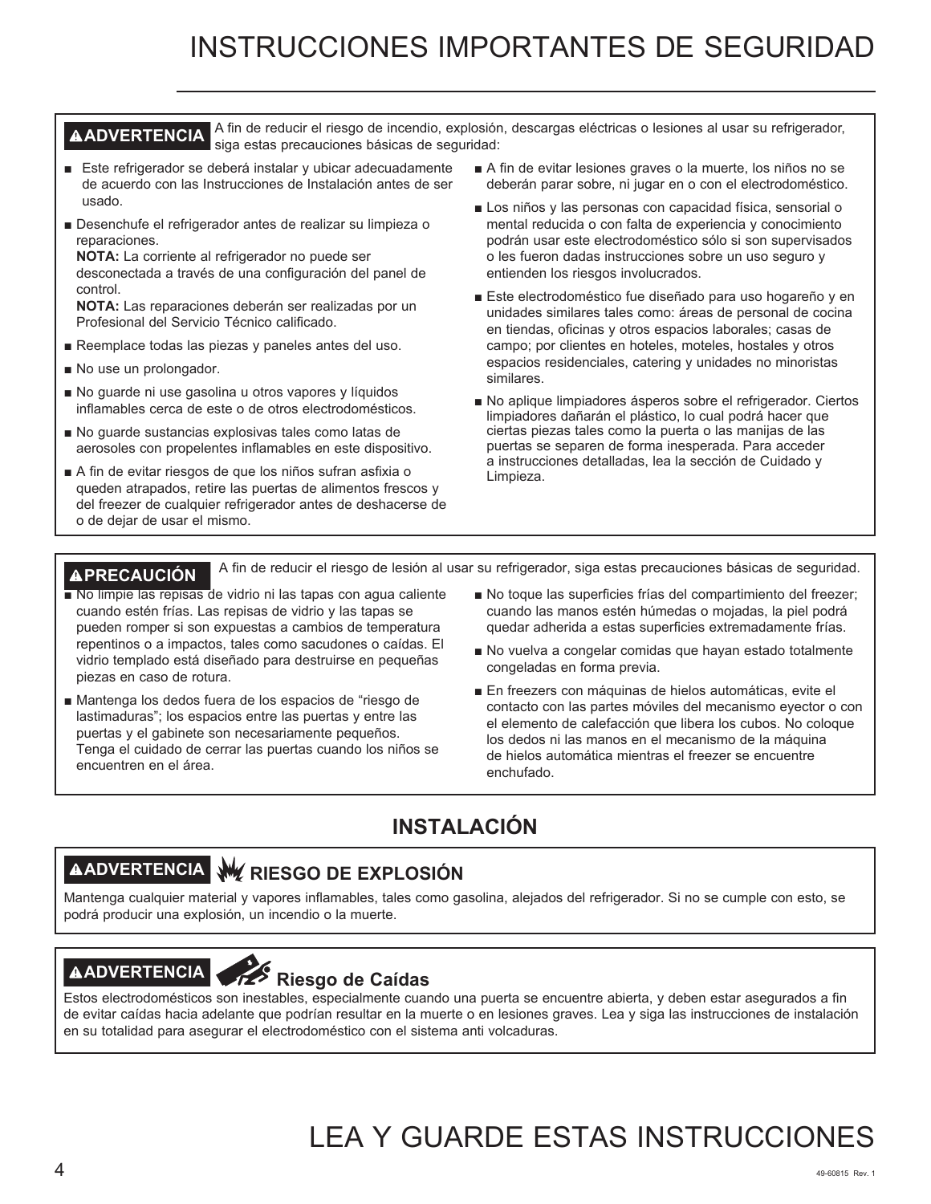# INSTRUCCIONES IMPORTANTES DE SEGURIDAD

**⚠ADVERTENCIA** A fin de reducir el riesgo de incendio, explosión, descargas eléctricas o lesiones al usar su refrigerador, siga estas precauciones básicas de seguridad:

- Este refrigerador se deberá instalar y ubicar adecuadamente de acuerdo con las Instrucciones de Instalación antes de ser usado.
- Desenchufe el refrigerador antes de realizar su limpieza o reparaciones.
  **NOTA:** La corriente al refrigerador no puede ser desconectada a través de una configuración del panel de control.
  **NOTA:** Las reparaciones deberán ser realizadas por un Profesional del Servicio Técnico calificado.
- Reemplace todas las piezas y paneles antes del uso.
- No use un prolongador.
- No guarde ni use gasolina u otros vapores y líquidos inflamables cerca de este o de otros electrodomésticos.
- No guarde sustancias explosivas tales como latas de aerosoles con propelentes inflamables en este dispositivo.
- A fin de evitar riesgos de que los niños sufran asfixia o queden atrapados, retire las puertas de alimentos frescos y del freezer de cualquier refrigerador antes de deshacerse de o de dejar de usar el mismo.
- A fin de evitar lesiones graves o la muerte, los niños no se deberán parar sobre, ni jugar en o con el electrodoméstico.
- Los niños y las personas con capacidad física, sensorial o mental reducida o con falta de experiencia y conocimiento podrán usar este electrodoméstico sólo si son supervisados o les fueron dadas instrucciones sobre un uso seguro y entienden los riesgos involucrados.
- Este electrodoméstico fue diseñado para uso hogareño y en unidades similares tales como: áreas de personal de cocina en tiendas, oficinas y otros espacios laborales; casas de campo; por clientes en hoteles, moteles, hostales y otros espacios residenciales, catering y unidades no minoristas similares.
- No aplique limpiadores ásperos sobre el refrigerador. Ciertos limpiadores dañarán el plástico, lo cual podrá hacer que ciertas piezas tales como la puerta o las manijas de las puertas se separen de forma inesperada. Para acceder a instrucciones detalladas, lea la sección de Cuidado y Limpieza.

**⚠PRECAUCIÓN** A fin de reducir el riesgo de lesión al usar su refrigerador, siga estas precauciones básicas de seguridad.

- No limpie las repisas de vidrio ni las tapas con agua caliente cuando estén frías. Las repisas de vidrio y las tapas se pueden romper si son expuestas a cambios de temperatura repentinos o a impactos, tales como sacudones o caídas. El vidrio templado está diseñado para destruirse en pequeñas piezas en caso de rotura.
- Mantenga los dedos fuera de los espacios de "riesgo de lastimaduras"; los espacios entre las puertas y entre las puertas y el gabinete son necesariamente pequeños. Tenga el cuidado de cerrar las puertas cuando los niños se encuentren en el área.
- No toque las superficies frías del compartimiento del freezer; cuando las manos estén húmedas o mojadas, la piel podrá quedar adherida a estas superficies extremadamente frías.
- No vuelva a congelar comidas que hayan estado totalmente congeladas en forma previa.
- En freezers con máquinas de hielos automáticas, evite el contacto con las partes móviles del mecanismo eyector o con el elemento de calefacción que libera los cubos. No coloque los dedos ni las manos en el mecanismo de la máquina de hielos automática mientras el freezer se encuentre enchufado.

## INSTALACIÓN

**⚠ADVERTENCIA** **RIESGO DE EXPLOSIÓN**

Mantenga cualquier material y vapores inflamables, tales como gasolina, alejados del refrigerador. Si no se cumple con esto, se podrá producir una explosión, un incendio o la muerte.

**⚠ADVERTENCIA** **Riesgo de Caídas**

Estos electrodomésticos son inestables, especialmente cuando una puerta se encuentre abierta, y deben estar asegurados a fin de evitar caídas hacia adelante que podrían resultar en la muerte o en lesiones graves. Lea y siga las instrucciones de instalación en su totalidad para asegurar el electrodoméstico con el sistema anti volcaduras.

# LEA Y GUARDE ESTAS INSTRUCCIONES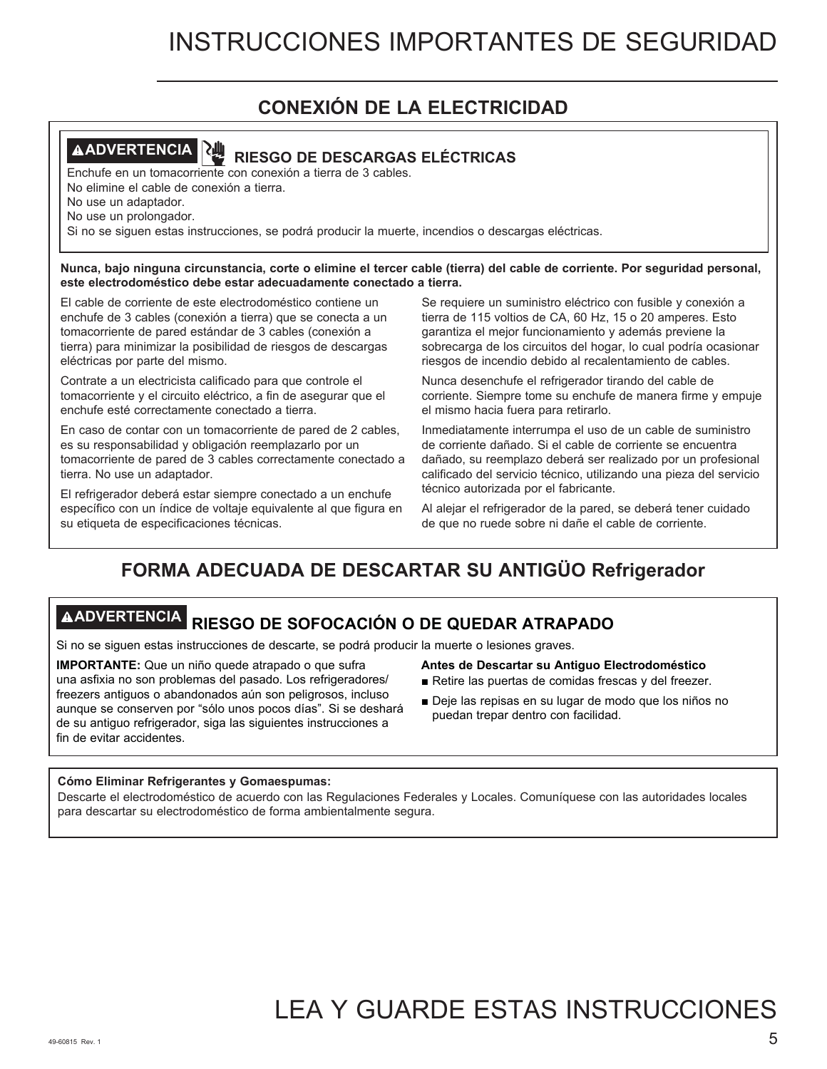# INSTRUCCIONES IMPORTANTES DE SEGURIDAD

## CONEXIÓN DE LA ELECTRICIDAD

**⚠ADVERTENCIA** **RIESGO DE DESCARGAS ELÉCTRICAS**

Enchufe en un tomacorriente con conexión a tierra de 3 cables.
No elimine el cable de conexión a tierra.
No use un adaptador.
No use un prolongador.
Si no se siguen estas instrucciones, se podrá producir la muerte, incendios o descargas eléctricas.

**Nunca, bajo ninguna circunstancia, corte o elimine el tercer cable (tierra) del cable de corriente. Por seguridad personal, este electrodoméstico debe estar adecuadamente conectado a tierra.**

El cable de corriente de este electrodoméstico contiene un enchufe de 3 cables (conexión a tierra) que se conecta a un tomacorriente de pared estándar de 3 cables (conexión a tierra) para minimizar la posibilidad de riesgos de descargas eléctricas por parte del mismo.

Contrate a un electricista calificado para que controle el tomacorriente y el circuito eléctrico, a fin de asegurar que el enchufe esté correctamente conectado a tierra.

En caso de contar con un tomacorriente de pared de 2 cables, es su responsabilidad y obligación reemplazarlo por un tomacorriente de pared de 3 cables correctamente conectado a tierra. No use un adaptador.

El refrigerador deberá estar siempre conectado a un enchufe específico con un índice de voltaje equivalente al que figura en su etiqueta de especificaciones técnicas.

Se requiere un suministro eléctrico con fusible y conexión a tierra de 115 voltios de CA, 60 Hz, 15 o 20 amperes. Esto garantiza el mejor funcionamiento y además previene la sobrecarga de los circuitos del hogar, lo cual podría ocasionar riesgos de incendio debido al recalentamiento de cables.

Nunca desenchufe el refrigerador tirando del cable de corriente. Siempre tome su enchufe de manera firme y empuje el mismo hacia fuera para retirarlo.

Inmediatamente interrumpa el uso de un cable de suministro de corriente dañado. Si el cable de corriente se encuentra dañado, su reemplazo deberá ser realizado por un profesional calificado del servicio técnico, utilizando una pieza del servicio técnico autorizada por el fabricante.

Al alejar el refrigerador de la pared, se deberá tener cuidado de que no ruede sobre ni dañe el cable de corriente.

## FORMA ADECUADA DE DESCARTAR SU ANTIGÜO Refrigerador

**⚠ADVERTENCIA** **RIESGO DE SOFOCACIÓN O DE QUEDAR ATRAPADO**

Si no se siguen estas instrucciones de descarte, se podrá producir la muerte o lesiones graves.

**IMPORTANTE:** Que un niño quede atrapado o que sufra una asfixia no son problemas del pasado. Los refrigeradores/ freezers antiguos o abandonados aún son peligrosos, incluso aunque se conserven por "sólo unos pocos días". Si se deshará de su antiguo refrigerador, siga las siguientes instrucciones a fin de evitar accidentes.

**Antes de Descartar su Antiguo Electrodoméstico**

- Retire las puertas de comidas frescas y del freezer.
- Deje las repisas en su lugar de modo que los niños no puedan trepar dentro con facilidad.

**Cómo Eliminar Refrigerantes y Gomaespumas:**
Descarte el electrodoméstico de acuerdo con las Regulaciones Federales y Locales. Comuníquese con las autoridades locales para descartar su electrodoméstico de forma ambientalmente segura.

# LEA Y GUARDE ESTAS INSTRUCCIONES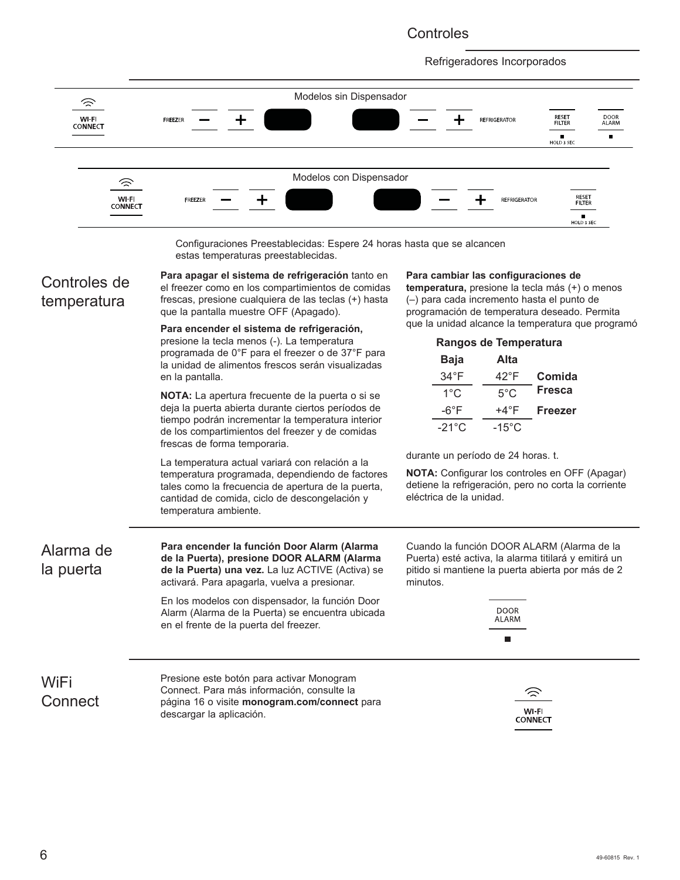# Controles

Refrigeradores Incorporados

Modelos sin Dispensador

WI-FI CONNECT | FREEZER – + | | – + REFRIGERATOR | RESET FILTER HOLD 3 SEC | DOOR ALARM

Modelos con Dispensador

WI-FI CONNECT | FREEZER – + | | – + REFRIGERATOR | RESET FILTER HOLD 3 SEC

Configuraciones Preestablecidas: Espere 24 horas hasta que se alcancen estas temperaturas preestablecidas.

## Controles de temperatura

**Para apagar el sistema de refrigeración** tanto en el freezer como en los compartimientos de comidas frescas, presione cualquiera de las teclas (+) hasta que la pantalla muestre OFF (Apagado).

**Para encender el sistema de refrigeración,** presione la tecla menos (-). La temperatura programada de 0°F para el freezer o de 37°F para la unidad de alimentos frescos serán visualizadas en la pantalla.

**NOTA:** La apertura frecuente de la puerta o si se deja la puerta abierta durante ciertos períodos de tiempo podrán incrementar la temperatura interior de los compartimientos del freezer y de comidas frescas de forma temporaria.

La temperatura actual variará con relación a la temperatura programada, dependiendo de factores tales como la frecuencia de apertura de la puerta, cantidad de comida, ciclo de descongelación y temperatura ambiente.

**Para cambiar las configuraciones de temperatura,** presione la tecla más (+) o menos (–) para cada incremento hasta el punto de programación de temperatura deseado. Permita que la unidad alcance la temperatura que programó

**Rangos de Temperatura**

| Baja | Alta | |
|---|---|---|
| 34°F | 42°F | **Comida Fresca** |
| 1°C | 5°C | |
| -6°F | +4°F | **Freezer** |
| -21°C | -15°C | |

durante un período de 24 horas. t.

**NOTA:** Configurar los controles en OFF (Apagar) detiene la refrigeración, pero no corta la corriente eléctrica de la unidad.

## Alarma de la puerta

**Para encender la función Door Alarm (Alarma de la Puerta), presione DOOR ALARM (Alarma de la Puerta) una vez.** La luz ACTIVE (Activa) se activará. Para apagarla, vuelva a presionar.

En los modelos con dispensador, la función Door Alarm (Alarma de la Puerta) se encuentra ubicada en el frente de la puerta del freezer.

Cuando la función DOOR ALARM (Alarma de la Puerta) esté activa, la alarma titilará y emitirá un pitido si mantiene la puerta abierta por más de 2 minutos.

DOOR ALARM

## WiFi Connect

Presione este botón para activar Monogram Connect. Para más información, consulte la página 16 o visite **monogram.com/connect** para descargar la aplicación.

WI-FI CONNECT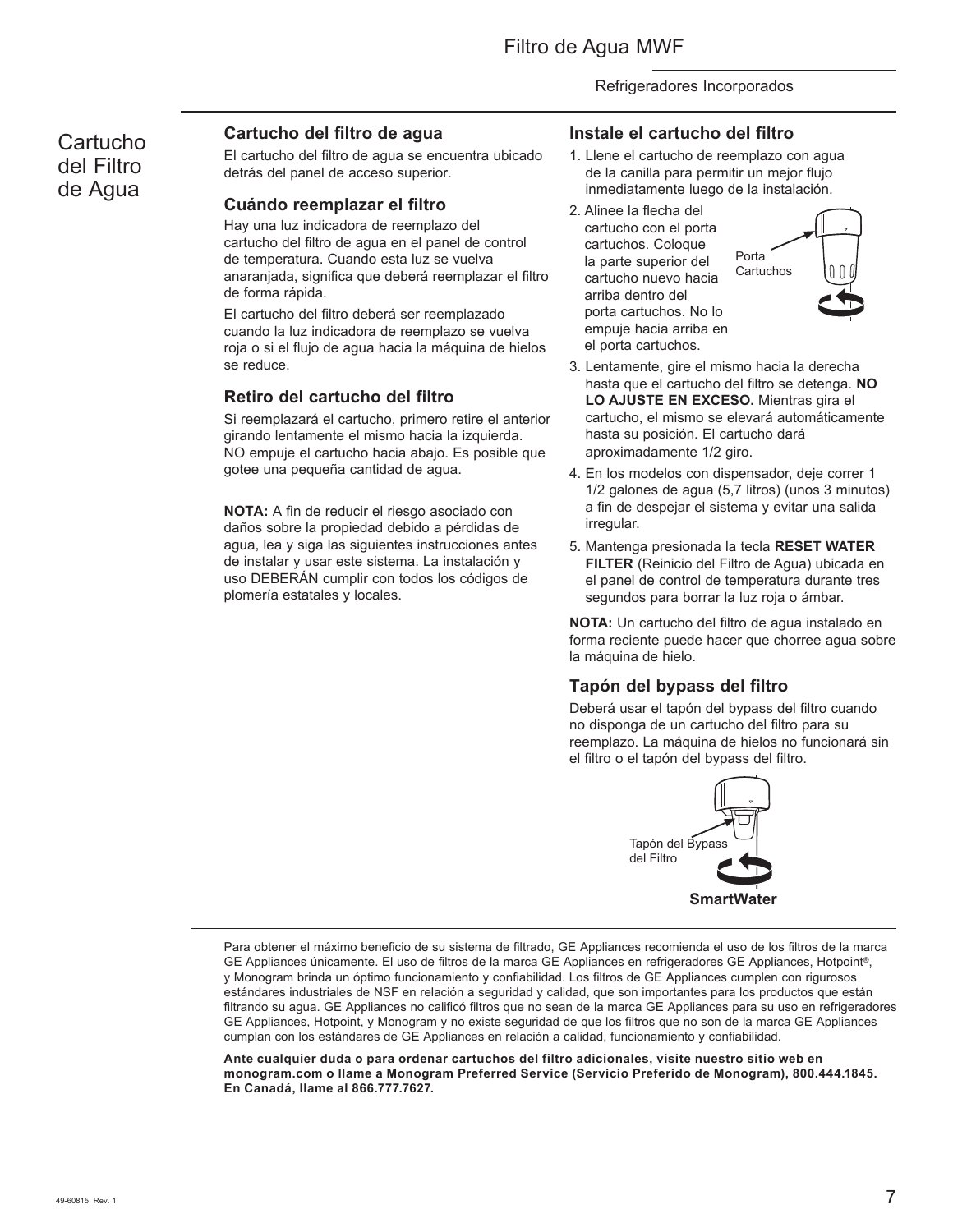# Cartucho del Filtro de Agua

## Cartucho del filtro de agua

El cartucho del filtro de agua se encuentra ubicado detrás del panel de acceso superior.

## Cuándo reemplazar el filtro

Hay una luz indicadora de reemplazo del cartucho del filtro de agua en el panel de control de temperatura. Cuando esta luz se vuelva anaranjada, significa que deberá reemplazar el filtro de forma rápida.

El cartucho del filtro deberá ser reemplazado cuando la luz indicadora de reemplazo se vuelva roja o si el flujo de agua hacia la máquina de hielos se reduce.

## Retiro del cartucho del filtro

Si reemplazará el cartucho, primero retire el anterior girando lentamente el mismo hacia la izquierda. NO empuje el cartucho hacia abajo. Es posible que gotee una pequeña cantidad de agua.

**NOTA:** A fin de reducir el riesgo asociado con daños sobre la propiedad debido a pérdidas de agua, lea y siga las siguientes instrucciones antes de instalar y usar este sistema. La instalación y uso DEBERÁN cumplir con todos los códigos de plomería estatales y locales.

## Instale el cartucho del filtro

1. Llene el cartucho de reemplazo con agua de la canilla para permitir un mejor flujo inmediatamente luego de la instalación.
2. Alinee la flecha del cartucho con el porta cartuchos. Coloque la parte superior del cartucho nuevo hacia arriba dentro del porta cartuchos. No lo empuje hacia arriba en el porta cartuchos.

   Porta Cartuchos

3. Lentamente, gire el mismo hacia la derecha hasta que el cartucho del filtro se detenga. **NO LO AJUSTE EN EXCESO.** Mientras gira el cartucho, el mismo se elevará automáticamente hasta su posición. El cartucho dará aproximadamente 1/2 giro.
4. En los modelos con dispensador, deje correr 1 1/2 galones de agua (5,7 litros) (unos 3 minutos) a fin de despejar el sistema y evitar una salida irregular.
5. Mantenga presionada la tecla **RESET WATER FILTER** (Reinicio del Filtro de Agua) ubicada en el panel de control de temperatura durante tres segundos para borrar la luz roja o ámbar.

**NOTA:** Un cartucho del filtro de agua instalado en forma reciente puede hacer que chorree agua sobre la máquina de hielo.

## Tapón del bypass del filtro

Deberá usar el tapón del bypass del filtro cuando no disponga de un cartucho del filtro para su reemplazo. La máquina de hielos no funcionará sin el filtro o el tapón del bypass del filtro.

Tapón del Bypass del Filtro

**SmartWater**

---

Para obtener el máximo beneficio de su sistema de filtrado, GE Appliances recomienda el uso de los filtros de la marca GE Appliances únicamente. El uso de filtros de la marca GE Appliances en refrigeradores GE Appliances, Hotpoint®, y Monogram brinda un óptimo funcionamiento y confiabilidad. Los filtros de GE Appliances cumplen con rigurosos estándares industriales de NSF en relación a seguridad y calidad, que son importantes para los productos que están filtrando su agua. GE Appliances no calificó filtros que no sean de la marca GE Appliances para su uso en refrigeradores GE Appliances, Hotpoint, y Monogram y no existe seguridad de que los filtros que no son de la marca GE Appliances cumplan con los estándares de GE Appliances en relación a calidad, funcionamiento y confiabilidad.

**Ante cualquier duda o para ordenar cartuchos del filtro adicionales, visite nuestro sitio web en monogram.com o llame a Monogram Preferred Service (Servicio Preferido de Monogram), 800.444.1845. En Canadá, llame al 866.777.7627.**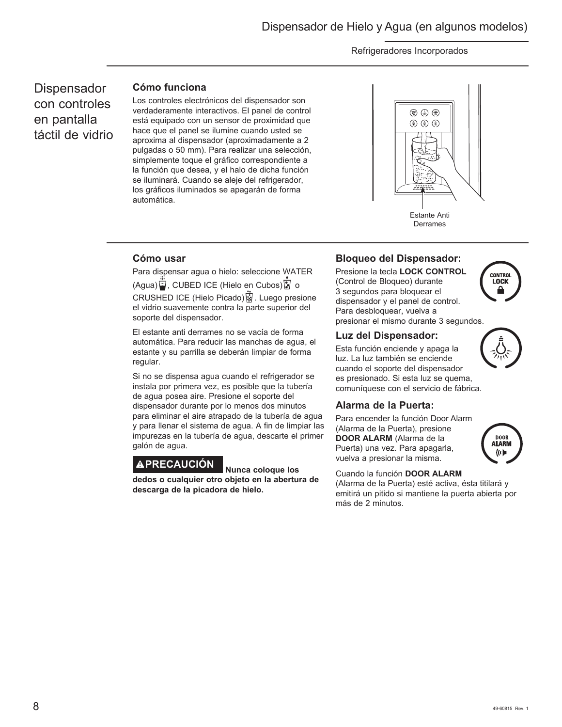Dispensador de Hielo y Agua (en algunos modelos)

Refrigeradores Incorporados

## Dispensador con controles en pantalla táctil de vidrio

### Cómo funciona

Los controles electrónicos del dispensador son verdaderamente interactivos. El panel de control está equipado con un sensor de proximidad que hace que el panel se ilumine cuando usted se aproxima al dispensador (aproximadamente a 2 pulgadas o 50 mm). Para realizar una selección, simplemente toque el gráfico correspondiente a la función que desea, y el halo de dicha función se iluminará. Cuando se aleje del refrigerador, los gráficos iluminados se apagarán de forma automática.

Estante Anti Derrames

### Cómo usar

Para dispensar agua o hielo: seleccione WATER (Agua), CUBED ICE (Hielo en Cubos) o CRUSHED ICE (Hielo Picado). Luego presione el vidrio suavemente contra la parte superior del soporte del dispensador.

El estante anti derrames no se vacía de forma automática. Para reducir las manchas de agua, el estante y su parrilla se deberán limpiar de forma regular.

Si no se dispensa agua cuando el refrigerador se instala por primera vez, es posible que la tubería de agua posea aire. Presione el soporte del dispensador durante por lo menos dos minutos para eliminar el aire atrapado de la tubería de agua y para llenar el sistema de agua. A fin de limpiar las impurezas en la tubería de agua, descarte el primer galón de agua.

**⚠PRECAUCIÓN** **Nunca coloque los dedos o cualquier otro objeto en la abertura de descarga de la picadora de hielo.**

### Bloqueo del Dispensador:

Presione la tecla **LOCK CONTROL** (Control de Bloqueo) durante 3 segundos para bloquear el dispensador y el panel de control. Para desbloquear, vuelva a presionar el mismo durante 3 segundos.

### Luz del Dispensador:

Esta función enciende y apaga la luz. La luz también se enciende cuando el soporte del dispensador es presionado. Si esta luz se quema, comuníquese con el servicio de fábrica.

### Alarma de la Puerta:

Para encender la función Door Alarm (Alarma de la Puerta), presione **DOOR ALARM** (Alarma de la Puerta) una vez. Para apagarla, vuelva a presionar la misma.

Cuando la función **DOOR ALARM** (Alarma de la Puerta) esté activa, ésta titilará y emitirá un pitido si mantiene la puerta abierta por más de 2 minutos.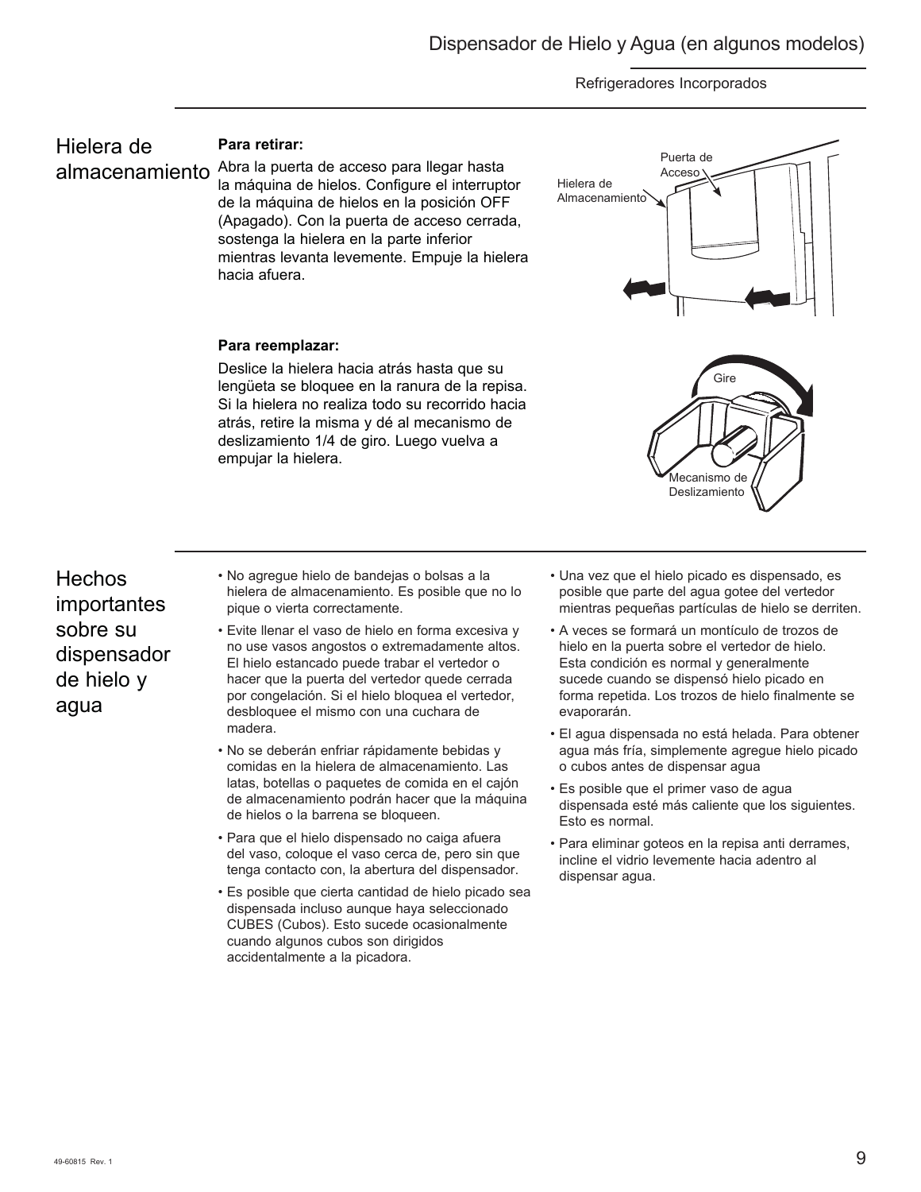## Hielera de almacenamiento

**Para retirar:**

Abra la puerta de acceso para llegar hasta la máquina de hielos. Configure el interruptor de la máquina de hielos en la posición OFF (Apagado). Con la puerta de acceso cerrada, sostenga la hielera en la parte inferior mientras levanta levemente. Empuje la hielera hacia afuera.

Puerta de Acceso

Hielera de Almacenamiento

**Para reemplazar:**

Deslice la hielera hacia atrás hasta que su lengüeta se bloquee en la ranura de la repisa. Si la hielera no realiza todo su recorrido hacia atrás, retire la misma y dé al mecanismo de deslizamiento 1/4 de giro. Luego vuelva a empujar la hielera.

Gire

Mecanismo de Deslizamiento

## Hechos importantes sobre su dispensador de hielo y agua

- No agregue hielo de bandejas o bolsas a la hielera de almacenamiento. Es posible que no lo pique o vierta correctamente.
- Evite llenar el vaso de hielo en forma excesiva y no use vasos angostos o extremadamente altos. El hielo estancado puede trabar el vertedor o hacer que la puerta del vertedor quede cerrada por congelación. Si el hielo bloquea el vertedor, desbloquee el mismo con una cuchara de madera.
- No se deberán enfriar rápidamente bebidas y comidas en la hielera de almacenamiento. Las latas, botellas o paquetes de comida en el cajón de almacenamiento podrán hacer que la máquina de hielos o la barrena se bloqueen.
- Para que el hielo dispensado no caiga afuera del vaso, coloque el vaso cerca de, pero sin que tenga contacto con, la abertura del dispensador.
- Es posible que cierta cantidad de hielo picado sea dispensada incluso aunque haya seleccionado CUBES (Cubos). Esto sucede ocasionalmente cuando algunos cubos son dirigidos accidentalmente a la picadora.
- Una vez que el hielo picado es dispensado, es posible que parte del agua gotee del vertedor mientras pequeñas partículas de hielo se derriten.
- A veces se formará un montículo de trozos de hielo en la puerta sobre el vertedor de hielo. Esta condición es normal y generalmente sucede cuando se dispensó hielo picado en forma repetida. Los trozos de hielo finalmente se evaporarán.
- El agua dispensada no está helada. Para obtener agua más fría, simplemente agregue hielo picado o cubos antes de dispensar agua
- Es posible que el primer vaso de agua dispensada esté más caliente que los siguientes. Esto es normal.
- Para eliminar goteos en la repisa anti derrames, incline el vidrio levemente hacia adentro al dispensar agua.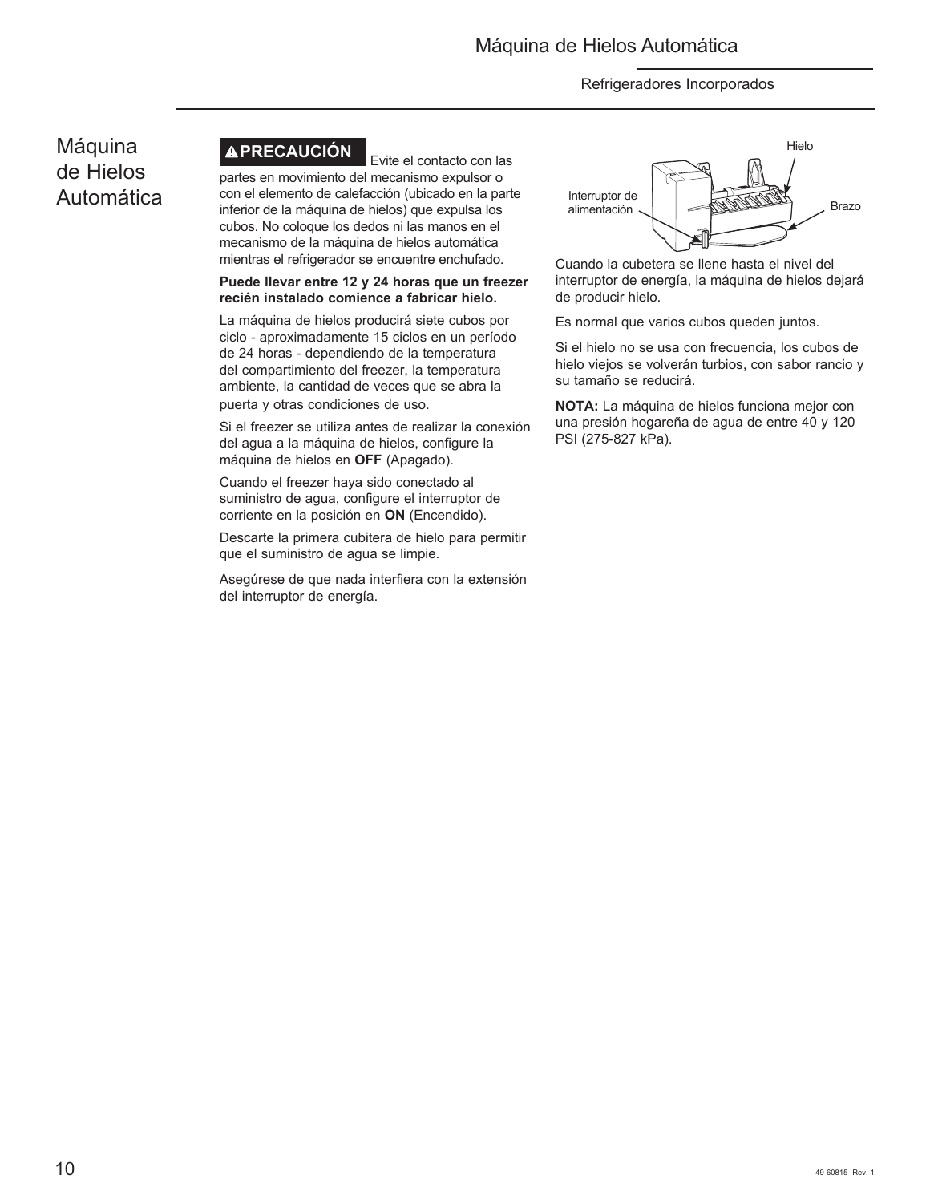# Máquina de Hielos Automática

**⚠PRECAUCIÓN** Evite el contacto con las partes en movimiento del mecanismo expulsor o con el elemento de calefacción (ubicado en la parte inferior de la máquina de hielos) que expulsa los cubos. No coloque los dedos ni las manos en el mecanismo de la máquina de hielos automática mientras el refrigerador se encuentre enchufado.

**Puede llevar entre 12 y 24 horas que un freezer recién instalado comience a fabricar hielo.**

La máquina de hielos producirá siete cubos por ciclo - aproximadamente 15 ciclos en un período de 24 horas - dependiendo de la temperatura del compartimiento del freezer, la temperatura ambiente, la cantidad de veces que se abra la puerta y otras condiciones de uso.

Si el freezer se utiliza antes de realizar la conexión del agua a la máquina de hielos, configure la máquina de hielos en **OFF** (Apagado).

Cuando el freezer haya sido conectado al suministro de agua, configure el interruptor de corriente en la posición en **ON** (Encendido).

Descarte la primera cubitera de hielo para permitir que el suministro de agua se limpie.

Asegúrese de que nada interfiera con la extensión del interruptor de energía.

Hielo

Interruptor de alimentación

Brazo

Cuando la cubetera se llene hasta el nivel del interruptor de energía, la máquina de hielos dejará de producir hielo.

Es normal que varios cubos queden juntos.

Si el hielo no se usa con frecuencia, los cubos de hielo viejos se volverán turbios, con sabor rancio y su tamaño se reducirá.

**NOTA:** La máquina de hielos funciona mejor con una presión hogareña de agua de entre 40 y 120 PSI (275-827 kPa).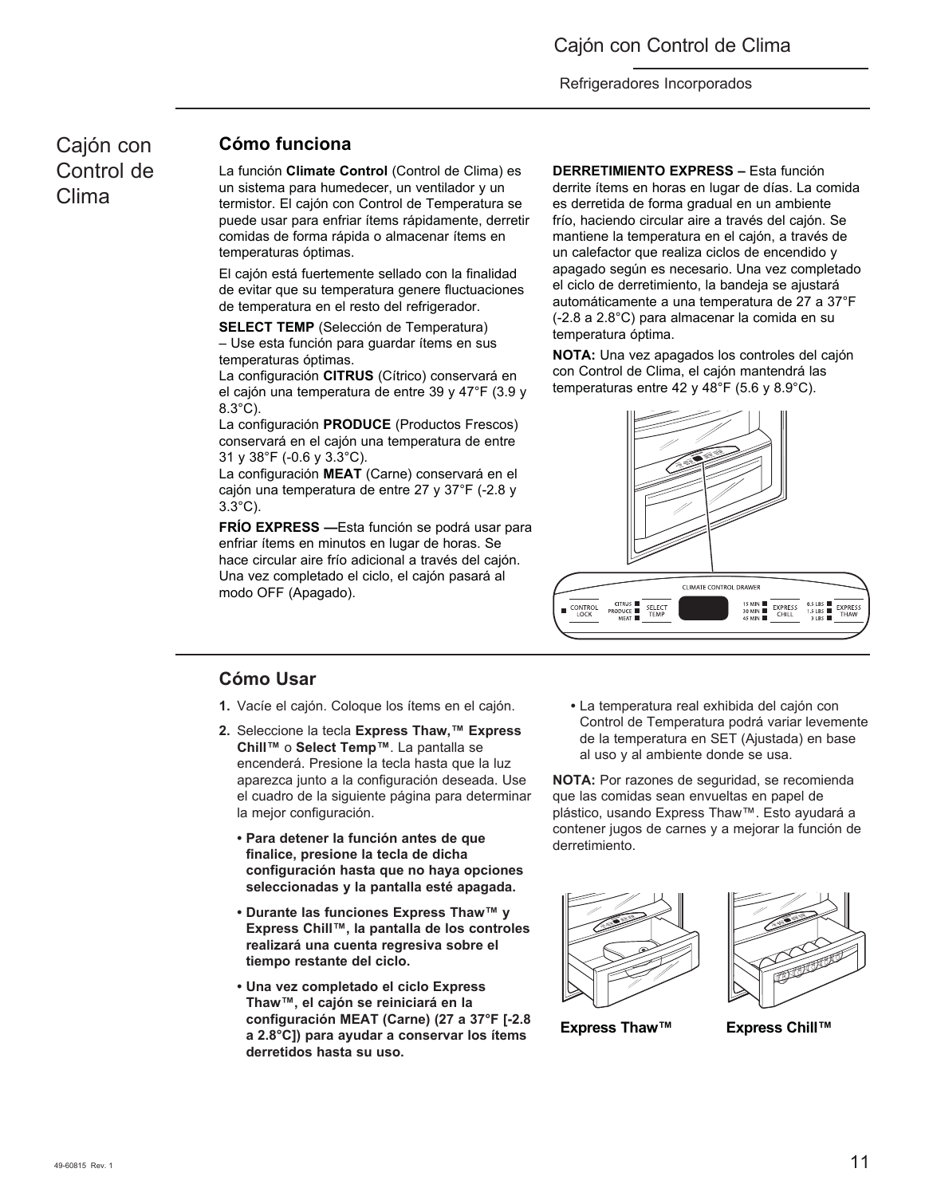# Cajón con Control de Clima

## Cómo funciona

La función **Climate Control** (Control de Clima) es un sistema para humedecer, un ventilador y un termistor. El cajón con Control de Temperatura se puede usar para enfriar ítems rápidamente, derretir comidas de forma rápida o almacenar ítems en temperaturas óptimas.

El cajón está fuertemente sellado con la finalidad de evitar que su temperatura genere fluctuaciones de temperatura en el resto del refrigerador.

**SELECT TEMP** (Selección de Temperatura) – Use esta función para guardar ítems en sus temperaturas óptimas.
La configuración **CITRUS** (Cítrico) conservará en el cajón una temperatura de entre 39 y 47°F (3.9 y 8.3°C).
La configuración **PRODUCE** (Productos Frescos) conservará en el cajón una temperatura de entre 31 y 38°F (-0.6 y 3.3°C).
La configuración **MEAT** (Carne) conservará en el cajón una temperatura de entre 27 y 37°F (-2.8 y 3.3°C).

**FRÍO EXPRESS —**Esta función se podrá usar para enfriar ítems en minutos en lugar de horas. Se hace circular aire frío adicional a través del cajón. Una vez completado el ciclo, el cajón pasará al modo OFF (Apagado).

**DERRETIMIENTO EXPRESS –** Esta función derrite ítems en horas en lugar de días. La comida es derretida de forma gradual en un ambiente frío, haciendo circular aire a través del cajón. Se mantiene la temperatura en el cajón, a través de un calefactor que realiza ciclos de encendido y apagado según es necesario. Una vez completado el ciclo de derretimiento, la bandeja se ajustará automáticamente a una temperatura de 27 a 37°F (-2.8 a 2.8°C) para almacenar la comida en su temperatura óptima.

**NOTA:** Una vez apagados los controles del cajón con Control de Clima, el cajón mantendrá las temperaturas entre 42 y 48°F (5.6 y 8.9°C).

CLIMATE CONTROL DRAWER

CONTROL LOCK | CITRUS / PRODUCE / MEAT | SELECT TEMP | 15 MIN / 30 MIN / 45 MIN | EXPRESS CHILL | 0.5 LBS / 1.5 LBS / 3 LBS | EXPRESS THAW

## Cómo Usar

1. Vacíe el cajón. Coloque los ítems en el cajón.
2. Seleccione la tecla **Express Thaw,™ Express Chill™** o **Select Temp™**. La pantalla se encenderá. Presione la tecla hasta que la luz aparezca junto a la configuración deseada. Use el cuadro de la siguiente página para determinar la mejor configuración.
   - **Para detener la función antes de que finalice, presione la tecla de dicha configuración hasta que no haya opciones seleccionadas y la pantalla esté apagada.**
   - **Durante las funciones Express Thaw™ y Express Chill™, la pantalla de los controles realizará una cuenta regresiva sobre el tiempo restante del ciclo.**
   - **Una vez completado el ciclo Express Thaw™, el cajón se reiniciará en la configuración MEAT (Carne) (27 a 37°F [-2.8 a 2.8°C]) para ayudar a conservar los ítems derretidos hasta su uso.**
   - La temperatura real exhibida del cajón con Control de Temperatura podrá variar levemente de la temperatura en SET (Ajustada) en base al uso y al ambiente donde se usa.

**NOTA:** Por razones de seguridad, se recomienda que las comidas sean envueltas en papel de plástico, usando Express Thaw™. Esto ayudará a contener jugos de carnes y a mejorar la función de derretimiento.

**Express Thaw™**

**Express Chill™**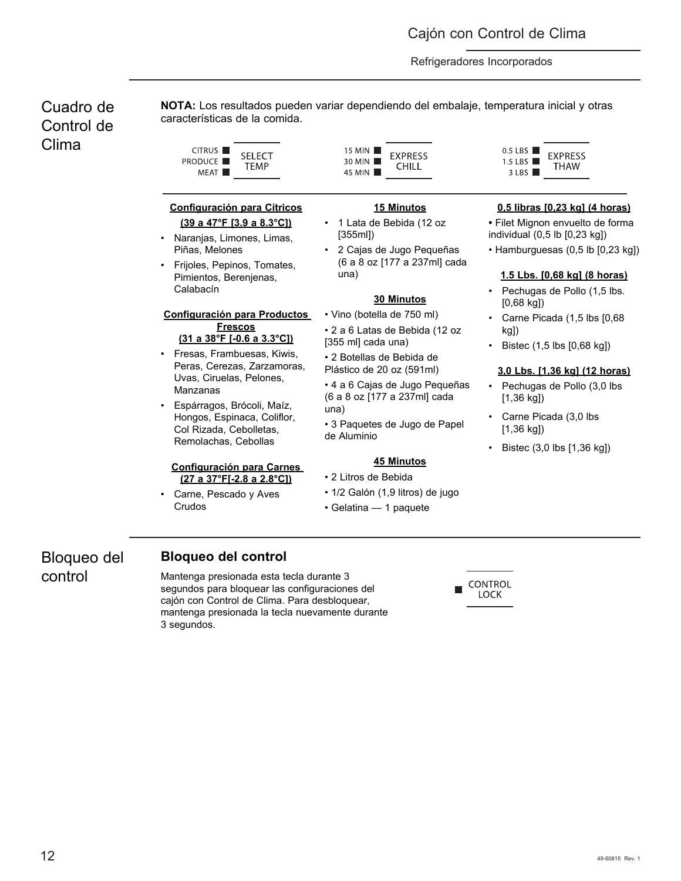# Cuadro de Control de Clima

**NOTA:** Los resultados pueden variar dependiendo del embalaje, temperatura inicial y otras características de la comida.

CITRUS / PRODUCE / MEAT — SELECT TEMP

15 MIN / 30 MIN / 45 MIN — EXPRESS CHILL

0.5 LBS / 1.5 LBS / 3 LBS — EXPRESS THAW

**Configuración para Cítricos**
**(39 a 47°F [3.9 a 8.3°C])**

- Naranjas, Limones, Limas, Piñas, Melones
- Frijoles, Pepinos, Tomates, Pimientos, Berenjenas, Calabacín

**Configuración para Productos Frescos**
**(31 a 38°F [-0.6 a 3.3°C])**

- Fresas, Frambuesas, Kiwis, Peras, Cerezas, Zarzamoras, Uvas, Ciruelas, Pelones, Manzanas
- Espárragos, Brócoli, Maíz, Hongos, Espinaca, Coliflor, Col Rizada, Cebolletas, Remolachas, Cebollas

**Configuración para Carnes**
**(27 a 37°F[-2.8 a 2.8°C])**

- Carne, Pescado y Aves Crudos

**15 Minutos**

- 1 Lata de Bebida (12 oz [355ml])
- 2 Cajas de Jugo Pequeñas (6 a 8 oz [177 a 237ml] cada una)

**30 Minutos**

- Vino (botella de 750 ml)
- 2 a 6 Latas de Bebida (12 oz [355 ml] cada una)
- 2 Botellas de Bebida de Plástico de 20 oz (591ml)
- 4 a 6 Cajas de Jugo Pequeñas (6 a 8 oz [177 a 237ml] cada una)
- 3 Paquetes de Jugo de Papel de Aluminio

**45 Minutos**

- 2 Litros de Bebida
- 1/2 Galón (1,9 litros) de jugo
- Gelatina — 1 paquete

**0,5 libras [0,23 kg] (4 horas)**

- Filet Mignon envuelto de forma individual (0,5 lb [0,23 kg])
- Hamburguesas (0,5 lb [0,23 kg])

**1.5 Lbs. [0,68 kg] (8 horas)**

- Pechugas de Pollo (1,5 lbs. [0,68 kg])
- Carne Picada (1,5 lbs [0,68 kg])
- Bistec (1,5 lbs [0,68 kg])

**3,0 Lbs. [1,36 kg] (12 horas)**

- Pechugas de Pollo (3,0 lbs [1,36 kg])
- Carne Picada (3,0 lbs [1,36 kg])
- Bistec (3,0 lbs [1,36 kg])

# Bloqueo del control

## Bloqueo del control

Mantenga presionada esta tecla durante 3 segundos para bloquear las configuraciones del cajón con Control de Clima. Para desbloquear, mantenga presionada la tecla nuevamente durante 3 segundos.

CONTROL LOCK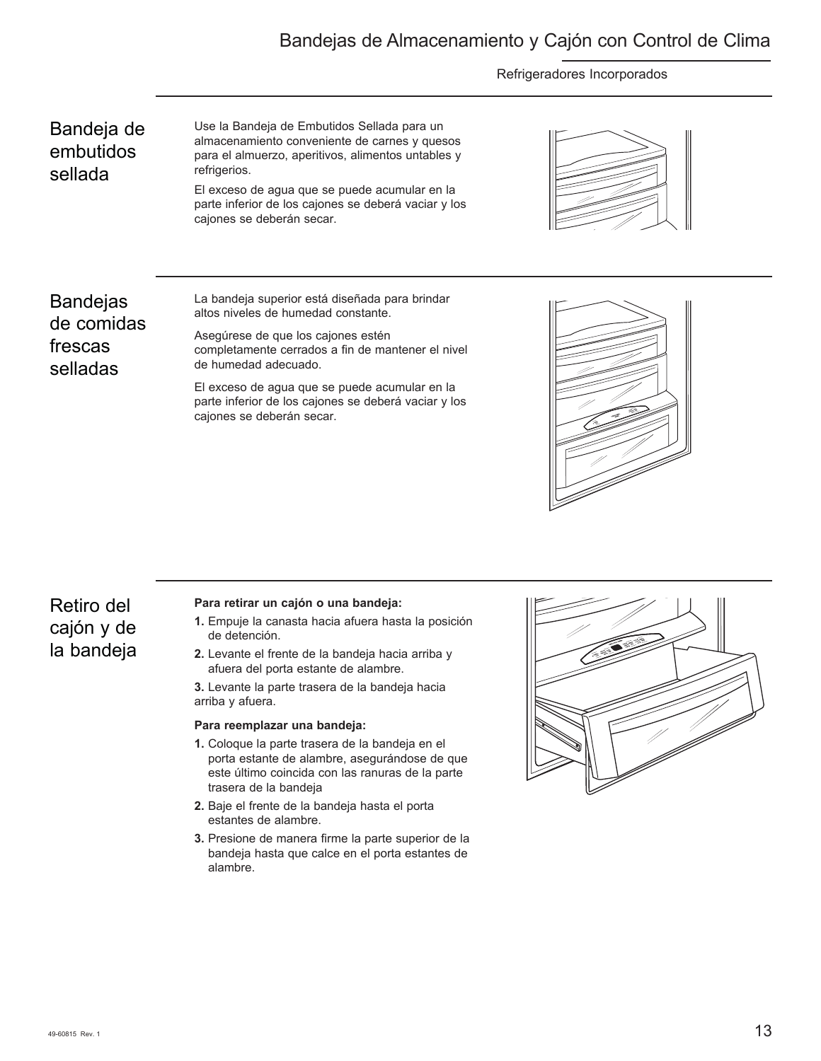# Bandejas de Almacenamiento y Cajón con Control de Clima

Refrigeradores Incorporados

## Bandeja de embutidos sellada

Use la Bandeja de Embutidos Sellada para un almacenamiento conveniente de carnes y quesos para el almuerzo, aperitivos, alimentos untables y refrigerios.

El exceso de agua que se puede acumular en la parte inferior de los cajones se deberá vaciar y los cajones se deberán secar.

## Bandejas de comidas frescas selladas

La bandeja superior está diseñada para brindar altos niveles de humedad constante.

Asegúrese de que los cajones estén completamente cerrados a fin de mantener el nivel de humedad adecuado.

El exceso de agua que se puede acumular en la parte inferior de los cajones se deberá vaciar y los cajones se deberán secar.

## Retiro del cajón y de la bandeja

**Para retirar un cajón o una bandeja:**

1. Empuje la canasta hacia afuera hasta la posición de detención.
2. Levante el frente de la bandeja hacia arriba y afuera del porta estante de alambre.
3. Levante la parte trasera de la bandeja hacia arriba y afuera.

**Para reemplazar una bandeja:**

1. Coloque la parte trasera de la bandeja en el porta estante de alambre, asegurándose de que este último coincida con las ranuras de la parte trasera de la bandeja
2. Baje el frente de la bandeja hasta el porta estantes de alambre.
3. Presione de manera firme la parte superior de la bandeja hasta que calce en el porta estantes de alambre.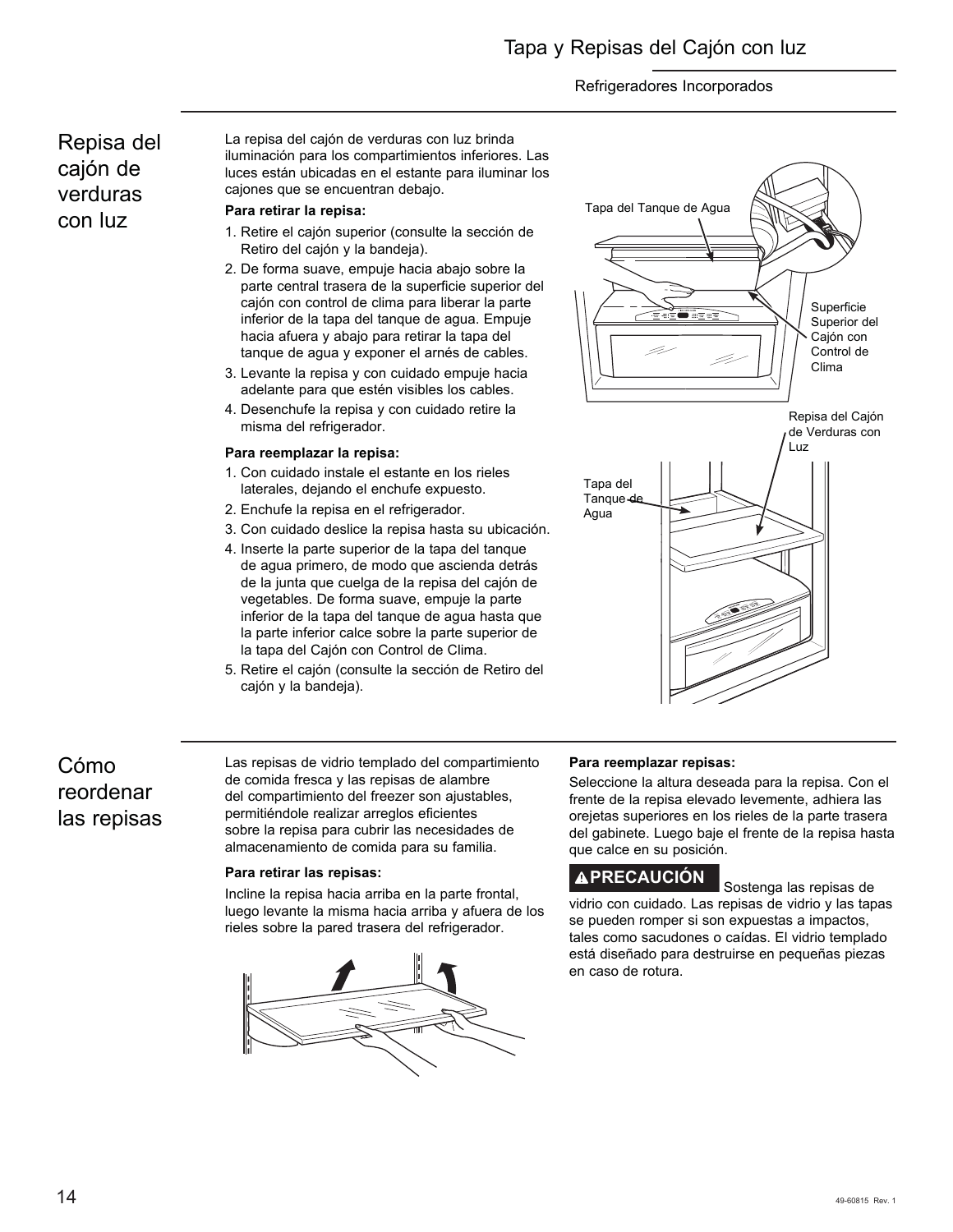# Tapa y Repisas del Cajón con luz

Refrigeradores Incorporados

## Repisa del cajón de verduras con luz

La repisa del cajón de verduras con luz brinda iluminación para los compartimientos inferiores. Las luces están ubicadas en el estante para iluminar los cajones que se encuentran debajo.

**Para retirar la repisa:**

1. Retire el cajón superior (consulte la sección de Retiro del cajón y la bandeja).
2. De forma suave, empuje hacia abajo sobre la parte central trasera de la superficie superior del cajón con control de clima para liberar la parte inferior de la tapa del tanque de agua. Empuje hacia afuera y abajo para retirar la tapa del tanque de agua y exponer el arnés de cables.
3. Levante la repisa y con cuidado empuje hacia adelante para que estén visibles los cables.
4. Desenchufe la repisa y con cuidado retire la misma del refrigerador.

**Para reemplazar la repisa:**

1. Con cuidado instale el estante en los rieles laterales, dejando el enchufe expuesto.
2. Enchufe la repisa en el refrigerador.
3. Con cuidado deslice la repisa hasta su ubicación.
4. Inserte la parte superior de la tapa del tanque de agua primero, de modo que ascienda detrás de la junta que cuelga de la repisa del cajón de vegetables. De forma suave, empuje la parte inferior de la tapa del tanque de agua hasta que la parte inferior calce sobre la parte superior de la tapa del Cajón con Control de Clima.
5. Retire el cajón (consulte la sección de Retiro del cajón y la bandeja).

Tapa del Tanque de Agua

Superficie Superior del Cajón con Control de Clima

Repisa del Cajón de Verduras con Luz

Tapa del Tanque de Agua

## Cómo reordenar las repisas

Las repisas de vidrio templado del compartimiento de comida fresca y las repisas de alambre del compartimiento del freezer son ajustables, permitiéndole realizar arreglos eficientes sobre la repisa para cubrir las necesidades de almacenamiento de comida para su familia.

**Para retirar las repisas:**

Incline la repisa hacia arriba en la parte frontal, luego levante la misma hacia arriba y afuera de los rieles sobre la pared trasera del refrigerador.

**Para reemplazar repisas:**

Seleccione la altura deseada para la repisa. Con el frente de la repisa elevado levemente, adhiera las orejetas superiores en los rieles de la parte trasera del gabinete. Luego baje el frente de la repisa hasta que calce en su posición.

**⚠PRECAUCIÓN** Sostenga las repisas de vidrio con cuidado. Las repisas de vidrio y las tapas se pueden romper si son expuestas a impactos, tales como sacudones o caídas. El vidrio templado está diseñado para destruirse en pequeñas piezas en caso de rotura.

49-60815 Rev. 1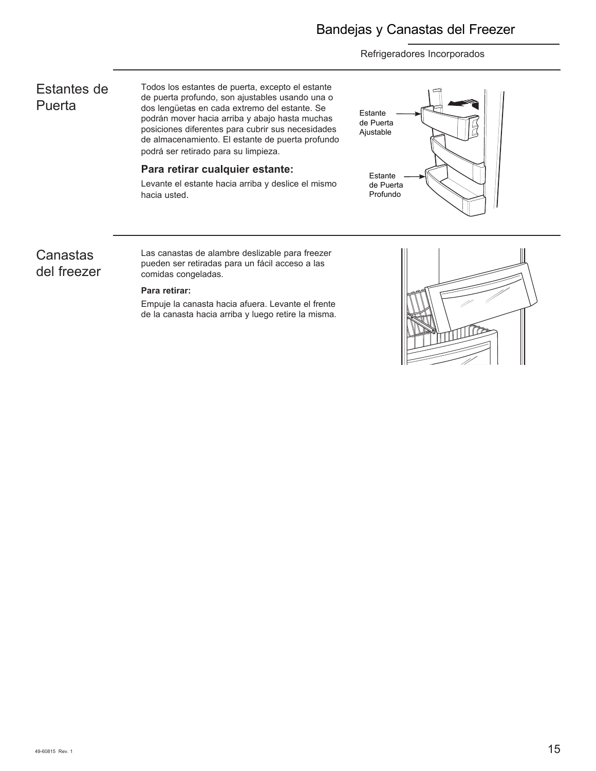# Bandejas y Canastas del Freezer

Refrigeradores Incorporados

## Estantes de Puerta

Todos los estantes de puerta, excepto el estante de puerta profundo, son ajustables usando una o dos lengüetas en cada extremo del estante. Se podrán mover hacia arriba y abajo hasta muchas posiciones diferentes para cubrir sus necesidades de almacenamiento. El estante de puerta profundo podrá ser retirado para su limpieza.

**Para retirar cualquier estante:**

Levante el estante hacia arriba y deslice el mismo hacia usted.

Estante de Puerta Ajustable

Estante de Puerta Profundo

## Canastas del freezer

Las canastas de alambre deslizable para freezer pueden ser retiradas para un fácil acceso a las comidas congeladas.

**Para retirar:**

Empuje la canasta hacia afuera. Levante el frente de la canasta hacia arriba y luego retire la misma.

49-60815 Rev. 1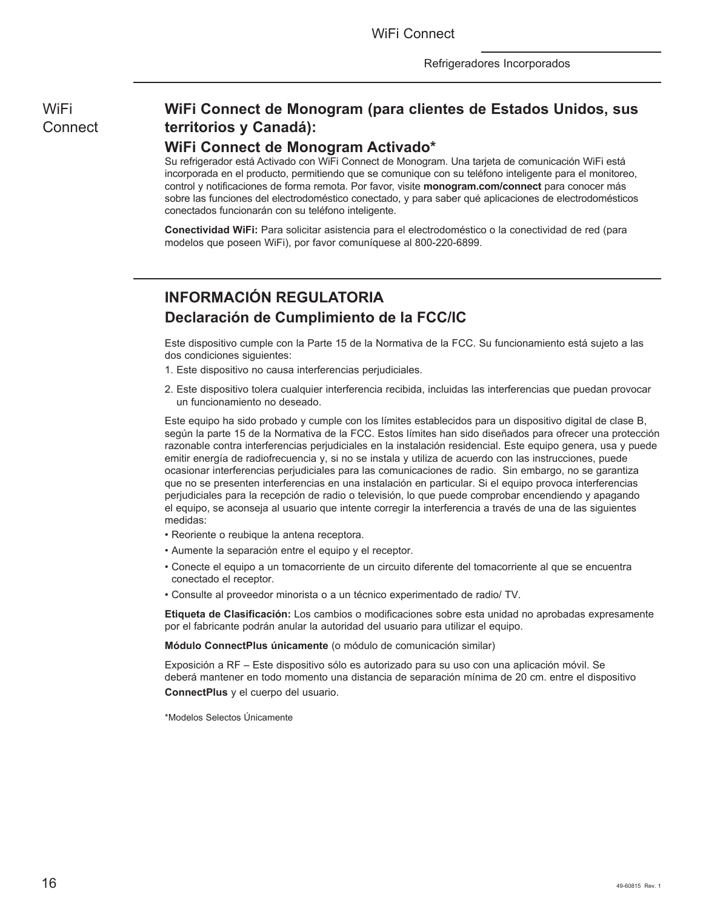WiFi Connect

## WiFi Connect de Monogram (para clientes de Estados Unidos, sus territorios y Canadá):

### WiFi Connect de Monogram Activado*

Su refrigerador está Activado con WiFi Connect de Monogram. Una tarjeta de comunicación WiFi está incorporada en el producto, permitiendo que se comunique con su teléfono inteligente para el monitoreo, control y notificaciones de forma remota. Por favor, visite **monogram.com/connect** para conocer más sobre las funciones del electrodoméstico conectado, y para saber qué aplicaciones de electrodomésticos conectados funcionarán con su teléfono inteligente.

**Conectividad WiFi:** Para solicitar asistencia para el electrodoméstico o la conectividad de red (para modelos que poseen WiFi), por favor comuníquese al 800-220-6899.

## INFORMACIÓN REGULATORIA

### Declaración de Cumplimiento de la FCC/IC

Este dispositivo cumple con la Parte 15 de la Normativa de la FCC. Su funcionamiento está sujeto a las dos condiciones siguientes:

1. Este dispositivo no causa interferencias perjudiciales.
2. Este dispositivo tolera cualquier interferencia recibida, incluidas las interferencias que puedan provocar un funcionamiento no deseado.

Este equipo ha sido probado y cumple con los límites establecidos para un dispositivo digital de clase B, según la parte 15 de la Normativa de la FCC. Estos límites han sido diseñados para ofrecer una protección razonable contra interferencias perjudiciales en la instalación residencial. Este equipo genera, usa y puede emitir energía de radiofrecuencia y, si no se instala y utiliza de acuerdo con las instrucciones, puede ocasionar interferencias perjudiciales para las comunicaciones de radio. Sin embargo, no se garantiza que no se presenten interferencias en una instalación en particular. Si el equipo provoca interferencias perjudiciales para la recepción de radio o televisión, lo que puede comprobar encendiendo y apagando el equipo, se aconseja al usuario que intente corregir la interferencia a través de una de las siguientes medidas:

- Reoriente o reubique la antena receptora.
- Aumente la separación entre el equipo y el receptor.
- Conecte el equipo a un tomacorriente de un circuito diferente del tomacorriente al que se encuentra conectado el receptor.
- Consulte al proveedor minorista o a un técnico experimentado de radio/ TV.

**Etiqueta de Clasificación:** Los cambios o modificaciones sobre esta unidad no aprobadas expresamente por el fabricante podrán anular la autoridad del usuario para utilizar el equipo.

**Módulo ConnectPlus únicamente** (o módulo de comunicación similar)

Exposición a RF – Este dispositivo sólo es autorizado para su uso con una aplicación móvil. Se deberá mantener en todo momento una distancia de separación mínima de 20 cm. entre el dispositivo **ConnectPlus** y el cuerpo del usuario.

*Modelos Selectos Únicamente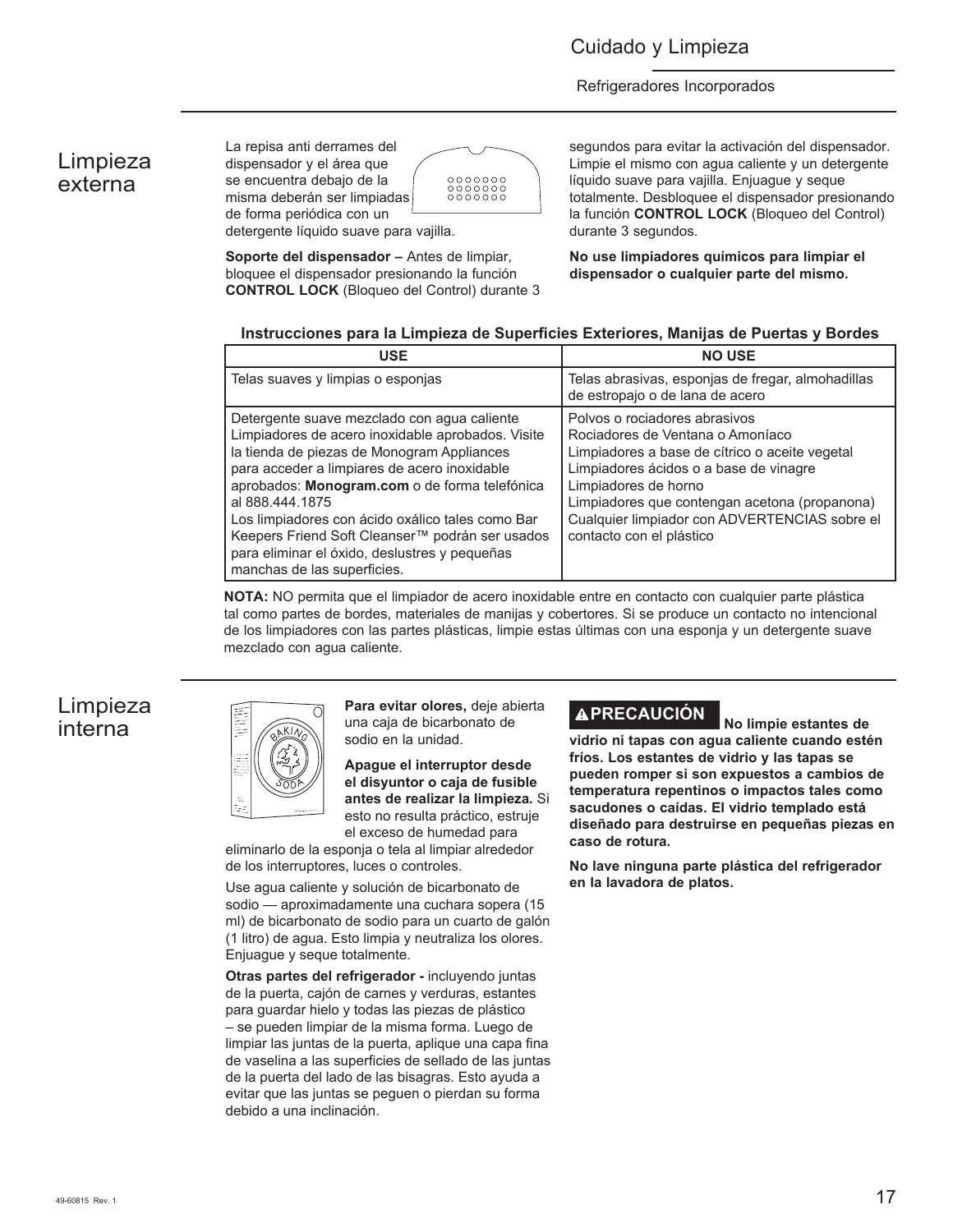## Limpieza externa

La repisa anti derrames del dispensador y el área que se encuentra debajo de la misma deberán ser limpiadas de forma periódica con un detergente líquido suave para vajilla.

**Soporte del dispensador –** Antes de limpiar, bloquee el dispensador presionando la función **CONTROL LOCK** (Bloqueo del Control) durante 3 segundos para evitar la activación del dispensador. Limpie el mismo con agua caliente y un detergente líquido suave para vajilla. Enjuague y seque totalmente. Desbloquee el dispensador presionando la función **CONTROL LOCK** (Bloqueo del Control) durante 3 segundos.

**No use limpiadores químicos para limpiar el dispensador o cualquier parte del mismo.**

**Instrucciones para la Limpieza de Superficies Exteriores, Manijas de Puertas y Bordes**

| USE | NO USE |
|---|---|
| Telas suaves y limpias o esponjas | Telas abrasivas, esponjas de fregar, almohadillas de estropajo o de lana de acero |
| Detergente suave mezclado con agua caliente<br>Limpiadores de acero inoxidable aprobados. Visite la tienda de piezas de Monogram Appliances para acceder a limpiares de acero inoxidable aprobados: **Monogram.com** o de forma telefónica al 888.444.1875<br>Los limpiadores con ácido oxálico tales como Bar Keepers Friend Soft Cleanser™ podrán ser usados para eliminar el óxido, deslustres y pequeñas manchas de las superficies. | Polvos o rociadores abrasivos<br>Rociadores de Ventana o Amoníaco<br>Limpiadores a base de cítrico o aceite vegetal<br>Limpiadores ácidos o a base de vinagre<br>Limpiadores de horno<br>Limpiadores que contengan acetona (propanona)<br>Cualquier limpiador con ADVERTENCIAS sobre el contacto con el plástico |

**NOTA:** NO permita que el limpiador de acero inoxidable entre en contacto con cualquier parte plástica tal como partes de bordes, materiales de manijas y cobertores. Si se produce un contacto no intencional de los limpiadores con las partes plásticas, limpie estas últimas con una esponja y un detergente suave mezclado con agua caliente.

## Limpieza interna

**Para evitar olores,** deje abierta una caja de bicarbonato de sodio en la unidad.

**Apague el interruptor desde el disyuntor o caja de fusible antes de realizar la limpieza.** Si esto no resulta práctico, estruje el exceso de humedad para eliminarlo de la esponja o tela al limpiar alrededor de los interruptores, luces o controles.

Use agua caliente y solución de bicarbonato de sodio — aproximadamente una cuchara sopera (15 ml) de bicarbonato de sodio para un cuarto de galón (1 litro) de agua. Esto limpia y neutraliza los olores. Enjuague y seque totalmente.

**Otras partes del refrigerador -** incluyendo juntas de la puerta, cajón de carnes y verduras, estantes para guardar hielo y todas las piezas de plástico – se pueden limpiar de la misma forma. Luego de limpiar las juntas de la puerta, aplique una capa fina de vaselina a las superficies de sellado de las juntas de la puerta del lado de las bisagras. Esto ayuda a evitar que las juntas se peguen o pierdan su forma debido a una inclinación.

**⚠PRECAUCIÓN** **No limpie estantes de vidrio ni tapas con agua caliente cuando estén fríos. Los estantes de vidrio y las tapas se pueden romper si son expuestos a cambios de temperatura repentinos o impactos tales como sacudones o caídas. El vidrio templado está diseñado para destruirse en pequeñas piezas en caso de rotura.**

**No lave ninguna parte plástica del refrigerador en la lavadora de platos.**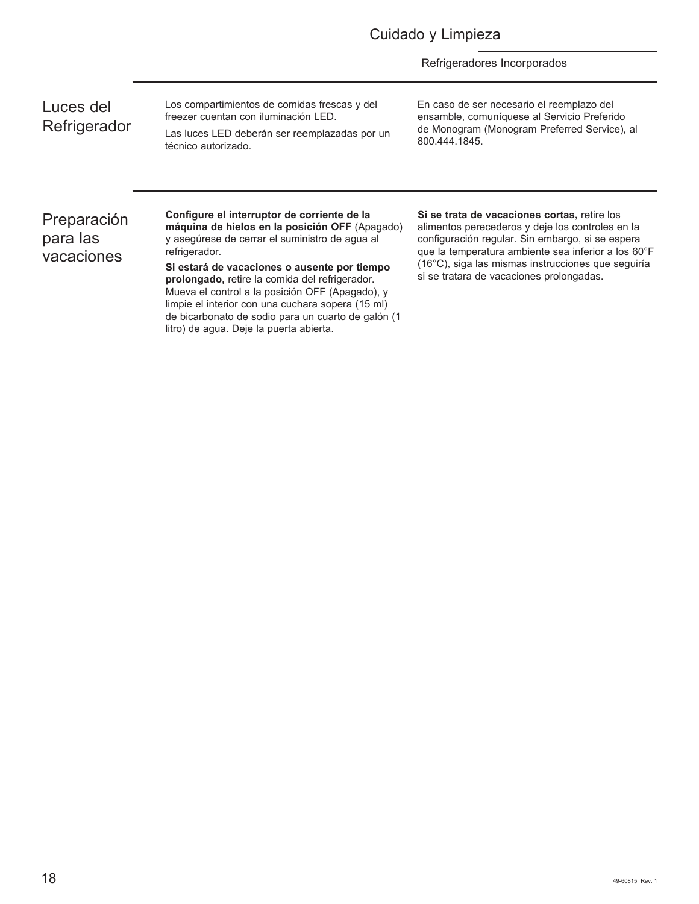## Luces del Refrigerador

Los compartimientos de comidas frescas y del freezer cuentan con iluminación LED.

Las luces LED deberán ser reemplazadas por un técnico autorizado.

En caso de ser necesario el reemplazo del ensamble, comuníquese al Servicio Preferido de Monogram (Monogram Preferred Service), al 800.444.1845.

## Preparación para las vacaciones

**Configure el interruptor de corriente de la máquina de hielos en la posición OFF** (Apagado) y asegúrese de cerrar el suministro de agua al refrigerador.

**Si estará de vacaciones o ausente por tiempo prolongado,** retire la comida del refrigerador. Mueva el control a la posición OFF (Apagado), y limpie el interior con una cuchara sopera (15 ml) de bicarbonato de sodio para un cuarto de galón (1 litro) de agua. Deje la puerta abierta.

**Si se trata de vacaciones cortas,** retire los alimentos perecederos y deje los controles en la configuración regular. Sin embargo, si se espera que la temperatura ambiente sea inferior a los 60°F (16°C), siga las mismas instrucciones que seguiría si se tratara de vacaciones prolongadas.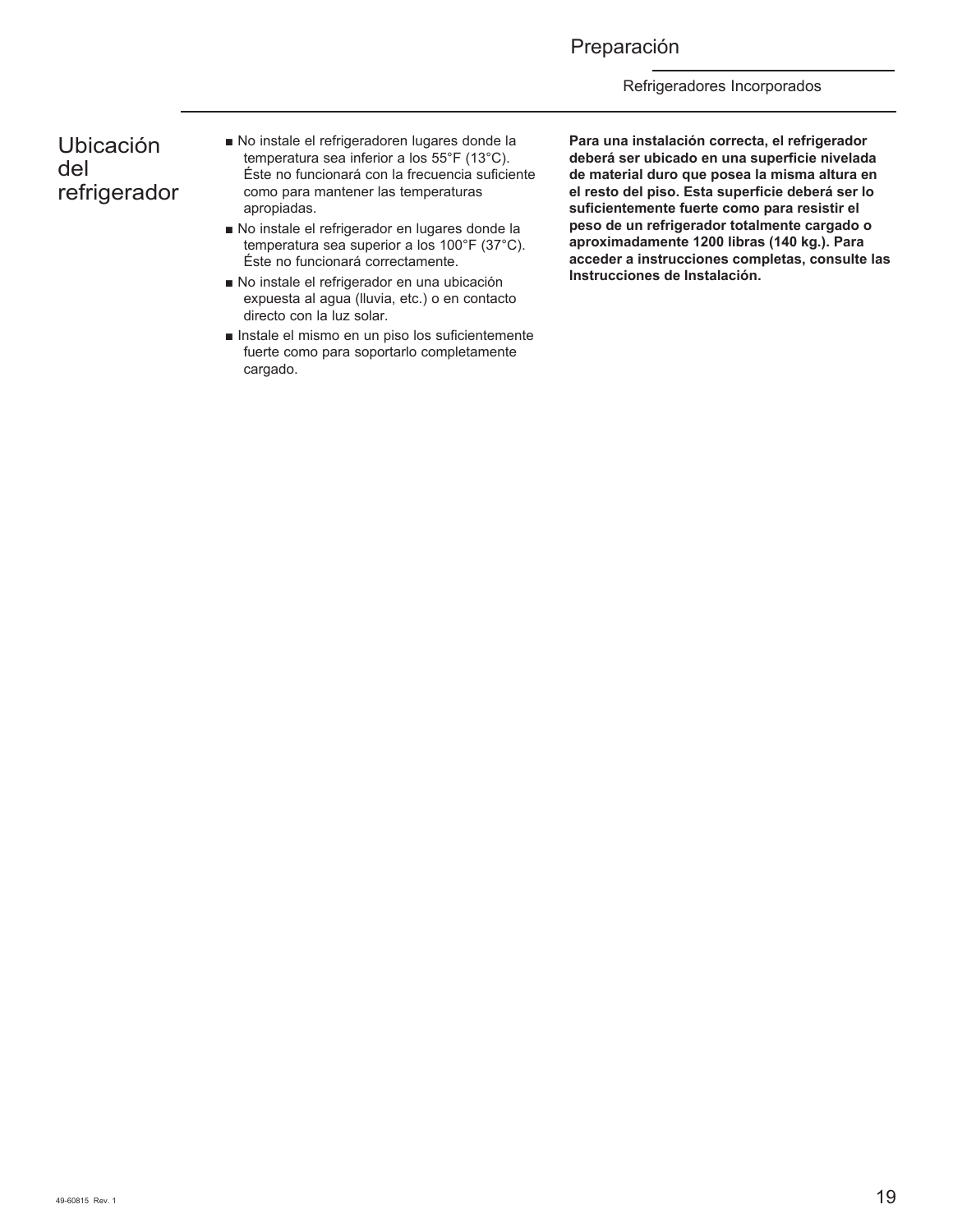# Preparación

## Refrigeradores Incorporados

### Ubicación del refrigerador

- No instale el refrigeradoren lugares donde la temperatura sea inferior a los 55°F (13°C). Éste no funcionará con la frecuencia suficiente como para mantener las temperaturas apropiadas.
- No instale el refrigerador en lugares donde la temperatura sea superior a los 100°F (37°C). Éste no funcionará correctamente.
- No instale el refrigerador en una ubicación expuesta al agua (lluvia, etc.) o en contacto directo con la luz solar.
- Instale el mismo en un piso los suficientemente fuerte como para soportarlo completamente cargado.

**Para una instalación correcta, el refrigerador deberá ser ubicado en una superficie nivelada de material duro que posea la misma altura en el resto del piso. Esta superficie deberá ser lo suficientemente fuerte como para resistir el peso de un refrigerador totalmente cargado o aproximadamente 1200 libras (140 kg.). Para acceder a instrucciones completas, consulte las Instrucciones de Instalación.**

49-60815 Rev. 1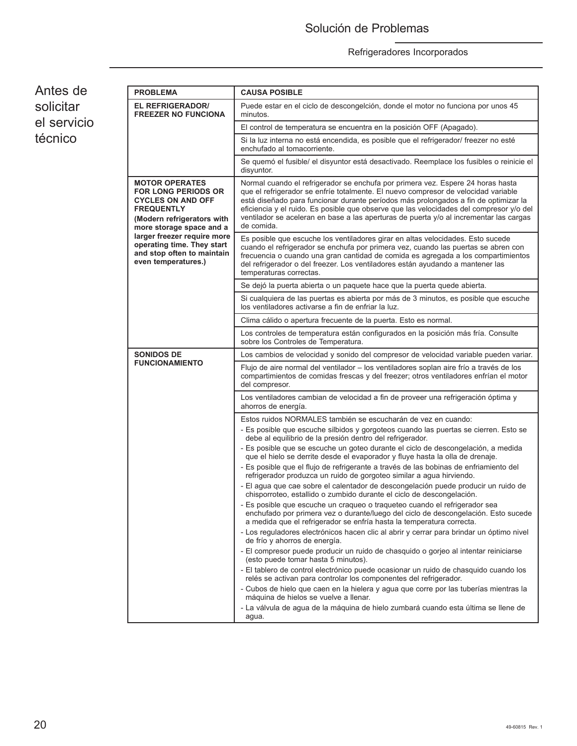# Solución de Problemas

## Refrigeradores Incorporados

## Antes de solicitar el servicio técnico

| PROBLEMA | CAUSA POSIBLE |
|---|---|
| **EL REFRIGERADOR/ FREEZER NO FUNCIONA** | Puede estar en el ciclo de descongelción, donde el motor no funciona por unos 45 minutos. |
| | El control de temperatura se encuentra en la posición OFF (Apagado). |
| | Si la luz interna no está encendida, es posible que el refrigerador/ freezer no esté enchufado al tomacorriente. |
| | Se quemó el fusible/ el disyuntor está desactivado. Reemplace los fusibles o reinicie el disyuntor. |
| **MOTOR OPERATES FOR LONG PERIODS OR CYCLES ON AND OFF FREQUENTLY (Modern refrigerators with more storage space and a larger freezer require more operating time. They start and stop often to maintain even temperatures.)** | Normal cuando el refrigerador se enchufa por primera vez. Espere 24 horas hasta que el refrigerador se enfríe totalmente. El nuevo compresor de velocidad variable está diseñado para funcionar durante períodos más prolongados a fin de optimizar la eficiencia y el ruido. Es posible que observe que las velocidades del compresor y/o del ventilador se aceleran en base a las aperturas de puerta y/o al incrementar las cargas de comida. |
| | Es posible que escuche los ventiladores girar en altas velocidades. Esto sucede cuando el refrigerador se enchufa por primera vez, cuando las puertas se abren con frecuencia o cuando una gran cantidad de comida es agregada a los compartimientos del refrigerador o del freezer. Los ventiladores están ayudando a mantener las temperaturas correctas. |
| | Se dejó la puerta abierta o un paquete hace que la puerta quede abierta. |
| | Si cualquiera de las puertas es abierta por más de 3 minutos, es posible que escuche los ventiladores activarse a fin de enfriar la luz. |
| | Clima cálido o apertura frecuente de la puerta. Esto es normal. |
| | Los controles de temperatura están configurados en la posición más fría. Consulte sobre los Controles de Temperatura. |
| **SONIDOS DE FUNCIONAMIENTO** | Los cambios de velocidad y sonido del compresor de velocidad variable pueden variar. |
| | Flujo de aire normal del ventilador – los ventiladores soplan aire frío a través de los compartimientos de comidas frescas y del freezer; otros ventiladores enfrían el motor del compresor. |
| | Los ventiladores cambian de velocidad a fin de proveer una refrigeración óptima y ahorros de energía. |
| | Estos ruidos NORMALES también se escucharán de vez en cuando:<br>- Es posible que escuche silbidos y gorgoteos cuando las puertas se cierren. Esto se debe al equilibrio de la presión dentro del refrigerador.<br>- Es posible que se escuche un goteo durante el ciclo de descongelación, a medida que el hielo se derrite desde el evaporador y fluye hasta la olla de drenaje.<br>- Es posible que el flujo de refrigerante a través de las bobinas de enfriamiento del refrigerador produzca un ruido de gorgoteo similar a agua hirviendo.<br>- El agua que cae sobre el calentador de descongelación puede producir un ruido de chisporroteo, estallido o zumbido durante el ciclo de descongelación.<br>- Es posible que escuche un craqueo o traqueteo cuando el refrigerador sea enchufado por primera vez o durante/luego del ciclo de descongelación. Esto sucede a medida que el refrigerador se enfría hasta la temperatura correcta.<br>- Los reguladores electrónicos hacen clic al abrir y cerrar para brindar un óptimo nivel de frío y ahorros de energía.<br>- El compresor puede producir un ruido de chasquido o gorjeo al intentar reiniciarse (esto puede tomar hasta 5 minutos).<br>- El tablero de control electrónico puede ocasionar un ruido de chasquido cuando los relés se activan para controlar los componentes del refrigerador.<br>- Cubos de hielo que caen en la hielera y agua que corre por las tuberías mientras la máquina de hielos se vuelve a llenar.<br>- La válvula de agua de la máquina de hielo zumbará cuando esta última se llene de agua. |

49-60815 Rev. 1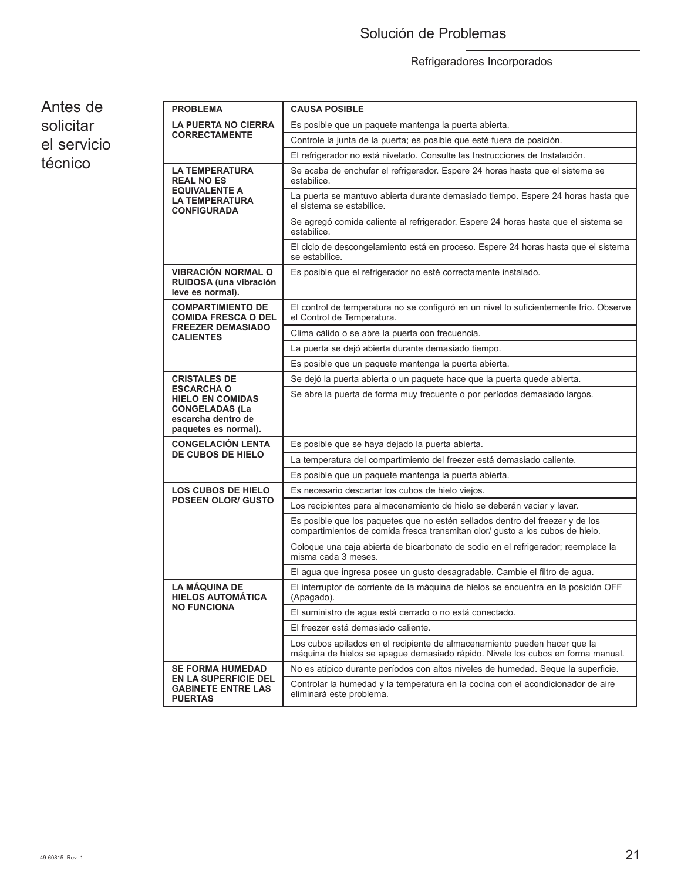# Solución de Problemas

Refrigeradores Incorporados

## Antes de solicitar el servicio técnico

| PROBLEMA | CAUSA POSIBLE |
|---|---|
| **LA PUERTA NO CIERRA CORRECTAMENTE** | Es posible que un paquete mantenga la puerta abierta. |
| | Controle la junta de la puerta; es posible que esté fuera de posición. |
| | El refrigerador no está nivelado. Consulte las Instrucciones de Instalación. |
| **LA TEMPERATURA REAL NO ES EQUIVALENTE A LA TEMPERATURA CONFIGURADA** | Se acaba de enchufar el refrigerador. Espere 24 horas hasta que el sistema se estabilice. |
| | La puerta se mantuvo abierta durante demasiado tiempo. Espere 24 horas hasta que el sistema se estabilice. |
| | Se agregó comida caliente al refrigerador. Espere 24 horas hasta que el sistema se estabilice. |
| | El ciclo de descongelamiento está en proceso. Espere 24 horas hasta que el sistema se estabilice. |
| **VIBRACIÓN NORMAL O RUIDOSA (una vibración leve es normal).** | Es posible que el refrigerador no esté correctamente instalado. |
| **COMPARTIMIENTO DE COMIDA FRESCA O DEL FREEZER DEMASIADO CALIENTES** | El control de temperatura no se configuró en un nivel lo suficientemente frío. Observe el Control de Temperatura. |
| | Clima cálido o se abre la puerta con frecuencia. |
| | La puerta se dejó abierta durante demasiado tiempo. |
| | Es posible que un paquete mantenga la puerta abierta. |
| **CRISTALES DE ESCARCHA O HIELO EN COMIDAS CONGELADAS (La escarcha dentro de paquetes es normal).** | Se dejó la puerta abierta o un paquete hace que la puerta quede abierta. |
| | Se abre la puerta de forma muy frecuente o por períodos demasiado largos. |
| **CONGELACIÓN LENTA DE CUBOS DE HIELO** | Es posible que se haya dejado la puerta abierta. |
| | La temperatura del compartimiento del freezer está demasiado caliente. |
| | Es posible que un paquete mantenga la puerta abierta. |
| **LOS CUBOS DE HIELO POSEEN OLOR/ GUSTO** | Es necesario descartar los cubos de hielo viejos. |
| | Los recipientes para almacenamiento de hielo se deberán vaciar y lavar. |
| | Es posible que los paquetes que no estén sellados dentro del freezer y de los compartimientos de comida fresca transmitan olor/ gusto a los cubos de hielo. |
| | Coloque una caja abierta de bicarbonato de sodio en el refrigerador; reemplace la misma cada 3 meses. |
| | El agua que ingresa posee un gusto desagradable. Cambie el filtro de agua. |
| **LA MÁQUINA DE HIELOS AUTOMÁTICA NO FUNCIONA** | El interruptor de corriente de la máquina de hielos se encuentra en la posición OFF (Apagado). |
| | El suministro de agua está cerrado o no está conectado. |
| | El freezer está demasiado caliente. |
| | Los cubos apilados en el recipiente de almacenamiento pueden hacer que la máquina de hielos se apague demasiado rápido. Nivele los cubos en forma manual. |
| **SE FORMA HUMEDAD EN LA SUPERFICIE DEL GABINETE ENTRE LAS PUERTAS** | No es atípico durante períodos con altos niveles de humedad. Seque la superficie. |
| | Controlar la humedad y la temperatura en la cocina con el acondicionador de aire eliminará este problema. |

49-60815 Rev. 1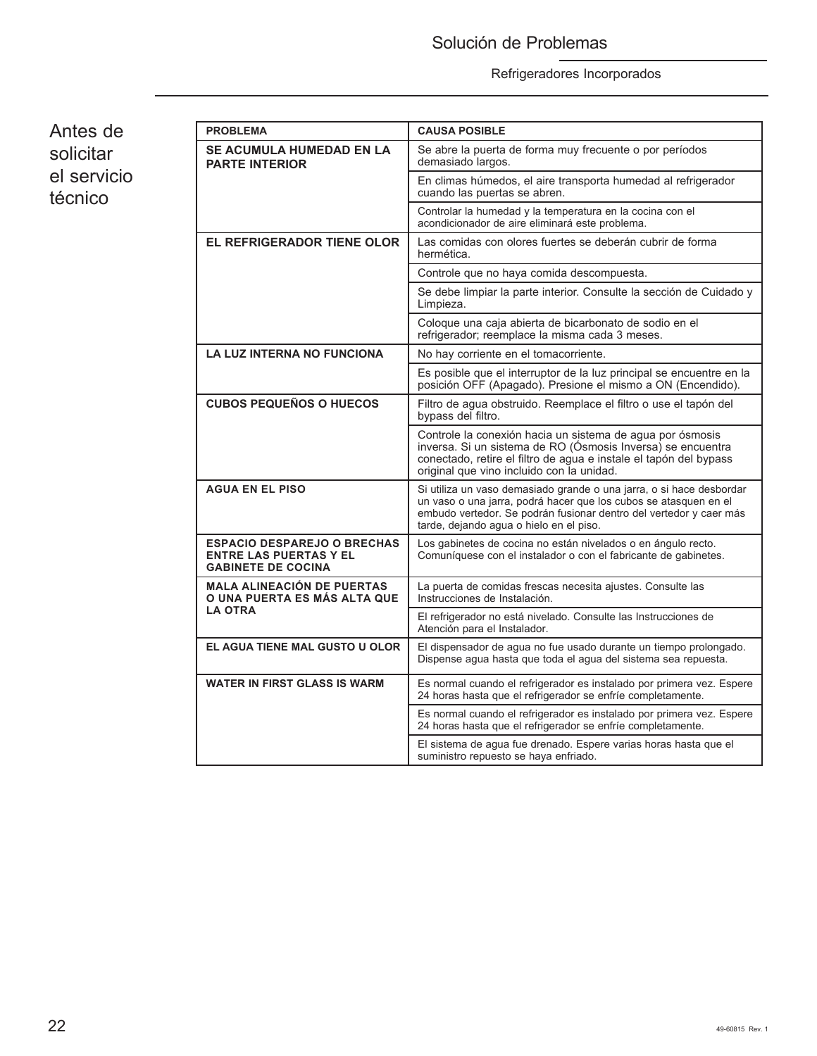# Solución de Problemas

Refrigeradores Incorporados

## Antes de solicitar el servicio técnico

| PROBLEMA | CAUSA POSIBLE |
|---|---|
| **SE ACUMULA HUMEDAD EN LA PARTE INTERIOR** | Se abre la puerta de forma muy frecuente o por períodos demasiado largos. |
| | En climas húmedos, el aire transporta humedad al refrigerador cuando las puertas se abren. |
| | Controlar la humedad y la temperatura en la cocina con el acondicionador de aire eliminará este problema. |
| **EL REFRIGERADOR TIENE OLOR** | Las comidas con olores fuertes se deberán cubrir de forma hermética. |
| | Controle que no haya comida descompuesta. |
| | Se debe limpiar la parte interior. Consulte la sección de Cuidado y Limpieza. |
| | Coloque una caja abierta de bicarbonato de sodio en el refrigerador; reemplace la misma cada 3 meses. |
| **LA LUZ INTERNA NO FUNCIONA** | No hay corriente en el tomacorriente. |
| | Es posible que el interruptor de la luz principal se encuentre en la posición OFF (Apagado). Presione el mismo a ON (Encendido). |
| **CUBOS PEQUEÑOS O HUECOS** | Filtro de agua obstruido. Reemplace el filtro o use el tapón del bypass del filtro. |
| | Controle la conexión hacia un sistema de agua por ósmosis inversa. Si un sistema de RO (Ósmosis Inversa) se encuentra conectado, retire el filtro de agua e instale el tapón del bypass original que vino incluido con la unidad. |
| **AGUA EN EL PISO** | Si utiliza un vaso demasiado grande o una jarra, o si hace desbordar un vaso o una jarra, podrá hacer que los cubos se atasquen en el embudo vertedor. Se podrán fusionar dentro del vertedor y caer más tarde, dejando agua o hielo en el piso. |
| **ESPACIO DESPAREJO O BRECHAS ENTRE LAS PUERTAS Y EL GABINETE DE COCINA** | Los gabinetes de cocina no están nivelados o en ángulo recto. Comuníquese con el instalador o con el fabricante de gabinetes. |
| **MALA ALINEACIÓN DE PUERTAS O UNA PUERTA ES MÁS ALTA QUE LA OTRA** | La puerta de comidas frescas necesita ajustes. Consulte las Instrucciones de Instalación. |
| | El refrigerador no está nivelado. Consulte las Instrucciones de Atención para el Instalador. |
| **EL AGUA TIENE MAL GUSTO U OLOR** | El dispensador de agua no fue usado durante un tiempo prolongado. Dispense agua hasta que toda el agua del sistema sea repuesta. |
| **WATER IN FIRST GLASS IS WARM** | Es normal cuando el refrigerador es instalado por primera vez. Espere 24 horas hasta que el refrigerador se enfríe completamente. |
| | Es normal cuando el refrigerador es instalado por primera vez. Espere 24 horas hasta que el refrigerador se enfríe completamente. |
| | El sistema de agua fue drenado. Espere varias horas hasta que el suministro repuesto se haya enfriado. |

49-60815 Rev. 1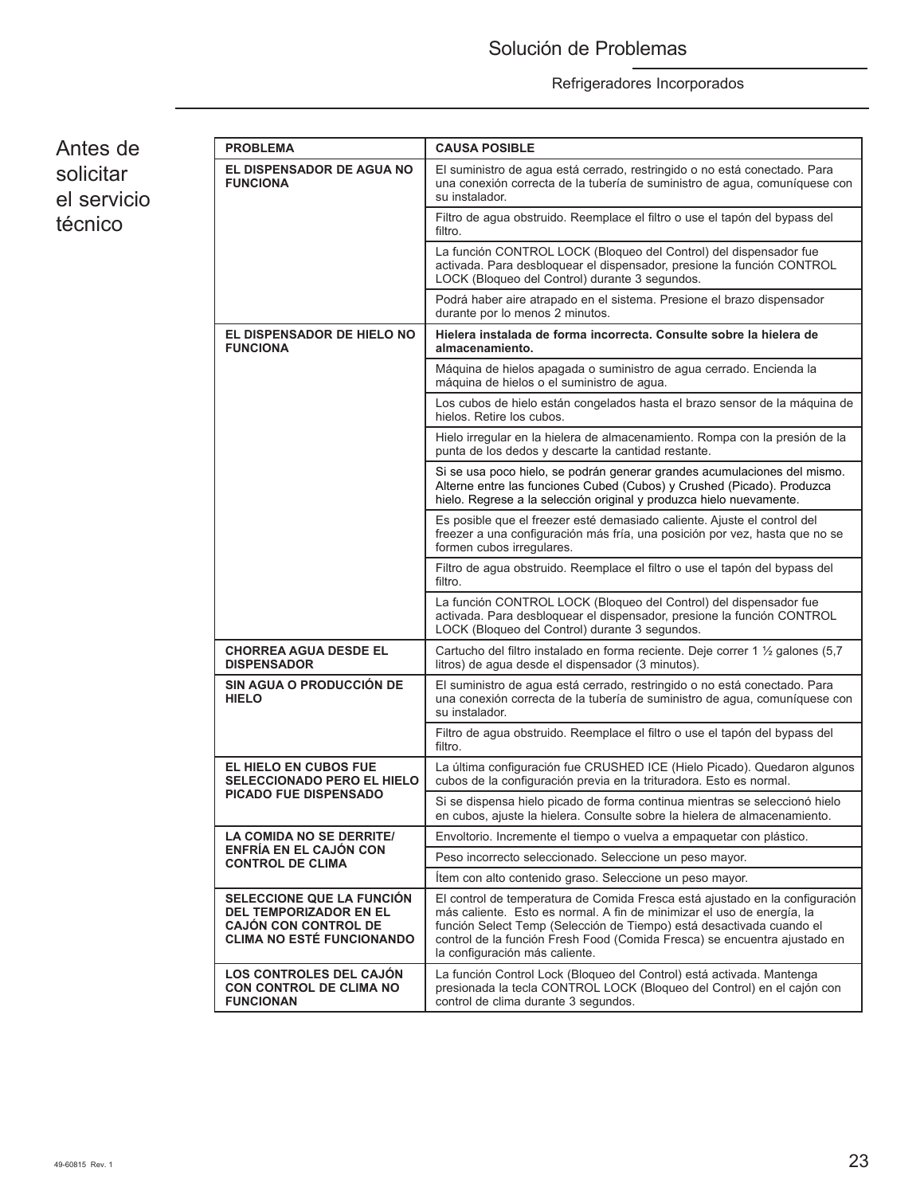# Solución de Problemas

Refrigeradores Incorporados

## Antes de solicitar el servicio técnico

| PROBLEMA | CAUSA POSIBLE |
|---|---|
| **EL DISPENSADOR DE AGUA NO FUNCIONA** | El suministro de agua está cerrado, restringido o no está conectado. Para una conexión correcta de la tubería de suministro de agua, comuníquese con su instalador. |
| | Filtro de agua obstruido. Reemplace el filtro o use el tapón del bypass del filtro. |
| | La función CONTROL LOCK (Bloqueo del Control) del dispensador fue activada. Para desbloquear el dispensador, presione la función CONTROL LOCK (Bloqueo del Control) durante 3 segundos. |
| | Podrá haber aire atrapado en el sistema. Presione el brazo dispensador durante por lo menos 2 minutos. |
| **EL DISPENSADOR DE HIELO NO FUNCIONA** | **Hielera instalada de forma incorrecta. Consulte sobre la hielera de almacenamiento.** |
| | Máquina de hielos apagada o suministro de agua cerrado. Encienda la máquina de hielos o el suministro de agua. |
| | Los cubos de hielo están congelados hasta el brazo sensor de la máquina de hielos. Retire los cubos. |
| | Hielo irregular en la hielera de almacenamiento. Rompa con la presión de la punta de los dedos y descarte la cantidad restante. |
| | Si se usa poco hielo, se podrán generar grandes acumulaciones del mismo. Alterne entre las funciones Cubed (Cubos) y Crushed (Picado). Produzca hielo. Regrese a la selección original y produzca hielo nuevamente. |
| | Es posible que el freezer esté demasiado caliente. Ajuste el control del freezer a una configuración más fría, una posición por vez, hasta que no se formen cubos irregulares. |
| | Filtro de agua obstruido. Reemplace el filtro o use el tapón del bypass del filtro. |
| | La función CONTROL LOCK (Bloqueo del Control) del dispensador fue activada. Para desbloquear el dispensador, presione la función CONTROL LOCK (Bloqueo del Control) durante 3 segundos. |
| **CHORREA AGUA DESDE EL DISPENSADOR** | Cartucho del filtro instalado en forma reciente. Deje correr 1 ½ galones (5,7 litros) de agua desde el dispensador (3 minutos). |
| **SIN AGUA O PRODUCCIÓN DE HIELO** | El suministro de agua está cerrado, restringido o no está conectado. Para una conexión correcta de la tubería de suministro de agua, comuníquese con su instalador. |
| | Filtro de agua obstruido. Reemplace el filtro o use el tapón del bypass del filtro. |
| **EL HIELO EN CUBOS FUE SELECCIONADO PERO EL HIELO PICADO FUE DISPENSADO** | La última configuración fue CRUSHED ICE (Hielo Picado). Quedaron algunos cubos de la configuración previa en la trituradora. Esto es normal. |
| | Si se dispensa hielo picado de forma continua mientras se seleccionó hielo en cubos, ajuste la hielera. Consulte sobre la hielera de almacenamiento. |
| **LA COMIDA NO SE DERRITE/ ENFRÍA EN EL CAJÓN CON CONTROL DE CLIMA** | Envoltorio. Incremente el tiempo o vuelva a empaquetar con plástico. |
| | Peso incorrecto seleccionado. Seleccione un peso mayor. |
| | Ítem con alto contenido graso. Seleccione un peso mayor. |
| **SELECCIONE QUE LA FUNCIÓN DEL TEMPORIZADOR EN EL CAJÓN CON CONTROL DE CLIMA NO ESTÉ FUNCIONANDO** | El control de temperatura de Comida Fresca está ajustado en la configuración más caliente. Esto es normal. A fin de minimizar el uso de energía, la función Select Temp (Selección de Tiempo) está desactivada cuando el control de la función Fresh Food (Comida Fresca) se encuentra ajustado en la configuración más caliente. |
| **LOS CONTROLES DEL CAJÓN CON CONTROL DE CLIMA NO FUNCIONAN** | La función Control Lock (Bloqueo del Control) está activada. Mantenga presionada la tecla CONTROL LOCK (Bloqueo del Control) en el cajón con control de clima durante 3 segundos. |

49-60815 Rev. 1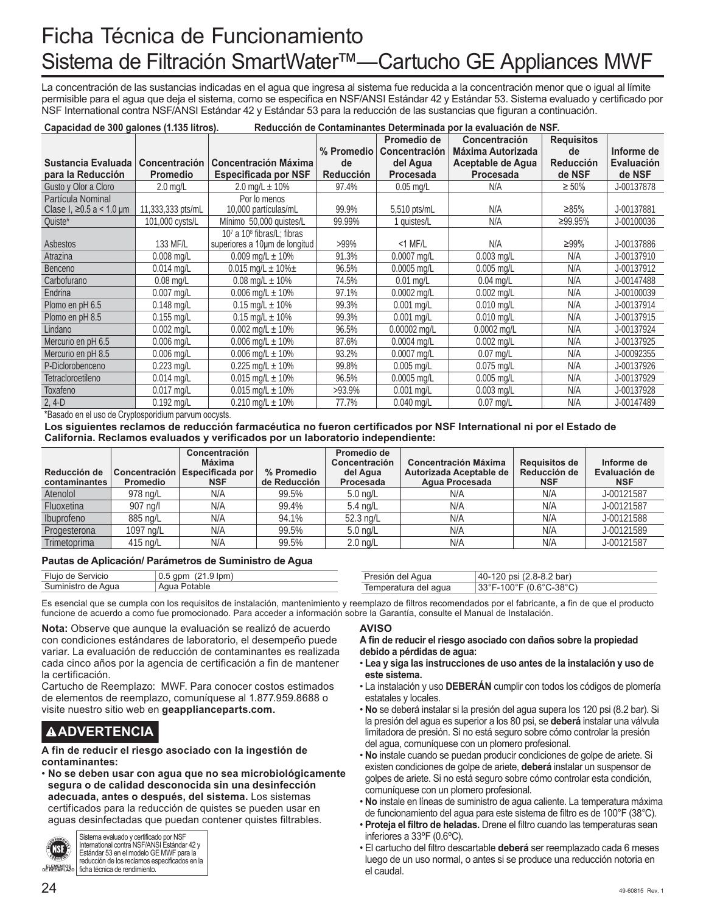# Ficha Técnica de Funcionamiento
# Sistema de Filtración SmartWater™—Cartucho GE Appliances MWF

La concentración de las sustancias indicadas en el agua que ingresa al sistema fue reducida a la concentración menor que o igual al límite permisible para el agua que deja el sistema, como se especifica en NSF/ANSI Estándar 42 y Estándar 53. Sistema evaluado y certificado por NSF International contra NSF/ANSI Estándar 42 y Estándar 53 para la reducción de las sustancias que figuran a continuación.

**Capacidad de 300 galones (1.135 litros).** **Reducción de Contaminantes Determinada por la evaluación de NSF.**

| Sustancia Evaluada para la Reducción | Concentración Promedio | Concentración Máxima Especificada por NSF | % Promedio de Reducción | Promedio de Concentración del Agua Procesada | Concentración Máxima Autorizada Aceptable de Agua Procesada | Requisitos de Reducción de NSF | Informe de Evaluación de NSF |
|---|---|---|---|---|---|---|---|
| Gusto y Olor a Cloro | 2.0 mg/L | 2.0 mg/L ± 10% | 97.4% | 0.05 mg/L | N/A | ≥ 50% | J-00137878 |
| Partícula Nominal Clase I, ≥0.5 a < 1.0 µm | 11,333,333 pts/mL | Por lo menos 10,000 partículas/mL | 99.9% | 5,510 pts/mL | N/A | ≥85% | J-00137881 |
| Quiste* | 101,000 cysts/L | Mínimo 50,000 quistes/L | 99.99% | 1 quistes/L | N/A | ≥99.95% | J-00100036 |
| Asbestos | 133 MF/L | $10^7$ a $10^8$ fibras/L; fibras superiores a 10µm de longitud | >99% | <1 MF/L | N/A | ≥99% | J-00137886 |
| Atrazina | 0.008 mg/L | 0.009 mg/L ± 10% | 91.3% | 0.0007 mg/L | 0.003 mg/L | N/A | J-00137910 |
| Benceno | 0.014 mg/L | 0.015 mg/L ± 10%± | 96.5% | 0.0005 mg/L | 0.005 mg/L | N/A | J-00137912 |
| Carbofurano | 0.08 mg/L | 0.08 mg/L ± 10% | 74.5% | 0.01 mg/L | 0.04 mg/L | N/A | J-00147488 |
| Endrina | 0.007 mg/L | 0.006 mg/L ± 10% | 97.1% | 0.0002 mg/L | 0.002 mg/L | N/A | J-00100039 |
| Plomo en pH 6.5 | 0.148 mg/L | 0.15 mg/L ± 10% | 99.3% | 0.001 mg/L | 0.010 mg/L | N/A | J-00137914 |
| Plomo en pH 8.5 | 0.155 mg/L | 0.15 mg/L ± 10% | 99.3% | 0.001 mg/L | 0.010 mg/L | N/A | J-00137915 |
| Lindano | 0.002 mg/L | 0.002 mg/L ± 10% | 96.5% | 0.00002 mg/L | 0.0002 mg/L | N/A | J-00137924 |
| Mercurio en pH 6.5 | 0.006 mg/L | 0.006 mg/L ± 10% | 87.6% | 0.0004 mg/L | 0.002 mg/L | N/A | J-00137925 |
| Mercurio en pH 8.5 | 0.006 mg/L | 0.006 mg/L ± 10% | 93.2% | 0.0007 mg/L | 0.07 mg/L | N/A | J-00092355 |
| P-Diclorobenceno | 0.223 mg/L | 0.225 mg/L ± 10% | 99.8% | 0.005 mg/L | 0.075 mg/L | N/A | J-00137926 |
| Tetracloroetileno | 0.014 mg/L | 0.015 mg/L ± 10% | 96.5% | 0.0005 mg/L | 0.005 mg/L | N/A | J-00137929 |
| Toxafeno | 0.017 mg/L | 0.015 mg/L ± 10% | >93.9% | 0.001 mg/L | 0.003 mg/L | N/A | J-00137928 |
| 2, 4-D | 0.192 mg/L | 0.210 mg/L ± 10% | 77.7% | 0.040 mg/L | 0.07 mg/L | N/A | J-00147489 |

*Basado en el uso de Cryptosporidium parvum oocysts.

**Los siguientes reclamos de reducción farmacéutica no fueron certificados por NSF International ni por el Estado de California. Reclamos evaluados y verificados por un laboratorio independiente:**

| Reducción de contaminantes | Concentración Promedio | Concentración Máxima Especificada por NSF | % Promedio de Reducción | Promedio de Concentración del Agua Procesada | Concentración Máxima Autorizada Aceptable de Agua Procesada | Requisitos de Reducción de NSF | Informe de Evaluación de NSF |
|---|---|---|---|---|---|---|---|
| Atenolol | 978 ng/L | N/A | 99.5% | 5.0 ng/L | N/A | N/A | J-00121587 |
| Fluoxetina | 907 ng/l | N/A | 99.4% | 5.4 ng/L | N/A | N/A | J-00121587 |
| Ibuprofeno | 885 ng/L | N/A | 94.1% | 52.3 ng/L | N/A | N/A | J-00121588 |
| Progesterona | 1097 ng/L | N/A | 99.5% | 5.0 ng/L | N/A | N/A | J-00121589 |
| Trimetoprima | 415 ng/L | N/A | 99.5% | 2.0 ng/L | N/A | N/A | J-00121587 |

**Pautas de Aplicación/ Parámetros de Suministro de Agua**

| | |
|---|---|
| Flujo de Servicio | 0.5 gpm (21.9 lpm) |
| Suministro de Agua | Agua Potable |
| Presión del Agua | 40-120 psi (2.8-8.2 bar) |
| Temperatura del agua | 33°F-100°F (0.6°C-38°C) |

Es esencial que se cumpla con los requisitos de instalación, mantenimiento y reemplazo de filtros recomendados por el fabricante, a fin de que el producto funcione de acuerdo a como fue promocionado. Para acceder a información sobre la Garantía, consulte el Manual de Instalación.

**Nota:** Observe que aunque la evaluación se realizó de acuerdo con condiciones estándares de laboratorio, el desempeño puede variar. La evaluación de reducción de contaminantes es realizada cada cinco años por la agencia de certificación a fin de mantener la certificación.

Cartucho de Reemplazo: MWF. Para conocer costos estimados de elementos de reemplazo, comuníquese al 1.877.959.8688 o visite nuestro sitio web en **geapplianceparts.com.**

## ⚠ADVERTENCIA

**A fin de reducir el riesgo asociado con la ingestión de contaminantes:**

- **No se deben usar con agua que no sea microbiológicamente segura o de calidad desconocida sin una desinfección adecuada, antes o después, del sistema.** Los sistemas certificados para la reducción de quistes se pueden usar en aguas desinfectadas que puedan contener quistes filtrables.

INDEPENDENTLY CERTIFIED NSF ELEMENTOS DE REEMPLAZO

Sistema evaluado y certificado por NSF International contra NSF/ANSI Estándar 42 y Estándar 53 en el modelo GE MWF para la reducción de los reclamos especificados en la ficha técnica de rendimiento.

**AVISO**

**A fin de reducir el riesgo asociado con daños sobre la propiedad debido a pérdidas de agua:**

- **Lea y siga las instrucciones de uso antes de la instalación y uso de este sistema.**
- La instalación y uso **DEBERÁN** cumplir con todos los códigos de plomería estatales y locales.
- **No** se deberá instalar si la presión del agua supera los 120 psi (8.2 bar). Si la presión del agua es superior a los 80 psi, se **deberá** instalar una válvula limitadora de presión. Si no está seguro sobre cómo controlar la presión del agua, comuníquese con un plomero profesional.
- **No** instale cuando se puedan producir condiciones de golpe de ariete. Si existen condiciones de golpe de ariete, **deberá** instalar un suspensor de golpes de ariete. Si no está seguro sobre cómo controlar esta condición, comuníquese con un plomero profesional.
- **No** instale en líneas de suministro de agua caliente. La temperatura máxima de funcionamiento del agua para este sistema de filtro es de 100°F (38°C).
- **Proteja el filtro de heladas.** Drene el filtro cuando las temperaturas sean inferiores a 33ºF (0.6ºC).
- El cartucho del filtro descartable **deberá** ser reemplazado cada 6 meses luego de un uso normal, o antes si se produce una reducción notoria en el caudal.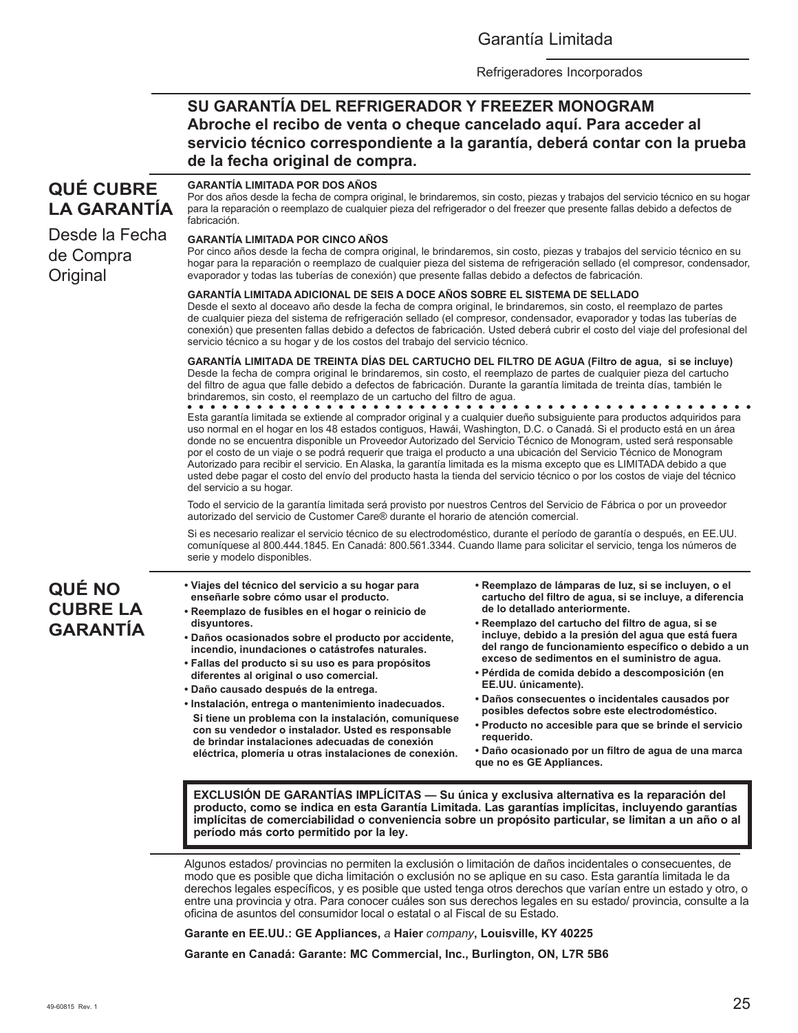# Garantía Limitada

Refrigeradores Incorporados

**SU GARANTÍA DEL REFRIGERADOR Y FREEZER MONOGRAM**
**Abroche el recibo de venta o cheque cancelado aquí. Para acceder al servicio técnico correspondiente a la garantía, deberá contar con la prueba de la fecha original de compra.**

## QUÉ CUBRE LA GARANTÍA

Desde la Fecha de Compra Original

**GARANTÍA LIMITADA POR DOS AÑOS**
Por dos años desde la fecha de compra original, le brindaremos, sin costo, piezas y trabajos del servicio técnico en su hogar para la reparación o reemplazo de cualquier pieza del refrigerador o del freezer que presente fallas debido a defectos de fabricación.

**GARANTÍA LIMITADA POR CINCO AÑOS**
Por cinco años desde la fecha de compra original, le brindaremos, sin costo, piezas y trabajos del servicio técnico en su hogar para la reparación o reemplazo de cualquier pieza del sistema de refrigeración sellado (el compresor, condensador, evaporador y todas las tuberías de conexión) que presente fallas debido a defectos de fabricación.

**GARANTÍA LIMITADA ADICIONAL DE SEIS A DOCE AÑOS SOBRE EL SISTEMA DE SELLADO**
Desde el sexto al doceavo año desde la fecha de compra original, le brindaremos, sin costo, el reemplazo de partes de cualquier pieza del sistema de refrigeración sellado (el compresor, condensador, evaporador y todas las tuberías de conexión) que presenten fallas debido a defectos de fabricación. Usted deberá cubrir el costo del viaje del profesional del servicio técnico a su hogar y de los costos del trabajo del servicio técnico.

**GARANTÍA LIMITADA DE TREINTA DÍAS DEL CARTUCHO DEL FILTRO DE AGUA (Filtro de agua, si se incluye)**
Desde la fecha de compra original le brindaremos, sin costo, el reemplazo de partes de cualquier pieza del cartucho del filtro de agua que falle debido a defectos de fabricación. Durante la garantía limitada de treinta días, también le brindaremos, sin costo, el reemplazo de un cartucho del filtro de agua.

Esta garantía limitada se extiende al comprador original y a cualquier dueño subsiguiente para productos adquiridos para uso normal en el hogar en los 48 estados contiguos, Hawái, Washington, D.C. o Canadá. Si el producto está en un área donde no se encuentra disponible un Proveedor Autorizado del Servicio Técnico de Monogram, usted será responsable por el costo de un viaje o se podrá requerir que traiga el producto a una ubicación del Servicio Técnico de Monogram Autorizado para recibir el servicio. En Alaska, la garantía limitada es la misma excepto que es LIMITADA debido a que usted debe pagar el costo del envío del producto hasta la tienda del servicio técnico o por los costos de viaje del técnico del servicio a su hogar.

Todo el servicio de la garantía limitada será provisto por nuestros Centros del Servicio de Fábrica o por un proveedor autorizado del servicio de Customer Care® durante el horario de atención comercial.

Si es necesario realizar el servicio técnico de su electrodoméstico, durante el período de garantía o después, en EE.UU. comuníquese al 800.444.1845. En Canadá: 800.561.3344. Cuando llame para solicitar el servicio, tenga los números de serie y modelo disponibles.

## QUÉ NO CUBRE LA GARANTÍA

- **Viajes del técnico del servicio a su hogar para enseñarle sobre cómo usar el producto.**
- **Reemplazo de fusibles en el hogar o reinicio de disyuntores.**
- **Daños ocasionados sobre el producto por accidente, incendio, inundaciones o catástrofes naturales.**
- **Fallas del producto si su uso es para propósitos diferentes al original o uso comercial.**
- **Daño causado después de la entrega.**
- **Instalación, entrega o mantenimiento inadecuados. Si tiene un problema con la instalación, comuníquese con su vendedor o instalador. Usted es responsable de brindar instalaciones adecuadas de conexión eléctrica, plomería u otras instalaciones de conexión.**
- **Reemplazo de lámparas de luz, si se incluyen, o el cartucho del filtro de agua, si se incluye, a diferencia de lo detallado anteriormente.**
- **Reemplazo del cartucho del filtro de agua, si se incluye, debido a la presión del agua que está fuera del rango de funcionamiento específico o debido a un exceso de sedimentos en el suministro de agua.**
- **Pérdida de comida debido a descomposición (en EE.UU. únicamente).**
- **Daños consecuentes o incidentales causados por posibles defectos sobre este electrodoméstico.**
- **Producto no accesible para que se brinde el servicio requerido.**
- **Daño ocasionado por un filtro de agua de una marca que no es GE Appliances.**

**EXCLUSIÓN DE GARANTÍAS IMPLÍCITAS — Su única y exclusiva alternativa es la reparación del producto, como se indica en esta Garantía Limitada. Las garantías implícitas, incluyendo garantías implícitas de comerciabilidad o conveniencia sobre un propósito particular, se limitan a un año o al período más corto permitido por la ley.**

Algunos estados/ provincias no permiten la exclusión o limitación de daños incidentales o consecuentes, de modo que es posible que dicha limitación o exclusión no se aplique en su caso. Esta garantía limitada le da derechos legales específicos, y es posible que usted tenga otros derechos que varían entre un estado y otro, o entre una provincia y otra. Para conocer cuáles son sus derechos legales en su estado/ provincia, consulte a la oficina de asuntos del consumidor local o estatal o al Fiscal de su Estado.

**Garante en EE.UU.: GE Appliances,** *a* **Haier** *company***, Louisville, KY 40225**

**Garante en Canadá: Garante: MC Commercial, Inc., Burlington, ON, L7R 5B6**

49-60815 Rev. 1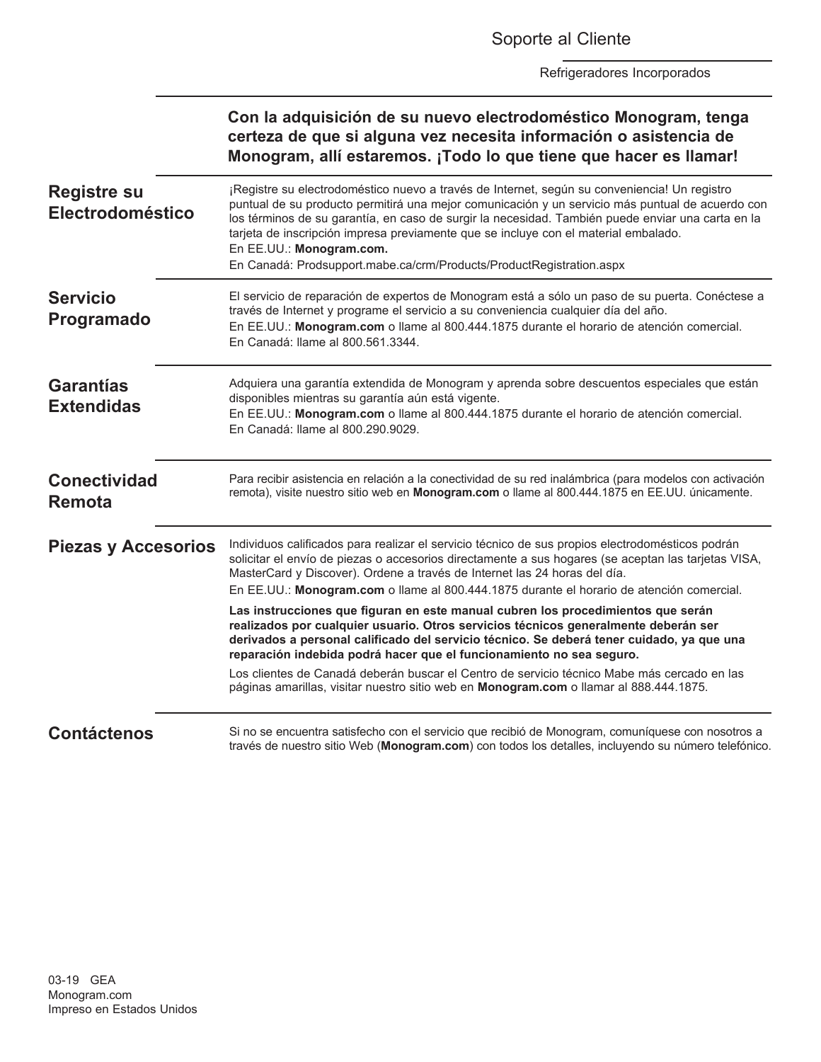# Soporte al Cliente

Refrigeradores Incorporados

**Con la adquisición de su nuevo electrodoméstico Monogram, tenga certeza de que si alguna vez necesita información o asistencia de Monogram, allí estaremos. ¡Todo lo que tiene que hacer es llamar!**

## Registre su Electrodoméstico

¡Registre su electrodoméstico nuevo a través de Internet, según su conveniencia! Un registro puntual de su producto permitirá una mejor comunicación y un servicio más puntual de acuerdo con los términos de su garantía, en caso de surgir la necesidad. También puede enviar una carta en la tarjeta de inscripción impresa previamente que se incluye con el material embalado.
En EE.UU.: **Monogram.com.**
En Canadá: Prodsupport.mabe.ca/crm/Products/ProductRegistration.aspx

## Servicio Programado

El servicio de reparación de expertos de Monogram está a sólo un paso de su puerta. Conéctese a través de Internet y programe el servicio a su conveniencia cualquier día del año.
En EE.UU.: **Monogram.com** o llame al 800.444.1875 durante el horario de atención comercial.
En Canadá: llame al 800.561.3344.

## Garantías Extendidas

Adquiera una garantía extendida de Monogram y aprenda sobre descuentos especiales que están disponibles mientras su garantía aún está vigente.
En EE.UU.: **Monogram.com** o llame al 800.444.1875 durante el horario de atención comercial.
En Canadá: llame al 800.290.9029.

## Conectividad Remota

Para recibir asistencia en relación a la conectividad de su red inalámbrica (para modelos con activación remota), visite nuestro sitio web en **Monogram.com** o llame al 800.444.1875 en EE.UU. únicamente.

## Piezas y Accesorios

Individuos calificados para realizar el servicio técnico de sus propios electrodomésticos podrán solicitar el envío de piezas o accesorios directamente a sus hogares (se aceptan las tarjetas VISA, MasterCard y Discover). Ordene a través de Internet las 24 horas del día.
En EE.UU.: **Monogram.com** o llame al 800.444.1875 durante el horario de atención comercial.

**Las instrucciones que figuran en este manual cubren los procedimientos que serán realizados por cualquier usuario. Otros servicios técnicos generalmente deberán ser derivados a personal calificado del servicio técnico. Se deberá tener cuidado, ya que una reparación indebida podrá hacer que el funcionamiento no sea seguro.**

Los clientes de Canadá deberán buscar el Centro de servicio técnico Mabe más cercado en las páginas amarillas, visitar nuestro sitio web en **Monogram.com** o llamar al 888.444.1875.

## Contáctenos

Si no se encuentra satisfecho con el servicio que recibió de Monogram, comuníquese con nosotros a través de nuestro sitio Web (**Monogram.com**) con todos los detalles, incluyendo su número telefónico.

03-19 GEA
Monogram.com
Impreso en Estados Unidos